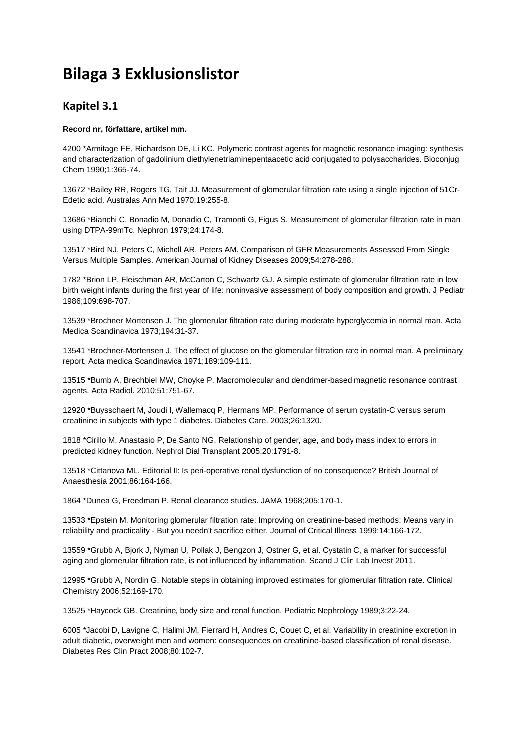# Bilaga 3 Exklusionslistor

## Kapitel 3.1

**Record nr, författare, artikel mm.**

4200 *Armitage FE, Richardson DE, Li KC. Polymeric contrast agents for magnetic resonance imaging: synthesis and characterization of gadolinium diethylenetriaminepentaacetic acid conjugated to polysaccharides. Bioconjug Chem 1990;1:365-74.

13672 *Bailey RR, Rogers TG, Tait JJ. Measurement of glomerular filtration rate using a single injection of 51Cr-Edetic acid. Australas Ann Med 1970;19:255-8.

13686 *Bianchi C, Bonadio M, Donadio C, Tramonti G, Figus S. Measurement of glomerular filtration rate in man using DTPA-99mTc. Nephron 1979;24:174-8.

13517 *Bird NJ, Peters C, Michell AR, Peters AM. Comparison of GFR Measurements Assessed From Single Versus Multiple Samples. American Journal of Kidney Diseases 2009;54:278-288.

1782 *Brion LP, Fleischman AR, McCarton C, Schwartz GJ. A simple estimate of glomerular filtration rate in low birth weight infants during the first year of life: noninvasive assessment of body composition and growth. J Pediatr 1986;109:698-707.

13539 *Brochner Mortensen J. The glomerular filtration rate during moderate hyperglycemia in normal man. Acta Medica Scandinavica 1973;194:31-37.

13541 *Brochner-Mortensen J. The effect of glucose on the glomerular filtration rate in normal man. A preliminary report. Acta medica Scandinavica 1971;189:109-111.

13515 *Bumb A, Brechbiel MW, Choyke P. Macromolecular and dendrimer-based magnetic resonance contrast agents. Acta Radiol. 2010;51:751-67.

12920 *Buysschaert M, Joudi I, Wallemacq P, Hermans MP. Performance of serum cystatin-C versus serum creatinine in subjects with type 1 diabetes. Diabetes Care. 2003;26:1320.

1818 *Cirillo M, Anastasio P, De Santo NG. Relationship of gender, age, and body mass index to errors in predicted kidney function. Nephrol Dial Transplant 2005;20:1791-8.

13518 *Cittanova ML. Editorial II: Is peri-operative renal dysfunction of no consequence? British Journal of Anaesthesia 2001;86:164-166.

1864 *Dunea G, Freedman P. Renal clearance studies. JAMA 1968;205:170-1.

13533 *Epstein M. Monitoring glomerular filtration rate: Improving on creatinine-based methods: Means vary in reliability and practicality - But you needn't sacrifice either. Journal of Critical Illness 1999;14:166-172.

13559 *Grubb A, Bjork J, Nyman U, Pollak J, Bengzon J, Ostner G, et al. Cystatin C, a marker for successful aging and glomerular filtration rate, is not influenced by inflammation. Scand J Clin Lab Invest 2011.

12995 *Grubb A, Nordin G. Notable steps in obtaining improved estimates for glomerular filtration rate. Clinical Chemistry 2006;52:169-170.

13525 *Haycock GB. Creatinine, body size and renal function. Pediatric Nephrology 1989;3:22-24.

6005 *Jacobi D, Lavigne C, Halimi JM, Fierrard H, Andres C, Couet C, et al. Variability in creatinine excretion in adult diabetic, overweight men and women: consequences on creatinine-based classification of renal disease. Diabetes Res Clin Pract 2008;80:102-7.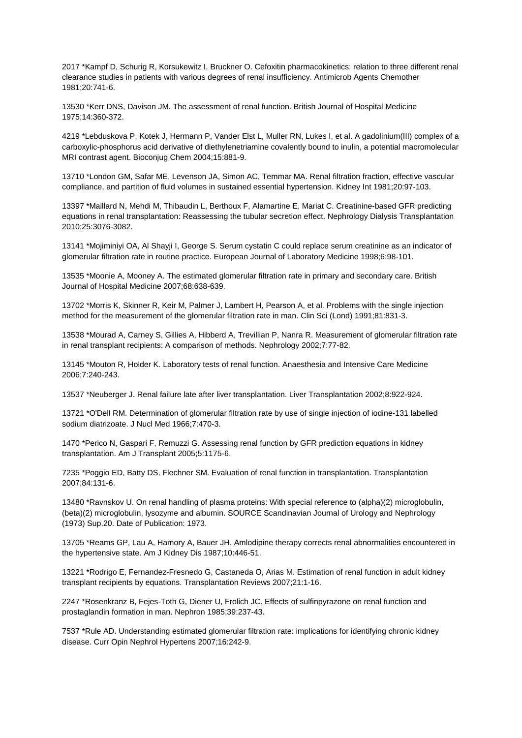2017 *Kampf D, Schurig R, Korsukewitz I, Bruckner O. Cefoxitin pharmacokinetics: relation to three different renal clearance studies in patients with various degrees of renal insufficiency. Antimicrob Agents Chemother 1981;20:741-6.

13530 *Kerr DNS, Davison JM. The assessment of renal function. British Journal of Hospital Medicine 1975;14:360-372.

4219 *Lebduskova P, Kotek J, Hermann P, Vander Elst L, Muller RN, Lukes I, et al. A gadolinium(III) complex of a carboxylic-phosphorus acid derivative of diethylenetriamine covalently bound to inulin, a potential macromolecular MRI contrast agent. Bioconjug Chem 2004;15:881-9.

13710 *London GM, Safar ME, Levenson JA, Simon AC, Temmar MA. Renal filtration fraction, effective vascular compliance, and partition of fluid volumes in sustained essential hypertension. Kidney Int 1981;20:97-103.

13397 *Maillard N, Mehdi M, Thibaudin L, Berthoux F, Alamartine E, Mariat C. Creatinine-based GFR predicting equations in renal transplantation: Reassessing the tubular secretion effect. Nephrology Dialysis Transplantation 2010;25:3076-3082.

13141 *Mojiminiyi OA, Al Shayji I, George S. Serum cystatin C could replace serum creatinine as an indicator of glomerular filtration rate in routine practice. European Journal of Laboratory Medicine 1998;6:98-101.

13535 *Moonie A, Mooney A. The estimated glomerular filtration rate in primary and secondary care. British Journal of Hospital Medicine 2007;68:638-639.

13702 *Morris K, Skinner R, Keir M, Palmer J, Lambert H, Pearson A, et al. Problems with the single injection method for the measurement of the glomerular filtration rate in man. Clin Sci (Lond) 1991;81:831-3.

13538 *Mourad A, Carney S, Gillies A, Hibberd A, Trevillian P, Nanra R. Measurement of glomerular filtration rate in renal transplant recipients: A comparison of methods. Nephrology 2002;7:77-82.

13145 *Mouton R, Holder K. Laboratory tests of renal function. Anaesthesia and Intensive Care Medicine 2006;7:240-243.

13537 *Neuberger J. Renal failure late after liver transplantation. Liver Transplantation 2002;8:922-924.

13721 *O'Dell RM. Determination of glomerular filtration rate by use of single injection of iodine-131 labelled sodium diatrizoate. J Nucl Med 1966;7:470-3.

1470 *Perico N, Gaspari F, Remuzzi G. Assessing renal function by GFR prediction equations in kidney transplantation. Am J Transplant 2005;5:1175-6.

7235 *Poggio ED, Batty DS, Flechner SM. Evaluation of renal function in transplantation. Transplantation 2007;84:131-6.

13480 *Ravnskov U. On renal handling of plasma proteins: With special reference to (alpha)(2) microglobulin, (beta)(2) microglobulin, lysozyme and albumin. SOURCE Scandinavian Journal of Urology and Nephrology (1973) Sup.20. Date of Publication: 1973.

13705 *Reams GP, Lau A, Hamory A, Bauer JH. Amlodipine therapy corrects renal abnormalities encountered in the hypertensive state. Am J Kidney Dis 1987;10:446-51.

13221 *Rodrigo E, Fernandez-Fresnedo G, Castaneda O, Arias M. Estimation of renal function in adult kidney transplant recipients by equations. Transplantation Reviews 2007;21:1-16.

2247 *Rosenkranz B, Fejes-Toth G, Diener U, Frolich JC. Effects of sulfinpyrazone on renal function and prostaglandin formation in man. Nephron 1985;39:237-43.

7537 *Rule AD. Understanding estimated glomerular filtration rate: implications for identifying chronic kidney disease. Curr Opin Nephrol Hypertens 2007;16:242-9.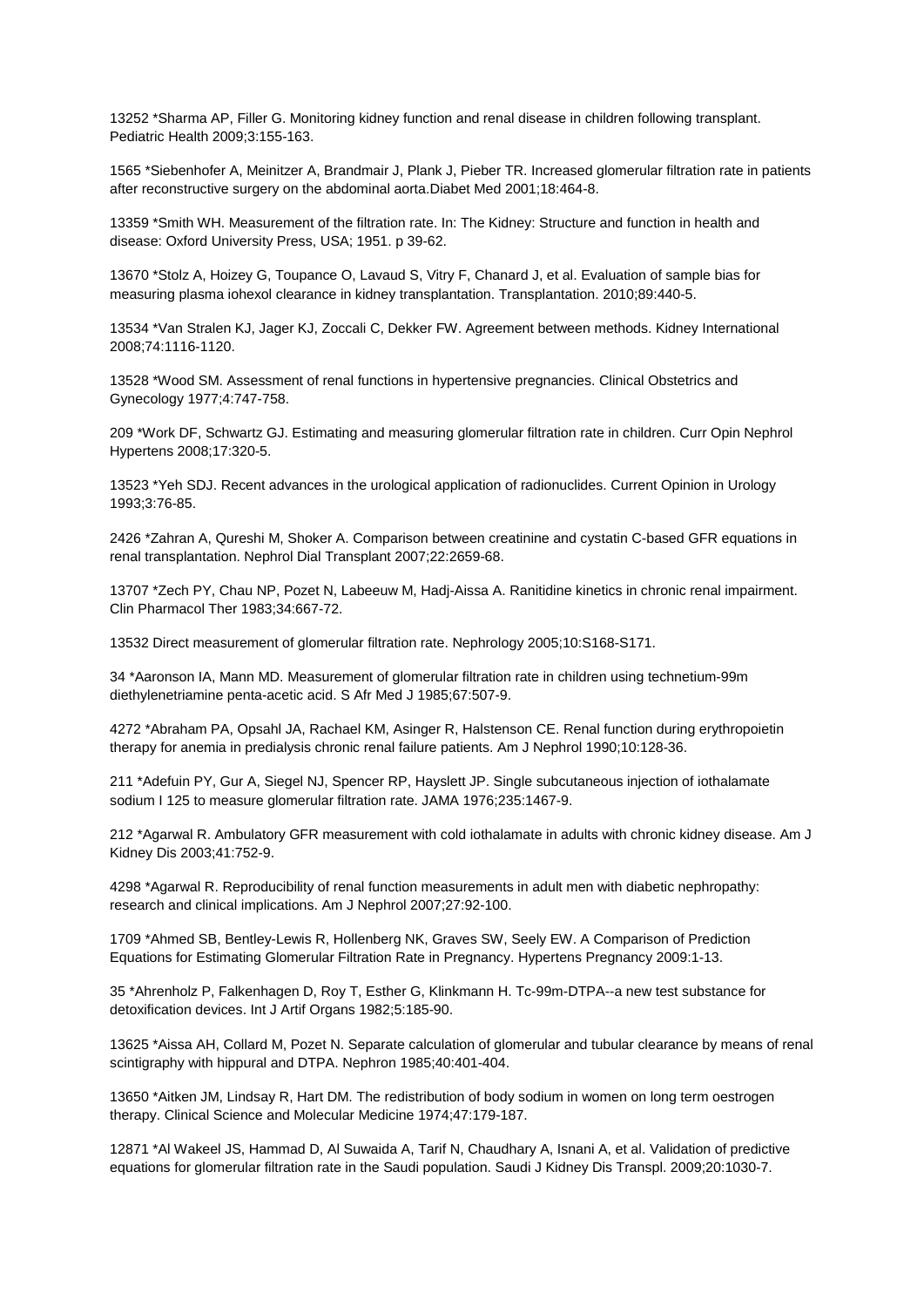13252 *Sharma AP, Filler G. Monitoring kidney function and renal disease in children following transplant. Pediatric Health 2009;3:155-163.

1565 *Siebenhofer A, Meinitzer A, Brandmair J, Plank J, Pieber TR. Increased glomerular filtration rate in patients after reconstructive surgery on the abdominal aorta.Diabet Med 2001;18:464-8.

13359 *Smith WH. Measurement of the filtration rate. In: The Kidney: Structure and function in health and disease: Oxford University Press, USA; 1951. p 39-62.

13670 *Stolz A, Hoizey G, Toupance O, Lavaud S, Vitry F, Chanard J, et al. Evaluation of sample bias for measuring plasma iohexol clearance in kidney transplantation. Transplantation. 2010;89:440-5.

13534 *Van Stralen KJ, Jager KJ, Zoccali C, Dekker FW. Agreement between methods. Kidney International 2008;74:1116-1120.

13528 *Wood SM. Assessment of renal functions in hypertensive pregnancies. Clinical Obstetrics and Gynecology 1977;4:747-758.

209 *Work DF, Schwartz GJ. Estimating and measuring glomerular filtration rate in children. Curr Opin Nephrol Hypertens 2008;17:320-5.

13523 *Yeh SDJ. Recent advances in the urological application of radionuclides. Current Opinion in Urology 1993;3:76-85.

2426 *Zahran A, Qureshi M, Shoker A. Comparison between creatinine and cystatin C-based GFR equations in renal transplantation. Nephrol Dial Transplant 2007;22:2659-68.

13707 *Zech PY, Chau NP, Pozet N, Labeeuw M, Hadj-Aissa A. Ranitidine kinetics in chronic renal impairment. Clin Pharmacol Ther 1983;34:667-72.

13532 Direct measurement of glomerular filtration rate. Nephrology 2005;10:S168-S171.

34 *Aaronson IA, Mann MD. Measurement of glomerular filtration rate in children using technetium-99m diethylenetriamine penta-acetic acid. S Afr Med J 1985;67:507-9.

4272 *Abraham PA, Opsahl JA, Rachael KM, Asinger R, Halstenson CE. Renal function during erythropoietin therapy for anemia in predialysis chronic renal failure patients. Am J Nephrol 1990;10:128-36.

211 *Adefuin PY, Gur A, Siegel NJ, Spencer RP, Hayslett JP. Single subcutaneous injection of iothalamate sodium I 125 to measure glomerular filtration rate. JAMA 1976;235:1467-9.

212 *Agarwal R. Ambulatory GFR measurement with cold iothalamate in adults with chronic kidney disease. Am J Kidney Dis 2003;41:752-9.

4298 *Agarwal R. Reproducibility of renal function measurements in adult men with diabetic nephropathy: research and clinical implications. Am J Nephrol 2007;27:92-100.

1709 *Ahmed SB, Bentley-Lewis R, Hollenberg NK, Graves SW, Seely EW. A Comparison of Prediction Equations for Estimating Glomerular Filtration Rate in Pregnancy. Hypertens Pregnancy 2009:1-13.

35 *Ahrenholz P, Falkenhagen D, Roy T, Esther G, Klinkmann H. Tc-99m-DTPA--a new test substance for detoxification devices. Int J Artif Organs 1982;5:185-90.

13625 *Aissa AH, Collard M, Pozet N. Separate calculation of glomerular and tubular clearance by means of renal scintigraphy with hippural and DTPA. Nephron 1985;40:401-404.

13650 *Aitken JM, Lindsay R, Hart DM. The redistribution of body sodium in women on long term oestrogen therapy. Clinical Science and Molecular Medicine 1974;47:179-187.

12871 *Al Wakeel JS, Hammad D, Al Suwaida A, Tarif N, Chaudhary A, Isnani A, et al. Validation of predictive equations for glomerular filtration rate in the Saudi population. Saudi J Kidney Dis Transpl. 2009;20:1030-7.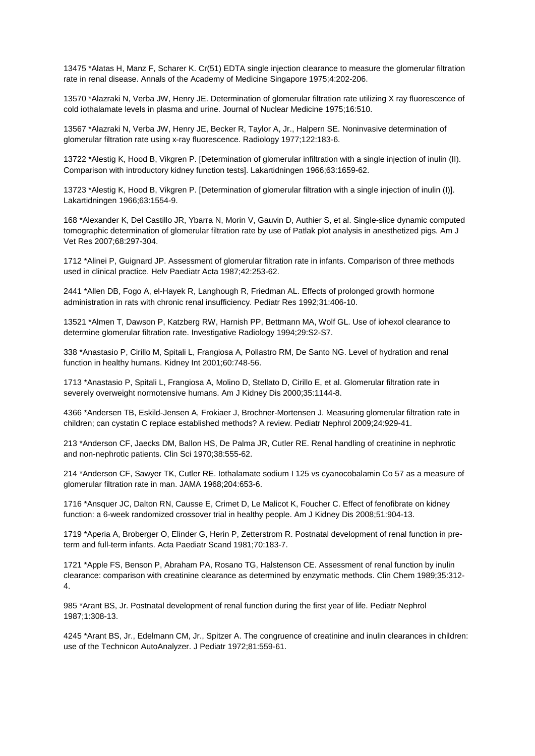13475 *Alatas H, Manz F, Scharer K. Cr(51) EDTA single injection clearance to measure the glomerular filtration rate in renal disease. Annals of the Academy of Medicine Singapore 1975;4:202-206.

13570 *Alazraki N, Verba JW, Henry JE. Determination of glomerular filtration rate utilizing X ray fluorescence of cold iothalamate levels in plasma and urine. Journal of Nuclear Medicine 1975;16:510.

13567 *Alazraki N, Verba JW, Henry JE, Becker R, Taylor A, Jr., Halpern SE. Noninvasive determination of glomerular filtration rate using x-ray fluorescence. Radiology 1977;122:183-6.

13722 *Alestig K, Hood B, Vikgren P. [Determination of glomerular infiltration with a single injection of inulin (II). Comparison with introductory kidney function tests]. Lakartidningen 1966;63:1659-62.

13723 *Alestig K, Hood B, Vikgren P. [Determination of glomerular filtration with a single injection of inulin (I)]. Lakartidningen 1966;63:1554-9.

168 *Alexander K, Del Castillo JR, Ybarra N, Morin V, Gauvin D, Authier S, et al. Single-slice dynamic computed tomographic determination of glomerular filtration rate by use of Patlak plot analysis in anesthetized pigs. Am J Vet Res 2007;68:297-304.

1712 *Alinei P, Guignard JP. Assessment of glomerular filtration rate in infants. Comparison of three methods used in clinical practice. Helv Paediatr Acta 1987;42:253-62.

2441 *Allen DB, Fogo A, el-Hayek R, Langhough R, Friedman AL. Effects of prolonged growth hormone administration in rats with chronic renal insufficiency. Pediatr Res 1992;31:406-10.

13521 *Almen T, Dawson P, Katzberg RW, Harnish PP, Bettmann MA, Wolf GL. Use of iohexol clearance to determine glomerular filtration rate. Investigative Radiology 1994;29:S2-S7.

338 *Anastasio P, Cirillo M, Spitali L, Frangiosa A, Pollastro RM, De Santo NG. Level of hydration and renal function in healthy humans. Kidney Int 2001;60:748-56.

1713 *Anastasio P, Spitali L, Frangiosa A, Molino D, Stellato D, Cirillo E, et al. Glomerular filtration rate in severely overweight normotensive humans. Am J Kidney Dis 2000;35:1144-8.

4366 *Andersen TB, Eskild-Jensen A, Frokiaer J, Brochner-Mortensen J. Measuring glomerular filtration rate in children; can cystatin C replace established methods? A review. Pediatr Nephrol 2009;24:929-41.

213 *Anderson CF, Jaecks DM, Ballon HS, De Palma JR, Cutler RE. Renal handling of creatinine in nephrotic and non-nephrotic patients. Clin Sci 1970;38:555-62.

214 *Anderson CF, Sawyer TK, Cutler RE. Iothalamate sodium I 125 vs cyanocobalamin Co 57 as a measure of glomerular filtration rate in man. JAMA 1968;204:653-6.

1716 *Ansquer JC, Dalton RN, Causse E, Crimet D, Le Malicot K, Foucher C. Effect of fenofibrate on kidney function: a 6-week randomized crossover trial in healthy people. Am J Kidney Dis 2008;51:904-13.

1719 *Aperia A, Broberger O, Elinder G, Herin P, Zetterstrom R. Postnatal development of renal function in pre-term and full-term infants. Acta Paediatr Scand 1981;70:183-7.

1721 *Apple FS, Benson P, Abraham PA, Rosano TG, Halstenson CE. Assessment of renal function by inulin clearance: comparison with creatinine clearance as determined by enzymatic methods. Clin Chem 1989;35:312-4.

985 *Arant BS, Jr. Postnatal development of renal function during the first year of life. Pediatr Nephrol 1987;1:308-13.

4245 *Arant BS, Jr., Edelmann CM, Jr., Spitzer A. The congruence of creatinine and inulin clearances in children: use of the Technicon AutoAnalyzer. J Pediatr 1972;81:559-61.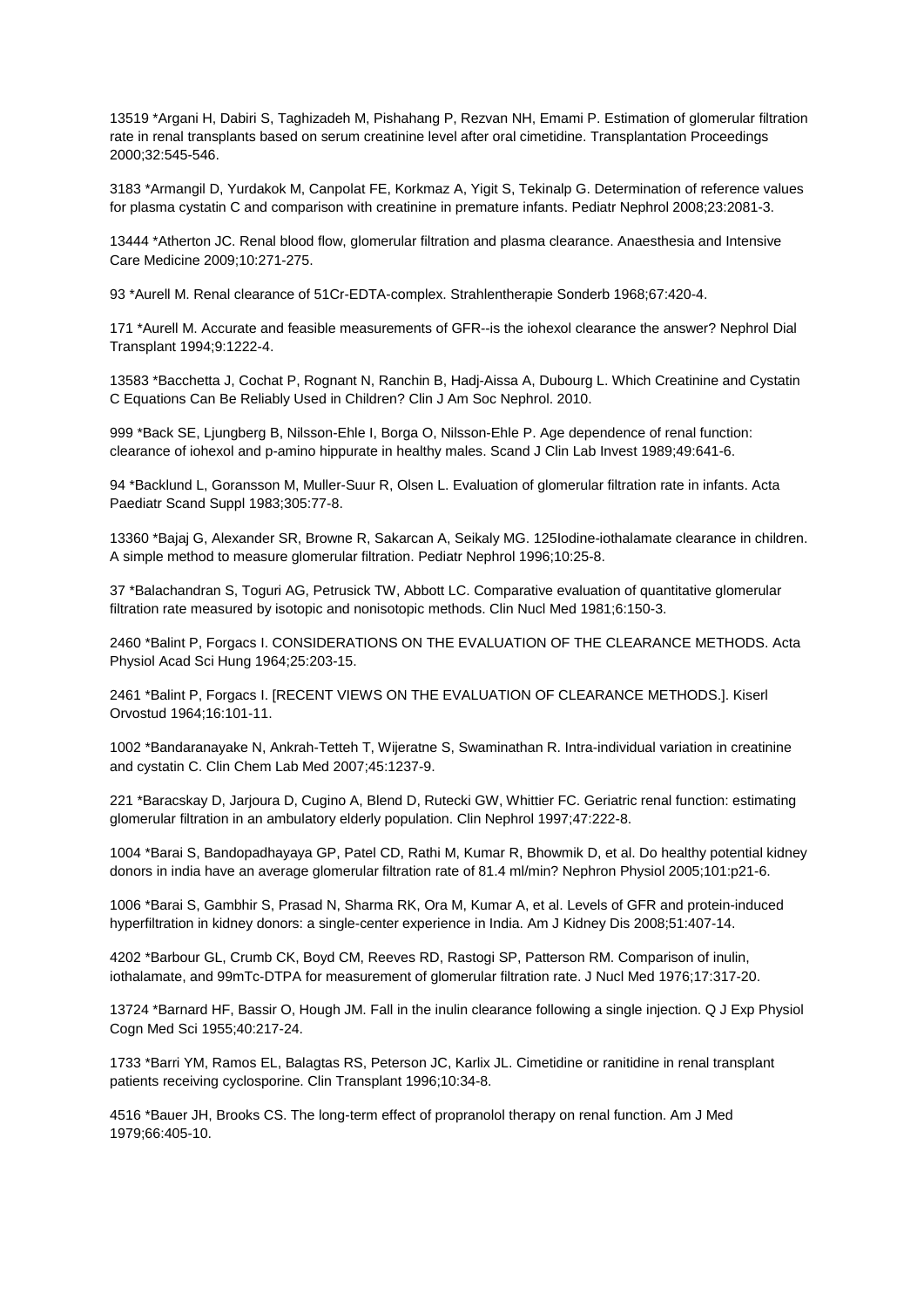13519 *Argani H, Dabiri S, Taghizadeh M, Pishahang P, Rezvan NH, Emami P. Estimation of glomerular filtration rate in renal transplants based on serum creatinine level after oral cimetidine. Transplantation Proceedings 2000;32:545-546.

3183 *Armangil D, Yurdakok M, Canpolat FE, Korkmaz A, Yigit S, Tekinalp G. Determination of reference values for plasma cystatin C and comparison with creatinine in premature infants. Pediatr Nephrol 2008;23:2081-3.

13444 *Atherton JC. Renal blood flow, glomerular filtration and plasma clearance. Anaesthesia and Intensive Care Medicine 2009;10:271-275.

93 *Aurell M. Renal clearance of 51Cr-EDTA-complex. Strahlentherapie Sonderb 1968;67:420-4.

171 *Aurell M. Accurate and feasible measurements of GFR--is the iohexol clearance the answer? Nephrol Dial Transplant 1994;9:1222-4.

13583 *Bacchetta J, Cochat P, Rognant N, Ranchin B, Hadj-Aissa A, Dubourg L. Which Creatinine and Cystatin C Equations Can Be Reliably Used in Children? Clin J Am Soc Nephrol. 2010.

999 *Back SE, Ljungberg B, Nilsson-Ehle I, Borga O, Nilsson-Ehle P. Age dependence of renal function: clearance of iohexol and p-amino hippurate in healthy males. Scand J Clin Lab Invest 1989;49:641-6.

94 *Backlund L, Goransson M, Muller-Suur R, Olsen L. Evaluation of glomerular filtration rate in infants. Acta Paediatr Scand Suppl 1983;305:77-8.

13360 *Bajaj G, Alexander SR, Browne R, Sakarcan A, Seikaly MG. 125Iodine-iothalamate clearance in children. A simple method to measure glomerular filtration. Pediatr Nephrol 1996;10:25-8.

37 *Balachandran S, Toguri AG, Petrusick TW, Abbott LC. Comparative evaluation of quantitative glomerular filtration rate measured by isotopic and nonisotopic methods. Clin Nucl Med 1981;6:150-3.

2460 *Balint P, Forgacs I. CONSIDERATIONS ON THE EVALUATION OF THE CLEARANCE METHODS. Acta Physiol Acad Sci Hung 1964;25:203-15.

2461 *Balint P, Forgacs I. [RECENT VIEWS ON THE EVALUATION OF CLEARANCE METHODS.]. Kiserl Orvostud 1964;16:101-11.

1002 *Bandaranayake N, Ankrah-Tetteh T, Wijeratne S, Swaminathan R. Intra-individual variation in creatinine and cystatin C. Clin Chem Lab Med 2007;45:1237-9.

221 *Baracskay D, Jarjoura D, Cugino A, Blend D, Rutecki GW, Whittier FC. Geriatric renal function: estimating glomerular filtration in an ambulatory elderly population. Clin Nephrol 1997;47:222-8.

1004 *Barai S, Bandopadhayaya GP, Patel CD, Rathi M, Kumar R, Bhowmik D, et al. Do healthy potential kidney donors in india have an average glomerular filtration rate of 81.4 ml/min? Nephron Physiol 2005;101:p21-6.

1006 *Barai S, Gambhir S, Prasad N, Sharma RK, Ora M, Kumar A, et al. Levels of GFR and protein-induced hyperfiltration in kidney donors: a single-center experience in India. Am J Kidney Dis 2008;51:407-14.

4202 *Barbour GL, Crumb CK, Boyd CM, Reeves RD, Rastogi SP, Patterson RM. Comparison of inulin, iothalamate, and 99mTc-DTPA for measurement of glomerular filtration rate. J Nucl Med 1976;17:317-20.

13724 *Barnard HF, Bassir O, Hough JM. Fall in the inulin clearance following a single injection. Q J Exp Physiol Cogn Med Sci 1955;40:217-24.

1733 *Barri YM, Ramos EL, Balagtas RS, Peterson JC, Karlix JL. Cimetidine or ranitidine in renal transplant patients receiving cyclosporine. Clin Transplant 1996;10:34-8.

4516 *Bauer JH, Brooks CS. The long-term effect of propranolol therapy on renal function. Am J Med 1979;66:405-10.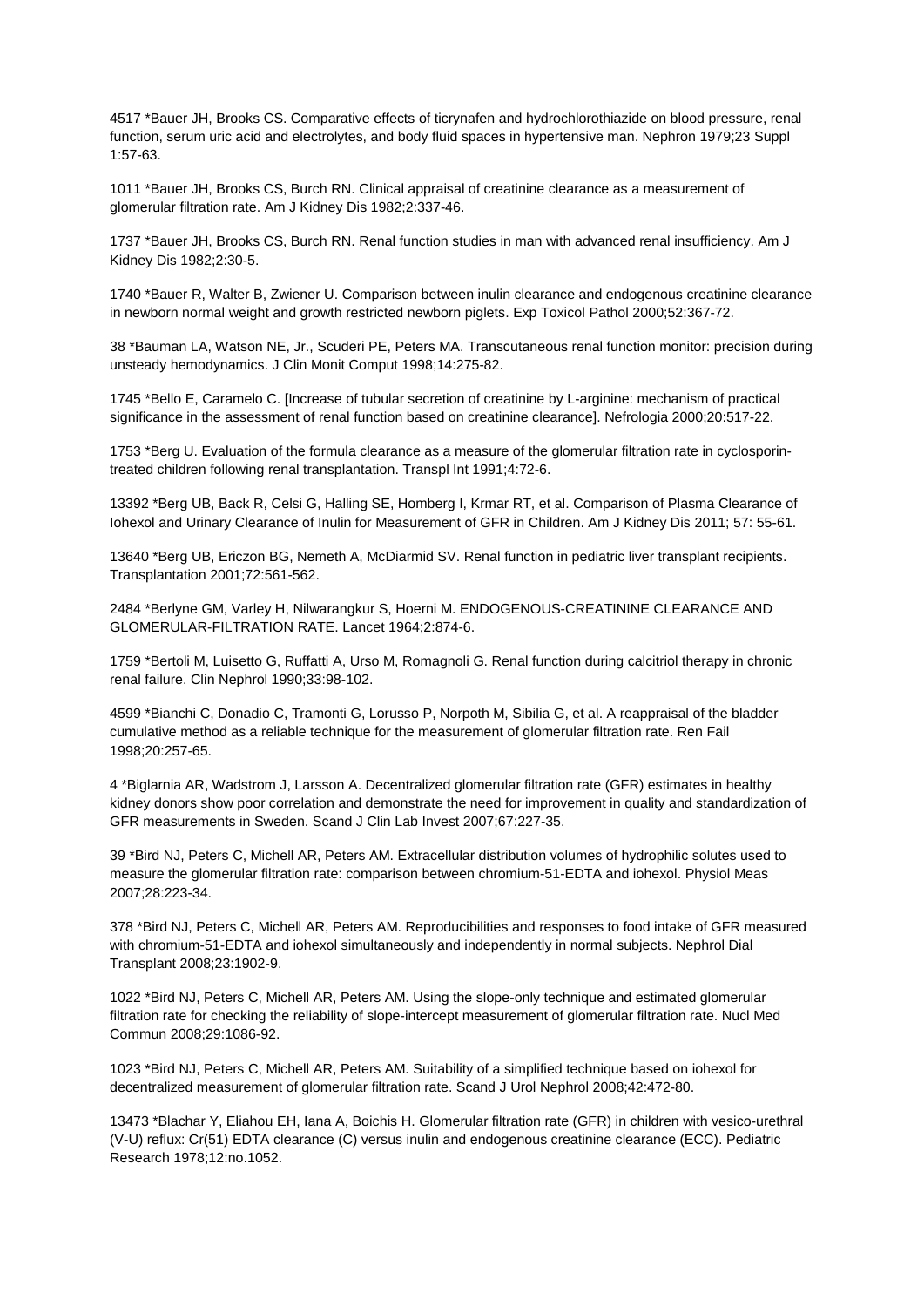4517 *Bauer JH, Brooks CS. Comparative effects of ticrynafen and hydrochlorothiazide on blood pressure, renal function, serum uric acid and electrolytes, and body fluid spaces in hypertensive man. Nephron 1979;23 Suppl 1:57-63.

1011 *Bauer JH, Brooks CS, Burch RN. Clinical appraisal of creatinine clearance as a measurement of glomerular filtration rate. Am J Kidney Dis 1982;2:337-46.

1737 *Bauer JH, Brooks CS, Burch RN. Renal function studies in man with advanced renal insufficiency. Am J Kidney Dis 1982;2:30-5.

1740 *Bauer R, Walter B, Zwiener U. Comparison between inulin clearance and endogenous creatinine clearance in newborn normal weight and growth restricted newborn piglets. Exp Toxicol Pathol 2000;52:367-72.

38 *Bauman LA, Watson NE, Jr., Scuderi PE, Peters MA. Transcutaneous renal function monitor: precision during unsteady hemodynamics. J Clin Monit Comput 1998;14:275-82.

1745 *Bello E, Caramelo C. [Increase of tubular secretion of creatinine by L-arginine: mechanism of practical significance in the assessment of renal function based on creatinine clearance]. Nefrologia 2000;20:517-22.

1753 *Berg U. Evaluation of the formula clearance as a measure of the glomerular filtration rate in cyclosporin-treated children following renal transplantation. Transpl Int 1991;4:72-6.

13392 *Berg UB, Back R, Celsi G, Halling SE, Homberg I, Krmar RT, et al. Comparison of Plasma Clearance of Iohexol and Urinary Clearance of Inulin for Measurement of GFR in Children. Am J Kidney Dis 2011; 57: 55-61.

13640 *Berg UB, Ericzon BG, Nemeth A, McDiarmid SV. Renal function in pediatric liver transplant recipients. Transplantation 2001;72:561-562.

2484 *Berlyne GM, Varley H, Nilwarangkur S, Hoerni M. ENDOGENOUS-CREATININE CLEARANCE AND GLOMERULAR-FILTRATION RATE. Lancet 1964;2:874-6.

1759 *Bertoli M, Luisetto G, Ruffatti A, Urso M, Romagnoli G. Renal function during calcitriol therapy in chronic renal failure. Clin Nephrol 1990;33:98-102.

4599 *Bianchi C, Donadio C, Tramonti G, Lorusso P, Norpoth M, Sibilia G, et al. A reappraisal of the bladder cumulative method as a reliable technique for the measurement of glomerular filtration rate. Ren Fail 1998;20:257-65.

4 *Biglarnia AR, Wadstrom J, Larsson A. Decentralized glomerular filtration rate (GFR) estimates in healthy kidney donors show poor correlation and demonstrate the need for improvement in quality and standardization of GFR measurements in Sweden. Scand J Clin Lab Invest 2007;67:227-35.

39 *Bird NJ, Peters C, Michell AR, Peters AM. Extracellular distribution volumes of hydrophilic solutes used to measure the glomerular filtration rate: comparison between chromium-51-EDTA and iohexol. Physiol Meas 2007;28:223-34.

378 *Bird NJ, Peters C, Michell AR, Peters AM. Reproducibilities and responses to food intake of GFR measured with chromium-51-EDTA and iohexol simultaneously and independently in normal subjects. Nephrol Dial Transplant 2008;23:1902-9.

1022 *Bird NJ, Peters C, Michell AR, Peters AM. Using the slope-only technique and estimated glomerular filtration rate for checking the reliability of slope-intercept measurement of glomerular filtration rate. Nucl Med Commun 2008;29:1086-92.

1023 *Bird NJ, Peters C, Michell AR, Peters AM. Suitability of a simplified technique based on iohexol for decentralized measurement of glomerular filtration rate. Scand J Urol Nephrol 2008;42:472-80.

13473 *Blachar Y, Eliahou EH, Iana A, Boichis H. Glomerular filtration rate (GFR) in children with vesico-urethral (V-U) reflux: Cr(51) EDTA clearance (C) versus inulin and endogenous creatinine clearance (ECC). Pediatric Research 1978;12:no.1052.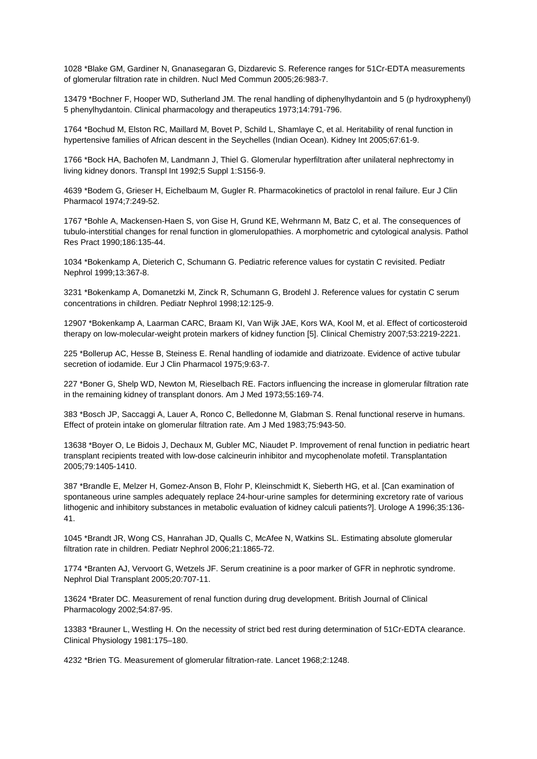1028 *Blake GM, Gardiner N, Gnanasegaran G, Dizdarevic S. Reference ranges for 51Cr-EDTA measurements of glomerular filtration rate in children. Nucl Med Commun 2005;26:983-7.

13479 *Bochner F, Hooper WD, Sutherland JM. The renal handling of diphenylhydantoin and 5 (p hydroxyphenyl) 5 phenylhydantoin. Clinical pharmacology and therapeutics 1973;14:791-796.

1764 *Bochud M, Elston RC, Maillard M, Bovet P, Schild L, Shamlaye C, et al. Heritability of renal function in hypertensive families of African descent in the Seychelles (Indian Ocean). Kidney Int 2005;67:61-9.

1766 *Bock HA, Bachofen M, Landmann J, Thiel G. Glomerular hyperfiltration after unilateral nephrectomy in living kidney donors. Transpl Int 1992;5 Suppl 1:S156-9.

4639 *Bodem G, Grieser H, Eichelbaum M, Gugler R. Pharmacokinetics of practolol in renal failure. Eur J Clin Pharmacol 1974;7:249-52.

1767 *Bohle A, Mackensen-Haen S, von Gise H, Grund KE, Wehrmann M, Batz C, et al. The consequences of tubulo-interstitial changes for renal function in glomerulopathies. A morphometric and cytological analysis. Pathol Res Pract 1990;186:135-44.

1034 *Bokenkamp A, Dieterich C, Schumann G. Pediatric reference values for cystatin C revisited. Pediatr Nephrol 1999;13:367-8.

3231 *Bokenkamp A, Domanetzki M, Zinck R, Schumann G, Brodehl J. Reference values for cystatin C serum concentrations in children. Pediatr Nephrol 1998;12:125-9.

12907 *Bokenkamp A, Laarman CARC, Braam KI, Van Wijk JAE, Kors WA, Kool M, et al. Effect of corticosteroid therapy on low-molecular-weight protein markers of kidney function [5]. Clinical Chemistry 2007;53:2219-2221.

225 *Bollerup AC, Hesse B, Steiness E. Renal handling of iodamide and diatrizoate. Evidence of active tubular secretion of iodamide. Eur J Clin Pharmacol 1975;9:63-7.

227 *Boner G, Shelp WD, Newton M, Rieselbach RE. Factors influencing the increase in glomerular filtration rate in the remaining kidney of transplant donors. Am J Med 1973;55:169-74.

383 *Bosch JP, Saccaggi A, Lauer A, Ronco C, Belledonne M, Glabman S. Renal functional reserve in humans. Effect of protein intake on glomerular filtration rate. Am J Med 1983;75:943-50.

13638 *Boyer O, Le Bidois J, Dechaux M, Gubler MC, Niaudet P. Improvement of renal function in pediatric heart transplant recipients treated with low-dose calcineurin inhibitor and mycophenolate mofetil. Transplantation 2005;79:1405-1410.

387 *Brandle E, Melzer H, Gomez-Anson B, Flohr P, Kleinschmidt K, Sieberth HG, et al. [Can examination of spontaneous urine samples adequately replace 24-hour-urine samples for determining excretory rate of various lithogenic and inhibitory substances in metabolic evaluation of kidney calculi patients?]. Urologe A 1996;35:136-41.

1045 *Brandt JR, Wong CS, Hanrahan JD, Qualls C, McAfee N, Watkins SL. Estimating absolute glomerular filtration rate in children. Pediatr Nephrol 2006;21:1865-72.

1774 *Branten AJ, Vervoort G, Wetzels JF. Serum creatinine is a poor marker of GFR in nephrotic syndrome. Nephrol Dial Transplant 2005;20:707-11.

13624 *Brater DC. Measurement of renal function during drug development. British Journal of Clinical Pharmacology 2002;54:87-95.

13383 *Brauner L, Westling H. On the necessity of strict bed rest during determination of 51Cr-EDTA clearance. Clinical Physiology 1981:175–180.

4232 *Brien TG. Measurement of glomerular filtration-rate. Lancet 1968;2:1248.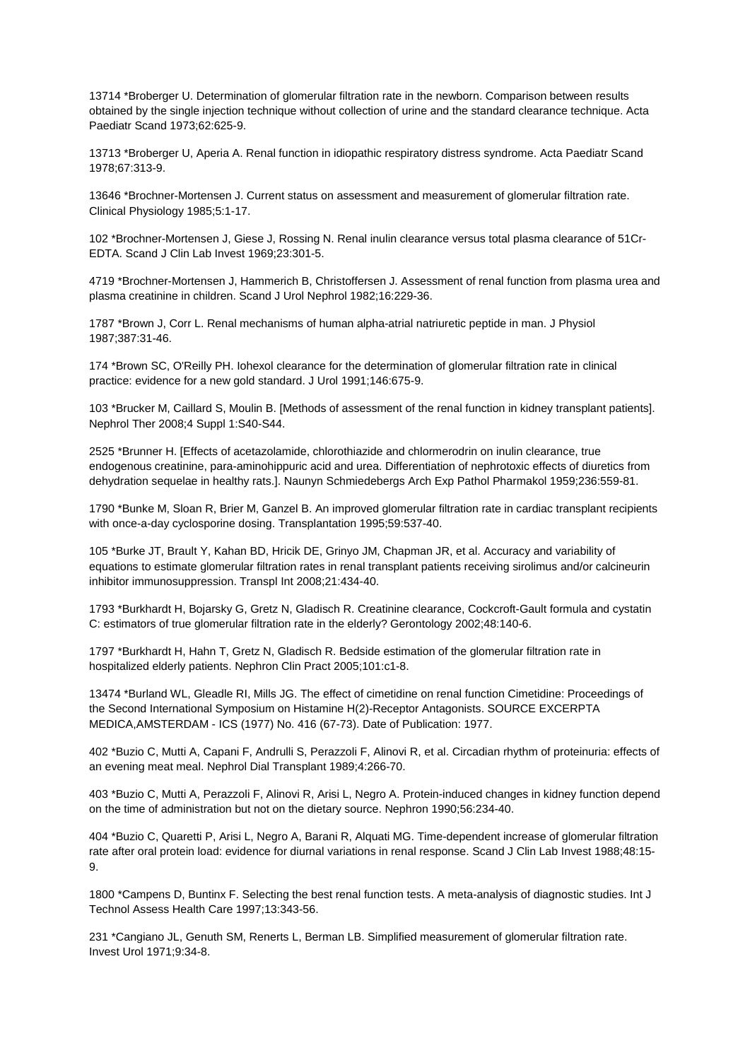13714 *Broberger U. Determination of glomerular filtration rate in the newborn. Comparison between results obtained by the single injection technique without collection of urine and the standard clearance technique. Acta Paediatr Scand 1973;62:625-9.

13713 *Broberger U, Aperia A. Renal function in idiopathic respiratory distress syndrome. Acta Paediatr Scand 1978;67:313-9.

13646 *Brochner-Mortensen J. Current status on assessment and measurement of glomerular filtration rate. Clinical Physiology 1985;5:1-17.

102 *Brochner-Mortensen J, Giese J, Rossing N. Renal inulin clearance versus total plasma clearance of 51Cr-EDTA. Scand J Clin Lab Invest 1969;23:301-5.

4719 *Brochner-Mortensen J, Hammerich B, Christoffersen J. Assessment of renal function from plasma urea and plasma creatinine in children. Scand J Urol Nephrol 1982;16:229-36.

1787 *Brown J, Corr L. Renal mechanisms of human alpha-atrial natriuretic peptide in man. J Physiol 1987;387:31-46.

174 *Brown SC, O'Reilly PH. Iohexol clearance for the determination of glomerular filtration rate in clinical practice: evidence for a new gold standard. J Urol 1991;146:675-9.

103 *Brucker M, Caillard S, Moulin B. [Methods of assessment of the renal function in kidney transplant patients]. Nephrol Ther 2008;4 Suppl 1:S40-S44.

2525 *Brunner H. [Effects of acetazolamide, chlorothiazide and chlormerodrin on inulin clearance, true endogenous creatinine, para-aminohippuric acid and urea. Differentiation of nephrotoxic effects of diuretics from dehydration sequelae in healthy rats.]. Naunyn Schmiedebergs Arch Exp Pathol Pharmakol 1959;236:559-81.

1790 *Bunke M, Sloan R, Brier M, Ganzel B. An improved glomerular filtration rate in cardiac transplant recipients with once-a-day cyclosporine dosing. Transplantation 1995;59:537-40.

105 *Burke JT, Brault Y, Kahan BD, Hricik DE, Grinyo JM, Chapman JR, et al. Accuracy and variability of equations to estimate glomerular filtration rates in renal transplant patients receiving sirolimus and/or calcineurin inhibitor immunosuppression. Transpl Int 2008;21:434-40.

1793 *Burkhardt H, Bojarsky G, Gretz N, Gladisch R. Creatinine clearance, Cockcroft-Gault formula and cystatin C: estimators of true glomerular filtration rate in the elderly? Gerontology 2002;48:140-6.

1797 *Burkhardt H, Hahn T, Gretz N, Gladisch R. Bedside estimation of the glomerular filtration rate in hospitalized elderly patients. Nephron Clin Pract 2005;101:c1-8.

13474 *Burland WL, Gleadle RI, Mills JG. The effect of cimetidine on renal function Cimetidine: Proceedings of the Second International Symposium on Histamine H(2)-Receptor Antagonists. SOURCE EXCERPTA MEDICA,AMSTERDAM - ICS (1977) No. 416 (67-73). Date of Publication: 1977.

402 *Buzio C, Mutti A, Capani F, Andrulli S, Perazzoli F, Alinovi R, et al. Circadian rhythm of proteinuria: effects of an evening meat meal. Nephrol Dial Transplant 1989;4:266-70.

403 *Buzio C, Mutti A, Perazzoli F, Alinovi R, Arisi L, Negro A. Protein-induced changes in kidney function depend on the time of administration but not on the dietary source. Nephron 1990;56:234-40.

404 *Buzio C, Quaretti P, Arisi L, Negro A, Barani R, Alquati MG. Time-dependent increase of glomerular filtration rate after oral protein load: evidence for diurnal variations in renal response. Scand J Clin Lab Invest 1988;48:15-9.

1800 *Campens D, Buntinx F. Selecting the best renal function tests. A meta-analysis of diagnostic studies. Int J Technol Assess Health Care 1997;13:343-56.

231 *Cangiano JL, Genuth SM, Renerts L, Berman LB. Simplified measurement of glomerular filtration rate. Invest Urol 1971;9:34-8.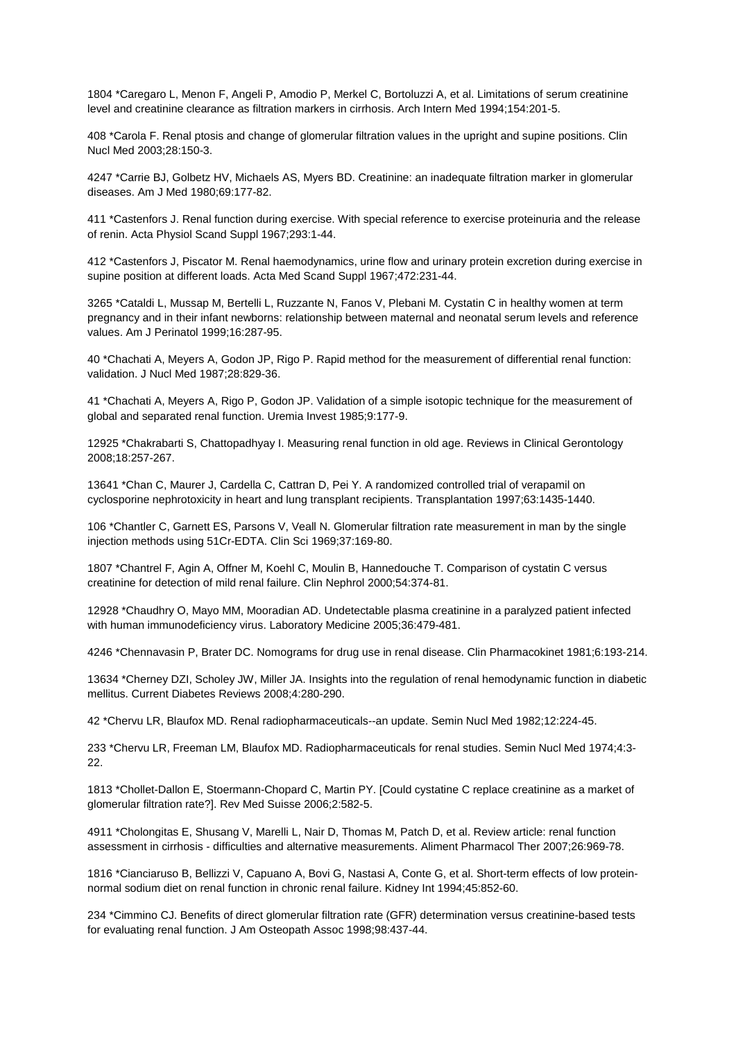1804 *Caregaro L, Menon F, Angeli P, Amodio P, Merkel C, Bortoluzzi A, et al. Limitations of serum creatinine level and creatinine clearance as filtration markers in cirrhosis. Arch Intern Med 1994;154:201-5.

408 *Carola F. Renal ptosis and change of glomerular filtration values in the upright and supine positions. Clin Nucl Med 2003;28:150-3.

4247 *Carrie BJ, Golbetz HV, Michaels AS, Myers BD. Creatinine: an inadequate filtration marker in glomerular diseases. Am J Med 1980;69:177-82.

411 *Castenfors J. Renal function during exercise. With special reference to exercise proteinuria and the release of renin. Acta Physiol Scand Suppl 1967;293:1-44.

412 *Castenfors J, Piscator M. Renal haemodynamics, urine flow and urinary protein excretion during exercise in supine position at different loads. Acta Med Scand Suppl 1967;472:231-44.

3265 *Cataldi L, Mussap M, Bertelli L, Ruzzante N, Fanos V, Plebani M. Cystatin C in healthy women at term pregnancy and in their infant newborns: relationship between maternal and neonatal serum levels and reference values. Am J Perinatol 1999;16:287-95.

40 *Chachati A, Meyers A, Godon JP, Rigo P. Rapid method for the measurement of differential renal function: validation. J Nucl Med 1987;28:829-36.

41 *Chachati A, Meyers A, Rigo P, Godon JP. Validation of a simple isotopic technique for the measurement of global and separated renal function. Uremia Invest 1985;9:177-9.

12925 *Chakrabarti S, Chattopadhyay I. Measuring renal function in old age. Reviews in Clinical Gerontology 2008;18:257-267.

13641 *Chan C, Maurer J, Cardella C, Cattran D, Pei Y. A randomized controlled trial of verapamil on cyclosporine nephrotoxicity in heart and lung transplant recipients. Transplantation 1997;63:1435-1440.

106 *Chantler C, Garnett ES, Parsons V, Veall N. Glomerular filtration rate measurement in man by the single injection methods using 51Cr-EDTA. Clin Sci 1969;37:169-80.

1807 *Chantrel F, Agin A, Offner M, Koehl C, Moulin B, Hannedouche T. Comparison of cystatin C versus creatinine for detection of mild renal failure. Clin Nephrol 2000;54:374-81.

12928 *Chaudhry O, Mayo MM, Mooradian AD. Undetectable plasma creatinine in a paralyzed patient infected with human immunodeficiency virus. Laboratory Medicine 2005;36:479-481.

4246 *Chennavasin P, Brater DC. Nomograms for drug use in renal disease. Clin Pharmacokinet 1981;6:193-214.

13634 *Cherney DZI, Scholey JW, Miller JA. Insights into the regulation of renal hemodynamic function in diabetic mellitus. Current Diabetes Reviews 2008;4:280-290.

42 *Chervu LR, Blaufox MD. Renal radiopharmaceuticals--an update. Semin Nucl Med 1982;12:224-45.

233 *Chervu LR, Freeman LM, Blaufox MD. Radiopharmaceuticals for renal studies. Semin Nucl Med 1974;4:3-22.

1813 *Chollet-Dallon E, Stoermann-Chopard C, Martin PY. [Could cystatine C replace creatinine as a market of glomerular filtration rate?]. Rev Med Suisse 2006;2:582-5.

4911 *Cholongitas E, Shusang V, Marelli L, Nair D, Thomas M, Patch D, et al. Review article: renal function assessment in cirrhosis - difficulties and alternative measurements. Aliment Pharmacol Ther 2007;26:969-78.

1816 *Cianciaruso B, Bellizzi V, Capuano A, Bovi G, Nastasi A, Conte G, et al. Short-term effects of low protein-normal sodium diet on renal function in chronic renal failure. Kidney Int 1994;45:852-60.

234 *Cimmino CJ. Benefits of direct glomerular filtration rate (GFR) determination versus creatinine-based tests for evaluating renal function. J Am Osteopath Assoc 1998;98:437-44.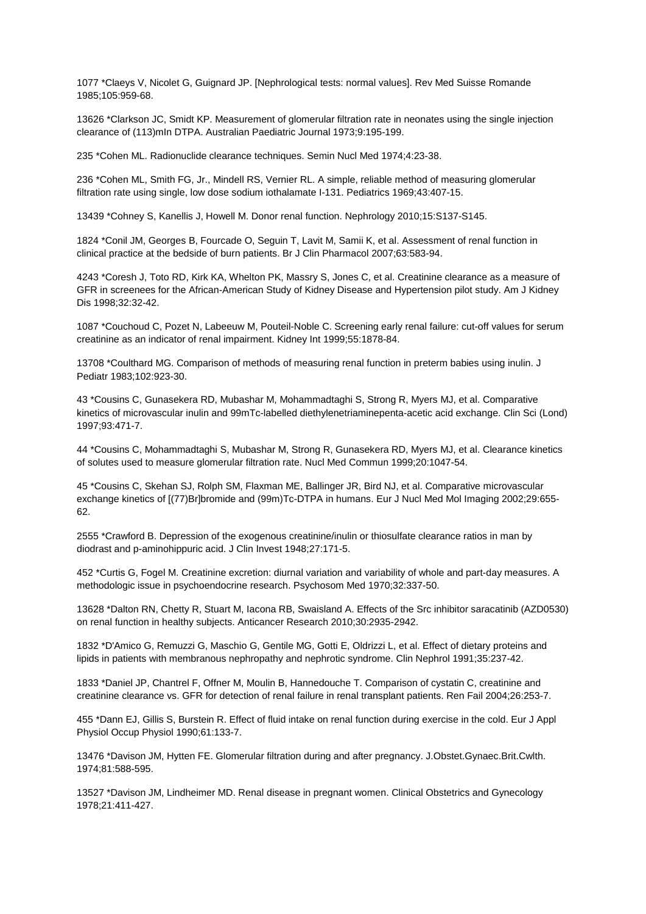1077 *Claeys V, Nicolet G, Guignard JP. [Nephrological tests: normal values]. Rev Med Suisse Romande 1985;105:959-68.

13626 *Clarkson JC, Smidt KP. Measurement of glomerular filtration rate in neonates using the single injection clearance of (113)mIn DTPA. Australian Paediatric Journal 1973;9:195-199.

235 *Cohen ML. Radionuclide clearance techniques. Semin Nucl Med 1974;4:23-38.

236 *Cohen ML, Smith FG, Jr., Mindell RS, Vernier RL. A simple, reliable method of measuring glomerular filtration rate using single, low dose sodium iothalamate I-131. Pediatrics 1969;43:407-15.

13439 *Cohney S, Kanellis J, Howell M. Donor renal function. Nephrology 2010;15:S137-S145.

1824 *Conil JM, Georges B, Fourcade O, Seguin T, Lavit M, Samii K, et al. Assessment of renal function in clinical practice at the bedside of burn patients. Br J Clin Pharmacol 2007;63:583-94.

4243 *Coresh J, Toto RD, Kirk KA, Whelton PK, Massry S, Jones C, et al. Creatinine clearance as a measure of GFR in screenees for the African-American Study of Kidney Disease and Hypertension pilot study. Am J Kidney Dis 1998;32:32-42.

1087 *Couchoud C, Pozet N, Labeeuw M, Pouteil-Noble C. Screening early renal failure: cut-off values for serum creatinine as an indicator of renal impairment. Kidney Int 1999;55:1878-84.

13708 *Coulthard MG. Comparison of methods of measuring renal function in preterm babies using inulin. J Pediatr 1983;102:923-30.

43 *Cousins C, Gunasekera RD, Mubashar M, Mohammadtaghi S, Strong R, Myers MJ, et al. Comparative kinetics of microvascular inulin and 99mTc-labelled diethylenetriaminepenta-acetic acid exchange. Clin Sci (Lond) 1997;93:471-7.

44 *Cousins C, Mohammadtaghi S, Mubashar M, Strong R, Gunasekera RD, Myers MJ, et al. Clearance kinetics of solutes used to measure glomerular filtration rate. Nucl Med Commun 1999;20:1047-54.

45 *Cousins C, Skehan SJ, Rolph SM, Flaxman ME, Ballinger JR, Bird NJ, et al. Comparative microvascular exchange kinetics of [(77)Br]bromide and (99m)Tc-DTPA in humans. Eur J Nucl Med Mol Imaging 2002;29:655-62.

2555 *Crawford B. Depression of the exogenous creatinine/inulin or thiosulfate clearance ratios in man by diodrast and p-aminohippuric acid. J Clin Invest 1948;27:171-5.

452 *Curtis G, Fogel M. Creatinine excretion: diurnal variation and variability of whole and part-day measures. A methodologic issue in psychoendocrine research. Psychosom Med 1970;32:337-50.

13628 *Dalton RN, Chetty R, Stuart M, Iacona RB, Swaisland A. Effects of the Src inhibitor saracatinib (AZD0530) on renal function in healthy subjects. Anticancer Research 2010;30:2935-2942.

1832 *D'Amico G, Remuzzi G, Maschio G, Gentile MG, Gotti E, Oldrizzi L, et al. Effect of dietary proteins and lipids in patients with membranous nephropathy and nephrotic syndrome. Clin Nephrol 1991;35:237-42.

1833 *Daniel JP, Chantrel F, Offner M, Moulin B, Hannedouche T. Comparison of cystatin C, creatinine and creatinine clearance vs. GFR for detection of renal failure in renal transplant patients. Ren Fail 2004;26:253-7.

455 *Dann EJ, Gillis S, Burstein R. Effect of fluid intake on renal function during exercise in the cold. Eur J Appl Physiol Occup Physiol 1990;61:133-7.

13476 *Davison JM, Hytten FE. Glomerular filtration during and after pregnancy. J.Obstet.Gynaec.Brit.Cwlth. 1974;81:588-595.

13527 *Davison JM, Lindheimer MD. Renal disease in pregnant women. Clinical Obstetrics and Gynecology 1978;21:411-427.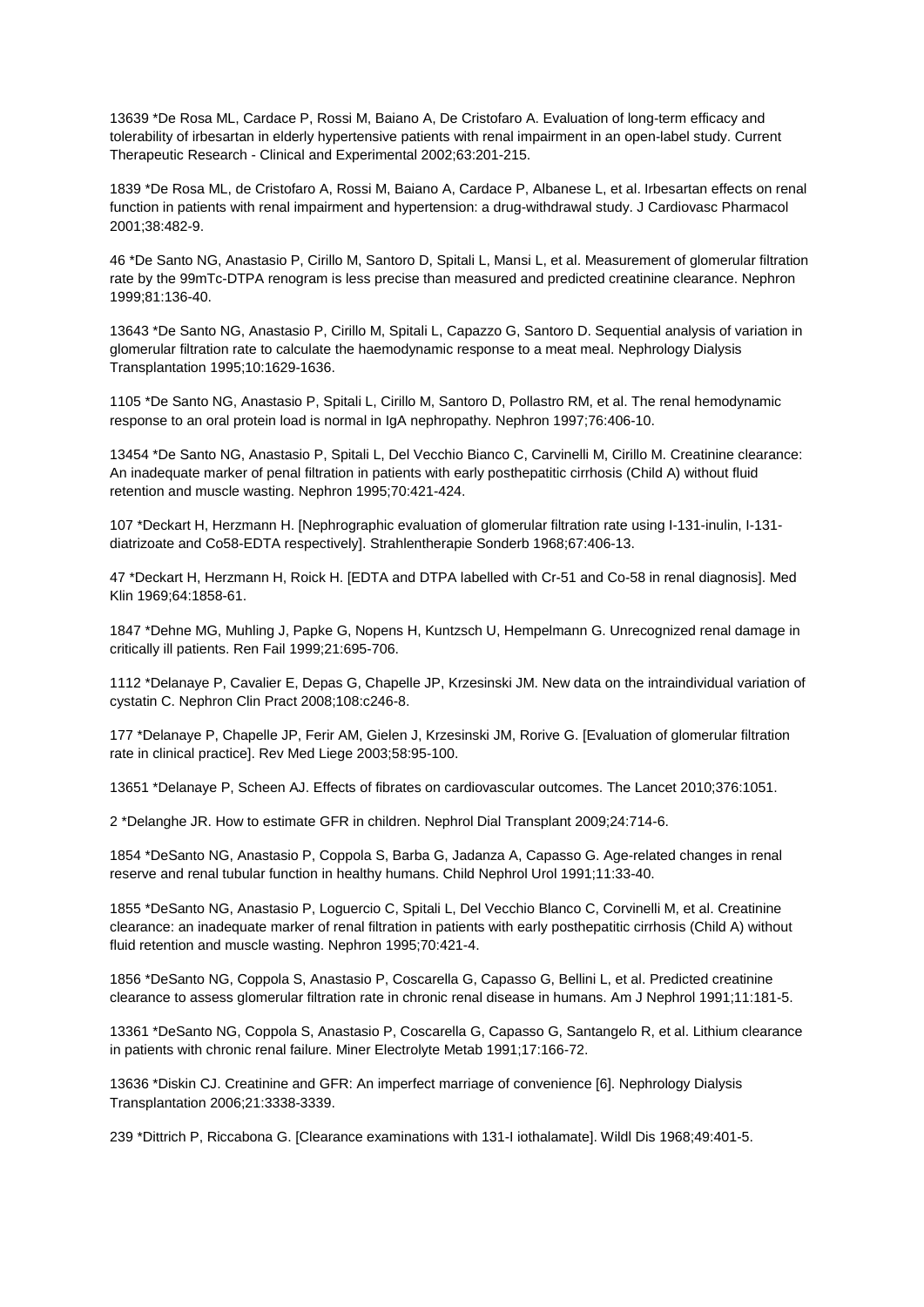13639 *De Rosa ML, Cardace P, Rossi M, Baiano A, De Cristofaro A. Evaluation of long-term efficacy and tolerability of irbesartan in elderly hypertensive patients with renal impairment in an open-label study. Current Therapeutic Research - Clinical and Experimental 2002;63:201-215.

1839 *De Rosa ML, de Cristofaro A, Rossi M, Baiano A, Cardace P, Albanese L, et al. Irbesartan effects on renal function in patients with renal impairment and hypertension: a drug-withdrawal study. J Cardiovasc Pharmacol 2001;38:482-9.

46 *De Santo NG, Anastasio P, Cirillo M, Santoro D, Spitali L, Mansi L, et al. Measurement of glomerular filtration rate by the 99mTc-DTPA renogram is less precise than measured and predicted creatinine clearance. Nephron 1999;81:136-40.

13643 *De Santo NG, Anastasio P, Cirillo M, Spitali L, Capazzo G, Santoro D. Sequential analysis of variation in glomerular filtration rate to calculate the haemodynamic response to a meat meal. Nephrology Dialysis Transplantation 1995;10:1629-1636.

1105 *De Santo NG, Anastasio P, Spitali L, Cirillo M, Santoro D, Pollastro RM, et al. The renal hemodynamic response to an oral protein load is normal in IgA nephropathy. Nephron 1997;76:406-10.

13454 *De Santo NG, Anastasio P, Spitali L, Del Vecchio Bianco C, Carvinelli M, Cirillo M. Creatinine clearance: An inadequate marker of penal filtration in patients with early posthepatitic cirrhosis (Child A) without fluid retention and muscle wasting. Nephron 1995;70:421-424.

107 *Deckart H, Herzmann H. [Nephrographic evaluation of glomerular filtration rate using I-131-inulin, I-131-diatrizoate and Co58-EDTA respectively]. Strahlentherapie Sonderb 1968;67:406-13.

47 *Deckart H, Herzmann H, Roick H. [EDTA and DTPA labelled with Cr-51 and Co-58 in renal diagnosis]. Med Klin 1969;64:1858-61.

1847 *Dehne MG, Muhling J, Papke G, Nopens H, Kuntzsch U, Hempelmann G. Unrecognized renal damage in critically ill patients. Ren Fail 1999;21:695-706.

1112 *Delanaye P, Cavalier E, Depas G, Chapelle JP, Krzesinski JM. New data on the intraindividual variation of cystatin C. Nephron Clin Pract 2008;108:c246-8.

177 *Delanaye P, Chapelle JP, Ferir AM, Gielen J, Krzesinski JM, Rorive G. [Evaluation of glomerular filtration rate in clinical practice]. Rev Med Liege 2003;58:95-100.

13651 *Delanaye P, Scheen AJ. Effects of fibrates on cardiovascular outcomes. The Lancet 2010;376:1051.

2 *Delanghe JR. How to estimate GFR in children. Nephrol Dial Transplant 2009;24:714-6.

1854 *DeSanto NG, Anastasio P, Coppola S, Barba G, Jadanza A, Capasso G. Age-related changes in renal reserve and renal tubular function in healthy humans. Child Nephrol Urol 1991;11:33-40.

1855 *DeSanto NG, Anastasio P, Loguercio C, Spitali L, Del Vecchio Blanco C, Corvinelli M, et al. Creatinine clearance: an inadequate marker of renal filtration in patients with early posthepatitic cirrhosis (Child A) without fluid retention and muscle wasting. Nephron 1995;70:421-4.

1856 *DeSanto NG, Coppola S, Anastasio P, Coscarella G, Capasso G, Bellini L, et al. Predicted creatinine clearance to assess glomerular filtration rate in chronic renal disease in humans. Am J Nephrol 1991;11:181-5.

13361 *DeSanto NG, Coppola S, Anastasio P, Coscarella G, Capasso G, Santangelo R, et al. Lithium clearance in patients with chronic renal failure. Miner Electrolyte Metab 1991;17:166-72.

13636 *Diskin CJ. Creatinine and GFR: An imperfect marriage of convenience [6]. Nephrology Dialysis Transplantation 2006;21:3338-3339.

239 *Dittrich P, Riccabona G. [Clearance examinations with 131-I iothalamate]. Wildl Dis 1968;49:401-5.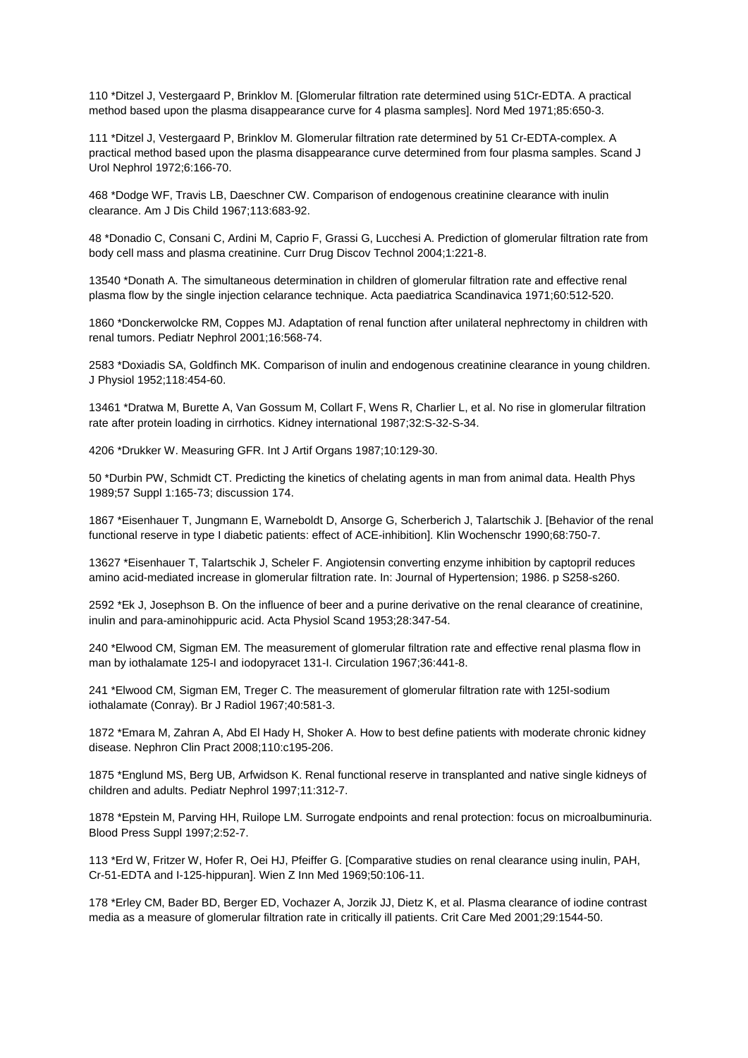110 *Ditzel J, Vestergaard P, Brinklov M. [Glomerular filtration rate determined using 51Cr-EDTA. A practical method based upon the plasma disappearance curve for 4 plasma samples]. Nord Med 1971;85:650-3.

111 *Ditzel J, Vestergaard P, Brinklov M. Glomerular filtration rate determined by 51 Cr-EDTA-complex. A practical method based upon the plasma disappearance curve determined from four plasma samples. Scand J Urol Nephrol 1972;6:166-70.

468 *Dodge WF, Travis LB, Daeschner CW. Comparison of endogenous creatinine clearance with inulin clearance. Am J Dis Child 1967;113:683-92.

48 *Donadio C, Consani C, Ardini M, Caprio F, Grassi G, Lucchesi A. Prediction of glomerular filtration rate from body cell mass and plasma creatinine. Curr Drug Discov Technol 2004;1:221-8.

13540 *Donath A. The simultaneous determination in children of glomerular filtration rate and effective renal plasma flow by the single injection celarance technique. Acta paediatrica Scandinavica 1971;60:512-520.

1860 *Donckerwolcke RM, Coppes MJ. Adaptation of renal function after unilateral nephrectomy in children with renal tumors. Pediatr Nephrol 2001;16:568-74.

2583 *Doxiadis SA, Goldfinch MK. Comparison of inulin and endogenous creatinine clearance in young children. J Physiol 1952;118:454-60.

13461 *Dratwa M, Burette A, Van Gossum M, Collart F, Wens R, Charlier L, et al. No rise in glomerular filtration rate after protein loading in cirrhotics. Kidney international 1987;32:S-32-S-34.

4206 *Drukker W. Measuring GFR. Int J Artif Organs 1987;10:129-30.

50 *Durbin PW, Schmidt CT. Predicting the kinetics of chelating agents in man from animal data. Health Phys 1989;57 Suppl 1:165-73; discussion 174.

1867 *Eisenhauer T, Jungmann E, Warneboldt D, Ansorge G, Scherberich J, Talartschik J. [Behavior of the renal functional reserve in type I diabetic patients: effect of ACE-inhibition]. Klin Wochenschr 1990;68:750-7.

13627 *Eisenhauer T, Talartschik J, Scheler F. Angiotensin converting enzyme inhibition by captopril reduces amino acid-mediated increase in glomerular filtration rate. In: Journal of Hypertension; 1986. p S258-s260.

2592 *Ek J, Josephson B. On the influence of beer and a purine derivative on the renal clearance of creatinine, inulin and para-aminohippuric acid. Acta Physiol Scand 1953;28:347-54.

240 *Elwood CM, Sigman EM. The measurement of glomerular filtration rate and effective renal plasma flow in man by iothalamate 125-I and iodopyracet 131-I. Circulation 1967;36:441-8.

241 *Elwood CM, Sigman EM, Treger C. The measurement of glomerular filtration rate with 125I-sodium iothalamate (Conray). Br J Radiol 1967;40:581-3.

1872 *Emara M, Zahran A, Abd El Hady H, Shoker A. How to best define patients with moderate chronic kidney disease. Nephron Clin Pract 2008;110:c195-206.

1875 *Englund MS, Berg UB, Arfwidson K. Renal functional reserve in transplanted and native single kidneys of children and adults. Pediatr Nephrol 1997;11:312-7.

1878 *Epstein M, Parving HH, Ruilope LM. Surrogate endpoints and renal protection: focus on microalbuminuria. Blood Press Suppl 1997;2:52-7.

113 *Erd W, Fritzer W, Hofer R, Oei HJ, Pfeiffer G. [Comparative studies on renal clearance using inulin, PAH, Cr-51-EDTA and I-125-hippuran]. Wien Z Inn Med 1969;50:106-11.

178 *Erley CM, Bader BD, Berger ED, Vochazer A, Jorzik JJ, Dietz K, et al. Plasma clearance of iodine contrast media as a measure of glomerular filtration rate in critically ill patients. Crit Care Med 2001;29:1544-50.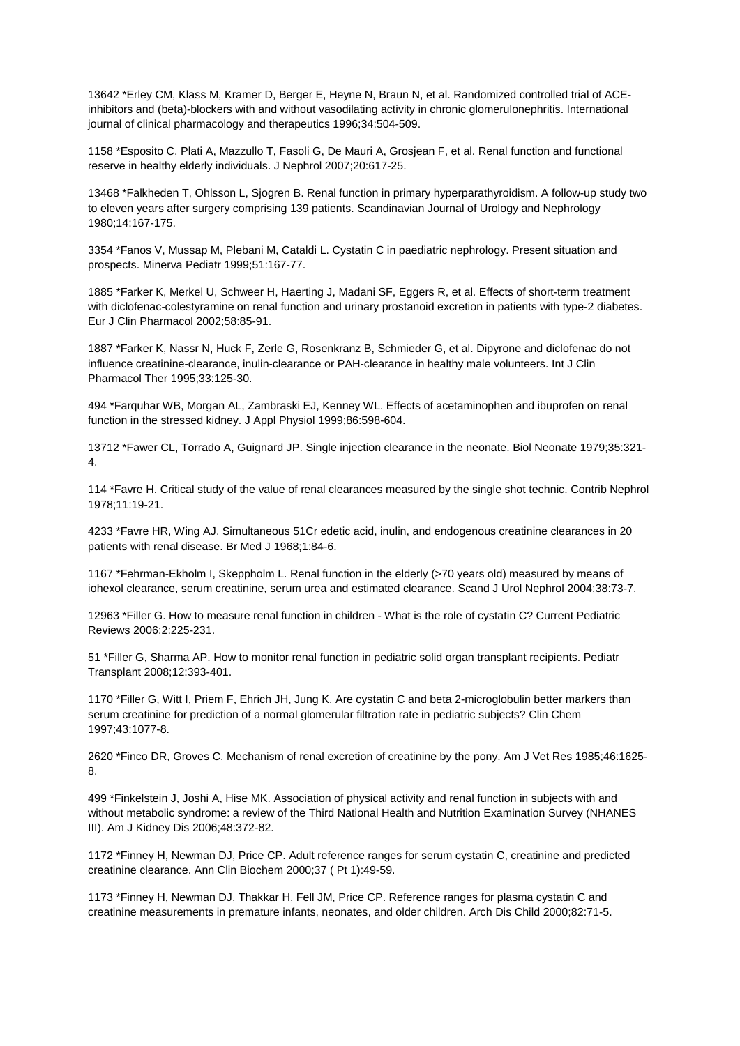13642 *Erley CM, Klass M, Kramer D, Berger E, Heyne N, Braun N, et al. Randomized controlled trial of ACE-inhibitors and (beta)-blockers with and without vasodilating activity in chronic glomerulonephritis. International journal of clinical pharmacology and therapeutics 1996;34:504-509.

1158 *Esposito C, Plati A, Mazzullo T, Fasoli G, De Mauri A, Grosjean F, et al. Renal function and functional reserve in healthy elderly individuals. J Nephrol 2007;20:617-25.

13468 *Falkheden T, Ohlsson L, Sjogren B. Renal function in primary hyperparathyroidism. A follow-up study two to eleven years after surgery comprising 139 patients. Scandinavian Journal of Urology and Nephrology 1980;14:167-175.

3354 *Fanos V, Mussap M, Plebani M, Cataldi L. Cystatin C in paediatric nephrology. Present situation and prospects. Minerva Pediatr 1999;51:167-77.

1885 *Farker K, Merkel U, Schweer H, Haerting J, Madani SF, Eggers R, et al. Effects of short-term treatment with diclofenac-colestyramine on renal function and urinary prostanoid excretion in patients with type-2 diabetes. Eur J Clin Pharmacol 2002;58:85-91.

1887 *Farker K, Nassr N, Huck F, Zerle G, Rosenkranz B, Schmieder G, et al. Dipyrone and diclofenac do not influence creatinine-clearance, inulin-clearance or PAH-clearance in healthy male volunteers. Int J Clin Pharmacol Ther 1995;33:125-30.

494 *Farquhar WB, Morgan AL, Zambraski EJ, Kenney WL. Effects of acetaminophen and ibuprofen on renal function in the stressed kidney. J Appl Physiol 1999;86:598-604.

13712 *Fawer CL, Torrado A, Guignard JP. Single injection clearance in the neonate. Biol Neonate 1979;35:321-4.

114 *Favre H. Critical study of the value of renal clearances measured by the single shot technic. Contrib Nephrol 1978;11:19-21.

4233 *Favre HR, Wing AJ. Simultaneous 51Cr edetic acid, inulin, and endogenous creatinine clearances in 20 patients with renal disease. Br Med J 1968;1:84-6.

1167 *Fehrman-Ekholm I, Skeppholm L. Renal function in the elderly (>70 years old) measured by means of iohexol clearance, serum creatinine, serum urea and estimated clearance. Scand J Urol Nephrol 2004;38:73-7.

12963 *Filler G. How to measure renal function in children - What is the role of cystatin C? Current Pediatric Reviews 2006;2:225-231.

51 *Filler G, Sharma AP. How to monitor renal function in pediatric solid organ transplant recipients. Pediatr Transplant 2008;12:393-401.

1170 *Filler G, Witt I, Priem F, Ehrich JH, Jung K. Are cystatin C and beta 2-microglobulin better markers than serum creatinine for prediction of a normal glomerular filtration rate in pediatric subjects? Clin Chem 1997;43:1077-8.

2620 *Finco DR, Groves C. Mechanism of renal excretion of creatinine by the pony. Am J Vet Res 1985;46:1625-8.

499 *Finkelstein J, Joshi A, Hise MK. Association of physical activity and renal function in subjects with and without metabolic syndrome: a review of the Third National Health and Nutrition Examination Survey (NHANES III). Am J Kidney Dis 2006;48:372-82.

1172 *Finney H, Newman DJ, Price CP. Adult reference ranges for serum cystatin C, creatinine and predicted creatinine clearance. Ann Clin Biochem 2000;37 ( Pt 1):49-59.

1173 *Finney H, Newman DJ, Thakkar H, Fell JM, Price CP. Reference ranges for plasma cystatin C and creatinine measurements in premature infants, neonates, and older children. Arch Dis Child 2000;82:71-5.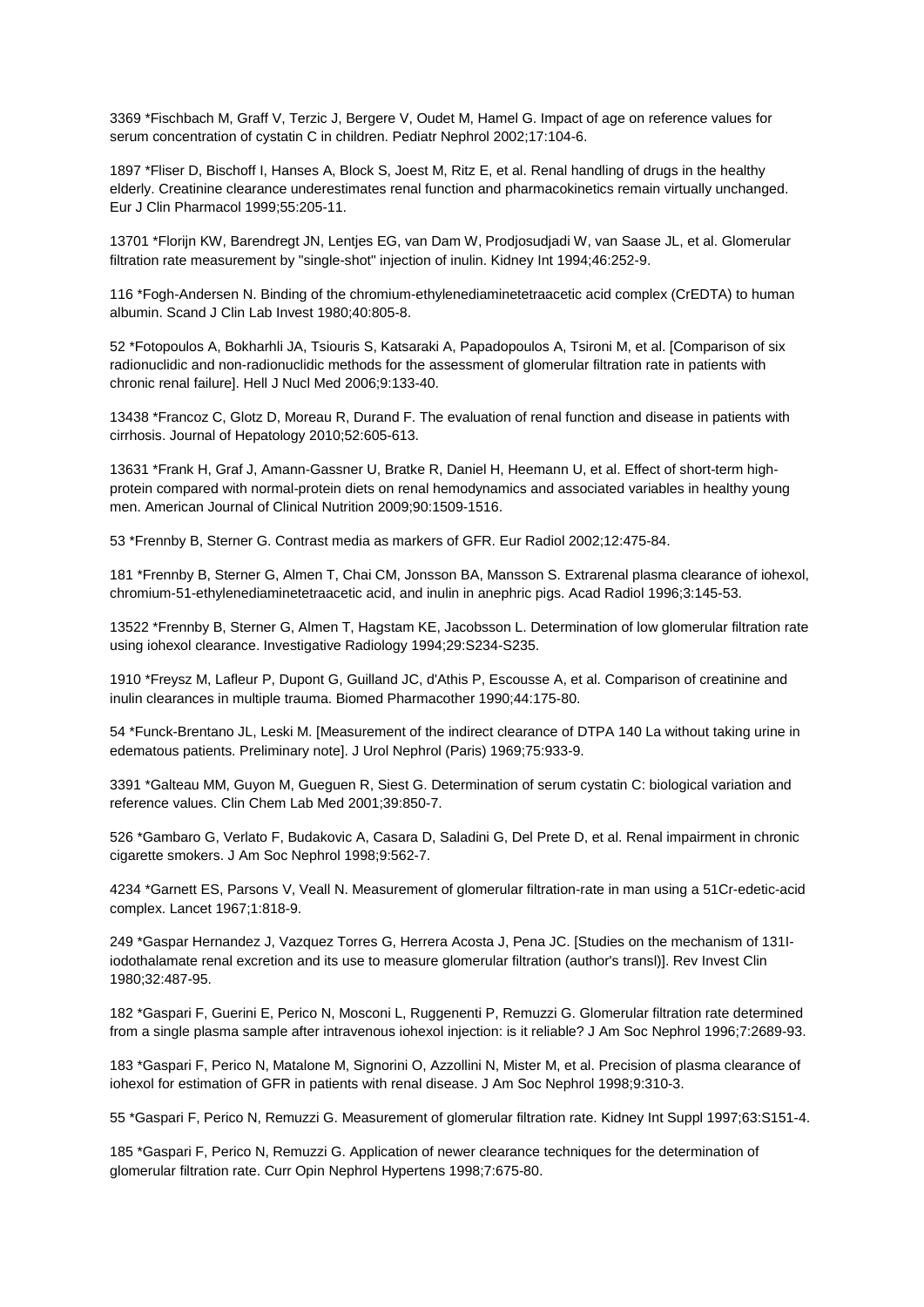3369 *Fischbach M, Graff V, Terzic J, Bergere V, Oudet M, Hamel G. Impact of age on reference values for serum concentration of cystatin C in children. Pediatr Nephrol 2002;17:104-6.

1897 *Fliser D, Bischoff I, Hanses A, Block S, Joest M, Ritz E, et al. Renal handling of drugs in the healthy elderly. Creatinine clearance underestimates renal function and pharmacokinetics remain virtually unchanged. Eur J Clin Pharmacol 1999;55:205-11.

13701 *Florijn KW, Barendregt JN, Lentjes EG, van Dam W, Prodjosudjadi W, van Saase JL, et al. Glomerular filtration rate measurement by "single-shot" injection of inulin. Kidney Int 1994;46:252-9.

116 *Fogh-Andersen N. Binding of the chromium-ethylenediaminetetraacetic acid complex (CrEDTA) to human albumin. Scand J Clin Lab Invest 1980;40:805-8.

52 *Fotopoulos A, Bokharhli JA, Tsiouris S, Katsaraki A, Papadopoulos A, Tsironi M, et al. [Comparison of six radionuclidic and non-radionuclidic methods for the assessment of glomerular filtration rate in patients with chronic renal failure]. Hell J Nucl Med 2006;9:133-40.

13438 *Francoz C, Glotz D, Moreau R, Durand F. The evaluation of renal function and disease in patients with cirrhosis. Journal of Hepatology 2010;52:605-613.

13631 *Frank H, Graf J, Amann-Gassner U, Bratke R, Daniel H, Heemann U, et al. Effect of short-term high-protein compared with normal-protein diets on renal hemodynamics and associated variables in healthy young men. American Journal of Clinical Nutrition 2009;90:1509-1516.

53 *Frennby B, Sterner G. Contrast media as markers of GFR. Eur Radiol 2002;12:475-84.

181 *Frennby B, Sterner G, Almen T, Chai CM, Jonsson BA, Mansson S. Extrarenal plasma clearance of iohexol, chromium-51-ethylenediaminetetraacetic acid, and inulin in anephric pigs. Acad Radiol 1996;3:145-53.

13522 *Frennby B, Sterner G, Almen T, Hagstam KE, Jacobsson L. Determination of low glomerular filtration rate using iohexol clearance. Investigative Radiology 1994;29:S234-S235.

1910 *Freysz M, Lafleur P, Dupont G, Guilland JC, d'Athis P, Escousse A, et al. Comparison of creatinine and inulin clearances in multiple trauma. Biomed Pharmacother 1990;44:175-80.

54 *Funck-Brentano JL, Leski M. [Measurement of the indirect clearance of DTPA 140 La without taking urine in edematous patients. Preliminary note]. J Urol Nephrol (Paris) 1969;75:933-9.

3391 *Galteau MM, Guyon M, Gueguen R, Siest G. Determination of serum cystatin C: biological variation and reference values. Clin Chem Lab Med 2001;39:850-7.

526 *Gambaro G, Verlato F, Budakovic A, Casara D, Saladini G, Del Prete D, et al. Renal impairment in chronic cigarette smokers. J Am Soc Nephrol 1998;9:562-7.

4234 *Garnett ES, Parsons V, Veall N. Measurement of glomerular filtration-rate in man using a 51Cr-edetic-acid complex. Lancet 1967;1:818-9.

249 *Gaspar Hernandez J, Vazquez Torres G, Herrera Acosta J, Pena JC. [Studies on the mechanism of 131I-iodothalamate renal excretion and its use to measure glomerular filtration (author's transl)]. Rev Invest Clin 1980;32:487-95.

182 *Gaspari F, Guerini E, Perico N, Mosconi L, Ruggenenti P, Remuzzi G. Glomerular filtration rate determined from a single plasma sample after intravenous iohexol injection: is it reliable? J Am Soc Nephrol 1996;7:2689-93.

183 *Gaspari F, Perico N, Matalone M, Signorini O, Azzollini N, Mister M, et al. Precision of plasma clearance of iohexol for estimation of GFR in patients with renal disease. J Am Soc Nephrol 1998;9:310-3.

55 *Gaspari F, Perico N, Remuzzi G. Measurement of glomerular filtration rate. Kidney Int Suppl 1997;63:S151-4.

185 *Gaspari F, Perico N, Remuzzi G. Application of newer clearance techniques for the determination of glomerular filtration rate. Curr Opin Nephrol Hypertens 1998;7:675-80.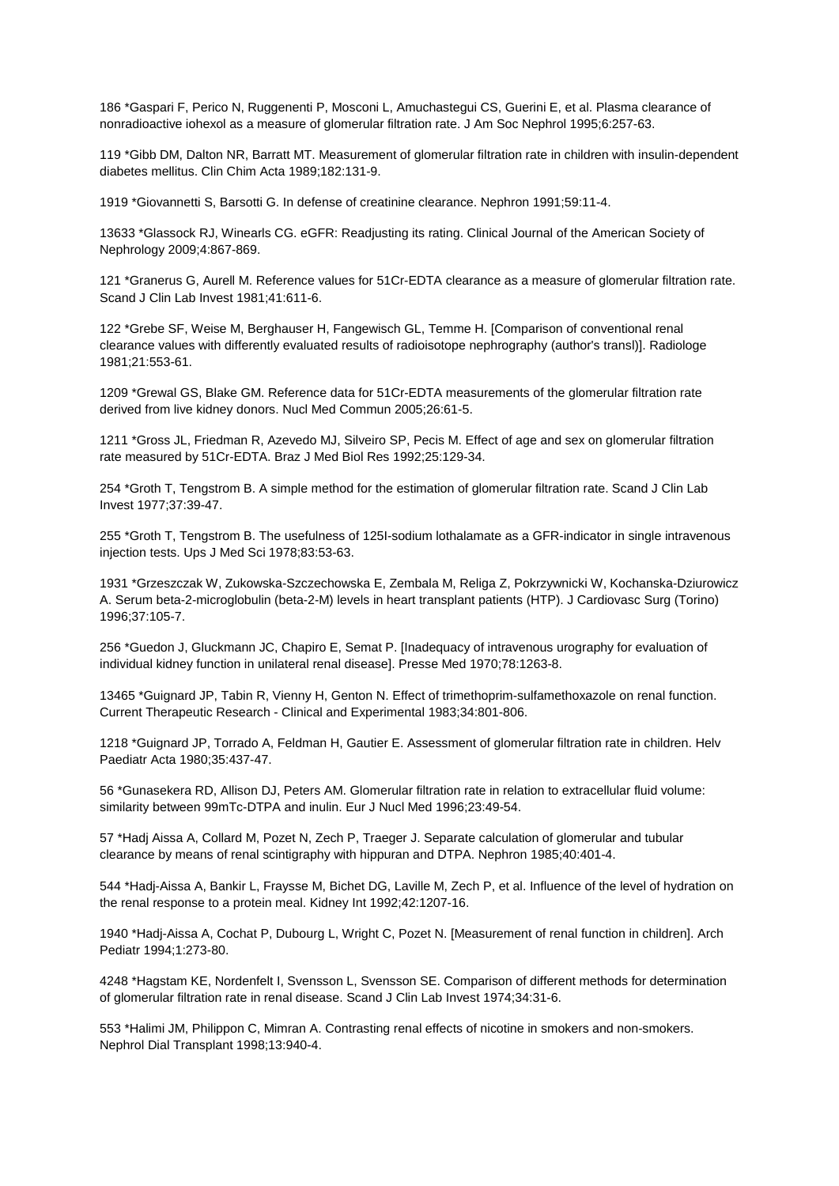186 *Gaspari F, Perico N, Ruggenenti P, Mosconi L, Amuchastegui CS, Guerini E, et al. Plasma clearance of nonradioactive iohexol as a measure of glomerular filtration rate. J Am Soc Nephrol 1995;6:257-63.

119 *Gibb DM, Dalton NR, Barratt MT. Measurement of glomerular filtration rate in children with insulin-dependent diabetes mellitus. Clin Chim Acta 1989;182:131-9.

1919 *Giovannetti S, Barsotti G. In defense of creatinine clearance. Nephron 1991;59:11-4.

13633 *Glassock RJ, Winearls CG. eGFR: Readjusting its rating. Clinical Journal of the American Society of Nephrology 2009;4:867-869.

121 *Granerus G, Aurell M. Reference values for 51Cr-EDTA clearance as a measure of glomerular filtration rate. Scand J Clin Lab Invest 1981;41:611-6.

122 *Grebe SF, Weise M, Berghauser H, Fangewisch GL, Temme H. [Comparison of conventional renal clearance values with differently evaluated results of radioisotope nephrography (author's transl)]. Radiologe 1981;21:553-61.

1209 *Grewal GS, Blake GM. Reference data for 51Cr-EDTA measurements of the glomerular filtration rate derived from live kidney donors. Nucl Med Commun 2005;26:61-5.

1211 *Gross JL, Friedman R, Azevedo MJ, Silveiro SP, Pecis M. Effect of age and sex on glomerular filtration rate measured by 51Cr-EDTA. Braz J Med Biol Res 1992;25:129-34.

254 *Groth T, Tengstrom B. A simple method for the estimation of glomerular filtration rate. Scand J Clin Lab Invest 1977;37:39-47.

255 *Groth T, Tengstrom B. The usefulness of 125I-sodium lothalamate as a GFR-indicator in single intravenous injection tests. Ups J Med Sci 1978;83:53-63.

1931 *Grzeszczak W, Zukowska-Szczechowska E, Zembala M, Religa Z, Pokrzywnicki W, Kochanska-Dziurowicz A. Serum beta-2-microglobulin (beta-2-M) levels in heart transplant patients (HTP). J Cardiovasc Surg (Torino) 1996;37:105-7.

256 *Guedon J, Gluckmann JC, Chapiro E, Semat P. [Inadequacy of intravenous urography for evaluation of individual kidney function in unilateral renal disease]. Presse Med 1970;78:1263-8.

13465 *Guignard JP, Tabin R, Vienny H, Genton N. Effect of trimethoprim-sulfamethoxazole on renal function. Current Therapeutic Research - Clinical and Experimental 1983;34:801-806.

1218 *Guignard JP, Torrado A, Feldman H, Gautier E. Assessment of glomerular filtration rate in children. Helv Paediatr Acta 1980;35:437-47.

56 *Gunasekera RD, Allison DJ, Peters AM. Glomerular filtration rate in relation to extracellular fluid volume: similarity between 99mTc-DTPA and inulin. Eur J Nucl Med 1996;23:49-54.

57 *Hadj Aissa A, Collard M, Pozet N, Zech P, Traeger J. Separate calculation of glomerular and tubular clearance by means of renal scintigraphy with hippuran and DTPA. Nephron 1985;40:401-4.

544 *Hadj-Aissa A, Bankir L, Fraysse M, Bichet DG, Laville M, Zech P, et al. Influence of the level of hydration on the renal response to a protein meal. Kidney Int 1992;42:1207-16.

1940 *Hadj-Aissa A, Cochat P, Dubourg L, Wright C, Pozet N. [Measurement of renal function in children]. Arch Pediatr 1994;1:273-80.

4248 *Hagstam KE, Nordenfelt I, Svensson L, Svensson SE. Comparison of different methods for determination of glomerular filtration rate in renal disease. Scand J Clin Lab Invest 1974;34:31-6.

553 *Halimi JM, Philippon C, Mimran A. Contrasting renal effects of nicotine in smokers and non-smokers. Nephrol Dial Transplant 1998;13:940-4.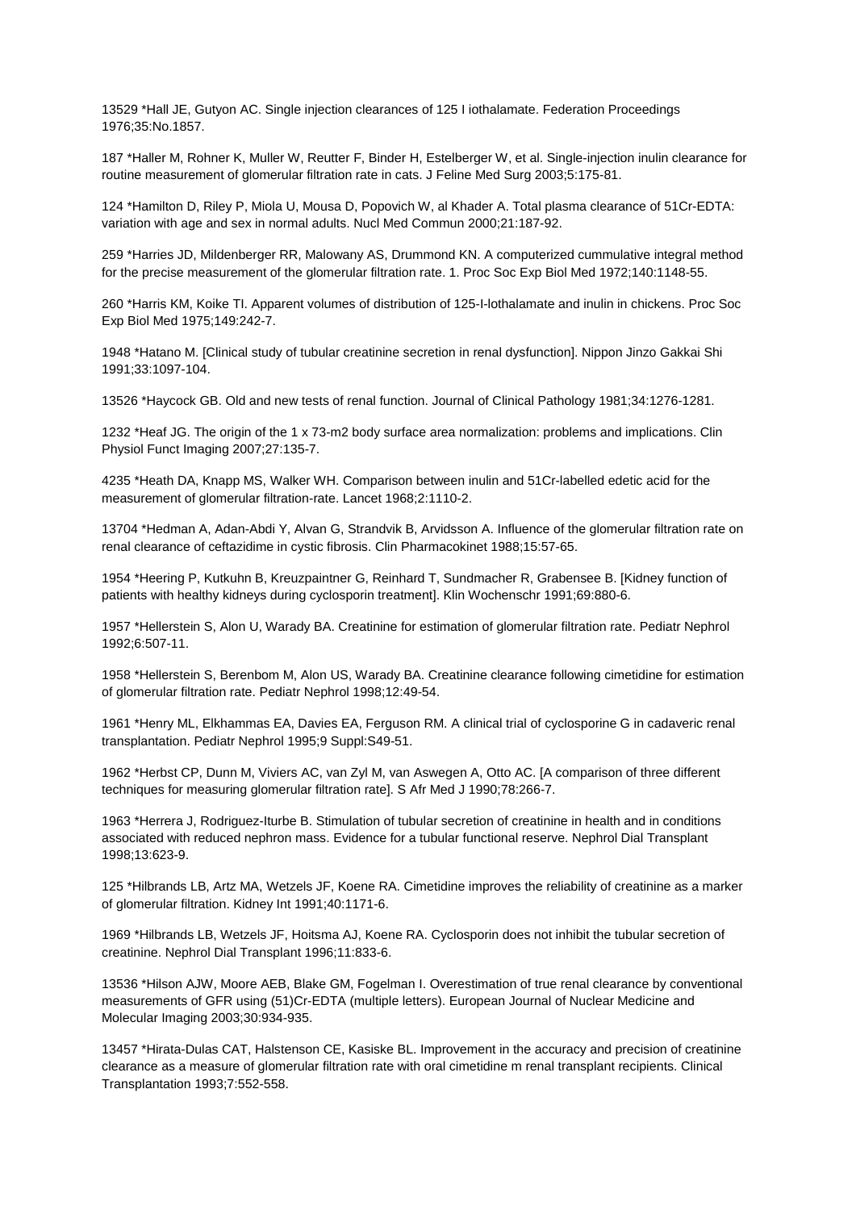13529 *Hall JE, Gutyon AC. Single injection clearances of 125 I iothalamate. Federation Proceedings 1976;35:No.1857.

187 *Haller M, Rohner K, Muller W, Reutter F, Binder H, Estelberger W, et al. Single-injection inulin clearance for routine measurement of glomerular filtration rate in cats. J Feline Med Surg 2003;5:175-81.

124 *Hamilton D, Riley P, Miola U, Mousa D, Popovich W, al Khader A. Total plasma clearance of 51Cr-EDTA: variation with age and sex in normal adults. Nucl Med Commun 2000;21:187-92.

259 *Harries JD, Mildenberger RR, Malowany AS, Drummond KN. A computerized cummulative integral method for the precise measurement of the glomerular filtration rate. 1. Proc Soc Exp Biol Med 1972;140:1148-55.

260 *Harris KM, Koike TI. Apparent volumes of distribution of 125-I-lothalamate and inulin in chickens. Proc Soc Exp Biol Med 1975;149:242-7.

1948 *Hatano M. [Clinical study of tubular creatinine secretion in renal dysfunction]. Nippon Jinzo Gakkai Shi 1991;33:1097-104.

13526 *Haycock GB. Old and new tests of renal function. Journal of Clinical Pathology 1981;34:1276-1281.

1232 *Heaf JG. The origin of the 1 x 73-m2 body surface area normalization: problems and implications. Clin Physiol Funct Imaging 2007;27:135-7.

4235 *Heath DA, Knapp MS, Walker WH. Comparison between inulin and 51Cr-labelled edetic acid for the measurement of glomerular filtration-rate. Lancet 1968;2:1110-2.

13704 *Hedman A, Adan-Abdi Y, Alvan G, Strandvik B, Arvidsson A. Influence of the glomerular filtration rate on renal clearance of ceftazidime in cystic fibrosis. Clin Pharmacokinet 1988;15:57-65.

1954 *Heering P, Kutkuhn B, Kreuzpaintner G, Reinhard T, Sundmacher R, Grabensee B. [Kidney function of patients with healthy kidneys during cyclosporin treatment]. Klin Wochenschr 1991;69:880-6.

1957 *Hellerstein S, Alon U, Warady BA. Creatinine for estimation of glomerular filtration rate. Pediatr Nephrol 1992;6:507-11.

1958 *Hellerstein S, Berenbom M, Alon US, Warady BA. Creatinine clearance following cimetidine for estimation of glomerular filtration rate. Pediatr Nephrol 1998;12:49-54.

1961 *Henry ML, Elkhammas EA, Davies EA, Ferguson RM. A clinical trial of cyclosporine G in cadaveric renal transplantation. Pediatr Nephrol 1995;9 Suppl:S49-51.

1962 *Herbst CP, Dunn M, Viviers AC, van Zyl M, van Aswegen A, Otto AC. [A comparison of three different techniques for measuring glomerular filtration rate]. S Afr Med J 1990;78:266-7.

1963 *Herrera J, Rodriguez-Iturbe B. Stimulation of tubular secretion of creatinine in health and in conditions associated with reduced nephron mass. Evidence for a tubular functional reserve. Nephrol Dial Transplant 1998;13:623-9.

125 *Hilbrands LB, Artz MA, Wetzels JF, Koene RA. Cimetidine improves the reliability of creatinine as a marker of glomerular filtration. Kidney Int 1991;40:1171-6.

1969 *Hilbrands LB, Wetzels JF, Hoitsma AJ, Koene RA. Cyclosporin does not inhibit the tubular secretion of creatinine. Nephrol Dial Transplant 1996;11:833-6.

13536 *Hilson AJW, Moore AEB, Blake GM, Fogelman I. Overestimation of true renal clearance by conventional measurements of GFR using (51)Cr-EDTA (multiple letters). European Journal of Nuclear Medicine and Molecular Imaging 2003;30:934-935.

13457 *Hirata-Dulas CAT, Halstenson CE, Kasiske BL. Improvement in the accuracy and precision of creatinine clearance as a measure of glomerular filtration rate with oral cimetidine m renal transplant recipients. Clinical Transplantation 1993;7:552-558.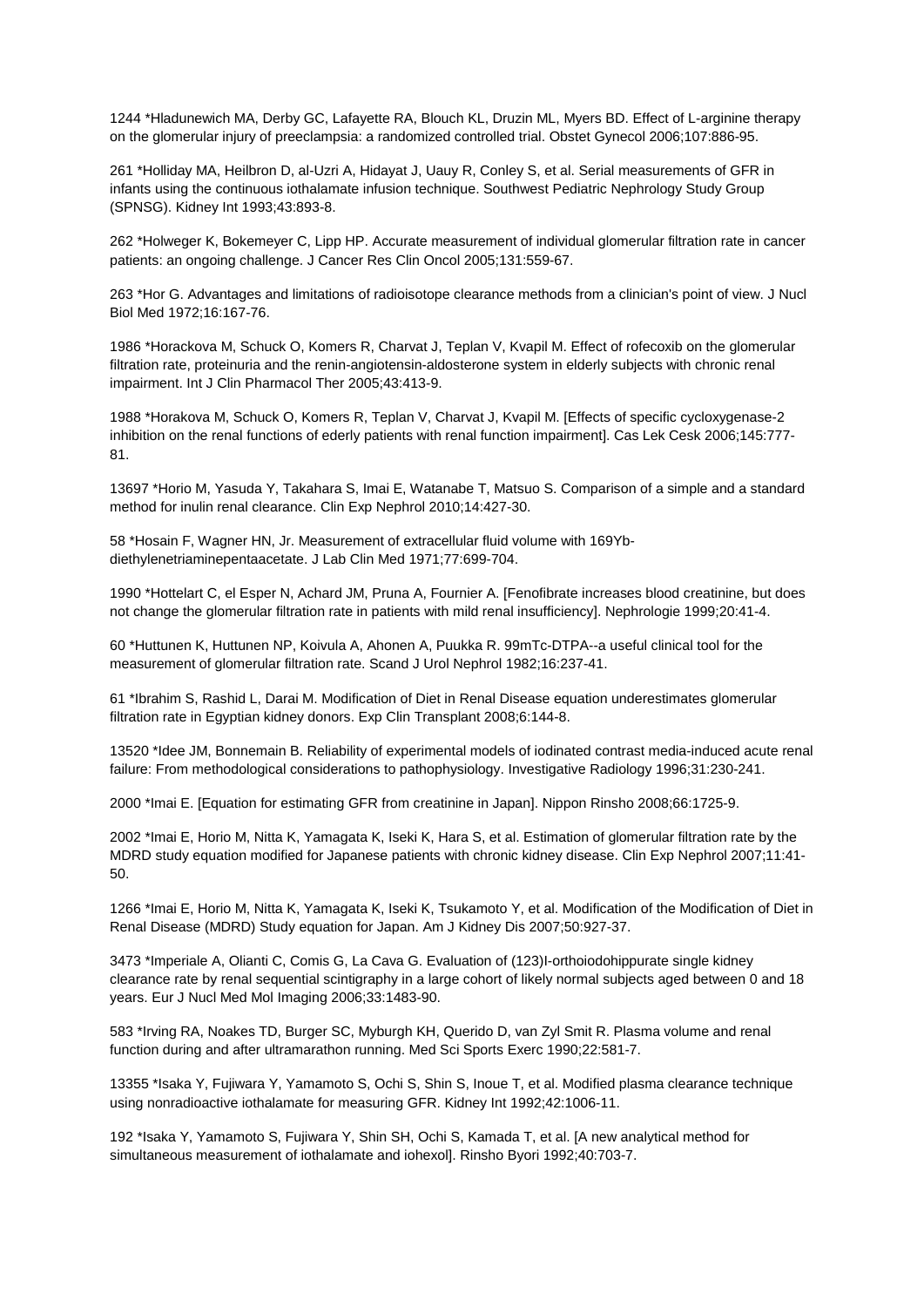1244 *Hladunewich MA, Derby GC, Lafayette RA, Blouch KL, Druzin ML, Myers BD. Effect of L-arginine therapy on the glomerular injury of preeclampsia: a randomized controlled trial. Obstet Gynecol 2006;107:886-95.

261 *Holliday MA, Heilbron D, al-Uzri A, Hidayat J, Uauy R, Conley S, et al. Serial measurements of GFR in infants using the continuous iothalamate infusion technique. Southwest Pediatric Nephrology Study Group (SPNSG). Kidney Int 1993;43:893-8.

262 *Holweger K, Bokemeyer C, Lipp HP. Accurate measurement of individual glomerular filtration rate in cancer patients: an ongoing challenge. J Cancer Res Clin Oncol 2005;131:559-67.

263 *Hor G. Advantages and limitations of radioisotope clearance methods from a clinician's point of view. J Nucl Biol Med 1972;16:167-76.

1986 *Horackova M, Schuck O, Komers R, Charvat J, Teplan V, Kvapil M. Effect of rofecoxib on the glomerular filtration rate, proteinuria and the renin-angiotensin-aldosterone system in elderly subjects with chronic renal impairment. Int J Clin Pharmacol Ther 2005;43:413-9.

1988 *Horakova M, Schuck O, Komers R, Teplan V, Charvat J, Kvapil M. [Effects of specific cycloxygenase-2 inhibition on the renal functions of ederly patients with renal function impairment]. Cas Lek Cesk 2006;145:777-81.

13697 *Horio M, Yasuda Y, Takahara S, Imai E, Watanabe T, Matsuo S. Comparison of a simple and a standard method for inulin renal clearance. Clin Exp Nephrol 2010;14:427-30.

58 *Hosain F, Wagner HN, Jr. Measurement of extracellular fluid volume with 169Yb-diethylenetriaminepentaacetate. J Lab Clin Med 1971;77:699-704.

1990 *Hottelart C, el Esper N, Achard JM, Pruna A, Fournier A. [Fenofibrate increases blood creatinine, but does not change the glomerular filtration rate in patients with mild renal insufficiency]. Nephrologie 1999;20:41-4.

60 *Huttunen K, Huttunen NP, Koivula A, Ahonen A, Puukka R. 99mTc-DTPA--a useful clinical tool for the measurement of glomerular filtration rate. Scand J Urol Nephrol 1982;16:237-41.

61 *Ibrahim S, Rashid L, Darai M. Modification of Diet in Renal Disease equation underestimates glomerular filtration rate in Egyptian kidney donors. Exp Clin Transplant 2008;6:144-8.

13520 *Idee JM, Bonnemain B. Reliability of experimental models of iodinated contrast media-induced acute renal failure: From methodological considerations to pathophysiology. Investigative Radiology 1996;31:230-241.

2000 *Imai E. [Equation for estimating GFR from creatinine in Japan]. Nippon Rinsho 2008;66:1725-9.

2002 *Imai E, Horio M, Nitta K, Yamagata K, Iseki K, Hara S, et al. Estimation of glomerular filtration rate by the MDRD study equation modified for Japanese patients with chronic kidney disease. Clin Exp Nephrol 2007;11:41-50.

1266 *Imai E, Horio M, Nitta K, Yamagata K, Iseki K, Tsukamoto Y, et al. Modification of the Modification of Diet in Renal Disease (MDRD) Study equation for Japan. Am J Kidney Dis 2007;50:927-37.

3473 *Imperiale A, Olianti C, Comis G, La Cava G. Evaluation of (123)I-orthoiodohippurate single kidney clearance rate by renal sequential scintigraphy in a large cohort of likely normal subjects aged between 0 and 18 years. Eur J Nucl Med Mol Imaging 2006;33:1483-90.

583 *Irving RA, Noakes TD, Burger SC, Myburgh KH, Querido D, van Zyl Smit R. Plasma volume and renal function during and after ultramarathon running. Med Sci Sports Exerc 1990;22:581-7.

13355 *Isaka Y, Fujiwara Y, Yamamoto S, Ochi S, Shin S, Inoue T, et al. Modified plasma clearance technique using nonradioactive iothalamate for measuring GFR. Kidney Int 1992;42:1006-11.

192 *Isaka Y, Yamamoto S, Fujiwara Y, Shin SH, Ochi S, Kamada T, et al. [A new analytical method for simultaneous measurement of iothalamate and iohexol]. Rinsho Byori 1992;40:703-7.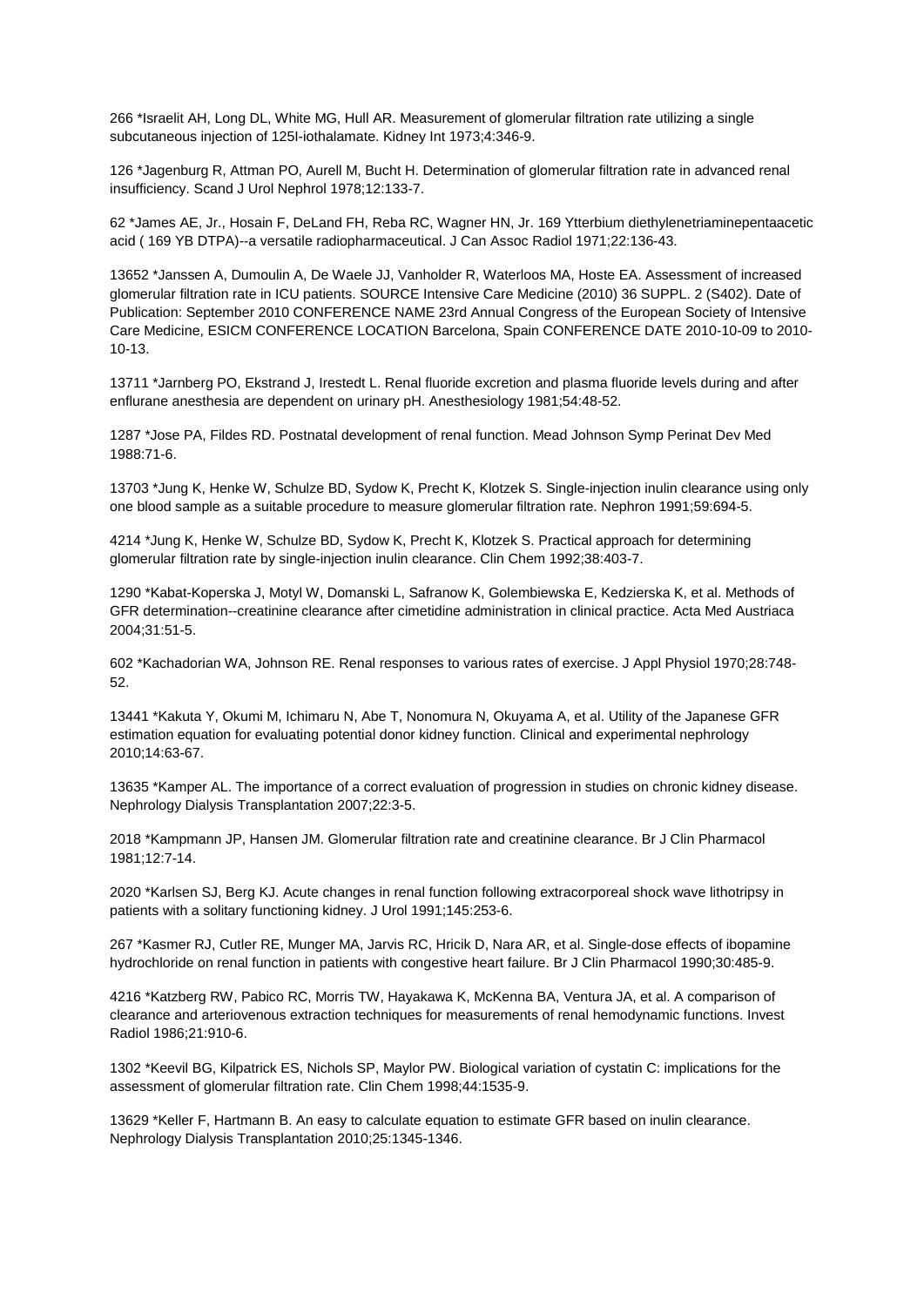266 *Israelit AH, Long DL, White MG, Hull AR. Measurement of glomerular filtration rate utilizing a single subcutaneous injection of 125I-iothalamate. Kidney Int 1973;4:346-9.

126 *Jagenburg R, Attman PO, Aurell M, Bucht H. Determination of glomerular filtration rate in advanced renal insufficiency. Scand J Urol Nephrol 1978;12:133-7.

62 *James AE, Jr., Hosain F, DeLand FH, Reba RC, Wagner HN, Jr. 169 Ytterbium diethylenetriaminepentaacetic acid ( 169 YB DTPA)--a versatile radiopharmaceutical. J Can Assoc Radiol 1971;22:136-43.

13652 *Janssen A, Dumoulin A, De Waele JJ, Vanholder R, Waterloos MA, Hoste EA. Assessment of increased glomerular filtration rate in ICU patients. SOURCE Intensive Care Medicine (2010) 36 SUPPL. 2 (S402). Date of Publication: September 2010 CONFERENCE NAME 23rd Annual Congress of the European Society of Intensive Care Medicine, ESICM CONFERENCE LOCATION Barcelona, Spain CONFERENCE DATE 2010-10-09 to 2010-10-13.

13711 *Jarnberg PO, Ekstrand J, Irestedt L. Renal fluoride excretion and plasma fluoride levels during and after enflurane anesthesia are dependent on urinary pH. Anesthesiology 1981;54:48-52.

1287 *Jose PA, Fildes RD. Postnatal development of renal function. Mead Johnson Symp Perinat Dev Med 1988:71-6.

13703 *Jung K, Henke W, Schulze BD, Sydow K, Precht K, Klotzek S. Single-injection inulin clearance using only one blood sample as a suitable procedure to measure glomerular filtration rate. Nephron 1991;59:694-5.

4214 *Jung K, Henke W, Schulze BD, Sydow K, Precht K, Klotzek S. Practical approach for determining glomerular filtration rate by single-injection inulin clearance. Clin Chem 1992;38:403-7.

1290 *Kabat-Koperska J, Motyl W, Domanski L, Safranow K, Golembiewska E, Kedzierska K, et al. Methods of GFR determination--creatinine clearance after cimetidine administration in clinical practice. Acta Med Austriaca 2004;31:51-5.

602 *Kachadorian WA, Johnson RE. Renal responses to various rates of exercise. J Appl Physiol 1970;28:748-52.

13441 *Kakuta Y, Okumi M, Ichimaru N, Abe T, Nonomura N, Okuyama A, et al. Utility of the Japanese GFR estimation equation for evaluating potential donor kidney function. Clinical and experimental nephrology 2010;14:63-67.

13635 *Kamper AL. The importance of a correct evaluation of progression in studies on chronic kidney disease. Nephrology Dialysis Transplantation 2007;22:3-5.

2018 *Kampmann JP, Hansen JM. Glomerular filtration rate and creatinine clearance. Br J Clin Pharmacol 1981;12:7-14.

2020 *Karlsen SJ, Berg KJ. Acute changes in renal function following extracorporeal shock wave lithotripsy in patients with a solitary functioning kidney. J Urol 1991;145:253-6.

267 *Kasmer RJ, Cutler RE, Munger MA, Jarvis RC, Hricik D, Nara AR, et al. Single-dose effects of ibopamine hydrochloride on renal function in patients with congestive heart failure. Br J Clin Pharmacol 1990;30:485-9.

4216 *Katzberg RW, Pabico RC, Morris TW, Hayakawa K, McKenna BA, Ventura JA, et al. A comparison of clearance and arteriovenous extraction techniques for measurements of renal hemodynamic functions. Invest Radiol 1986;21:910-6.

1302 *Keevil BG, Kilpatrick ES, Nichols SP, Maylor PW. Biological variation of cystatin C: implications for the assessment of glomerular filtration rate. Clin Chem 1998;44:1535-9.

13629 *Keller F, Hartmann B. An easy to calculate equation to estimate GFR based on inulin clearance. Nephrology Dialysis Transplantation 2010;25:1345-1346.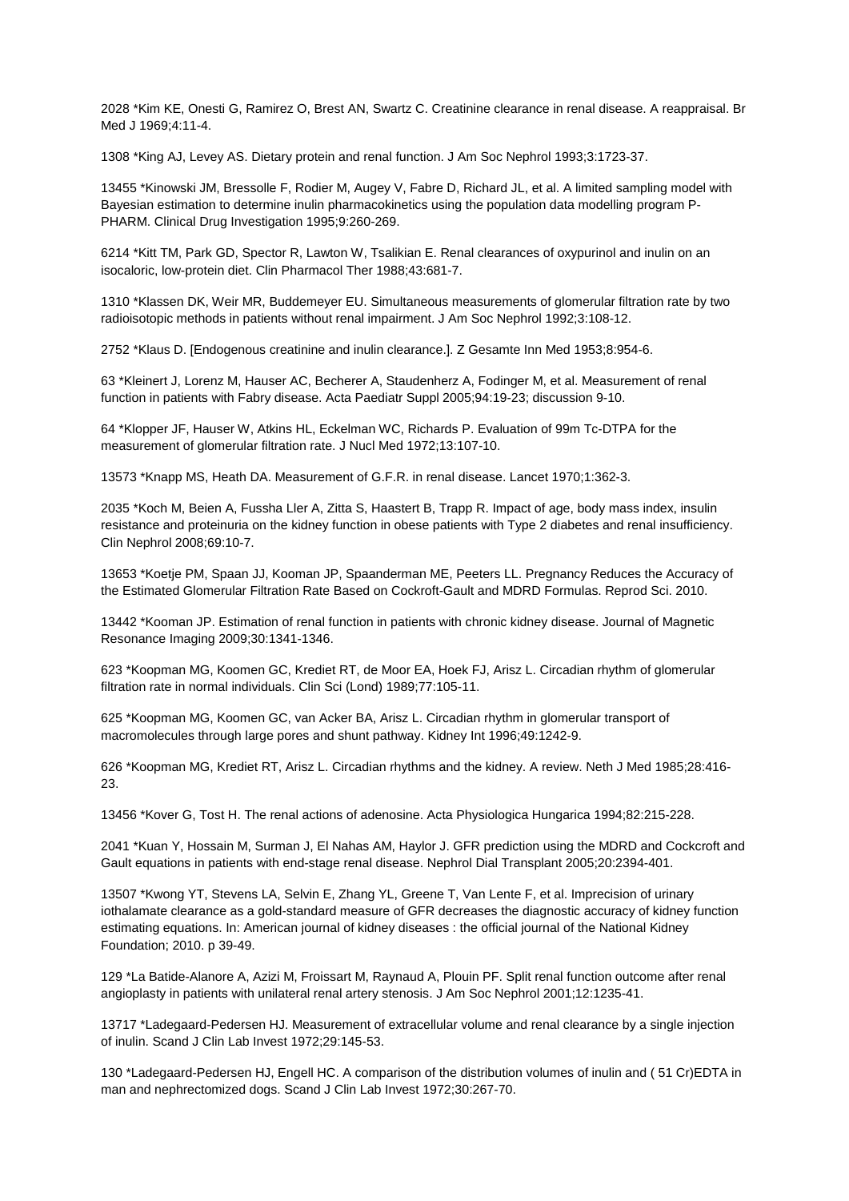2028 *Kim KE, Onesti G, Ramirez O, Brest AN, Swartz C. Creatinine clearance in renal disease. A reappraisal. Br Med J 1969;4:11-4.

1308 *King AJ, Levey AS. Dietary protein and renal function. J Am Soc Nephrol 1993;3:1723-37.

13455 *Kinowski JM, Bressolle F, Rodier M, Augey V, Fabre D, Richard JL, et al. A limited sampling model with Bayesian estimation to determine inulin pharmacokinetics using the population data modelling program P-PHARM. Clinical Drug Investigation 1995;9:260-269.

6214 *Kitt TM, Park GD, Spector R, Lawton W, Tsalikian E. Renal clearances of oxypurinol and inulin on an isocaloric, low-protein diet. Clin Pharmacol Ther 1988;43:681-7.

1310 *Klassen DK, Weir MR, Buddemeyer EU. Simultaneous measurements of glomerular filtration rate by two radioisotopic methods in patients without renal impairment. J Am Soc Nephrol 1992;3:108-12.

2752 *Klaus D. [Endogenous creatinine and inulin clearance.]. Z Gesamte Inn Med 1953;8:954-6.

63 *Kleinert J, Lorenz M, Hauser AC, Becherer A, Staudenherz A, Fodinger M, et al. Measurement of renal function in patients with Fabry disease. Acta Paediatr Suppl 2005;94:19-23; discussion 9-10.

64 *Klopper JF, Hauser W, Atkins HL, Eckelman WC, Richards P. Evaluation of 99m Tc-DTPA for the measurement of glomerular filtration rate. J Nucl Med 1972;13:107-10.

13573 *Knapp MS, Heath DA. Measurement of G.F.R. in renal disease. Lancet 1970;1:362-3.

2035 *Koch M, Beien A, Fussha Ller A, Zitta S, Haastert B, Trapp R. Impact of age, body mass index, insulin resistance and proteinuria on the kidney function in obese patients with Type 2 diabetes and renal insufficiency. Clin Nephrol 2008;69:10-7.

13653 *Koetje PM, Spaan JJ, Kooman JP, Spaanderman ME, Peeters LL. Pregnancy Reduces the Accuracy of the Estimated Glomerular Filtration Rate Based on Cockroft-Gault and MDRD Formulas. Reprod Sci. 2010.

13442 *Kooman JP. Estimation of renal function in patients with chronic kidney disease. Journal of Magnetic Resonance Imaging 2009;30:1341-1346.

623 *Koopman MG, Koomen GC, Krediet RT, de Moor EA, Hoek FJ, Arisz L. Circadian rhythm of glomerular filtration rate in normal individuals. Clin Sci (Lond) 1989;77:105-11.

625 *Koopman MG, Koomen GC, van Acker BA, Arisz L. Circadian rhythm in glomerular transport of macromolecules through large pores and shunt pathway. Kidney Int 1996;49:1242-9.

626 *Koopman MG, Krediet RT, Arisz L. Circadian rhythms and the kidney. A review. Neth J Med 1985;28:416-23.

13456 *Kover G, Tost H. The renal actions of adenosine. Acta Physiologica Hungarica 1994;82:215-228.

2041 *Kuan Y, Hossain M, Surman J, El Nahas AM, Haylor J. GFR prediction using the MDRD and Cockcroft and Gault equations in patients with end-stage renal disease. Nephrol Dial Transplant 2005;20:2394-401.

13507 *Kwong YT, Stevens LA, Selvin E, Zhang YL, Greene T, Van Lente F, et al. Imprecision of urinary iothalamate clearance as a gold-standard measure of GFR decreases the diagnostic accuracy of kidney function estimating equations. In: American journal of kidney diseases : the official journal of the National Kidney Foundation; 2010. p 39-49.

129 *La Batide-Alanore A, Azizi M, Froissart M, Raynaud A, Plouin PF. Split renal function outcome after renal angioplasty in patients with unilateral renal artery stenosis. J Am Soc Nephrol 2001;12:1235-41.

13717 *Ladegaard-Pedersen HJ. Measurement of extracellular volume and renal clearance by a single injection of inulin. Scand J Clin Lab Invest 1972;29:145-53.

130 *Ladegaard-Pedersen HJ, Engell HC. A comparison of the distribution volumes of inulin and ( 51 Cr)EDTA in man and nephrectomized dogs. Scand J Clin Lab Invest 1972;30:267-70.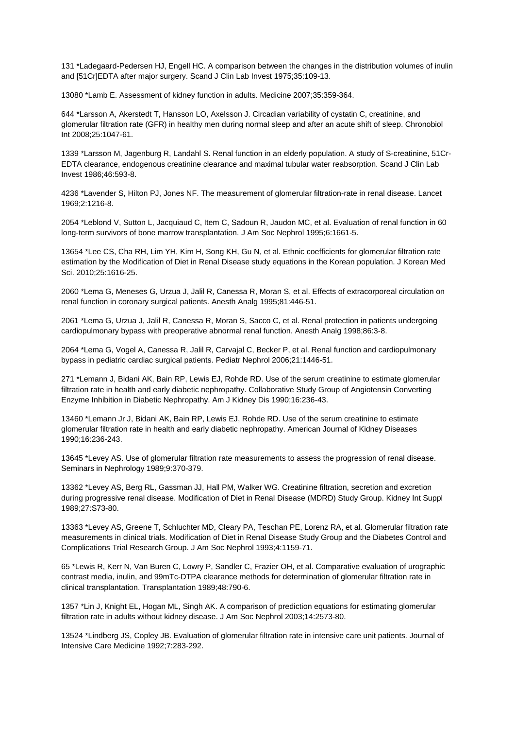131 *Ladegaard-Pedersen HJ, Engell HC. A comparison between the changes in the distribution volumes of inulin and [51Cr]EDTA after major surgery. Scand J Clin Lab Invest 1975;35:109-13.

13080 *Lamb E. Assessment of kidney function in adults. Medicine 2007;35:359-364.

644 *Larsson A, Akerstedt T, Hansson LO, Axelsson J. Circadian variability of cystatin C, creatinine, and glomerular filtration rate (GFR) in healthy men during normal sleep and after an acute shift of sleep. Chronobiol Int 2008;25:1047-61.

1339 *Larsson M, Jagenburg R, Landahl S. Renal function in an elderly population. A study of S-creatinine, 51Cr-EDTA clearance, endogenous creatinine clearance and maximal tubular water reabsorption. Scand J Clin Lab Invest 1986;46:593-8.

4236 *Lavender S, Hilton PJ, Jones NF. The measurement of glomerular filtration-rate in renal disease. Lancet 1969;2:1216-8.

2054 *Leblond V, Sutton L, Jacquiaud C, Item C, Sadoun R, Jaudon MC, et al. Evaluation of renal function in 60 long-term survivors of bone marrow transplantation. J Am Soc Nephrol 1995;6:1661-5.

13654 *Lee CS, Cha RH, Lim YH, Kim H, Song KH, Gu N, et al. Ethnic coefficients for glomerular filtration rate estimation by the Modification of Diet in Renal Disease study equations in the Korean population. J Korean Med Sci. 2010;25:1616-25.

2060 *Lema G, Meneses G, Urzua J, Jalil R, Canessa R, Moran S, et al. Effects of extracorporeal circulation on renal function in coronary surgical patients. Anesth Analg 1995;81:446-51.

2061 *Lema G, Urzua J, Jalil R, Canessa R, Moran S, Sacco C, et al. Renal protection in patients undergoing cardiopulmonary bypass with preoperative abnormal renal function. Anesth Analg 1998;86:3-8.

2064 *Lema G, Vogel A, Canessa R, Jalil R, Carvajal C, Becker P, et al. Renal function and cardiopulmonary bypass in pediatric cardiac surgical patients. Pediatr Nephrol 2006;21:1446-51.

271 *Lemann J, Bidani AK, Bain RP, Lewis EJ, Rohde RD. Use of the serum creatinine to estimate glomerular filtration rate in health and early diabetic nephropathy. Collaborative Study Group of Angiotensin Converting Enzyme Inhibition in Diabetic Nephropathy. Am J Kidney Dis 1990;16:236-43.

13460 *Lemann Jr J, Bidani AK, Bain RP, Lewis EJ, Rohde RD. Use of the serum creatinine to estimate glomerular filtration rate in health and early diabetic nephropathy. American Journal of Kidney Diseases 1990;16:236-243.

13645 *Levey AS. Use of glomerular filtration rate measurements to assess the progression of renal disease. Seminars in Nephrology 1989;9:370-379.

13362 *Levey AS, Berg RL, Gassman JJ, Hall PM, Walker WG. Creatinine filtration, secretion and excretion during progressive renal disease. Modification of Diet in Renal Disease (MDRD) Study Group. Kidney Int Suppl 1989;27:S73-80.

13363 *Levey AS, Greene T, Schluchter MD, Cleary PA, Teschan PE, Lorenz RA, et al. Glomerular filtration rate measurements in clinical trials. Modification of Diet in Renal Disease Study Group and the Diabetes Control and Complications Trial Research Group. J Am Soc Nephrol 1993;4:1159-71.

65 *Lewis R, Kerr N, Van Buren C, Lowry P, Sandler C, Frazier OH, et al. Comparative evaluation of urographic contrast media, inulin, and 99mTc-DTPA clearance methods for determination of glomerular filtration rate in clinical transplantation. Transplantation 1989;48:790-6.

1357 *Lin J, Knight EL, Hogan ML, Singh AK. A comparison of prediction equations for estimating glomerular filtration rate in adults without kidney disease. J Am Soc Nephrol 2003;14:2573-80.

13524 *Lindberg JS, Copley JB. Evaluation of glomerular filtration rate in intensive care unit patients. Journal of Intensive Care Medicine 1992;7:283-292.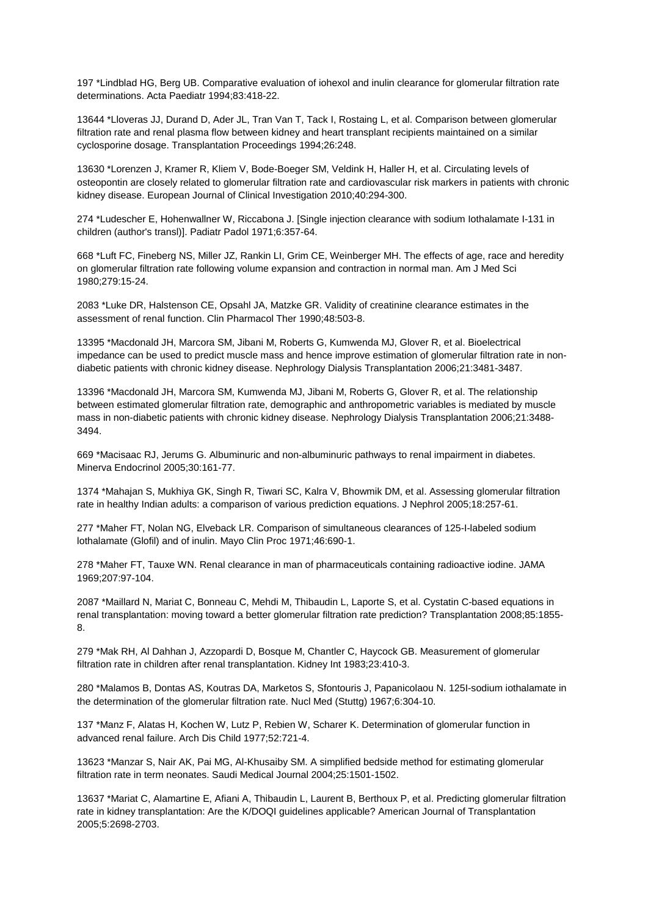197 *Lindblad HG, Berg UB. Comparative evaluation of iohexol and inulin clearance for glomerular filtration rate determinations. Acta Paediatr 1994;83:418-22.

13644 *Lloveras JJ, Durand D, Ader JL, Tran Van T, Tack I, Rostaing L, et al. Comparison between glomerular filtration rate and renal plasma flow between kidney and heart transplant recipients maintained on a similar cyclosporine dosage. Transplantation Proceedings 1994;26:248.

13630 *Lorenzen J, Kramer R, Kliem V, Bode-Boeger SM, Veldink H, Haller H, et al. Circulating levels of osteopontin are closely related to glomerular filtration rate and cardiovascular risk markers in patients with chronic kidney disease. European Journal of Clinical Investigation 2010;40:294-300.

274 *Ludescher E, Hohenwallner W, Riccabona J. [Single injection clearance with sodium Iothalamate I-131 in children (author's transl)]. Pädiatr Padol 1971;6:357-64.

668 *Luft FC, Fineberg NS, Miller JZ, Rankin LI, Grim CE, Weinberger MH. The effects of age, race and heredity on glomerular filtration rate following volume expansion and contraction in normal man. Am J Med Sci 1980;279:15-24.

2083 *Luke DR, Halstenson CE, Opsahl JA, Matzke GR. Validity of creatinine clearance estimates in the assessment of renal function. Clin Pharmacol Ther 1990;48:503-8.

13395 *Macdonald JH, Marcora SM, Jibani M, Roberts G, Kumwenda MJ, Glover R, et al. Bioelectrical impedance can be used to predict muscle mass and hence improve estimation of glomerular filtration rate in non-diabetic patients with chronic kidney disease. Nephrology Dialysis Transplantation 2006;21:3481-3487.

13396 *Macdonald JH, Marcora SM, Kumwenda MJ, Jibani M, Roberts G, Glover R, et al. The relationship between estimated glomerular filtration rate, demographic and anthropometric variables is mediated by muscle mass in non-diabetic patients with chronic kidney disease. Nephrology Dialysis Transplantation 2006;21:3488-3494.

669 *Macisaac RJ, Jerums G. Albuminuric and non-albuminuric pathways to renal impairment in diabetes. Minerva Endocrinol 2005;30:161-77.

1374 *Mahajan S, Mukhiya GK, Singh R, Tiwari SC, Kalra V, Bhowmik DM, et al. Assessing glomerular filtration rate in healthy Indian adults: a comparison of various prediction equations. J Nephrol 2005;18:257-61.

277 *Maher FT, Nolan NG, Elveback LR. Comparison of simultaneous clearances of 125-I-labeled sodium Iothalamate (Glofil) and of inulin. Mayo Clin Proc 1971;46:690-1.

278 *Maher FT, Tauxe WN. Renal clearance in man of pharmaceuticals containing radioactive iodine. JAMA 1969;207:97-104.

2087 *Maillard N, Mariat C, Bonneau C, Mehdi M, Thibaudin L, Laporte S, et al. Cystatin C-based equations in renal transplantation: moving toward a better glomerular filtration rate prediction? Transplantation 2008;85:1855-8.

279 *Mak RH, Al Dahhan J, Azzopardi D, Bosque M, Chantler C, Haycock GB. Measurement of glomerular filtration rate in children after renal transplantation. Kidney Int 1983;23:410-3.

280 *Malamos B, Dontas AS, Koutras DA, Marketos S, Sfontouris J, Papanicolaou N. 125I-sodium iothalamate in the determination of the glomerular filtration rate. Nucl Med (Stuttg) 1967;6:304-10.

137 *Manz F, Alatas H, Kochen W, Lutz P, Rebien W, Scharer K. Determination of glomerular function in advanced renal failure. Arch Dis Child 1977;52:721-4.

13623 *Manzar S, Nair AK, Pai MG, Al-Khusaiby SM. A simplified bedside method for estimating glomerular filtration rate in term neonates. Saudi Medical Journal 2004;25:1501-1502.

13637 *Mariat C, Alamartine E, Afiani A, Thibaudin L, Laurent B, Berthoux P, et al. Predicting glomerular filtration rate in kidney transplantation: Are the K/DOQI guidelines applicable? American Journal of Transplantation 2005;5:2698-2703.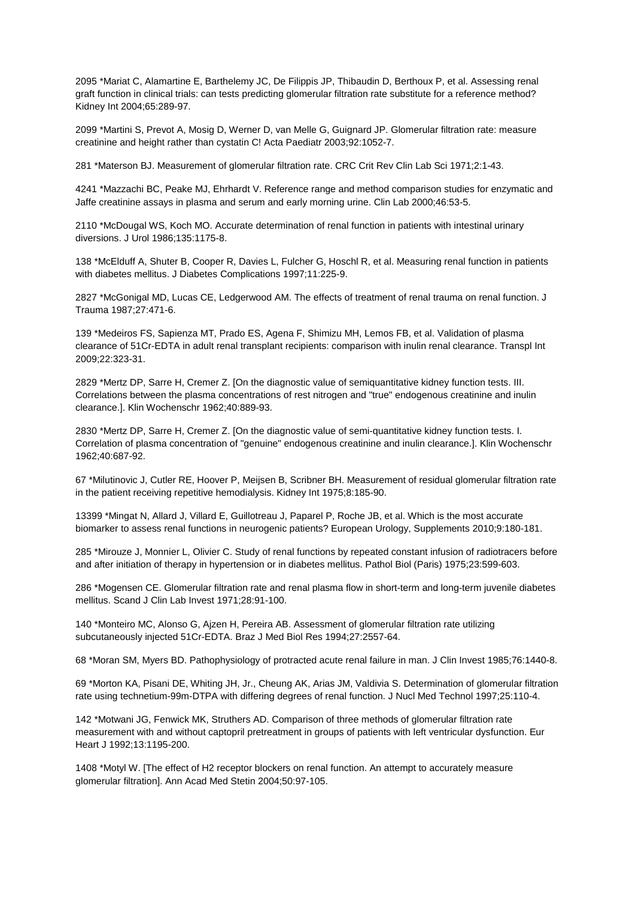2095 *Mariat C, Alamartine E, Barthelemy JC, De Filippis JP, Thibaudin D, Berthoux P, et al. Assessing renal graft function in clinical trials: can tests predicting glomerular filtration rate substitute for a reference method? Kidney Int 2004;65:289-97.

2099 *Martini S, Prevot A, Mosig D, Werner D, van Melle G, Guignard JP. Glomerular filtration rate: measure creatinine and height rather than cystatin C! Acta Paediatr 2003;92:1052-7.

281 *Materson BJ. Measurement of glomerular filtration rate. CRC Crit Rev Clin Lab Sci 1971;2:1-43.

4241 *Mazzachi BC, Peake MJ, Ehrhardt V. Reference range and method comparison studies for enzymatic and Jaffe creatinine assays in plasma and serum and early morning urine. Clin Lab 2000;46:53-5.

2110 *McDougal WS, Koch MO. Accurate determination of renal function in patients with intestinal urinary diversions. J Urol 1986;135:1175-8.

138 *McElduff A, Shuter B, Cooper R, Davies L, Fulcher G, Hoschl R, et al. Measuring renal function in patients with diabetes mellitus. J Diabetes Complications 1997;11:225-9.

2827 *McGonigal MD, Lucas CE, Ledgerwood AM. The effects of treatment of renal trauma on renal function. J Trauma 1987;27:471-6.

139 *Medeiros FS, Sapienza MT, Prado ES, Agena F, Shimizu MH, Lemos FB, et al. Validation of plasma clearance of 51Cr-EDTA in adult renal transplant recipients: comparison with inulin renal clearance. Transpl Int 2009;22:323-31.

2829 *Mertz DP, Sarre H, Cremer Z. [On the diagnostic value of semiquantitative kidney function tests. III. Correlations between the plasma concentrations of rest nitrogen and "true" endogenous creatinine and inulin clearance.]. Klin Wochenschr 1962;40:889-93.

2830 *Mertz DP, Sarre H, Cremer Z. [On the diagnostic value of semi-quantitative kidney function tests. I. Correlation of plasma concentration of "genuine" endogenous creatinine and inulin clearance.]. Klin Wochenschr 1962;40:687-92.

67 *Milutinovic J, Cutler RE, Hoover P, Meijsen B, Scribner BH. Measurement of residual glomerular filtration rate in the patient receiving repetitive hemodialysis. Kidney Int 1975;8:185-90.

13399 *Mingat N, Allard J, Villard E, Guillotreau J, Paparel P, Roche JB, et al. Which is the most accurate biomarker to assess renal functions in neurogenic patients? European Urology, Supplements 2010;9:180-181.

285 *Mirouze J, Monnier L, Olivier C. Study of renal functions by repeated constant infusion of radiotracers before and after initiation of therapy in hypertension or in diabetes mellitus. Pathol Biol (Paris) 1975;23:599-603.

286 *Mogensen CE. Glomerular filtration rate and renal plasma flow in short-term and long-term juvenile diabetes mellitus. Scand J Clin Lab Invest 1971;28:91-100.

140 *Monteiro MC, Alonso G, Ajzen H, Pereira AB. Assessment of glomerular filtration rate utilizing subcutaneously injected 51Cr-EDTA. Braz J Med Biol Res 1994;27:2557-64.

68 *Moran SM, Myers BD. Pathophysiology of protracted acute renal failure in man. J Clin Invest 1985;76:1440-8.

69 *Morton KA, Pisani DE, Whiting JH, Jr., Cheung AK, Arias JM, Valdivia S. Determination of glomerular filtration rate using technetium-99m-DTPA with differing degrees of renal function. J Nucl Med Technol 1997;25:110-4.

142 *Motwani JG, Fenwick MK, Struthers AD. Comparison of three methods of glomerular filtration rate measurement with and without captopril pretreatment in groups of patients with left ventricular dysfunction. Eur Heart J 1992;13:1195-200.

1408 *Motyl W. [The effect of H2 receptor blockers on renal function. An attempt to accurately measure glomerular filtration]. Ann Acad Med Stetin 2004;50:97-105.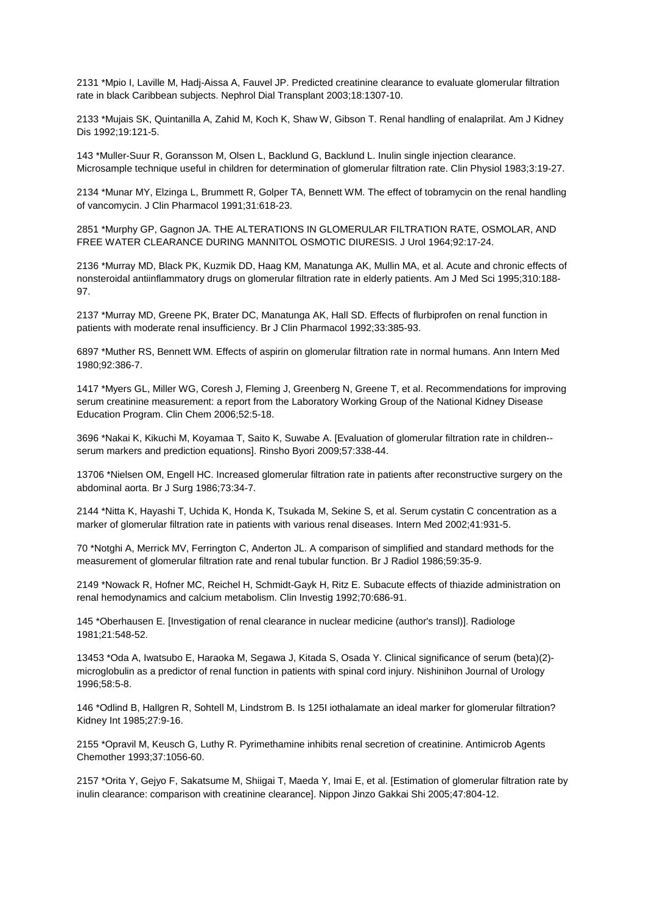2131 *Mpio I, Laville M, Hadj-Aissa A, Fauvel JP. Predicted creatinine clearance to evaluate glomerular filtration rate in black Caribbean subjects. Nephrol Dial Transplant 2003;18:1307-10.

2133 *Mujais SK, Quintanilla A, Zahid M, Koch K, Shaw W, Gibson T. Renal handling of enalaprilat. Am J Kidney Dis 1992;19:121-5.

143 *Muller-Suur R, Goransson M, Olsen L, Backlund G, Backlund L. Inulin single injection clearance. Microsample technique useful in children for determination of glomerular filtration rate. Clin Physiol 1983;3:19-27.

2134 *Munar MY, Elzinga L, Brummett R, Golper TA, Bennett WM. The effect of tobramycin on the renal handling of vancomycin. J Clin Pharmacol 1991;31:618-23.

2851 *Murphy GP, Gagnon JA. THE ALTERATIONS IN GLOMERULAR FILTRATION RATE, OSMOLAR, AND FREE WATER CLEARANCE DURING MANNITOL OSMOTIC DIURESIS. J Urol 1964;92:17-24.

2136 *Murray MD, Black PK, Kuzmik DD, Haag KM, Manatunga AK, Mullin MA, et al. Acute and chronic effects of nonsteroidal antiinflammatory drugs on glomerular filtration rate in elderly patients. Am J Med Sci 1995;310:188-97.

2137 *Murray MD, Greene PK, Brater DC, Manatunga AK, Hall SD. Effects of flurbiprofen on renal function in patients with moderate renal insufficiency. Br J Clin Pharmacol 1992;33:385-93.

6897 *Muther RS, Bennett WM. Effects of aspirin on glomerular filtration rate in normal humans. Ann Intern Med 1980;92:386-7.

1417 *Myers GL, Miller WG, Coresh J, Fleming J, Greenberg N, Greene T, et al. Recommendations for improving serum creatinine measurement: a report from the Laboratory Working Group of the National Kidney Disease Education Program. Clin Chem 2006;52:5-18.

3696 *Nakai K, Kikuchi M, Koyamaa T, Saito K, Suwabe A. [Evaluation of glomerular filtration rate in children--serum markers and prediction equations]. Rinsho Byori 2009;57:338-44.

13706 *Nielsen OM, Engell HC. Increased glomerular filtration rate in patients after reconstructive surgery on the abdominal aorta. Br J Surg 1986;73:34-7.

2144 *Nitta K, Hayashi T, Uchida K, Honda K, Tsukada M, Sekine S, et al. Serum cystatin C concentration as a marker of glomerular filtration rate in patients with various renal diseases. Intern Med 2002;41:931-5.

70 *Notghi A, Merrick MV, Ferrington C, Anderton JL. A comparison of simplified and standard methods for the measurement of glomerular filtration rate and renal tubular function. Br J Radiol 1986;59:35-9.

2149 *Nowack R, Hofner MC, Reichel H, Schmidt-Gayk H, Ritz E. Subacute effects of thiazide administration on renal hemodynamics and calcium metabolism. Clin Investig 1992;70:686-91.

145 *Oberhausen E. [Investigation of renal clearance in nuclear medicine (author's transl)]. Radiologe 1981;21:548-52.

13453 *Oda A, Iwatsubo E, Haraoka M, Segawa J, Kitada S, Osada Y. Clinical significance of serum (beta)(2)-microglobulin as a predictor of renal function in patients with spinal cord injury. Nishinihon Journal of Urology 1996;58:5-8.

146 *Odlind B, Hallgren R, Sohtell M, Lindstrom B. Is 125I iothalamate an ideal marker for glomerular filtration? Kidney Int 1985;27:9-16.

2155 *Opravil M, Keusch G, Luthy R. Pyrimethamine inhibits renal secretion of creatinine. Antimicrob Agents Chemother 1993;37:1056-60.

2157 *Orita Y, Gejyo F, Sakatsume M, Shiigai T, Maeda Y, Imai E, et al. [Estimation of glomerular filtration rate by inulin clearance: comparison with creatinine clearance]. Nippon Jinzo Gakkai Shi 2005;47:804-12.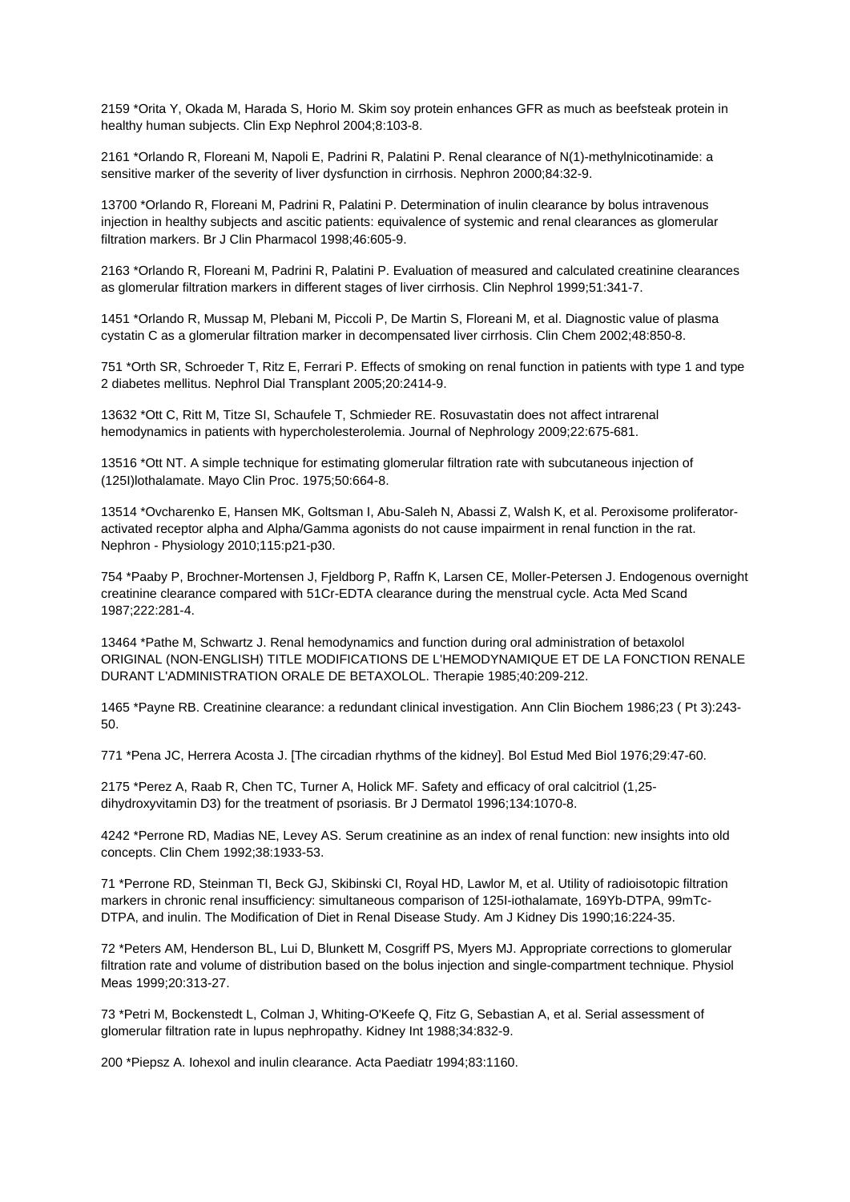2159 *Orita Y, Okada M, Harada S, Horio M. Skim soy protein enhances GFR as much as beefsteak protein in healthy human subjects. Clin Exp Nephrol 2004;8:103-8.

2161 *Orlando R, Floreani M, Napoli E, Padrini R, Palatini P. Renal clearance of N(1)-methylnicotinamide: a sensitive marker of the severity of liver dysfunction in cirrhosis. Nephron 2000;84:32-9.

13700 *Orlando R, Floreani M, Padrini R, Palatini P. Determination of inulin clearance by bolus intravenous injection in healthy subjects and ascitic patients: equivalence of systemic and renal clearances as glomerular filtration markers. Br J Clin Pharmacol 1998;46:605-9.

2163 *Orlando R, Floreani M, Padrini R, Palatini P. Evaluation of measured and calculated creatinine clearances as glomerular filtration markers in different stages of liver cirrhosis. Clin Nephrol 1999;51:341-7.

1451 *Orlando R, Mussap M, Plebani M, Piccoli P, De Martin S, Floreani M, et al. Diagnostic value of plasma cystatin C as a glomerular filtration marker in decompensated liver cirrhosis. Clin Chem 2002;48:850-8.

751 *Orth SR, Schroeder T, Ritz E, Ferrari P. Effects of smoking on renal function in patients with type 1 and type 2 diabetes mellitus. Nephrol Dial Transplant 2005;20:2414-9.

13632 *Ott C, Ritt M, Titze SI, Schaufele T, Schmieder RE. Rosuvastatin does not affect intrarenal hemodynamics in patients with hypercholesterolemia. Journal of Nephrology 2009;22:675-681.

13516 *Ott NT. A simple technique for estimating glomerular filtration rate with subcutaneous injection of (125I)lothalamate. Mayo Clin Proc. 1975;50:664-8.

13514 *Ovcharenko E, Hansen MK, Goltsman I, Abu-Saleh N, Abassi Z, Walsh K, et al. Peroxisome proliferator-activated receptor alpha and Alpha/Gamma agonists do not cause impairment in renal function in the rat. Nephron - Physiology 2010;115:p21-p30.

754 *Paaby P, Brochner-Mortensen J, Fjeldborg P, Raffn K, Larsen CE, Moller-Petersen J. Endogenous overnight creatinine clearance compared with 51Cr-EDTA clearance during the menstrual cycle. Acta Med Scand 1987;222:281-4.

13464 *Pathe M, Schwartz J. Renal hemodynamics and function during oral administration of betaxolol ORIGINAL (NON-ENGLISH) TITLE MODIFICATIONS DE L'HEMODYNAMIQUE ET DE LA FONCTION RENALE DURANT L'ADMINISTRATION ORALE DE BETAXOLOL. Therapie 1985;40:209-212.

1465 *Payne RB. Creatinine clearance: a redundant clinical investigation. Ann Clin Biochem 1986;23 ( Pt 3):243-50.

771 *Pena JC, Herrera Acosta J. [The circadian rhythms of the kidney]. Bol Estud Med Biol 1976;29:47-60.

2175 *Perez A, Raab R, Chen TC, Turner A, Holick MF. Safety and efficacy of oral calcitriol (1,25-dihydroxyvitamin D3) for the treatment of psoriasis. Br J Dermatol 1996;134:1070-8.

4242 *Perrone RD, Madias NE, Levey AS. Serum creatinine as an index of renal function: new insights into old concepts. Clin Chem 1992;38:1933-53.

71 *Perrone RD, Steinman TI, Beck GJ, Skibinski CI, Royal HD, Lawlor M, et al. Utility of radioisotopic filtration markers in chronic renal insufficiency: simultaneous comparison of 125I-iothalamate, 169Yb-DTPA, 99mTc-DTPA, and inulin. The Modification of Diet in Renal Disease Study. Am J Kidney Dis 1990;16:224-35.

72 *Peters AM, Henderson BL, Lui D, Blunkett M, Cosgriff PS, Myers MJ. Appropriate corrections to glomerular filtration rate and volume of distribution based on the bolus injection and single-compartment technique. Physiol Meas 1999;20:313-27.

73 *Petri M, Bockenstedt L, Colman J, Whiting-O'Keefe Q, Fitz G, Sebastian A, et al. Serial assessment of glomerular filtration rate in lupus nephropathy. Kidney Int 1988;34:832-9.

200 *Piepsz A. Iohexol and inulin clearance. Acta Paediatr 1994;83:1160.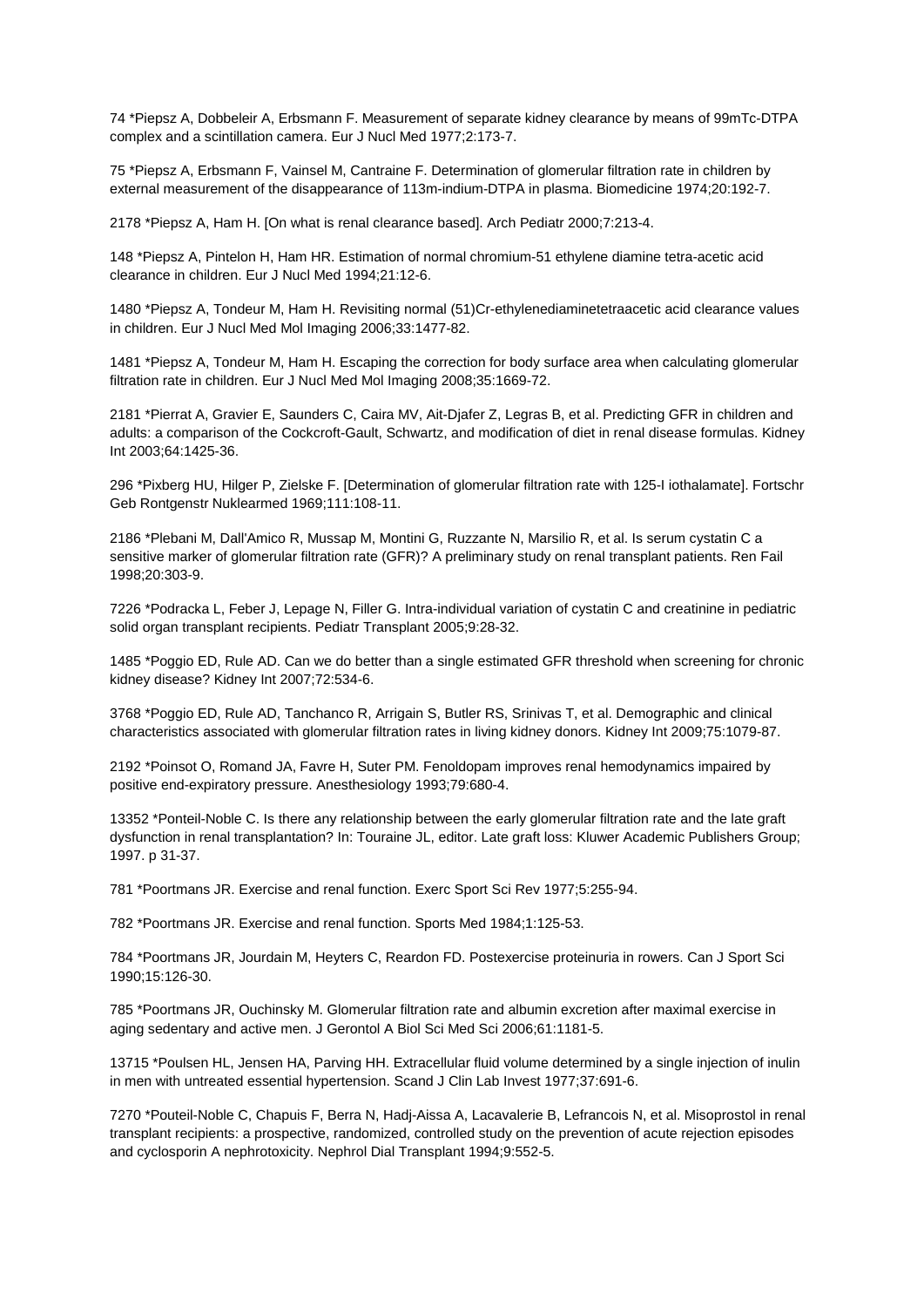74 *Piepsz A, Dobbeleir A, Erbsmann F. Measurement of separate kidney clearance by means of 99mTc-DTPA complex and a scintillation camera. Eur J Nucl Med 1977;2:173-7.

75 *Piepsz A, Erbsmann F, Vainsel M, Cantraine F. Determination of glomerular filtration rate in children by external measurement of the disappearance of 113m-indium-DTPA in plasma. Biomedicine 1974;20:192-7.

2178 *Piepsz A, Ham H. [On what is renal clearance based]. Arch Pediatr 2000;7:213-4.

148 *Piepsz A, Pintelon H, Ham HR. Estimation of normal chromium-51 ethylene diamine tetra-acetic acid clearance in children. Eur J Nucl Med 1994;21:12-6.

1480 *Piepsz A, Tondeur M, Ham H. Revisiting normal (51)Cr-ethylenediaminetetraacetic acid clearance values in children. Eur J Nucl Med Mol Imaging 2006;33:1477-82.

1481 *Piepsz A, Tondeur M, Ham H. Escaping the correction for body surface area when calculating glomerular filtration rate in children. Eur J Nucl Med Mol Imaging 2008;35:1669-72.

2181 *Pierrat A, Gravier E, Saunders C, Caira MV, Ait-Djafer Z, Legras B, et al. Predicting GFR in children and adults: a comparison of the Cockcroft-Gault, Schwartz, and modification of diet in renal disease formulas. Kidney Int 2003;64:1425-36.

296 *Pixberg HU, Hilger P, Zielske F. [Determination of glomerular filtration rate with 125-I iothalamate]. Fortschr Geb Rontgenstr Nuklearmed 1969;111:108-11.

2186 *Plebani M, Dall'Amico R, Mussap M, Montini G, Ruzzante N, Marsilio R, et al. Is serum cystatin C a sensitive marker of glomerular filtration rate (GFR)? A preliminary study on renal transplant patients. Ren Fail 1998;20:303-9.

7226 *Podracka L, Feber J, Lepage N, Filler G. Intra-individual variation of cystatin C and creatinine in pediatric solid organ transplant recipients. Pediatr Transplant 2005;9:28-32.

1485 *Poggio ED, Rule AD. Can we do better than a single estimated GFR threshold when screening for chronic kidney disease? Kidney Int 2007;72:534-6.

3768 *Poggio ED, Rule AD, Tanchanco R, Arrigain S, Butler RS, Srinivas T, et al. Demographic and clinical characteristics associated with glomerular filtration rates in living kidney donors. Kidney Int 2009;75:1079-87.

2192 *Poinsot O, Romand JA, Favre H, Suter PM. Fenoldopam improves renal hemodynamics impaired by positive end-expiratory pressure. Anesthesiology 1993;79:680-4.

13352 *Ponteil-Noble C. Is there any relationship between the early glomerular filtration rate and the late graft dysfunction in renal transplantation? In: Touraine JL, editor. Late graft loss: Kluwer Academic Publishers Group; 1997. p 31-37.

781 *Poortmans JR. Exercise and renal function. Exerc Sport Sci Rev 1977;5:255-94.

782 *Poortmans JR. Exercise and renal function. Sports Med 1984;1:125-53.

784 *Poortmans JR, Jourdain M, Heyters C, Reardon FD. Postexercise proteinuria in rowers. Can J Sport Sci 1990;15:126-30.

785 *Poortmans JR, Ouchinsky M. Glomerular filtration rate and albumin excretion after maximal exercise in aging sedentary and active men. J Gerontol A Biol Sci Med Sci 2006;61:1181-5.

13715 *Poulsen HL, Jensen HA, Parving HH. Extracellular fluid volume determined by a single injection of inulin in men with untreated essential hypertension. Scand J Clin Lab Invest 1977;37:691-6.

7270 *Pouteil-Noble C, Chapuis F, Berra N, Hadj-Aissa A, Lacavalerie B, Lefrancois N, et al. Misoprostol in renal transplant recipients: a prospective, randomized, controlled study on the prevention of acute rejection episodes and cyclosporin A nephrotoxicity. Nephrol Dial Transplant 1994;9:552-5.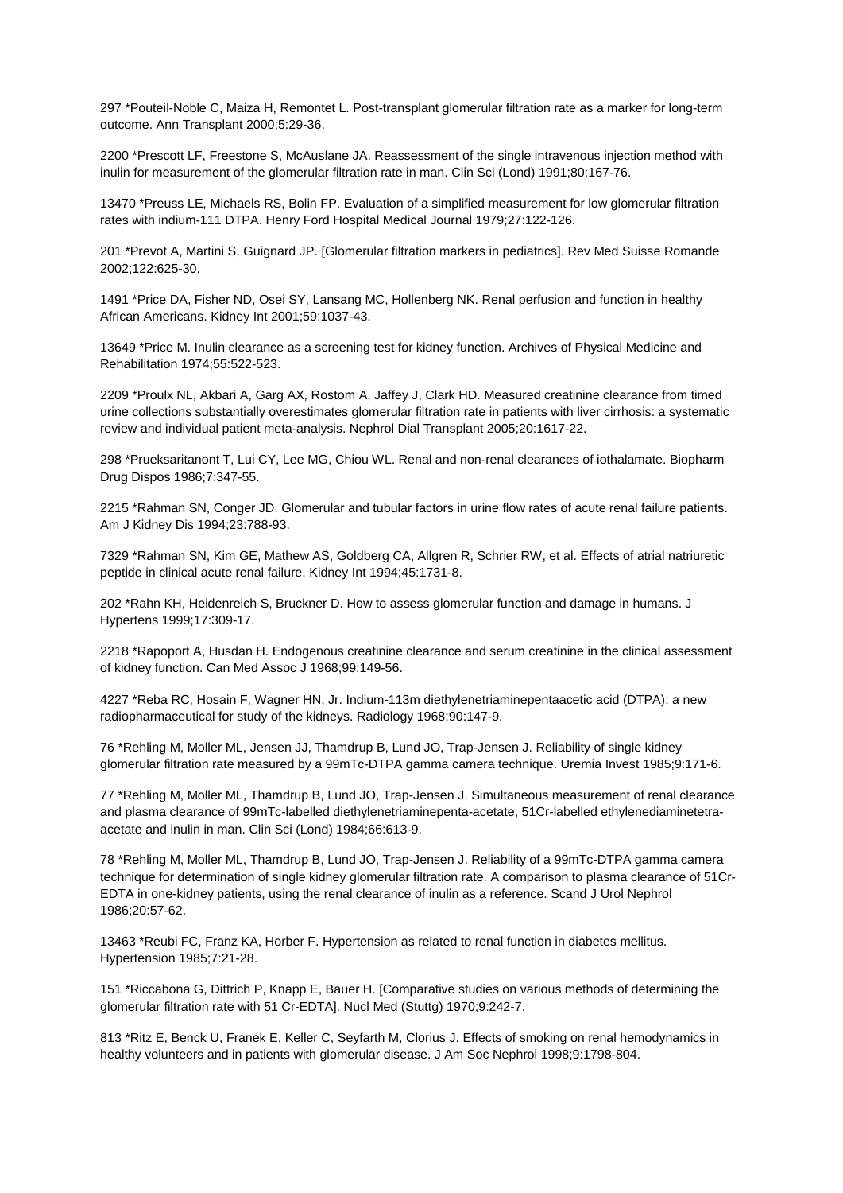297 *Pouteil-Noble C, Maiza H, Remontet L. Post-transplant glomerular filtration rate as a marker for long-term outcome. Ann Transplant 2000;5:29-36.

2200 *Prescott LF, Freestone S, McAuslane JA. Reassessment of the single intravenous injection method with inulin for measurement of the glomerular filtration rate in man. Clin Sci (Lond) 1991;80:167-76.

13470 *Preuss LE, Michaels RS, Bolin FP. Evaluation of a simplified measurement for low glomerular filtration rates with indium-111 DTPA. Henry Ford Hospital Medical Journal 1979;27:122-126.

201 *Prevot A, Martini S, Guignard JP. [Glomerular filtration markers in pediatrics]. Rev Med Suisse Romande 2002;122:625-30.

1491 *Price DA, Fisher ND, Osei SY, Lansang MC, Hollenberg NK. Renal perfusion and function in healthy African Americans. Kidney Int 2001;59:1037-43.

13649 *Price M. Inulin clearance as a screening test for kidney function. Archives of Physical Medicine and Rehabilitation 1974;55:522-523.

2209 *Proulx NL, Akbari A, Garg AX, Rostom A, Jaffey J, Clark HD. Measured creatinine clearance from timed urine collections substantially overestimates glomerular filtration rate in patients with liver cirrhosis: a systematic review and individual patient meta-analysis. Nephrol Dial Transplant 2005;20:1617-22.

298 *Prueksaritanont T, Lui CY, Lee MG, Chiou WL. Renal and non-renal clearances of iothalamate. Biopharm Drug Dispos 1986;7:347-55.

2215 *Rahman SN, Conger JD. Glomerular and tubular factors in urine flow rates of acute renal failure patients. Am J Kidney Dis 1994;23:788-93.

7329 *Rahman SN, Kim GE, Mathew AS, Goldberg CA, Allgren R, Schrier RW, et al. Effects of atrial natriuretic peptide in clinical acute renal failure. Kidney Int 1994;45:1731-8.

202 *Rahn KH, Heidenreich S, Bruckner D. How to assess glomerular function and damage in humans. J Hypertens 1999;17:309-17.

2218 *Rapoport A, Husdan H. Endogenous creatinine clearance and serum creatinine in the clinical assessment of kidney function. Can Med Assoc J 1968;99:149-56.

4227 *Reba RC, Hosain F, Wagner HN, Jr. Indium-113m diethylenetriaminepentaacetic acid (DTPA): a new radiopharmaceutical for study of the kidneys. Radiology 1968;90:147-9.

76 *Rehling M, Moller ML, Jensen JJ, Thamdrup B, Lund JO, Trap-Jensen J. Reliability of single kidney glomerular filtration rate measured by a 99mTc-DTPA gamma camera technique. Uremia Invest 1985;9:171-6.

77 *Rehling M, Moller ML, Thamdrup B, Lund JO, Trap-Jensen J. Simultaneous measurement of renal clearance and plasma clearance of 99mTc-labelled diethylenetriaminepenta-acetate, 51Cr-labelled ethylenediaminetetra-acetate and inulin in man. Clin Sci (Lond) 1984;66:613-9.

78 *Rehling M, Moller ML, Thamdrup B, Lund JO, Trap-Jensen J. Reliability of a 99mTc-DTPA gamma camera technique for determination of single kidney glomerular filtration rate. A comparison to plasma clearance of 51Cr-EDTA in one-kidney patients, using the renal clearance of inulin as a reference. Scand J Urol Nephrol 1986;20:57-62.

13463 *Reubi FC, Franz KA, Horber F. Hypertension as related to renal function in diabetes mellitus. Hypertension 1985;7:21-28.

151 *Riccabona G, Dittrich P, Knapp E, Bauer H. [Comparative studies on various methods of determining the glomerular filtration rate with 51 Cr-EDTA]. Nucl Med (Stuttg) 1970;9:242-7.

813 *Ritz E, Benck U, Franek E, Keller C, Seyfarth M, Clorius J. Effects of smoking on renal hemodynamics in healthy volunteers and in patients with glomerular disease. J Am Soc Nephrol 1998;9:1798-804.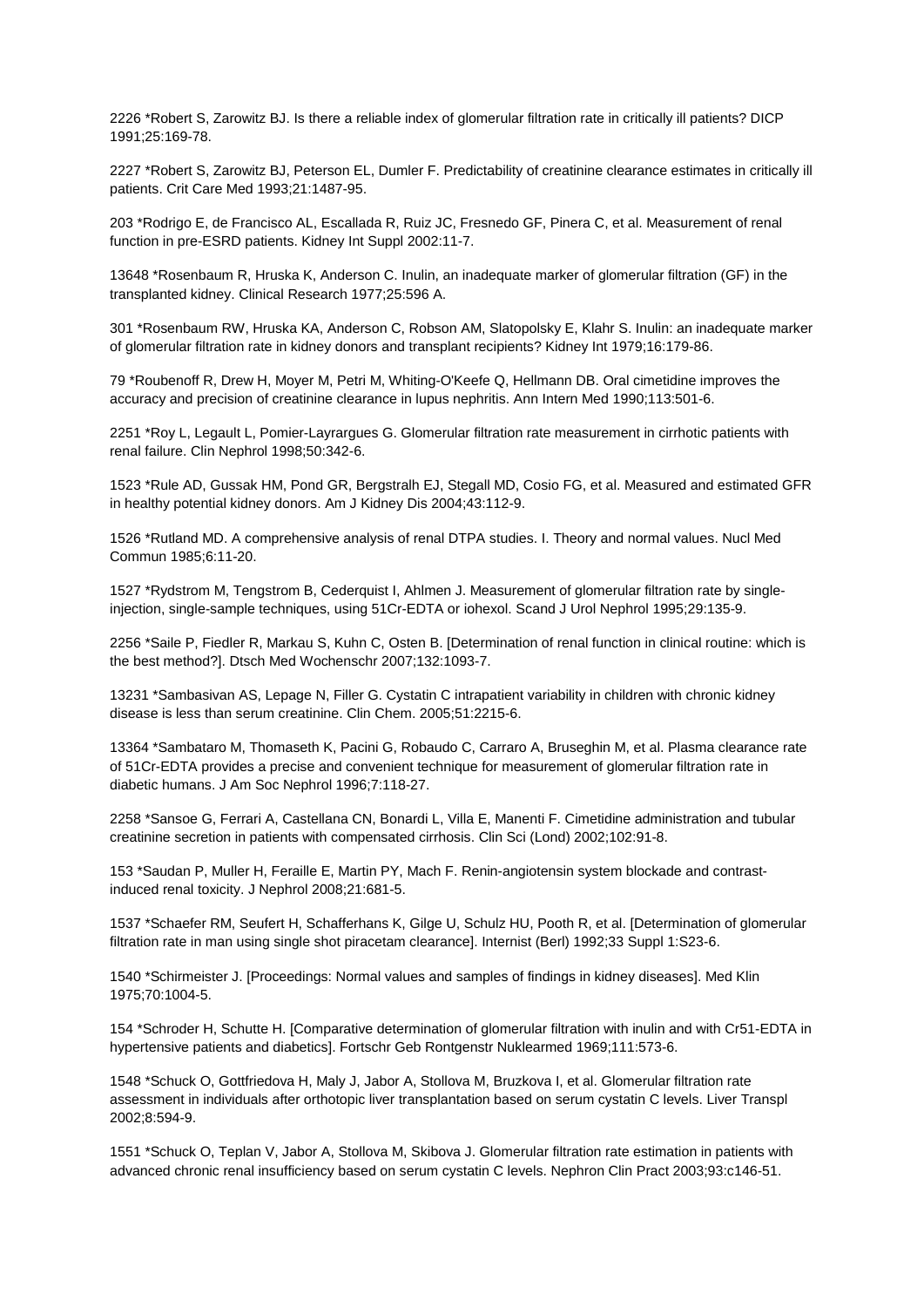2226 *Robert S, Zarowitz BJ. Is there a reliable index of glomerular filtration rate in critically ill patients? DICP 1991;25:169-78.

2227 *Robert S, Zarowitz BJ, Peterson EL, Dumler F. Predictability of creatinine clearance estimates in critically ill patients. Crit Care Med 1993;21:1487-95.

203 *Rodrigo E, de Francisco AL, Escallada R, Ruiz JC, Fresnedo GF, Pinera C, et al. Measurement of renal function in pre-ESRD patients. Kidney Int Suppl 2002:11-7.

13648 *Rosenbaum R, Hruska K, Anderson C. Inulin, an inadequate marker of glomerular filtration (GF) in the transplanted kidney. Clinical Research 1977;25:596 A.

301 *Rosenbaum RW, Hruska KA, Anderson C, Robson AM, Slatopolsky E, Klahr S. Inulin: an inadequate marker of glomerular filtration rate in kidney donors and transplant recipients? Kidney Int 1979;16:179-86.

79 *Roubenoff R, Drew H, Moyer M, Petri M, Whiting-O'Keefe Q, Hellmann DB. Oral cimetidine improves the accuracy and precision of creatinine clearance in lupus nephritis. Ann Intern Med 1990;113:501-6.

2251 *Roy L, Legault L, Pomier-Layrargues G. Glomerular filtration rate measurement in cirrhotic patients with renal failure. Clin Nephrol 1998;50:342-6.

1523 *Rule AD, Gussak HM, Pond GR, Bergstralh EJ, Stegall MD, Cosio FG, et al. Measured and estimated GFR in healthy potential kidney donors. Am J Kidney Dis 2004;43:112-9.

1526 *Rutland MD. A comprehensive analysis of renal DTPA studies. I. Theory and normal values. Nucl Med Commun 1985;6:11-20.

1527 *Rydstrom M, Tengstrom B, Cederquist I, Ahlmen J. Measurement of glomerular filtration rate by single-injection, single-sample techniques, using 51Cr-EDTA or iohexol. Scand J Urol Nephrol 1995;29:135-9.

2256 *Saile P, Fiedler R, Markau S, Kuhn C, Osten B. [Determination of renal function in clinical routine: which is the best method?]. Dtsch Med Wochenschr 2007;132:1093-7.

13231 *Sambasivan AS, Lepage N, Filler G. Cystatin C intrapatient variability in children with chronic kidney disease is less than serum creatinine. Clin Chem. 2005;51:2215-6.

13364 *Sambataro M, Thomaseth K, Pacini G, Robaudo C, Carraro A, Bruseghin M, et al. Plasma clearance rate of 51Cr-EDTA provides a precise and convenient technique for measurement of glomerular filtration rate in diabetic humans. J Am Soc Nephrol 1996;7:118-27.

2258 *Sansoe G, Ferrari A, Castellana CN, Bonardi L, Villa E, Manenti F. Cimetidine administration and tubular creatinine secretion in patients with compensated cirrhosis. Clin Sci (Lond) 2002;102:91-8.

153 *Saudan P, Muller H, Feraille E, Martin PY, Mach F. Renin-angiotensin system blockade and contrast-induced renal toxicity. J Nephrol 2008;21:681-5.

1537 *Schaefer RM, Seufert H, Schafferhans K, Gilge U, Schulz HU, Pooth R, et al. [Determination of glomerular filtration rate in man using single shot piracetam clearance]. Internist (Berl) 1992;33 Suppl 1:S23-6.

1540 *Schirmeister J. [Proceedings: Normal values and samples of findings in kidney diseases]. Med Klin 1975;70:1004-5.

154 *Schroder H, Schutte H. [Comparative determination of glomerular filtration with inulin and with Cr51-EDTA in hypertensive patients and diabetics]. Fortschr Geb Rontgenstr Nuklearmed 1969;111:573-6.

1548 *Schuck O, Gottfriedova H, Maly J, Jabor A, Stollova M, Bruzkova I, et al. Glomerular filtration rate assessment in individuals after orthotopic liver transplantation based on serum cystatin C levels. Liver Transpl 2002;8:594-9.

1551 *Schuck O, Teplan V, Jabor A, Stollova M, Skibova J. Glomerular filtration rate estimation in patients with advanced chronic renal insufficiency based on serum cystatin C levels. Nephron Clin Pract 2003;93:c146-51.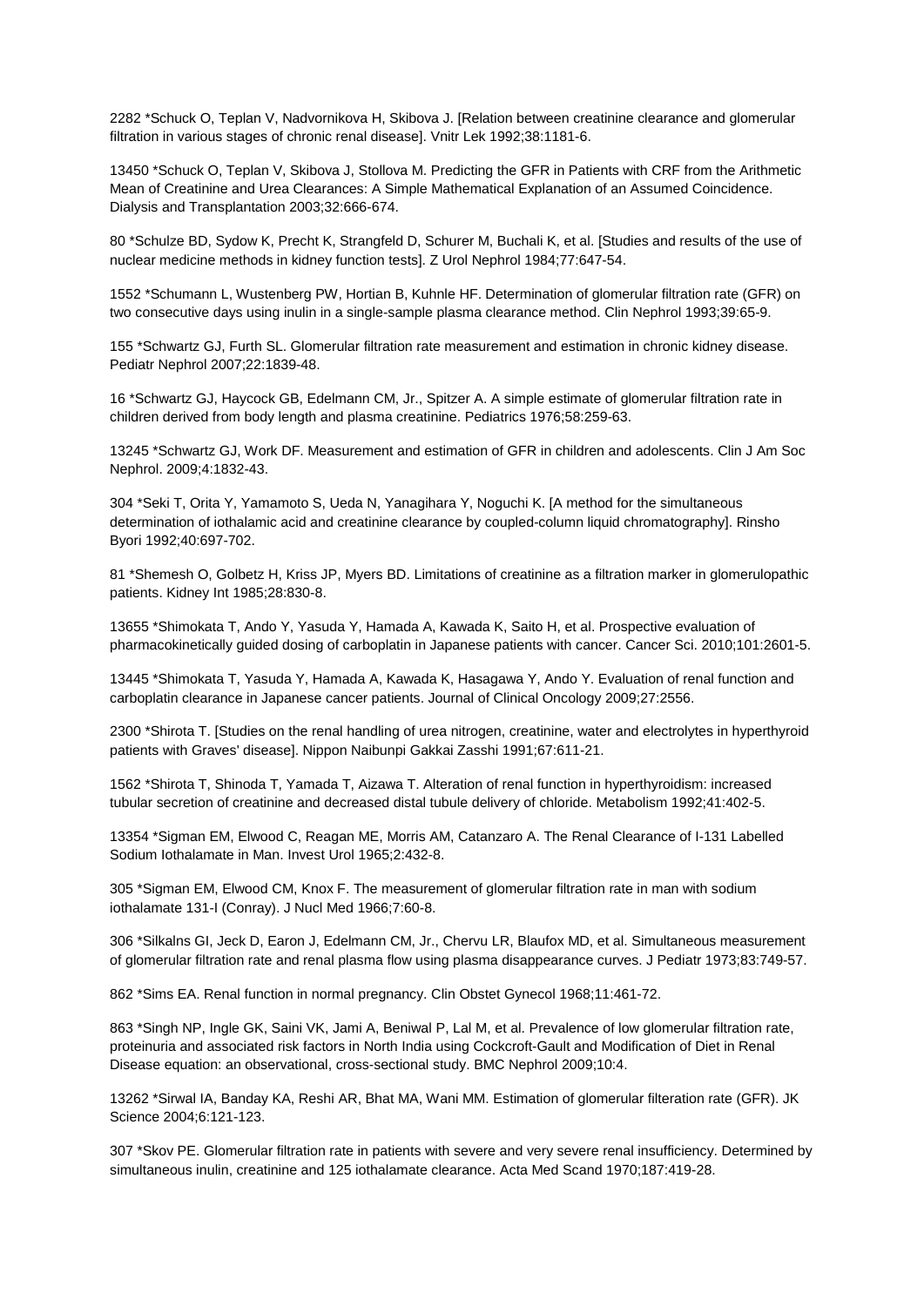2282 *Schuck O, Teplan V, Nadvornikova H, Skibova J. [Relation between creatinine clearance and glomerular filtration in various stages of chronic renal disease]. Vnitr Lek 1992;38:1181-6.

13450 *Schuck O, Teplan V, Skibova J, Stollova M. Predicting the GFR in Patients with CRF from the Arithmetic Mean of Creatinine and Urea Clearances: A Simple Mathematical Explanation of an Assumed Coincidence. Dialysis and Transplantation 2003;32:666-674.

80 *Schulze BD, Sydow K, Precht K, Strangfeld D, Schurer M, Buchali K, et al. [Studies and results of the use of nuclear medicine methods in kidney function tests]. Z Urol Nephrol 1984;77:647-54.

1552 *Schumann L, Wustenberg PW, Hortian B, Kuhnle HF. Determination of glomerular filtration rate (GFR) on two consecutive days using inulin in a single-sample plasma clearance method. Clin Nephrol 1993;39:65-9.

155 *Schwartz GJ, Furth SL. Glomerular filtration rate measurement and estimation in chronic kidney disease. Pediatr Nephrol 2007;22:1839-48.

16 *Schwartz GJ, Haycock GB, Edelmann CM, Jr., Spitzer A. A simple estimate of glomerular filtration rate in children derived from body length and plasma creatinine. Pediatrics 1976;58:259-63.

13245 *Schwartz GJ, Work DF. Measurement and estimation of GFR in children and adolescents. Clin J Am Soc Nephrol. 2009;4:1832-43.

304 *Seki T, Orita Y, Yamamoto S, Ueda N, Yanagihara Y, Noguchi K. [A method for the simultaneous determination of iothalamic acid and creatinine clearance by coupled-column liquid chromatography]. Rinsho Byori 1992;40:697-702.

81 *Shemesh O, Golbetz H, Kriss JP, Myers BD. Limitations of creatinine as a filtration marker in glomerulopathic patients. Kidney Int 1985;28:830-8.

13655 *Shimokata T, Ando Y, Yasuda Y, Hamada A, Kawada K, Saito H, et al. Prospective evaluation of pharmacokinetically guided dosing of carboplatin in Japanese patients with cancer. Cancer Sci. 2010;101:2601-5.

13445 *Shimokata T, Yasuda Y, Hamada A, Kawada K, Hasagawa Y, Ando Y. Evaluation of renal function and carboplatin clearance in Japanese cancer patients. Journal of Clinical Oncology 2009;27:2556.

2300 *Shirota T. [Studies on the renal handling of urea nitrogen, creatinine, water and electrolytes in hyperthyroid patients with Graves' disease]. Nippon Naibunpi Gakkai Zasshi 1991;67:611-21.

1562 *Shirota T, Shinoda T, Yamada T, Aizawa T. Alteration of renal function in hyperthyroidism: increased tubular secretion of creatinine and decreased distal tubule delivery of chloride. Metabolism 1992;41:402-5.

13354 *Sigman EM, Elwood C, Reagan ME, Morris AM, Catanzaro A. The Renal Clearance of I-131 Labelled Sodium Iothalamate in Man. Invest Urol 1965;2:432-8.

305 *Sigman EM, Elwood CM, Knox F. The measurement of glomerular filtration rate in man with sodium iothalamate 131-I (Conray). J Nucl Med 1966;7:60-8.

306 *Silkalns GI, Jeck D, Earon J, Edelmann CM, Jr., Chervu LR, Blaufox MD, et al. Simultaneous measurement of glomerular filtration rate and renal plasma flow using plasma disappearance curves. J Pediatr 1973;83:749-57.

862 *Sims EA. Renal function in normal pregnancy. Clin Obstet Gynecol 1968;11:461-72.

863 *Singh NP, Ingle GK, Saini VK, Jami A, Beniwal P, Lal M, et al. Prevalence of low glomerular filtration rate, proteinuria and associated risk factors in North India using Cockcroft-Gault and Modification of Diet in Renal Disease equation: an observational, cross-sectional study. BMC Nephrol 2009;10:4.

13262 *Sirwal IA, Banday KA, Reshi AR, Bhat MA, Wani MM. Estimation of glomerular filteration rate (GFR). JK Science 2004;6:121-123.

307 *Skov PE. Glomerular filtration rate in patients with severe and very severe renal insufficiency. Determined by simultaneous inulin, creatinine and 125 iothalamate clearance. Acta Med Scand 1970;187:419-28.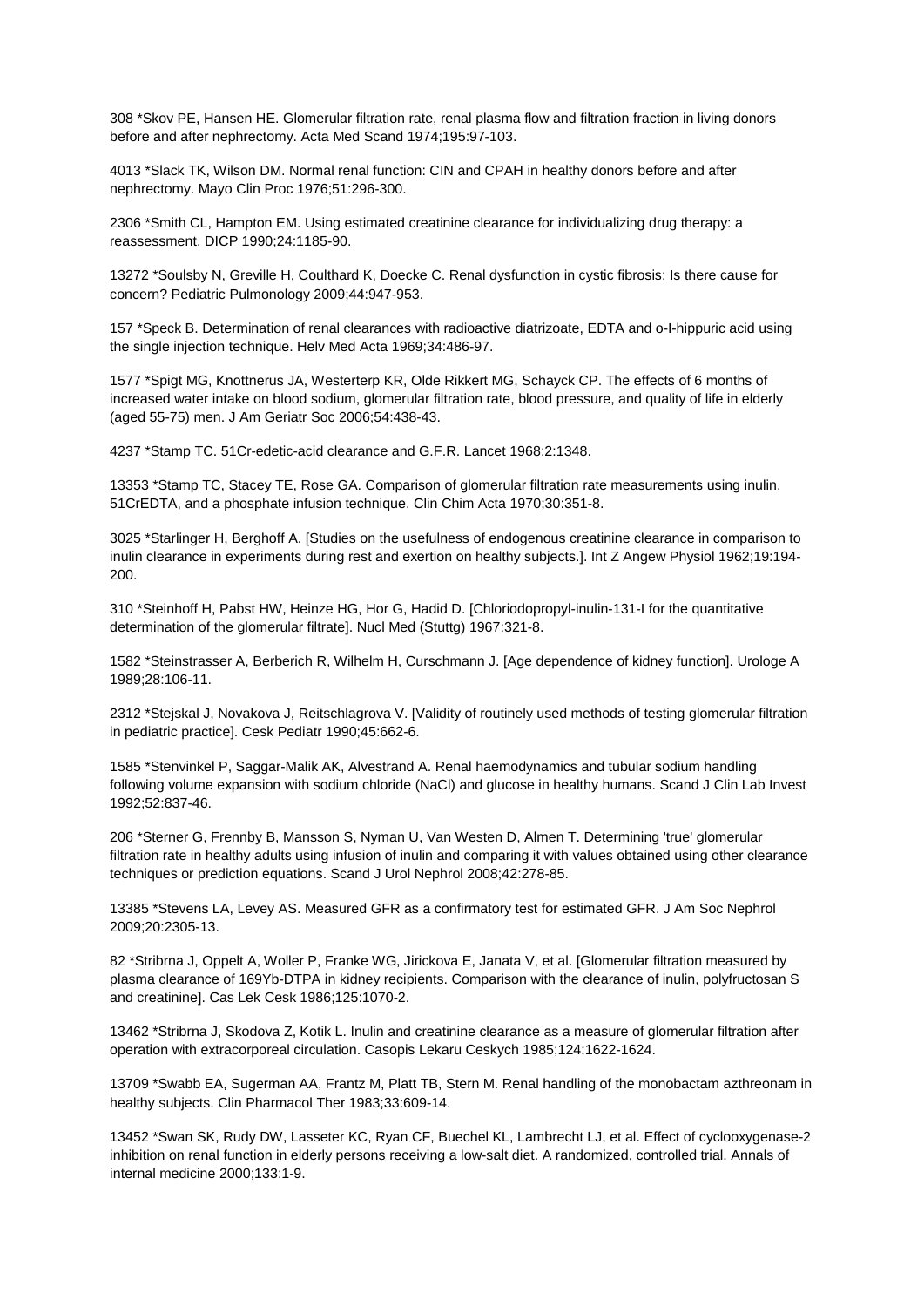308 *Skov PE, Hansen HE. Glomerular filtration rate, renal plasma flow and filtration fraction in living donors before and after nephrectomy. Acta Med Scand 1974;195:97-103.

4013 *Slack TK, Wilson DM. Normal renal function: CIN and CPAH in healthy donors before and after nephrectomy. Mayo Clin Proc 1976;51:296-300.

2306 *Smith CL, Hampton EM. Using estimated creatinine clearance for individualizing drug therapy: a reassessment. DICP 1990;24:1185-90.

13272 *Soulsby N, Greville H, Coulthard K, Doecke C. Renal dysfunction in cystic fibrosis: Is there cause for concern? Pediatric Pulmonology 2009;44:947-953.

157 *Speck B. Determination of renal clearances with radioactive diatrizoate, EDTA and o-I-hippuric acid using the single injection technique. Helv Med Acta 1969;34:486-97.

1577 *Spigt MG, Knottnerus JA, Westerterp KR, Olde Rikkert MG, Schayck CP. The effects of 6 months of increased water intake on blood sodium, glomerular filtration rate, blood pressure, and quality of life in elderly (aged 55-75) men. J Am Geriatr Soc 2006;54:438-43.

4237 *Stamp TC. 51Cr-edetic-acid clearance and G.F.R. Lancet 1968;2:1348.

13353 *Stamp TC, Stacey TE, Rose GA. Comparison of glomerular filtration rate measurements using inulin, 51CrEDTA, and a phosphate infusion technique. Clin Chim Acta 1970;30:351-8.

3025 *Starlinger H, Berghoff A. [Studies on the usefulness of endogenous creatinine clearance in comparison to inulin clearance in experiments during rest and exertion on healthy subjects.]. Int Z Angew Physiol 1962;19:194-200.

310 *Steinhoff H, Pabst HW, Heinze HG, Hor G, Hadid D. [Chloriodopropyl-inulin-131-I for the quantitative determination of the glomerular filtrate]. Nucl Med (Stuttg) 1967:321-8.

1582 *Steinstrasser A, Berberich R, Wilhelm H, Curschmann J. [Age dependence of kidney function]. Urologe A 1989;28:106-11.

2312 *Stejskal J, Novakova J, Reitschlagrova V. [Validity of routinely used methods of testing glomerular filtration in pediatric practice]. Cesk Pediatr 1990;45:662-6.

1585 *Stenvinkel P, Saggar-Malik AK, Alvestrand A. Renal haemodynamics and tubular sodium handling following volume expansion with sodium chloride (NaCl) and glucose in healthy humans. Scand J Clin Lab Invest 1992;52:837-46.

206 *Sterner G, Frennby B, Mansson S, Nyman U, Van Westen D, Almen T. Determining 'true' glomerular filtration rate in healthy adults using infusion of inulin and comparing it with values obtained using other clearance techniques or prediction equations. Scand J Urol Nephrol 2008;42:278-85.

13385 *Stevens LA, Levey AS. Measured GFR as a confirmatory test for estimated GFR. J Am Soc Nephrol 2009;20:2305-13.

82 *Stribrna J, Oppelt A, Woller P, Franke WG, Jirickova E, Janata V, et al. [Glomerular filtration measured by plasma clearance of 169Yb-DTPA in kidney recipients. Comparison with the clearance of inulin, polyfructosan S and creatinine]. Cas Lek Cesk 1986;125:1070-2.

13462 *Stribrna J, Skodova Z, Kotik L. Inulin and creatinine clearance as a measure of glomerular filtration after operation with extracorporeal circulation. Casopis Lekaru Ceskych 1985;124:1622-1624.

13709 *Swabb EA, Sugerman AA, Frantz M, Platt TB, Stern M. Renal handling of the monobactam azthreonam in healthy subjects. Clin Pharmacol Ther 1983;33:609-14.

13452 *Swan SK, Rudy DW, Lasseter KC, Ryan CF, Buechel KL, Lambrecht LJ, et al. Effect of cyclooxygenase-2 inhibition on renal function in elderly persons receiving a low-salt diet. A randomized, controlled trial. Annals of internal medicine 2000;133:1-9.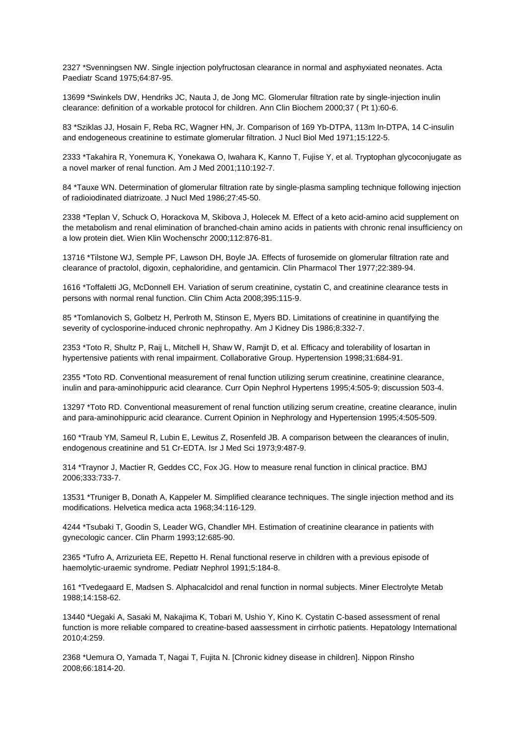2327 *Svenningsen NW. Single injection polyfructosan clearance in normal and asphyxiated neonates. Acta Paediatr Scand 1975;64:87-95.

13699 *Swinkels DW, Hendriks JC, Nauta J, de Jong MC. Glomerular filtration rate by single-injection inulin clearance: definition of a workable protocol for children. Ann Clin Biochem 2000;37 ( Pt 1):60-6.

83 *Sziklas JJ, Hosain F, Reba RC, Wagner HN, Jr. Comparison of 169 Yb-DTPA, 113m In-DTPA, 14 C-insulin and endogeneous creatinine to estimate glomerular filtration. J Nucl Biol Med 1971;15:122-5.

2333 *Takahira R, Yonemura K, Yonekawa O, Iwahara K, Kanno T, Fujise Y, et al. Tryptophan glycoconjugate as a novel marker of renal function. Am J Med 2001;110:192-7.

84 *Tauxe WN. Determination of glomerular filtration rate by single-plasma sampling technique following injection of radioiodinated diatrizoate. J Nucl Med 1986;27:45-50.

2338 *Teplan V, Schuck O, Horackova M, Skibova J, Holecek M. Effect of a keto acid-amino acid supplement on the metabolism and renal elimination of branched-chain amino acids in patients with chronic renal insufficiency on a low protein diet. Wien Klin Wochenschr 2000;112:876-81.

13716 *Tilstone WJ, Semple PF, Lawson DH, Boyle JA. Effects of furosemide on glomerular filtration rate and clearance of practolol, digoxin, cephaloridine, and gentamicin. Clin Pharmacol Ther 1977;22:389-94.

1616 *Toffaletti JG, McDonnell EH. Variation of serum creatinine, cystatin C, and creatinine clearance tests in persons with normal renal function. Clin Chim Acta 2008;395:115-9.

85 *Tomlanovich S, Golbetz H, Perlroth M, Stinson E, Myers BD. Limitations of creatinine in quantifying the severity of cyclosporine-induced chronic nephropathy. Am J Kidney Dis 1986;8:332-7.

2353 *Toto R, Shultz P, Raij L, Mitchell H, Shaw W, Ramjit D, et al. Efficacy and tolerability of losartan in hypertensive patients with renal impairment. Collaborative Group. Hypertension 1998;31:684-91.

2355 *Toto RD. Conventional measurement of renal function utilizing serum creatinine, creatinine clearance, inulin and para-aminohippuric acid clearance. Curr Opin Nephrol Hypertens 1995;4:505-9; discussion 503-4.

13297 *Toto RD. Conventional measurement of renal function utilizing serum creatine, creatine clearance, inulin and para-aminohippuric acid clearance. Current Opinion in Nephrology and Hypertension 1995;4:505-509.

160 *Traub YM, Sameul R, Lubin E, Lewitus Z, Rosenfeld JB. A comparison between the clearances of inulin, endogenous creatinine and 51 Cr-EDTA. Isr J Med Sci 1973;9:487-9.

314 *Traynor J, Mactier R, Geddes CC, Fox JG. How to measure renal function in clinical practice. BMJ 2006;333:733-7.

13531 *Truniger B, Donath A, Kappeler M. Simplified clearance techniques. The single injection method and its modifications. Helvetica medica acta 1968;34:116-129.

4244 *Tsubaki T, Goodin S, Leader WG, Chandler MH. Estimation of creatinine clearance in patients with gynecologic cancer. Clin Pharm 1993;12:685-90.

2365 *Tufro A, Arrizurieta EE, Repetto H. Renal functional reserve in children with a previous episode of haemolytic-uraemic syndrome. Pediatr Nephrol 1991;5:184-8.

161 *Tvedegaard E, Madsen S. Alphacalcidol and renal function in normal subjects. Miner Electrolyte Metab 1988;14:158-62.

13440 *Uegaki A, Sasaki M, Nakajima K, Tobari M, Ushio Y, Kino K. Cystatin C-based assessment of renal function is more reliable compared to creatine-based aassessment in cirrhotic patients. Hepatology International 2010;4:259.

2368 *Uemura O, Yamada T, Nagai T, Fujita N. [Chronic kidney disease in children]. Nippon Rinsho 2008;66:1814-20.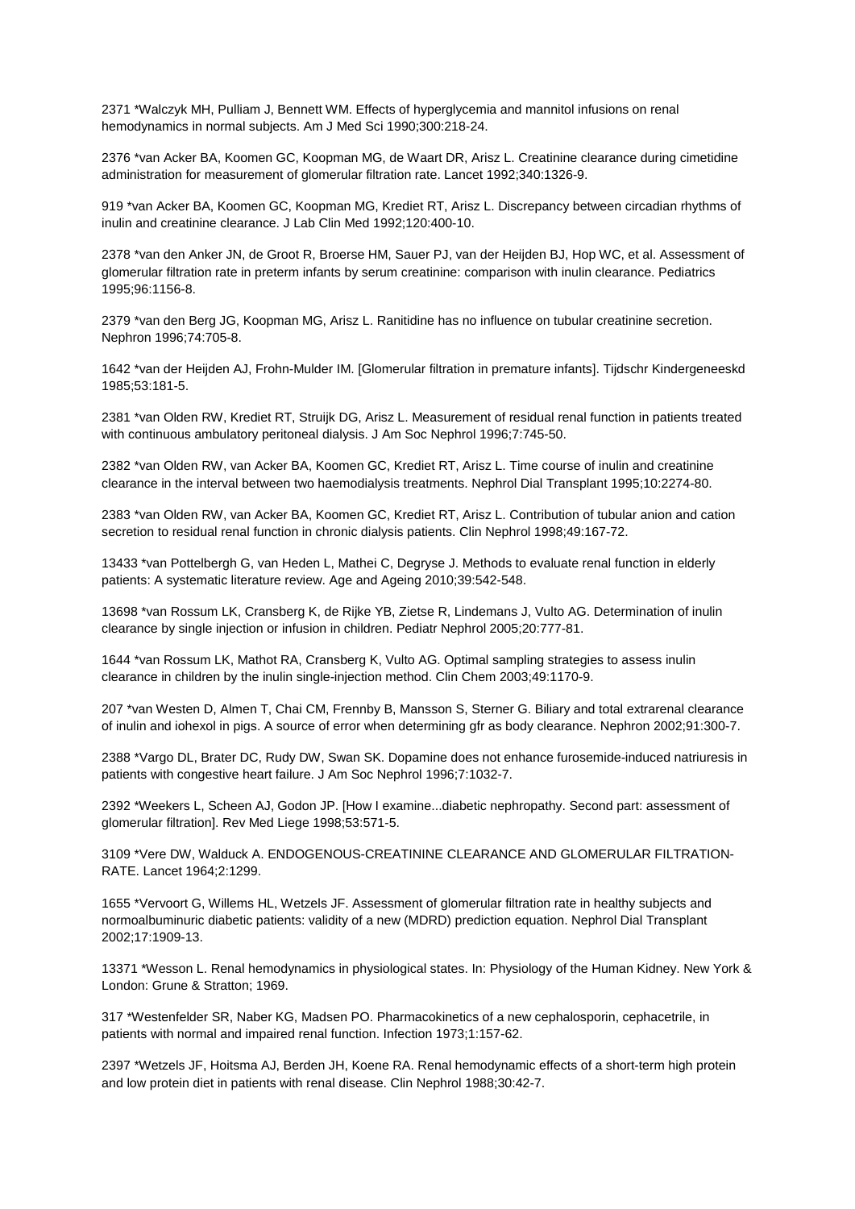2371 *Walczyk MH, Pulliam J, Bennett WM. Effects of hyperglycemia and mannitol infusions on renal hemodynamics in normal subjects. Am J Med Sci 1990;300:218-24.

2376 *van Acker BA, Koomen GC, Koopman MG, de Waart DR, Arisz L. Creatinine clearance during cimetidine administration for measurement of glomerular filtration rate. Lancet 1992;340:1326-9.

919 *van Acker BA, Koomen GC, Koopman MG, Krediet RT, Arisz L. Discrepancy between circadian rhythms of inulin and creatinine clearance. J Lab Clin Med 1992;120:400-10.

2378 *van den Anker JN, de Groot R, Broerse HM, Sauer PJ, van der Heijden BJ, Hop WC, et al. Assessment of glomerular filtration rate in preterm infants by serum creatinine: comparison with inulin clearance. Pediatrics 1995;96:1156-8.

2379 *van den Berg JG, Koopman MG, Arisz L. Ranitidine has no influence on tubular creatinine secretion. Nephron 1996;74:705-8.

1642 *van der Heijden AJ, Frohn-Mulder IM. [Glomerular filtration in premature infants]. Tijdschr Kindergeneeskd 1985;53:181-5.

2381 *van Olden RW, Krediet RT, Struijk DG, Arisz L. Measurement of residual renal function in patients treated with continuous ambulatory peritoneal dialysis. J Am Soc Nephrol 1996;7:745-50.

2382 *van Olden RW, van Acker BA, Koomen GC, Krediet RT, Arisz L. Time course of inulin and creatinine clearance in the interval between two haemodialysis treatments. Nephrol Dial Transplant 1995;10:2274-80.

2383 *van Olden RW, van Acker BA, Koomen GC, Krediet RT, Arisz L. Contribution of tubular anion and cation secretion to residual renal function in chronic dialysis patients. Clin Nephrol 1998;49:167-72.

13433 *van Pottelbergh G, van Heden L, Mathei C, Degryse J. Methods to evaluate renal function in elderly patients: A systematic literature review. Age and Ageing 2010;39:542-548.

13698 *van Rossum LK, Cransberg K, de Rijke YB, Zietse R, Lindemans J, Vulto AG. Determination of inulin clearance by single injection or infusion in children. Pediatr Nephrol 2005;20:777-81.

1644 *van Rossum LK, Mathot RA, Cransberg K, Vulto AG. Optimal sampling strategies to assess inulin clearance in children by the inulin single-injection method. Clin Chem 2003;49:1170-9.

207 *van Westen D, Almen T, Chai CM, Frennby B, Mansson S, Sterner G. Biliary and total extrarenal clearance of inulin and iohexol in pigs. A source of error when determining gfr as body clearance. Nephron 2002;91:300-7.

2388 *Vargo DL, Brater DC, Rudy DW, Swan SK. Dopamine does not enhance furosemide-induced natriuresis in patients with congestive heart failure. J Am Soc Nephrol 1996;7:1032-7.

2392 *Weekers L, Scheen AJ, Godon JP. [How I examine...diabetic nephropathy. Second part: assessment of glomerular filtration]. Rev Med Liege 1998;53:571-5.

3109 *Vere DW, Walduck A. ENDOGENOUS-CREATININE CLEARANCE AND GLOMERULAR FILTRATION-RATE. Lancet 1964;2:1299.

1655 *Vervoort G, Willems HL, Wetzels JF. Assessment of glomerular filtration rate in healthy subjects and normoalbuminuric diabetic patients: validity of a new (MDRD) prediction equation. Nephrol Dial Transplant 2002;17:1909-13.

13371 *Wesson L. Renal hemodynamics in physiological states. In: Physiology of the Human Kidney. New York & London: Grune & Stratton; 1969.

317 *Westenfelder SR, Naber KG, Madsen PO. Pharmacokinetics of a new cephalosporin, cephacetrile, in patients with normal and impaired renal function. Infection 1973;1:157-62.

2397 *Wetzels JF, Hoitsma AJ, Berden JH, Koene RA. Renal hemodynamic effects of a short-term high protein and low protein diet in patients with renal disease. Clin Nephrol 1988;30:42-7.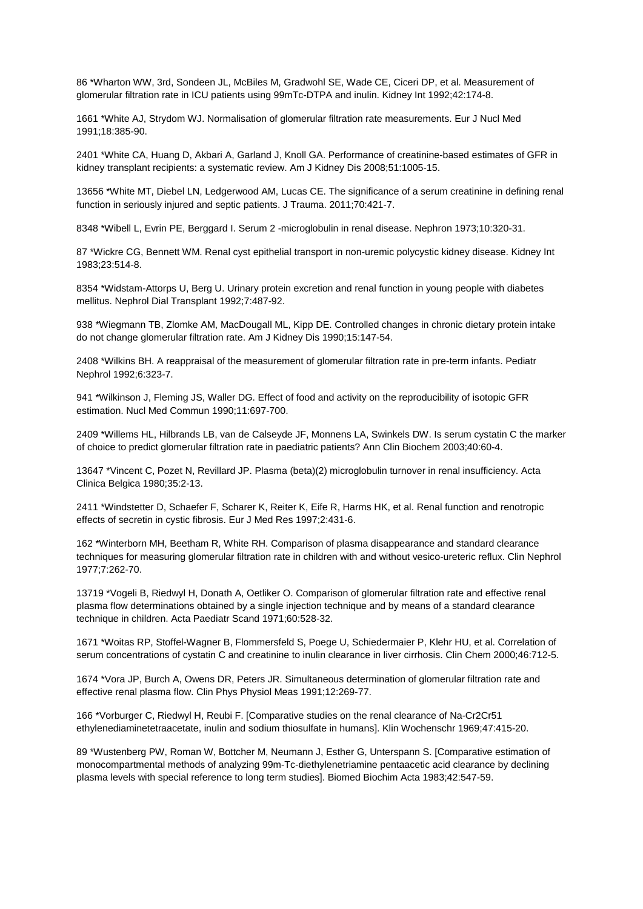86 *Wharton WW, 3rd, Sondeen JL, McBiles M, Gradwohl SE, Wade CE, Ciceri DP, et al. Measurement of glomerular filtration rate in ICU patients using 99mTc-DTPA and inulin. Kidney Int 1992;42:174-8.

1661 *White AJ, Strydom WJ. Normalisation of glomerular filtration rate measurements. Eur J Nucl Med 1991;18:385-90.

2401 *White CA, Huang D, Akbari A, Garland J, Knoll GA. Performance of creatinine-based estimates of GFR in kidney transplant recipients: a systematic review. Am J Kidney Dis 2008;51:1005-15.

13656 *White MT, Diebel LN, Ledgerwood AM, Lucas CE. The significance of a serum creatinine in defining renal function in seriously injured and septic patients. J Trauma. 2011;70:421-7.

8348 *Wibell L, Evrin PE, Berggard I. Serum 2 -microglobulin in renal disease. Nephron 1973;10:320-31.

87 *Wickre CG, Bennett WM. Renal cyst epithelial transport in non-uremic polycystic kidney disease. Kidney Int 1983;23:514-8.

8354 *Widstam-Attorps U, Berg U. Urinary protein excretion and renal function in young people with diabetes mellitus. Nephrol Dial Transplant 1992;7:487-92.

938 *Wiegmann TB, Zlomke AM, MacDougall ML, Kipp DE. Controlled changes in chronic dietary protein intake do not change glomerular filtration rate. Am J Kidney Dis 1990;15:147-54.

2408 *Wilkins BH. A reappraisal of the measurement of glomerular filtration rate in pre-term infants. Pediatr Nephrol 1992;6:323-7.

941 *Wilkinson J, Fleming JS, Waller DG. Effect of food and activity on the reproducibility of isotopic GFR estimation. Nucl Med Commun 1990;11:697-700.

2409 *Willems HL, Hilbrands LB, van de Calseyde JF, Monnens LA, Swinkels DW. Is serum cystatin C the marker of choice to predict glomerular filtration rate in paediatric patients? Ann Clin Biochem 2003;40:60-4.

13647 *Vincent C, Pozet N, Revillard JP. Plasma (beta)(2) microglobulin turnover in renal insufficiency. Acta Clinica Belgica 1980;35:2-13.

2411 *Windstetter D, Schaefer F, Scharer K, Reiter K, Eife R, Harms HK, et al. Renal function and renotropic effects of secretin in cystic fibrosis. Eur J Med Res 1997;2:431-6.

162 *Winterborn MH, Beetham R, White RH. Comparison of plasma disappearance and standard clearance techniques for measuring glomerular filtration rate in children with and without vesico-ureteric reflux. Clin Nephrol 1977;7:262-70.

13719 *Vogeli B, Riedwyl H, Donath A, Oetliker O. Comparison of glomerular filtration rate and effective renal plasma flow determinations obtained by a single injection technique and by means of a standard clearance technique in children. Acta Paediatr Scand 1971;60:528-32.

1671 *Woitas RP, Stoffel-Wagner B, Flommersfeld S, Poege U, Schiedermaier P, Klehr HU, et al. Correlation of serum concentrations of cystatin C and creatinine to inulin clearance in liver cirrhosis. Clin Chem 2000;46:712-5.

1674 *Vora JP, Burch A, Owens DR, Peters JR. Simultaneous determination of glomerular filtration rate and effective renal plasma flow. Clin Phys Physiol Meas 1991;12:269-77.

166 *Vorburger C, Riedwyl H, Reubi F. [Comparative studies on the renal clearance of Na-Cr2Cr51 ethylenediaminetetraacetate, inulin and sodium thiosulfate in humans]. Klin Wochenschr 1969;47:415-20.

89 *Wustenberg PW, Roman W, Bottcher M, Neumann J, Esther G, Unterspann S. [Comparative estimation of monocompartmental methods of analyzing 99m-Tc-diethylenetriamine pentaacetic acid clearance by declining plasma levels with special reference to long term studies]. Biomed Biochim Acta 1983;42:547-59.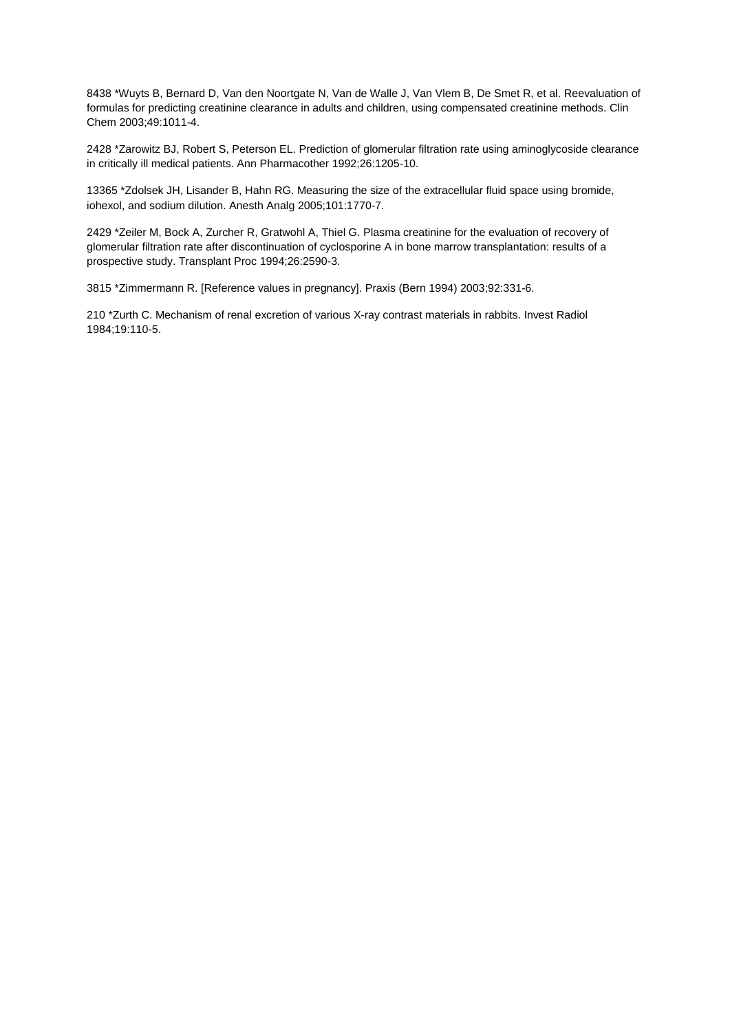8438 *Wuyts B, Bernard D, Van den Noortgate N, Van de Walle J, Van Vlem B, De Smet R, et al. Reevaluation of formulas for predicting creatinine clearance in adults and children, using compensated creatinine methods. Clin Chem 2003;49:1011-4.

2428 *Zarowitz BJ, Robert S, Peterson EL. Prediction of glomerular filtration rate using aminoglycoside clearance in critically ill medical patients. Ann Pharmacother 1992;26:1205-10.

13365 *Zdolsek JH, Lisander B, Hahn RG. Measuring the size of the extracellular fluid space using bromide, iohexol, and sodium dilution. Anesth Analg 2005;101:1770-7.

2429 *Zeiler M, Bock A, Zurcher R, Gratwohl A, Thiel G. Plasma creatinine for the evaluation of recovery of glomerular filtration rate after discontinuation of cyclosporine A in bone marrow transplantation: results of a prospective study. Transplant Proc 1994;26:2590-3.

3815 *Zimmermann R. [Reference values in pregnancy]. Praxis (Bern 1994) 2003;92:331-6.

210 *Zurth C. Mechanism of renal excretion of various X-ray contrast materials in rabbits. Invest Radiol 1984;19:110-5.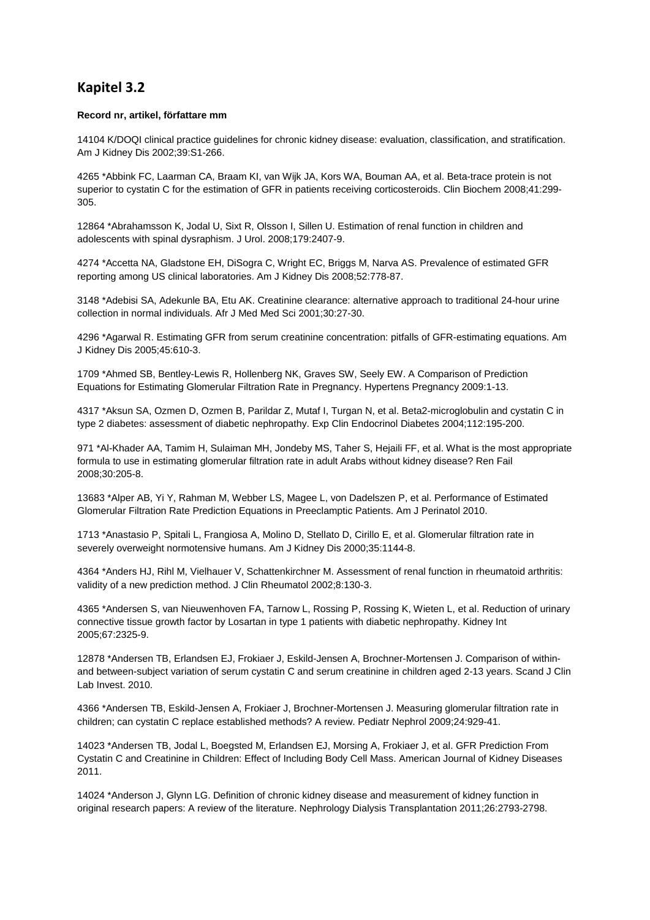## Kapitel 3.2

**Record nr, artikel, författare mm**

14104 K/DOQI clinical practice guidelines for chronic kidney disease: evaluation, classification, and stratification. Am J Kidney Dis 2002;39:S1-266.

4265 *Abbink FC, Laarman CA, Braam KI, van Wijk JA, Kors WA, Bouman AA, et al. Beta-trace protein is not superior to cystatin C for the estimation of GFR in patients receiving corticosteroids. Clin Biochem 2008;41:299-305.

12864 *Abrahamsson K, Jodal U, Sixt R, Olsson I, Sillen U. Estimation of renal function in children and adolescents with spinal dysraphism. J Urol. 2008;179:2407-9.

4274 *Accetta NA, Gladstone EH, DiSogra C, Wright EC, Briggs M, Narva AS. Prevalence of estimated GFR reporting among US clinical laboratories. Am J Kidney Dis 2008;52:778-87.

3148 *Adebisi SA, Adekunle BA, Etu AK. Creatinine clearance: alternative approach to traditional 24-hour urine collection in normal individuals. Afr J Med Med Sci 2001;30:27-30.

4296 *Agarwal R. Estimating GFR from serum creatinine concentration: pitfalls of GFR-estimating equations. Am J Kidney Dis 2005;45:610-3.

1709 *Ahmed SB, Bentley-Lewis R, Hollenberg NK, Graves SW, Seely EW. A Comparison of Prediction Equations for Estimating Glomerular Filtration Rate in Pregnancy. Hypertens Pregnancy 2009:1-13.

4317 *Aksun SA, Ozmen D, Ozmen B, Parildar Z, Mutaf I, Turgan N, et al. Beta2-microglobulin and cystatin C in type 2 diabetes: assessment of diabetic nephropathy. Exp Clin Endocrinol Diabetes 2004;112:195-200.

971 *Al-Khader AA, Tamim H, Sulaiman MH, Jondeby MS, Taher S, Hejaili FF, et al. What is the most appropriate formula to use in estimating glomerular filtration rate in adult Arabs without kidney disease? Ren Fail 2008;30:205-8.

13683 *Alper AB, Yi Y, Rahman M, Webber LS, Magee L, von Dadelszen P, et al. Performance of Estimated Glomerular Filtration Rate Prediction Equations in Preeclamptic Patients. Am J Perinatol 2010.

1713 *Anastasio P, Spitali L, Frangiosa A, Molino D, Stellato D, Cirillo E, et al. Glomerular filtration rate in severely overweight normotensive humans. Am J Kidney Dis 2000;35:1144-8.

4364 *Anders HJ, Rihl M, Vielhauer V, Schattenkirchner M. Assessment of renal function in rheumatoid arthritis: validity of a new prediction method. J Clin Rheumatol 2002;8:130-3.

4365 *Andersen S, van Nieuwenhoven FA, Tarnow L, Rossing P, Rossing K, Wieten L, et al. Reduction of urinary connective tissue growth factor by Losartan in type 1 patients with diabetic nephropathy. Kidney Int 2005;67:2325-9.

12878 *Andersen TB, Erlandsen EJ, Frokiaer J, Eskild-Jensen A, Brochner-Mortensen J. Comparison of within- and between-subject variation of serum cystatin C and serum creatinine in children aged 2-13 years. Scand J Clin Lab Invest. 2010.

4366 *Andersen TB, Eskild-Jensen A, Frokiaer J, Brochner-Mortensen J. Measuring glomerular filtration rate in children; can cystatin C replace established methods? A review. Pediatr Nephrol 2009;24:929-41.

14023 *Andersen TB, Jodal L, Boegsted M, Erlandsen EJ, Morsing A, Frokiaer J, et al. GFR Prediction From Cystatin C and Creatinine in Children: Effect of Including Body Cell Mass. American Journal of Kidney Diseases 2011.

14024 *Anderson J, Glynn LG. Definition of chronic kidney disease and measurement of kidney function in original research papers: A review of the literature. Nephrology Dialysis Transplantation 2011;26:2793-2798.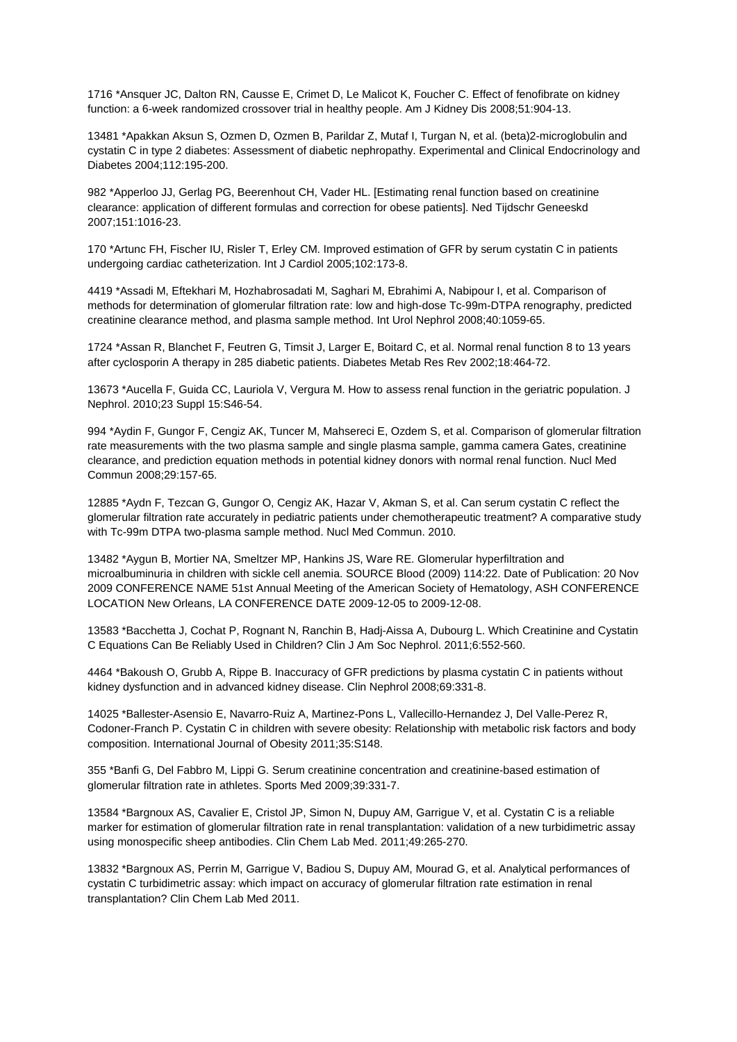1716 *Ansquer JC, Dalton RN, Causse E, Crimet D, Le Malicot K, Foucher C. Effect of fenofibrate on kidney function: a 6-week randomized crossover trial in healthy people. Am J Kidney Dis 2008;51:904-13.

13481 *Apakkan Aksun S, Ozmen D, Ozmen B, Parildar Z, Mutaf I, Turgan N, et al. (beta)2-microglobulin and cystatin C in type 2 diabetes: Assessment of diabetic nephropathy. Experimental and Clinical Endocrinology and Diabetes 2004;112:195-200.

982 *Apperloo JJ, Gerlag PG, Beerenhout CH, Vader HL. [Estimating renal function based on creatinine clearance: application of different formulas and correction for obese patients]. Ned Tijdschr Geneeskd 2007;151:1016-23.

170 *Artunc FH, Fischer IU, Risler T, Erley CM. Improved estimation of GFR by serum cystatin C in patients undergoing cardiac catheterization. Int J Cardiol 2005;102:173-8.

4419 *Assadi M, Eftekhari M, Hozhabrosadati M, Saghari M, Ebrahimi A, Nabipour I, et al. Comparison of methods for determination of glomerular filtration rate: low and high-dose Tc-99m-DTPA renography, predicted creatinine clearance method, and plasma sample method. Int Urol Nephrol 2008;40:1059-65.

1724 *Assan R, Blanchet F, Feutren G, Timsit J, Larger E, Boitard C, et al. Normal renal function 8 to 13 years after cyclosporin A therapy in 285 diabetic patients. Diabetes Metab Res Rev 2002;18:464-72.

13673 *Aucella F, Guida CC, Lauriola V, Vergura M. How to assess renal function in the geriatric population. J Nephrol. 2010;23 Suppl 15:S46-54.

994 *Aydin F, Gungor F, Cengiz AK, Tuncer M, Mahsereci E, Ozdem S, et al. Comparison of glomerular filtration rate measurements with the two plasma sample and single plasma sample, gamma camera Gates, creatinine clearance, and prediction equation methods in potential kidney donors with normal renal function. Nucl Med Commun 2008;29:157-65.

12885 *Aydn F, Tezcan G, Gungor O, Cengiz AK, Hazar V, Akman S, et al. Can serum cystatin C reflect the glomerular filtration rate accurately in pediatric patients under chemotherapeutic treatment? A comparative study with Tc-99m DTPA two-plasma sample method. Nucl Med Commun. 2010.

13482 *Aygun B, Mortier NA, Smeltzer MP, Hankins JS, Ware RE. Glomerular hyperfiltration and microalbuminuria in children with sickle cell anemia. SOURCE Blood (2009) 114:22. Date of Publication: 20 Nov 2009 CONFERENCE NAME 51st Annual Meeting of the American Society of Hematology, ASH CONFERENCE LOCATION New Orleans, LA CONFERENCE DATE 2009-12-05 to 2009-12-08.

13583 *Bacchetta J, Cochat P, Rognant N, Ranchin B, Hadj-Aissa A, Dubourg L. Which Creatinine and Cystatin C Equations Can Be Reliably Used in Children? Clin J Am Soc Nephrol. 2011;6:552-560.

4464 *Bakoush O, Grubb A, Rippe B. Inaccuracy of GFR predictions by plasma cystatin C in patients without kidney dysfunction and in advanced kidney disease. Clin Nephrol 2008;69:331-8.

14025 *Ballester-Asensio E, Navarro-Ruiz A, Martinez-Pons L, Vallecillo-Hernandez J, Del Valle-Perez R, Codoner-Franch P. Cystatin C in children with severe obesity: Relationship with metabolic risk factors and body composition. International Journal of Obesity 2011;35:S148.

355 *Banfi G, Del Fabbro M, Lippi G. Serum creatinine concentration and creatinine-based estimation of glomerular filtration rate in athletes. Sports Med 2009;39:331-7.

13584 *Bargnoux AS, Cavalier E, Cristol JP, Simon N, Dupuy AM, Garrigue V, et al. Cystatin C is a reliable marker for estimation of glomerular filtration rate in renal transplantation: validation of a new turbidimetric assay using monospecific sheep antibodies. Clin Chem Lab Med. 2011;49:265-270.

13832 *Bargnoux AS, Perrin M, Garrigue V, Badiou S, Dupuy AM, Mourad G, et al. Analytical performances of cystatin C turbidimetric assay: which impact on accuracy of glomerular filtration rate estimation in renal transplantation? Clin Chem Lab Med 2011.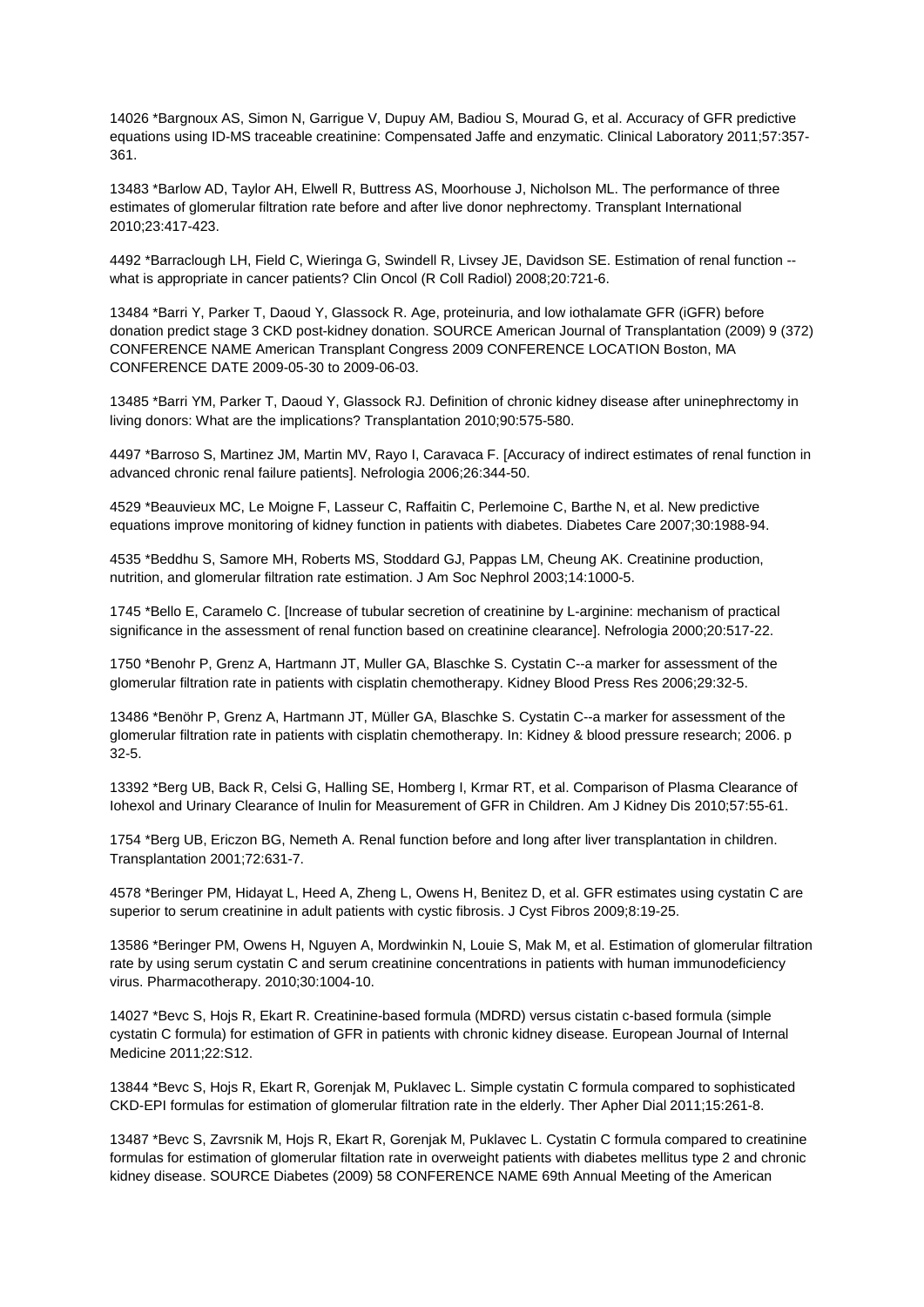14026 *Bargnoux AS, Simon N, Garrigue V, Dupuy AM, Badiou S, Mourad G, et al. Accuracy of GFR predictive equations using ID-MS traceable creatinine: Compensated Jaffe and enzymatic. Clinical Laboratory 2011;57:357-361.

13483 *Barlow AD, Taylor AH, Elwell R, Buttress AS, Moorhouse J, Nicholson ML. The performance of three estimates of glomerular filtration rate before and after live donor nephrectomy. Transplant International 2010;23:417-423.

4492 *Barraclough LH, Field C, Wieringa G, Swindell R, Livsey JE, Davidson SE. Estimation of renal function -- what is appropriate in cancer patients? Clin Oncol (R Coll Radiol) 2008;20:721-6.

13484 *Barri Y, Parker T, Daoud Y, Glassock R. Age, proteinuria, and low iothalamate GFR (iGFR) before donation predict stage 3 CKD post-kidney donation. SOURCE American Journal of Transplantation (2009) 9 (372) CONFERENCE NAME American Transplant Congress 2009 CONFERENCE LOCATION Boston, MA CONFERENCE DATE 2009-05-30 to 2009-06-03.

13485 *Barri YM, Parker T, Daoud Y, Glassock RJ. Definition of chronic kidney disease after uninephrectomy in living donors: What are the implications? Transplantation 2010;90:575-580.

4497 *Barroso S, Martinez JM, Martin MV, Rayo I, Caravaca F. [Accuracy of indirect estimates of renal function in advanced chronic renal failure patients]. Nefrologia 2006;26:344-50.

4529 *Beauvieux MC, Le Moigne F, Lasseur C, Raffaitin C, Perlemoine C, Barthe N, et al. New predictive equations improve monitoring of kidney function in patients with diabetes. Diabetes Care 2007;30:1988-94.

4535 *Beddhu S, Samore MH, Roberts MS, Stoddard GJ, Pappas LM, Cheung AK. Creatinine production, nutrition, and glomerular filtration rate estimation. J Am Soc Nephrol 2003;14:1000-5.

1745 *Bello E, Caramelo C. [Increase of tubular secretion of creatinine by L-arginine: mechanism of practical significance in the assessment of renal function based on creatinine clearance]. Nefrologia 2000;20:517-22.

1750 *Benohr P, Grenz A, Hartmann JT, Muller GA, Blaschke S. Cystatin C--a marker for assessment of the glomerular filtration rate in patients with cisplatin chemotherapy. Kidney Blood Press Res 2006;29:32-5.

13486 *Benöhr P, Grenz A, Hartmann JT, Müller GA, Blaschke S. Cystatin C--a marker for assessment of the glomerular filtration rate in patients with cisplatin chemotherapy. In: Kidney & blood pressure research; 2006. p 32-5.

13392 *Berg UB, Back R, Celsi G, Halling SE, Homberg I, Krmar RT, et al. Comparison of Plasma Clearance of Iohexol and Urinary Clearance of Inulin for Measurement of GFR in Children. Am J Kidney Dis 2010;57:55-61.

1754 *Berg UB, Ericzon BG, Nemeth A. Renal function before and long after liver transplantation in children. Transplantation 2001;72:631-7.

4578 *Beringer PM, Hidayat L, Heed A, Zheng L, Owens H, Benitez D, et al. GFR estimates using cystatin C are superior to serum creatinine in adult patients with cystic fibrosis. J Cyst Fibros 2009;8:19-25.

13586 *Beringer PM, Owens H, Nguyen A, Mordwinkin N, Louie S, Mak M, et al. Estimation of glomerular filtration rate by using serum cystatin C and serum creatinine concentrations in patients with human immunodeficiency virus. Pharmacotherapy. 2010;30:1004-10.

14027 *Bevc S, Hojs R, Ekart R. Creatinine-based formula (MDRD) versus cistatin c-based formula (simple cystatin C formula) for estimation of GFR in patients with chronic kidney disease. European Journal of Internal Medicine 2011;22:S12.

13844 *Bevc S, Hojs R, Ekart R, Gorenjak M, Puklavec L. Simple cystatin C formula compared to sophisticated CKD-EPI formulas for estimation of glomerular filtration rate in the elderly. Ther Apher Dial 2011;15:261-8.

13487 *Bevc S, Zavrsnik M, Hojs R, Ekart R, Gorenjak M, Puklavec L. Cystatin C formula compared to creatinine formulas for estimation of glomerular filtation rate in overweight patients with diabetes mellitus type 2 and chronic kidney disease. SOURCE Diabetes (2009) 58 CONFERENCE NAME 69th Annual Meeting of the American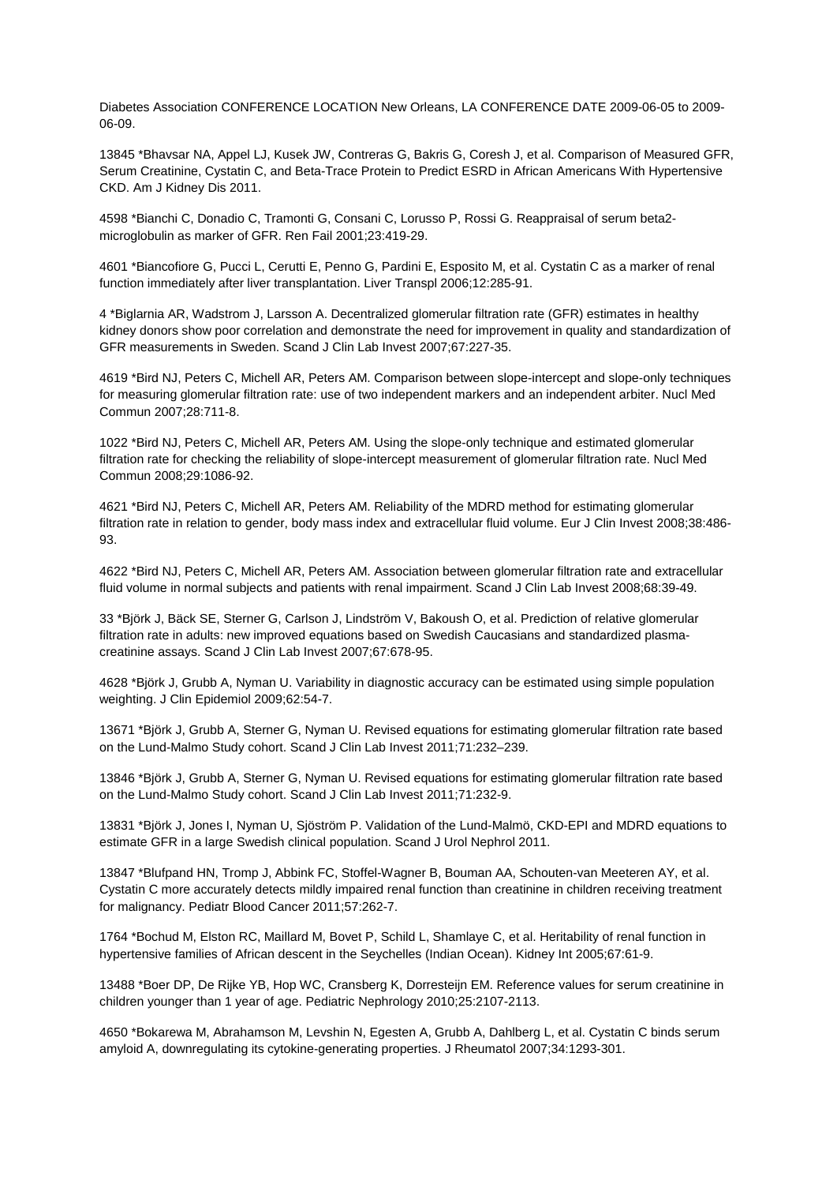Diabetes Association CONFERENCE LOCATION New Orleans, LA CONFERENCE DATE 2009-06-05 to 2009-06-09.

13845 *Bhavsar NA, Appel LJ, Kusek JW, Contreras G, Bakris G, Coresh J, et al. Comparison of Measured GFR, Serum Creatinine, Cystatin C, and Beta-Trace Protein to Predict ESRD in African Americans With Hypertensive CKD. Am J Kidney Dis 2011.

4598 *Bianchi C, Donadio C, Tramonti G, Consani C, Lorusso P, Rossi G. Reappraisal of serum beta2-microglobulin as marker of GFR. Ren Fail 2001;23:419-29.

4601 *Biancofiore G, Pucci L, Cerutti E, Penno G, Pardini E, Esposito M, et al. Cystatin C as a marker of renal function immediately after liver transplantation. Liver Transpl 2006;12:285-91.

4 *Biglarnia AR, Wadstrom J, Larsson A. Decentralized glomerular filtration rate (GFR) estimates in healthy kidney donors show poor correlation and demonstrate the need for improvement in quality and standardization of GFR measurements in Sweden. Scand J Clin Lab Invest 2007;67:227-35.

4619 *Bird NJ, Peters C, Michell AR, Peters AM. Comparison between slope-intercept and slope-only techniques for measuring glomerular filtration rate: use of two independent markers and an independent arbiter. Nucl Med Commun 2007;28:711-8.

1022 *Bird NJ, Peters C, Michell AR, Peters AM. Using the slope-only technique and estimated glomerular filtration rate for checking the reliability of slope-intercept measurement of glomerular filtration rate. Nucl Med Commun 2008;29:1086-92.

4621 *Bird NJ, Peters C, Michell AR, Peters AM. Reliability of the MDRD method for estimating glomerular filtration rate in relation to gender, body mass index and extracellular fluid volume. Eur J Clin Invest 2008;38:486-93.

4622 *Bird NJ, Peters C, Michell AR, Peters AM. Association between glomerular filtration rate and extracellular fluid volume in normal subjects and patients with renal impairment. Scand J Clin Lab Invest 2008;68:39-49.

33 *Björk J, Bäck SE, Sterner G, Carlson J, Lindström V, Bakoush O, et al. Prediction of relative glomerular filtration rate in adults: new improved equations based on Swedish Caucasians and standardized plasma-creatinine assays. Scand J Clin Lab Invest 2007;67:678-95.

4628 *Björk J, Grubb A, Nyman U. Variability in diagnostic accuracy can be estimated using simple population weighting. J Clin Epidemiol 2009;62:54-7.

13671 *Björk J, Grubb A, Sterner G, Nyman U. Revised equations for estimating glomerular filtration rate based on the Lund-Malmo Study cohort. Scand J Clin Lab Invest 2011;71:232–239.

13846 *Björk J, Grubb A, Sterner G, Nyman U. Revised equations for estimating glomerular filtration rate based on the Lund-Malmo Study cohort. Scand J Clin Lab Invest 2011;71:232-9.

13831 *Björk J, Jones I, Nyman U, Sjöström P. Validation of the Lund-Malmö, CKD-EPI and MDRD equations to estimate GFR in a large Swedish clinical population. Scand J Urol Nephrol 2011.

13847 *Blufpand HN, Tromp J, Abbink FC, Stoffel-Wagner B, Bouman AA, Schouten-van Meeteren AY, et al. Cystatin C more accurately detects mildly impaired renal function than creatinine in children receiving treatment for malignancy. Pediatr Blood Cancer 2011;57:262-7.

1764 *Bochud M, Elston RC, Maillard M, Bovet P, Schild L, Shamlaye C, et al. Heritability of renal function in hypertensive families of African descent in the Seychelles (Indian Ocean). Kidney Int 2005;67:61-9.

13488 *Boer DP, De Rijke YB, Hop WC, Cransberg K, Dorresteijn EM. Reference values for serum creatinine in children younger than 1 year of age. Pediatric Nephrology 2010;25:2107-2113.

4650 *Bokarewa M, Abrahamson M, Levshin N, Egesten A, Grubb A, Dahlberg L, et al. Cystatin C binds serum amyloid A, downregulating its cytokine-generating properties. J Rheumatol 2007;34:1293-301.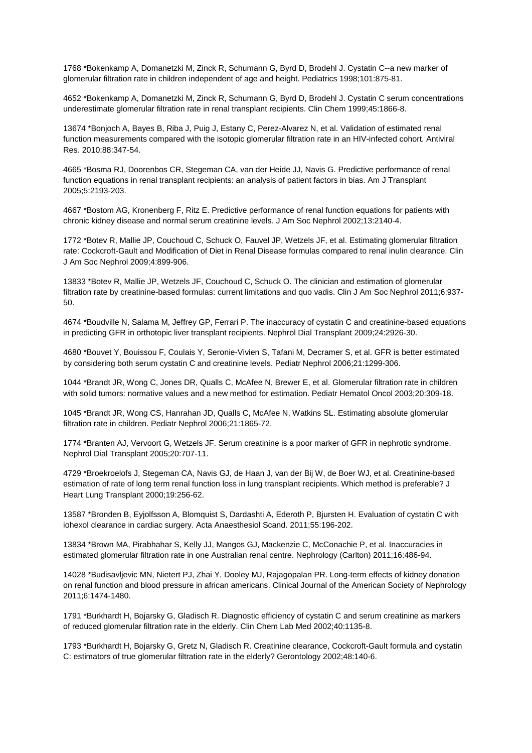1768 *Bokenkamp A, Domanetzki M, Zinck R, Schumann G, Byrd D, Brodehl J. Cystatin C--a new marker of glomerular filtration rate in children independent of age and height. Pediatrics 1998;101:875-81.

4652 *Bokenkamp A, Domanetzki M, Zinck R, Schumann G, Byrd D, Brodehl J. Cystatin C serum concentrations underestimate glomerular filtration rate in renal transplant recipients. Clin Chem 1999;45:1866-8.

13674 *Bonjoch A, Bayes B, Riba J, Puig J, Estany C, Perez-Alvarez N, et al. Validation of estimated renal function measurements compared with the isotopic glomerular filtration rate in an HIV-infected cohort. Antiviral Res. 2010;88:347-54.

4665 *Bosma RJ, Doorenbos CR, Stegeman CA, van der Heide JJ, Navis G. Predictive performance of renal function equations in renal transplant recipients: an analysis of patient factors in bias. Am J Transplant 2005;5:2193-203.

4667 *Bostom AG, Kronenberg F, Ritz E. Predictive performance of renal function equations for patients with chronic kidney disease and normal serum creatinine levels. J Am Soc Nephrol 2002;13:2140-4.

1772 *Botev R, Mallie JP, Couchoud C, Schuck O, Fauvel JP, Wetzels JF, et al. Estimating glomerular filtration rate: Cockcroft-Gault and Modification of Diet in Renal Disease formulas compared to renal inulin clearance. Clin J Am Soc Nephrol 2009;4:899-906.

13833 *Botev R, Mallie JP, Wetzels JF, Couchoud C, Schuck O. The clinician and estimation of glomerular filtration rate by creatinine-based formulas: current limitations and quo vadis. Clin J Am Soc Nephrol 2011;6:937-50.

4674 *Boudville N, Salama M, Jeffrey GP, Ferrari P. The inaccuracy of cystatin C and creatinine-based equations in predicting GFR in orthotopic liver transplant recipients. Nephrol Dial Transplant 2009;24:2926-30.

4680 *Bouvet Y, Bouissou F, Coulais Y, Seronie-Vivien S, Tafani M, Decramer S, et al. GFR is better estimated by considering both serum cystatin C and creatinine levels. Pediatr Nephrol 2006;21:1299-306.

1044 *Brandt JR, Wong C, Jones DR, Qualls C, McAfee N, Brewer E, et al. Glomerular filtration rate in children with solid tumors: normative values and a new method for estimation. Pediatr Hematol Oncol 2003;20:309-18.

1045 *Brandt JR, Wong CS, Hanrahan JD, Qualls C, McAfee N, Watkins SL. Estimating absolute glomerular filtration rate in children. Pediatr Nephrol 2006;21:1865-72.

1774 *Branten AJ, Vervoort G, Wetzels JF. Serum creatinine is a poor marker of GFR in nephrotic syndrome. Nephrol Dial Transplant 2005;20:707-11.

4729 *Broekroelofs J, Stegeman CA, Navis GJ, de Haan J, van der Bij W, de Boer WJ, et al. Creatinine-based estimation of rate of long term renal function loss in lung transplant recipients. Which method is preferable? J Heart Lung Transplant 2000;19:256-62.

13587 *Bronden B, Eyjolfsson A, Blomquist S, Dardashti A, Ederoth P, Bjursten H. Evaluation of cystatin C with iohexol clearance in cardiac surgery. Acta Anaesthesiol Scand. 2011;55:196-202.

13834 *Brown MA, Pirabhahar S, Kelly JJ, Mangos GJ, Mackenzie C, McConachie P, et al. Inaccuracies in estimated glomerular filtration rate in one Australian renal centre. Nephrology (Carlton) 2011;16:486-94.

14028 *Budisavljevic MN, Nietert PJ, Zhai Y, Dooley MJ, Rajagopalan PR. Long-term effects of kidney donation on renal function and blood pressure in african americans. Clinical Journal of the American Society of Nephrology 2011;6:1474-1480.

1791 *Burkhardt H, Bojarsky G, Gladisch R. Diagnostic efficiency of cystatin C and serum creatinine as markers of reduced glomerular filtration rate in the elderly. Clin Chem Lab Med 2002;40:1135-8.

1793 *Burkhardt H, Bojarsky G, Gretz N, Gladisch R. Creatinine clearance, Cockcroft-Gault formula and cystatin C: estimators of true glomerular filtration rate in the elderly? Gerontology 2002;48:140-6.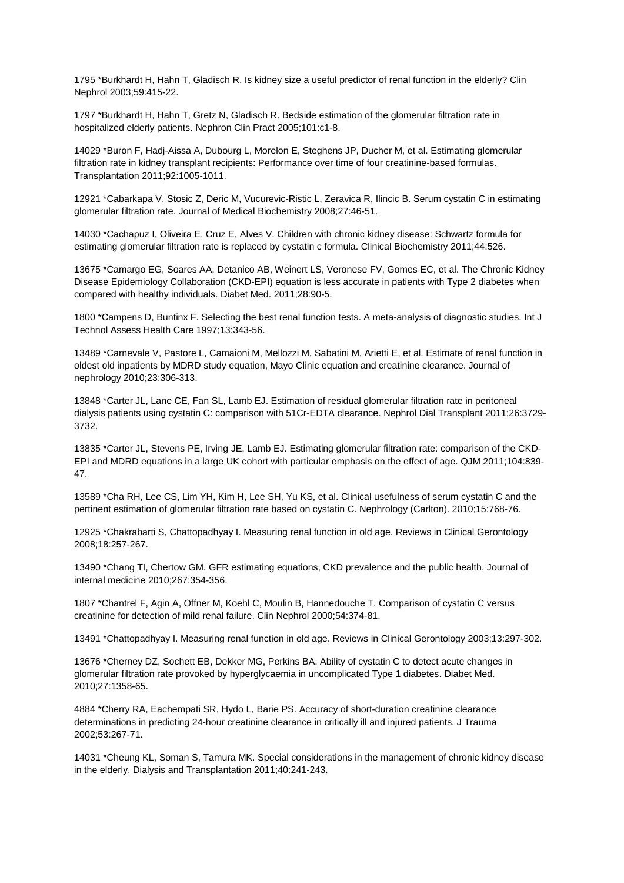1795 *Burkhardt H, Hahn T, Gladisch R. Is kidney size a useful predictor of renal function in the elderly? Clin Nephrol 2003;59:415-22.

1797 *Burkhardt H, Hahn T, Gretz N, Gladisch R. Bedside estimation of the glomerular filtration rate in hospitalized elderly patients. Nephron Clin Pract 2005;101:c1-8.

14029 *Buron F, Hadj-Aissa A, Dubourg L, Morelon E, Steghens JP, Ducher M, et al. Estimating glomerular filtration rate in kidney transplant recipients: Performance over time of four creatinine-based formulas. Transplantation 2011;92:1005-1011.

12921 *Cabarkapa V, Stosic Z, Deric M, Vucurevic-Ristic L, Zeravica R, Ilincic B. Serum cystatin C in estimating glomerular filtration rate. Journal of Medical Biochemistry 2008;27:46-51.

14030 *Cachapuz I, Oliveira E, Cruz E, Alves V. Children with chronic kidney disease: Schwartz formula for estimating glomerular filtration rate is replaced by cystatin c formula. Clinical Biochemistry 2011;44:526.

13675 *Camargo EG, Soares AA, Detanico AB, Weinert LS, Veronese FV, Gomes EC, et al. The Chronic Kidney Disease Epidemiology Collaboration (CKD-EPI) equation is less accurate in patients with Type 2 diabetes when compared with healthy individuals. Diabet Med. 2011;28:90-5.

1800 *Campens D, Buntinx F. Selecting the best renal function tests. A meta-analysis of diagnostic studies. Int J Technol Assess Health Care 1997;13:343-56.

13489 *Carnevale V, Pastore L, Camaioni M, Mellozzi M, Sabatini M, Arietti E, et al. Estimate of renal function in oldest old inpatients by MDRD study equation, Mayo Clinic equation and creatinine clearance. Journal of nephrology 2010;23:306-313.

13848 *Carter JL, Lane CE, Fan SL, Lamb EJ. Estimation of residual glomerular filtration rate in peritoneal dialysis patients using cystatin C: comparison with 51Cr-EDTA clearance. Nephrol Dial Transplant 2011;26:3729-3732.

13835 *Carter JL, Stevens PE, Irving JE, Lamb EJ. Estimating glomerular filtration rate: comparison of the CKD-EPI and MDRD equations in a large UK cohort with particular emphasis on the effect of age. QJM 2011;104:839-47.

13589 *Cha RH, Lee CS, Lim YH, Kim H, Lee SH, Yu KS, et al. Clinical usefulness of serum cystatin C and the pertinent estimation of glomerular filtration rate based on cystatin C. Nephrology (Carlton). 2010;15:768-76.

12925 *Chakrabarti S, Chattopadhyay I. Measuring renal function in old age. Reviews in Clinical Gerontology 2008;18:257-267.

13490 *Chang TI, Chertow GM. GFR estimating equations, CKD prevalence and the public health. Journal of internal medicine 2010;267:354-356.

1807 *Chantrel F, Agin A, Offner M, Koehl C, Moulin B, Hannedouche T. Comparison of cystatin C versus creatinine for detection of mild renal failure. Clin Nephrol 2000;54:374-81.

13491 *Chattopadhyay I. Measuring renal function in old age. Reviews in Clinical Gerontology 2003;13:297-302.

13676 *Cherney DZ, Sochett EB, Dekker MG, Perkins BA. Ability of cystatin C to detect acute changes in glomerular filtration rate provoked by hyperglycaemia in uncomplicated Type 1 diabetes. Diabet Med. 2010;27:1358-65.

4884 *Cherry RA, Eachempati SR, Hydo L, Barie PS. Accuracy of short-duration creatinine clearance determinations in predicting 24-hour creatinine clearance in critically ill and injured patients. J Trauma 2002;53:267-71.

14031 *Cheung KL, Soman S, Tamura MK. Special considerations in the management of chronic kidney disease in the elderly. Dialysis and Transplantation 2011;40:241-243.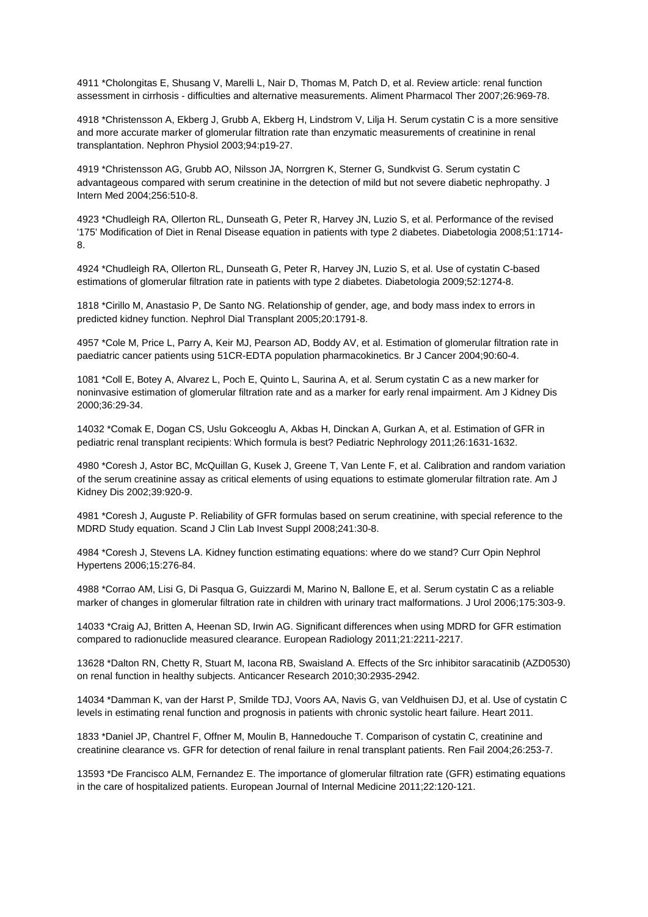4911 *Cholongitas E, Shusang V, Marelli L, Nair D, Thomas M, Patch D, et al. Review article: renal function assessment in cirrhosis - difficulties and alternative measurements. Aliment Pharmacol Ther 2007;26:969-78.

4918 *Christensson A, Ekberg J, Grubb A, Ekberg H, Lindstrom V, Lilja H. Serum cystatin C is a more sensitive and more accurate marker of glomerular filtration rate than enzymatic measurements of creatinine in renal transplantation. Nephron Physiol 2003;94:p19-27.

4919 *Christensson AG, Grubb AO, Nilsson JA, Norrgren K, Sterner G, Sundkvist G. Serum cystatin C advantageous compared with serum creatinine in the detection of mild but not severe diabetic nephropathy. J Intern Med 2004;256:510-8.

4923 *Chudleigh RA, Ollerton RL, Dunseath G, Peter R, Harvey JN, Luzio S, et al. Performance of the revised '175' Modification of Diet in Renal Disease equation in patients with type 2 diabetes. Diabetologia 2008;51:1714-8.

4924 *Chudleigh RA, Ollerton RL, Dunseath G, Peter R, Harvey JN, Luzio S, et al. Use of cystatin C-based estimations of glomerular filtration rate in patients with type 2 diabetes. Diabetologia 2009;52:1274-8.

1818 *Cirillo M, Anastasio P, De Santo NG. Relationship of gender, age, and body mass index to errors in predicted kidney function. Nephrol Dial Transplant 2005;20:1791-8.

4957 *Cole M, Price L, Parry A, Keir MJ, Pearson AD, Boddy AV, et al. Estimation of glomerular filtration rate in paediatric cancer patients using 51CR-EDTA population pharmacokinetics. Br J Cancer 2004;90:60-4.

1081 *Coll E, Botey A, Alvarez L, Poch E, Quinto L, Saurina A, et al. Serum cystatin C as a new marker for noninvasive estimation of glomerular filtration rate and as a marker for early renal impairment. Am J Kidney Dis 2000;36:29-34.

14032 *Comak E, Dogan CS, Uslu Gokceoglu A, Akbas H, Dinckan A, Gurkan A, et al. Estimation of GFR in pediatric renal transplant recipients: Which formula is best? Pediatric Nephrology 2011;26:1631-1632.

4980 *Coresh J, Astor BC, McQuillan G, Kusek J, Greene T, Van Lente F, et al. Calibration and random variation of the serum creatinine assay as critical elements of using equations to estimate glomerular filtration rate. Am J Kidney Dis 2002;39:920-9.

4981 *Coresh J, Auguste P. Reliability of GFR formulas based on serum creatinine, with special reference to the MDRD Study equation. Scand J Clin Lab Invest Suppl 2008;241:30-8.

4984 *Coresh J, Stevens LA. Kidney function estimating equations: where do we stand? Curr Opin Nephrol Hypertens 2006;15:276-84.

4988 *Corrao AM, Lisi G, Di Pasqua G, Guizzardi M, Marino N, Ballone E, et al. Serum cystatin C as a reliable marker of changes in glomerular filtration rate in children with urinary tract malformations. J Urol 2006;175:303-9.

14033 *Craig AJ, Britten A, Heenan SD, Irwin AG. Significant differences when using MDRD for GFR estimation compared to radionuclide measured clearance. European Radiology 2011;21:2211-2217.

13628 *Dalton RN, Chetty R, Stuart M, Iacona RB, Swaisland A. Effects of the Src inhibitor saracatinib (AZD0530) on renal function in healthy subjects. Anticancer Research 2010;30:2935-2942.

14034 *Damman K, van der Harst P, Smilde TDJ, Voors AA, Navis G, van Veldhuisen DJ, et al. Use of cystatin C levels in estimating renal function and prognosis in patients with chronic systolic heart failure. Heart 2011.

1833 *Daniel JP, Chantrel F, Offner M, Moulin B, Hannedouche T. Comparison of cystatin C, creatinine and creatinine clearance vs. GFR for detection of renal failure in renal transplant patients. Ren Fail 2004;26:253-7.

13593 *De Francisco ALM, Fernandez E. The importance of glomerular filtration rate (GFR) estimating equations in the care of hospitalized patients. European Journal of Internal Medicine 2011;22:120-121.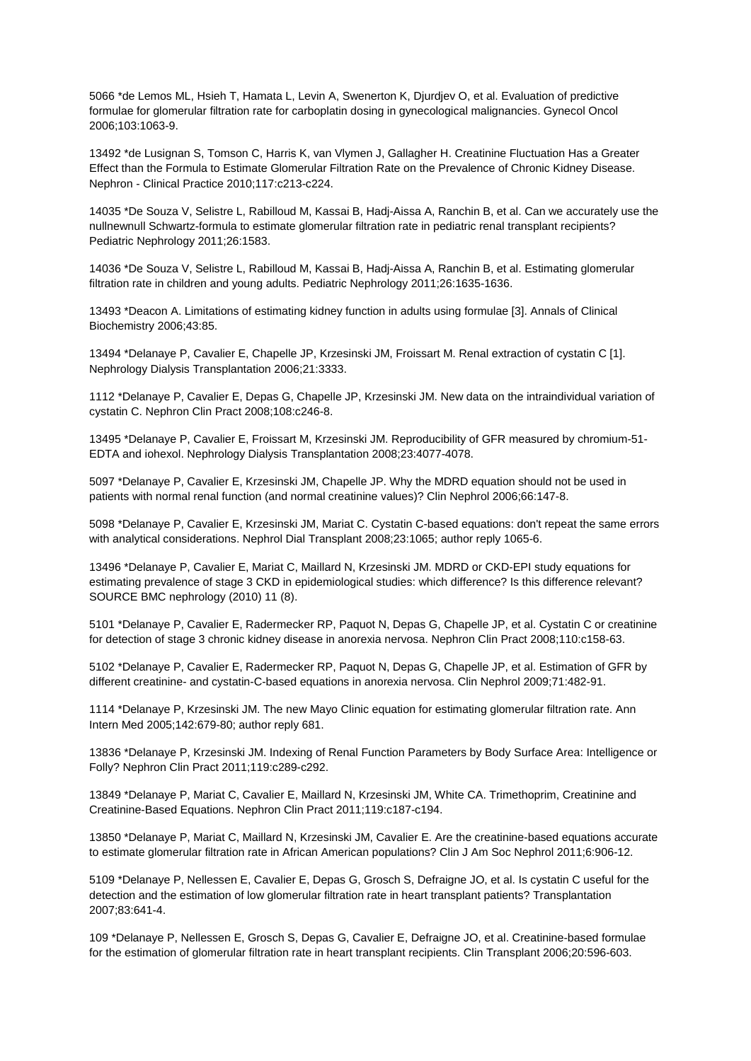5066 *de Lemos ML, Hsieh T, Hamata L, Levin A, Swenerton K, Djurdjev O, et al. Evaluation of predictive formulae for glomerular filtration rate for carboplatin dosing in gynecological malignancies. Gynecol Oncol 2006;103:1063-9.

13492 *de Lusignan S, Tomson C, Harris K, van Vlymen J, Gallagher H. Creatinine Fluctuation Has a Greater Effect than the Formula to Estimate Glomerular Filtration Rate on the Prevalence of Chronic Kidney Disease. Nephron - Clinical Practice 2010;117:c213-c224.

14035 *De Souza V, Selistre L, Rabilloud M, Kassai B, Hadj-Aissa A, Ranchin B, et al. Can we accurately use the nullnewnull Schwartz-formula to estimate glomerular filtration rate in pediatric renal transplant recipients? Pediatric Nephrology 2011;26:1583.

14036 *De Souza V, Selistre L, Rabilloud M, Kassai B, Hadj-Aissa A, Ranchin B, et al. Estimating glomerular filtration rate in children and young adults. Pediatric Nephrology 2011;26:1635-1636.

13493 *Deacon A. Limitations of estimating kidney function in adults using formulae [3]. Annals of Clinical Biochemistry 2006;43:85.

13494 *Delanaye P, Cavalier E, Chapelle JP, Krzesinski JM, Froissart M. Renal extraction of cystatin C [1]. Nephrology Dialysis Transplantation 2006;21:3333.

1112 *Delanaye P, Cavalier E, Depas G, Chapelle JP, Krzesinski JM. New data on the intraindividual variation of cystatin C. Nephron Clin Pract 2008;108:c246-8.

13495 *Delanaye P, Cavalier E, Froissart M, Krzesinski JM. Reproducibility of GFR measured by chromium-51-EDTA and iohexol. Nephrology Dialysis Transplantation 2008;23:4077-4078.

5097 *Delanaye P, Cavalier E, Krzesinski JM, Chapelle JP. Why the MDRD equation should not be used in patients with normal renal function (and normal creatinine values)? Clin Nephrol 2006;66:147-8.

5098 *Delanaye P, Cavalier E, Krzesinski JM, Mariat C. Cystatin C-based equations: don't repeat the same errors with analytical considerations. Nephrol Dial Transplant 2008;23:1065; author reply 1065-6.

13496 *Delanaye P, Cavalier E, Mariat C, Maillard N, Krzesinski JM. MDRD or CKD-EPI study equations for estimating prevalence of stage 3 CKD in epidemiological studies: which difference? Is this difference relevant? SOURCE BMC nephrology (2010) 11 (8).

5101 *Delanaye P, Cavalier E, Radermecker RP, Paquot N, Depas G, Chapelle JP, et al. Cystatin C or creatinine for detection of stage 3 chronic kidney disease in anorexia nervosa. Nephron Clin Pract 2008;110:c158-63.

5102 *Delanaye P, Cavalier E, Radermecker RP, Paquot N, Depas G, Chapelle JP, et al. Estimation of GFR by different creatinine- and cystatin-C-based equations in anorexia nervosa. Clin Nephrol 2009;71:482-91.

1114 *Delanaye P, Krzesinski JM. The new Mayo Clinic equation for estimating glomerular filtration rate. Ann Intern Med 2005;142:679-80; author reply 681.

13836 *Delanaye P, Krzesinski JM. Indexing of Renal Function Parameters by Body Surface Area: Intelligence or Folly? Nephron Clin Pract 2011;119:c289-c292.

13849 *Delanaye P, Mariat C, Cavalier E, Maillard N, Krzesinski JM, White CA. Trimethoprim, Creatinine and Creatinine-Based Equations. Nephron Clin Pract 2011;119:c187-c194.

13850 *Delanaye P, Mariat C, Maillard N, Krzesinski JM, Cavalier E. Are the creatinine-based equations accurate to estimate glomerular filtration rate in African American populations? Clin J Am Soc Nephrol 2011;6:906-12.

5109 *Delanaye P, Nellessen E, Cavalier E, Depas G, Grosch S, Defraigne JO, et al. Is cystatin C useful for the detection and the estimation of low glomerular filtration rate in heart transplant patients? Transplantation 2007;83:641-4.

109 *Delanaye P, Nellessen E, Grosch S, Depas G, Cavalier E, Defraigne JO, et al. Creatinine-based formulae for the estimation of glomerular filtration rate in heart transplant recipients. Clin Transplant 2006;20:596-603.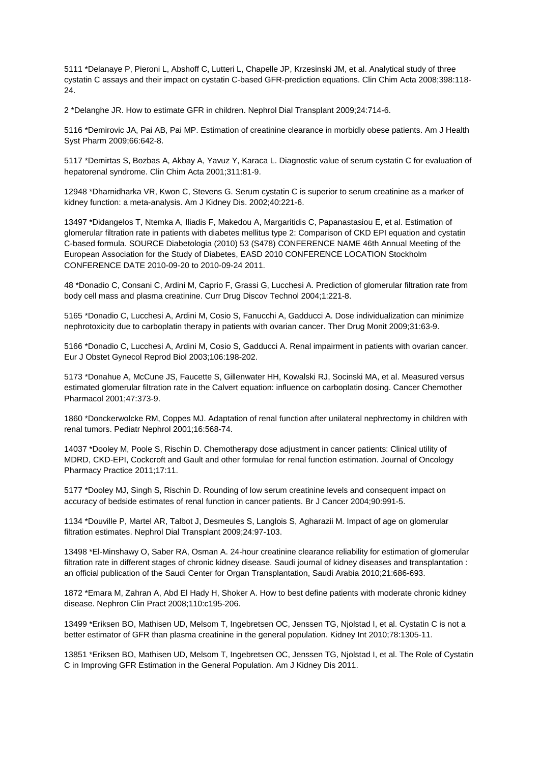5111 *Delanaye P, Pieroni L, Abshoff C, Lutteri L, Chapelle JP, Krzesinski JM, et al. Analytical study of three cystatin C assays and their impact on cystatin C-based GFR-prediction equations. Clin Chim Acta 2008;398:118-24.

2 *Delanghe JR. How to estimate GFR in children. Nephrol Dial Transplant 2009;24:714-6.

5116 *Demirovic JA, Pai AB, Pai MP. Estimation of creatinine clearance in morbidly obese patients. Am J Health Syst Pharm 2009;66:642-8.

5117 *Demirtas S, Bozbas A, Akbay A, Yavuz Y, Karaca L. Diagnostic value of serum cystatin C for evaluation of hepatorenal syndrome. Clin Chim Acta 2001;311:81-9.

12948 *Dharnidharka VR, Kwon C, Stevens G. Serum cystatin C is superior to serum creatinine as a marker of kidney function: a meta-analysis. Am J Kidney Dis. 2002;40:221-6.

13497 *Didangelos T, Ntemka A, Iliadis F, Makedou A, Margaritidis C, Papanastasiou E, et al. Estimation of glomerular filtration rate in patients with diabetes mellitus type 2: Comparison of CKD EPI equation and cystatin C-based formula. SOURCE Diabetologia (2010) 53 (S478) CONFERENCE NAME 46th Annual Meeting of the European Association for the Study of Diabetes, EASD 2010 CONFERENCE LOCATION Stockholm CONFERENCE DATE 2010-09-20 to 2010-09-24 2011.

48 *Donadio C, Consani C, Ardini M, Caprio F, Grassi G, Lucchesi A. Prediction of glomerular filtration rate from body cell mass and plasma creatinine. Curr Drug Discov Technol 2004;1:221-8.

5165 *Donadio C, Lucchesi A, Ardini M, Cosio S, Fanucchi A, Gadducci A. Dose individualization can minimize nephrotoxicity due to carboplatin therapy in patients with ovarian cancer. Ther Drug Monit 2009;31:63-9.

5166 *Donadio C, Lucchesi A, Ardini M, Cosio S, Gadducci A. Renal impairment in patients with ovarian cancer. Eur J Obstet Gynecol Reprod Biol 2003;106:198-202.

5173 *Donahue A, McCune JS, Faucette S, Gillenwater HH, Kowalski RJ, Socinski MA, et al. Measured versus estimated glomerular filtration rate in the Calvert equation: influence on carboplatin dosing. Cancer Chemother Pharmacol 2001;47:373-9.

1860 *Donckerwolcke RM, Coppes MJ. Adaptation of renal function after unilateral nephrectomy in children with renal tumors. Pediatr Nephrol 2001;16:568-74.

14037 *Dooley M, Poole S, Rischin D. Chemotherapy dose adjustment in cancer patients: Clinical utility of MDRD, CKD-EPI, Cockcroft and Gault and other formulae for renal function estimation. Journal of Oncology Pharmacy Practice 2011;17:11.

5177 *Dooley MJ, Singh S, Rischin D. Rounding of low serum creatinine levels and consequent impact on accuracy of bedside estimates of renal function in cancer patients. Br J Cancer 2004;90:991-5.

1134 *Douville P, Martel AR, Talbot J, Desmeules S, Langlois S, Agharazii M. Impact of age on glomerular filtration estimates. Nephrol Dial Transplant 2009;24:97-103.

13498 *El-Minshawy O, Saber RA, Osman A. 24-hour creatinine clearance reliability for estimation of glomerular filtration rate in different stages of chronic kidney disease. Saudi journal of kidney diseases and transplantation : an official publication of the Saudi Center for Organ Transplantation, Saudi Arabia 2010;21:686-693.

1872 *Emara M, Zahran A, Abd El Hady H, Shoker A. How to best define patients with moderate chronic kidney disease. Nephron Clin Pract 2008;110:c195-206.

13499 *Eriksen BO, Mathisen UD, Melsom T, Ingebretsen OC, Jenssen TG, Njolstad I, et al. Cystatin C is not a better estimator of GFR than plasma creatinine in the general population. Kidney Int 2010;78:1305-11.

13851 *Eriksen BO, Mathisen UD, Melsom T, Ingebretsen OC, Jenssen TG, Njolstad I, et al. The Role of Cystatin C in Improving GFR Estimation in the General Population. Am J Kidney Dis 2011.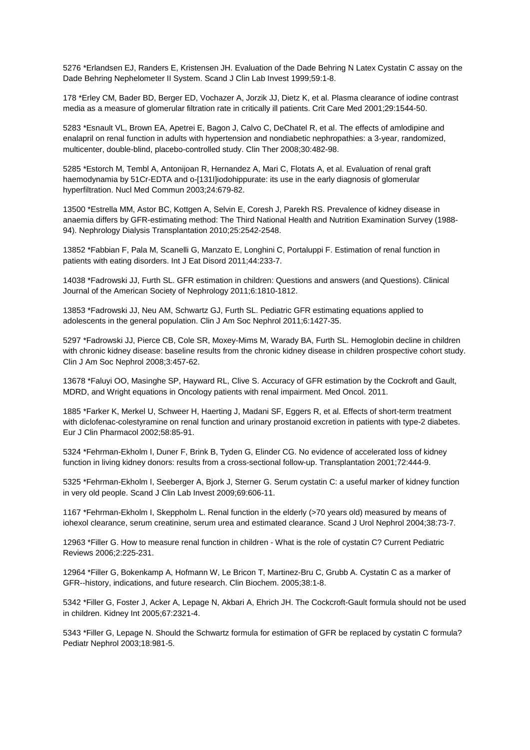5276 *Erlandsen EJ, Randers E, Kristensen JH. Evaluation of the Dade Behring N Latex Cystatin C assay on the Dade Behring Nephelometer II System. Scand J Clin Lab Invest 1999;59:1-8.

178 *Erley CM, Bader BD, Berger ED, Vochazer A, Jorzik JJ, Dietz K, et al. Plasma clearance of iodine contrast media as a measure of glomerular filtration rate in critically ill patients. Crit Care Med 2001;29:1544-50.

5283 *Esnault VL, Brown EA, Apetrei E, Bagon J, Calvo C, DeChatel R, et al. The effects of amlodipine and enalapril on renal function in adults with hypertension and nondiabetic nephropathies: a 3-year, randomized, multicenter, double-blind, placebo-controlled study. Clin Ther 2008;30:482-98.

5285 *Estorch M, Tembl A, Antonijoan R, Hernandez A, Mari C, Flotats A, et al. Evaluation of renal graft haemodynamia by 51Cr-EDTA and o-[131I]iodohippurate: its use in the early diagnosis of glomerular hyperfiltration. Nucl Med Commun 2003;24:679-82.

13500 *Estrella MM, Astor BC, Kottgen A, Selvin E, Coresh J, Parekh RS. Prevalence of kidney disease in anaemia differs by GFR-estimating method: The Third National Health and Nutrition Examination Survey (1988-94). Nephrology Dialysis Transplantation 2010;25:2542-2548.

13852 *Fabbian F, Pala M, Scanelli G, Manzato E, Longhini C, Portaluppi F. Estimation of renal function in patients with eating disorders. Int J Eat Disord 2011;44:233-7.

14038 *Fadrowski JJ, Furth SL. GFR estimation in children: Questions and answers (and Questions). Clinical Journal of the American Society of Nephrology 2011;6:1810-1812.

13853 *Fadrowski JJ, Neu AM, Schwartz GJ, Furth SL. Pediatric GFR estimating equations applied to adolescents in the general population. Clin J Am Soc Nephrol 2011;6:1427-35.

5297 *Fadrowski JJ, Pierce CB, Cole SR, Moxey-Mims M, Warady BA, Furth SL. Hemoglobin decline in children with chronic kidney disease: baseline results from the chronic kidney disease in children prospective cohort study. Clin J Am Soc Nephrol 2008;3:457-62.

13678 *Faluyi OO, Masinghe SP, Hayward RL, Clive S. Accuracy of GFR estimation by the Cockroft and Gault, MDRD, and Wright equations in Oncology patients with renal impairment. Med Oncol. 2011.

1885 *Farker K, Merkel U, Schweer H, Haerting J, Madani SF, Eggers R, et al. Effects of short-term treatment with diclofenac-colestyramine on renal function and urinary prostanoid excretion in patients with type-2 diabetes. Eur J Clin Pharmacol 2002;58:85-91.

5324 *Fehrman-Ekholm I, Duner F, Brink B, Tyden G, Elinder CG. No evidence of accelerated loss of kidney function in living kidney donors: results from a cross-sectional follow-up. Transplantation 2001;72:444-9.

5325 *Fehrman-Ekholm I, Seeberger A, Bjork J, Sterner G. Serum cystatin C: a useful marker of kidney function in very old people. Scand J Clin Lab Invest 2009;69:606-11.

1167 *Fehrman-Ekholm I, Skeppholm L. Renal function in the elderly (>70 years old) measured by means of iohexol clearance, serum creatinine, serum urea and estimated clearance. Scand J Urol Nephrol 2004;38:73-7.

12963 *Filler G. How to measure renal function in children - What is the role of cystatin C? Current Pediatric Reviews 2006;2:225-231.

12964 *Filler G, Bokenkamp A, Hofmann W, Le Bricon T, Martinez-Bru C, Grubb A. Cystatin C as a marker of GFR--history, indications, and future research. Clin Biochem. 2005;38:1-8.

5342 *Filler G, Foster J, Acker A, Lepage N, Akbari A, Ehrich JH. The Cockcroft-Gault formula should not be used in children. Kidney Int 2005;67:2321-4.

5343 *Filler G, Lepage N. Should the Schwartz formula for estimation of GFR be replaced by cystatin C formula? Pediatr Nephrol 2003;18:981-5.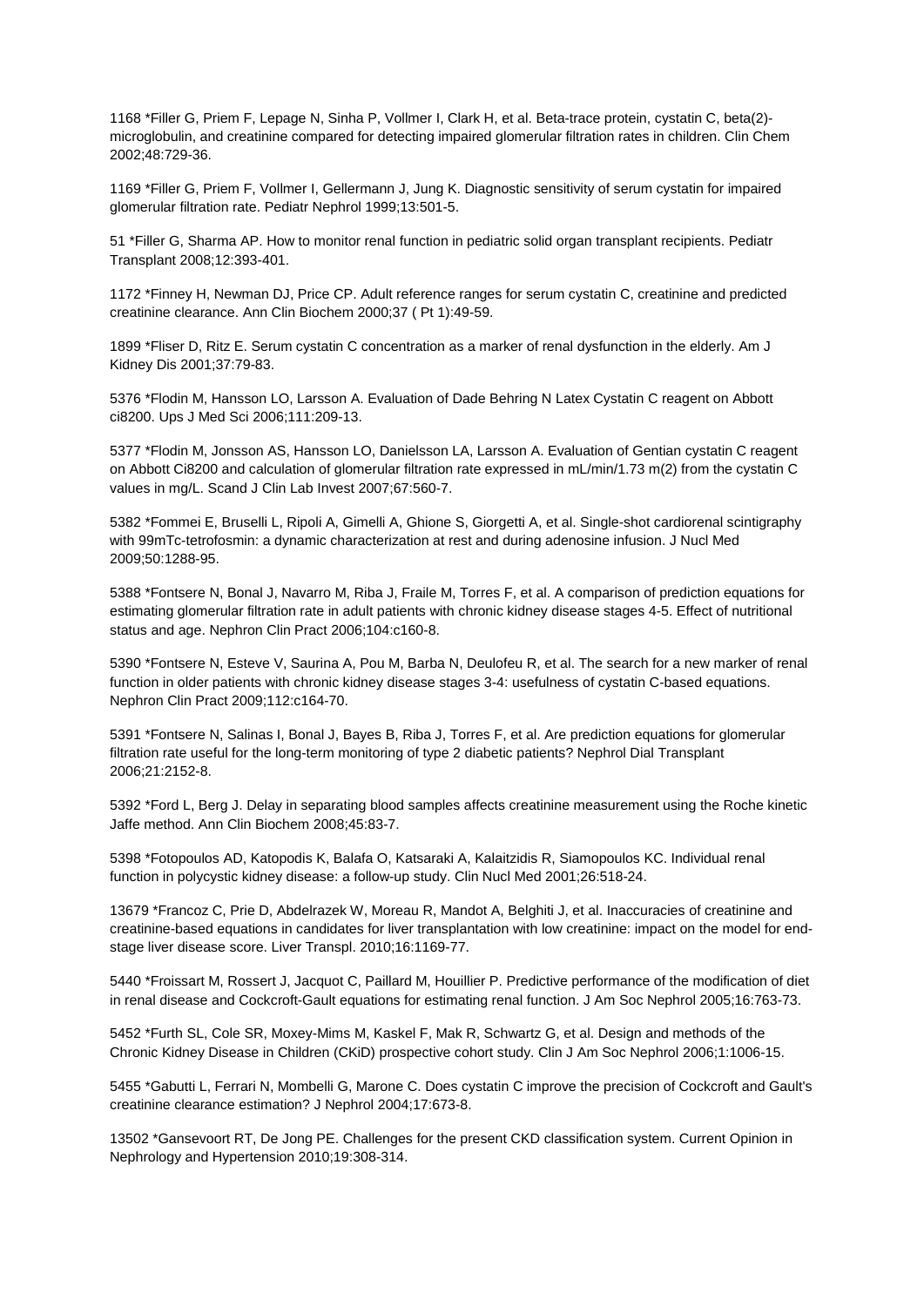1168 *Filler G, Priem F, Lepage N, Sinha P, Vollmer I, Clark H, et al. Beta-trace protein, cystatin C, beta(2)-microglobulin, and creatinine compared for detecting impaired glomerular filtration rates in children. Clin Chem 2002;48:729-36.

1169 *Filler G, Priem F, Vollmer I, Gellermann J, Jung K. Diagnostic sensitivity of serum cystatin for impaired glomerular filtration rate. Pediatr Nephrol 1999;13:501-5.

51 *Filler G, Sharma AP. How to monitor renal function in pediatric solid organ transplant recipients. Pediatr Transplant 2008;12:393-401.

1172 *Finney H, Newman DJ, Price CP. Adult reference ranges for serum cystatin C, creatinine and predicted creatinine clearance. Ann Clin Biochem 2000;37 ( Pt 1):49-59.

1899 *Fliser D, Ritz E. Serum cystatin C concentration as a marker of renal dysfunction in the elderly. Am J Kidney Dis 2001;37:79-83.

5376 *Flodin M, Hansson LO, Larsson A. Evaluation of Dade Behring N Latex Cystatin C reagent on Abbott ci8200. Ups J Med Sci 2006;111:209-13.

5377 *Flodin M, Jonsson AS, Hansson LO, Danielsson LA, Larsson A. Evaluation of Gentian cystatin C reagent on Abbott Ci8200 and calculation of glomerular filtration rate expressed in mL/min/1.73 m(2) from the cystatin C values in mg/L. Scand J Clin Lab Invest 2007;67:560-7.

5382 *Fommei E, Bruselli L, Ripoli A, Gimelli A, Ghione S, Giorgetti A, et al. Single-shot cardiorenal scintigraphy with 99mTc-tetrofosmin: a dynamic characterization at rest and during adenosine infusion. J Nucl Med 2009;50:1288-95.

5388 *Fontsere N, Bonal J, Navarro M, Riba J, Fraile M, Torres F, et al. A comparison of prediction equations for estimating glomerular filtration rate in adult patients with chronic kidney disease stages 4-5. Effect of nutritional status and age. Nephron Clin Pract 2006;104:c160-8.

5390 *Fontsere N, Esteve V, Saurina A, Pou M, Barba N, Deulofeu R, et al. The search for a new marker of renal function in older patients with chronic kidney disease stages 3-4: usefulness of cystatin C-based equations. Nephron Clin Pract 2009;112:c164-70.

5391 *Fontsere N, Salinas I, Bonal J, Bayes B, Riba J, Torres F, et al. Are prediction equations for glomerular filtration rate useful for the long-term monitoring of type 2 diabetic patients? Nephrol Dial Transplant 2006;21:2152-8.

5392 *Ford L, Berg J. Delay in separating blood samples affects creatinine measurement using the Roche kinetic Jaffe method. Ann Clin Biochem 2008;45:83-7.

5398 *Fotopoulos AD, Katopodis K, Balafa O, Katsaraki A, Kalaitzidis R, Siamopoulos KC. Individual renal function in polycystic kidney disease: a follow-up study. Clin Nucl Med 2001;26:518-24.

13679 *Francoz C, Prie D, Abdelrazek W, Moreau R, Mandot A, Belghiti J, et al. Inaccuracies of creatinine and creatinine-based equations in candidates for liver transplantation with low creatinine: impact on the model for end-stage liver disease score. Liver Transpl. 2010;16:1169-77.

5440 *Froissart M, Rossert J, Jacquot C, Paillard M, Houillier P. Predictive performance of the modification of diet in renal disease and Cockcroft-Gault equations for estimating renal function. J Am Soc Nephrol 2005;16:763-73.

5452 *Furth SL, Cole SR, Moxey-Mims M, Kaskel F, Mak R, Schwartz G, et al. Design and methods of the Chronic Kidney Disease in Children (CKiD) prospective cohort study. Clin J Am Soc Nephrol 2006;1:1006-15.

5455 *Gabutti L, Ferrari N, Mombelli G, Marone C. Does cystatin C improve the precision of Cockcroft and Gault's creatinine clearance estimation? J Nephrol 2004;17:673-8.

13502 *Gansevoort RT, De Jong PE. Challenges for the present CKD classification system. Current Opinion in Nephrology and Hypertension 2010;19:308-314.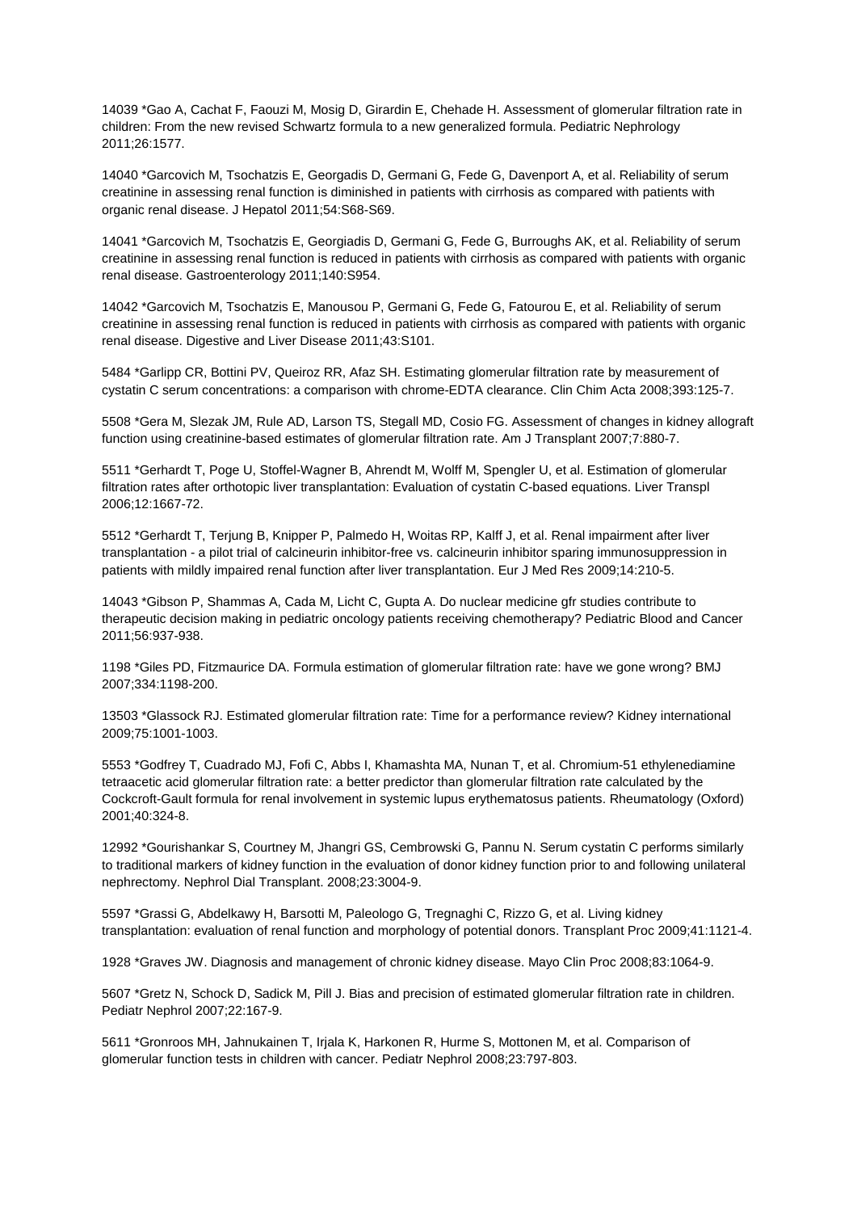14039 *Gao A, Cachat F, Faouzi M, Mosig D, Girardin E, Chehade H. Assessment of glomerular filtration rate in children: From the new revised Schwartz formula to a new generalized formula. Pediatric Nephrology 2011;26:1577.

14040 *Garcovich M, Tsochatzis E, Georgadis D, Germani G, Fede G, Davenport A, et al. Reliability of serum creatinine in assessing renal function is diminished in patients with cirrhosis as compared with patients with organic renal disease. J Hepatol 2011;54:S68-S69.

14041 *Garcovich M, Tsochatzis E, Georgiadis D, Germani G, Fede G, Burroughs AK, et al. Reliability of serum creatinine in assessing renal function is reduced in patients with cirrhosis as compared with patients with organic renal disease. Gastroenterology 2011;140:S954.

14042 *Garcovich M, Tsochatzis E, Manousou P, Germani G, Fede G, Fatourou E, et al. Reliability of serum creatinine in assessing renal function is reduced in patients with cirrhosis as compared with patients with organic renal disease. Digestive and Liver Disease 2011;43:S101.

5484 *Garlipp CR, Bottini PV, Queiroz RR, Afaz SH. Estimating glomerular filtration rate by measurement of cystatin C serum concentrations: a comparison with chrome-EDTA clearance. Clin Chim Acta 2008;393:125-7.

5508 *Gera M, Slezak JM, Rule AD, Larson TS, Stegall MD, Cosio FG. Assessment of changes in kidney allograft function using creatinine-based estimates of glomerular filtration rate. Am J Transplant 2007;7:880-7.

5511 *Gerhardt T, Poge U, Stoffel-Wagner B, Ahrendt M, Wolff M, Spengler U, et al. Estimation of glomerular filtration rates after orthotopic liver transplantation: Evaluation of cystatin C-based equations. Liver Transpl 2006;12:1667-72.

5512 *Gerhardt T, Terjung B, Knipper P, Palmedo H, Woitas RP, Kalff J, et al. Renal impairment after liver transplantation - a pilot trial of calcineurin inhibitor-free vs. calcineurin inhibitor sparing immunosuppression in patients with mildly impaired renal function after liver transplantation. Eur J Med Res 2009;14:210-5.

14043 *Gibson P, Shammas A, Cada M, Licht C, Gupta A. Do nuclear medicine gfr studies contribute to therapeutic decision making in pediatric oncology patients receiving chemotherapy? Pediatric Blood and Cancer 2011;56:937-938.

1198 *Giles PD, Fitzmaurice DA. Formula estimation of glomerular filtration rate: have we gone wrong? BMJ 2007;334:1198-200.

13503 *Glassock RJ. Estimated glomerular filtration rate: Time for a performance review? Kidney international 2009;75:1001-1003.

5553 *Godfrey T, Cuadrado MJ, Fofi C, Abbs I, Khamashta MA, Nunan T, et al. Chromium-51 ethylenediamine tetraacetic acid glomerular filtration rate: a better predictor than glomerular filtration rate calculated by the Cockcroft-Gault formula for renal involvement in systemic lupus erythematosus patients. Rheumatology (Oxford) 2001;40:324-8.

12992 *Gourishankar S, Courtney M, Jhangri GS, Cembrowski G, Pannu N. Serum cystatin C performs similarly to traditional markers of kidney function in the evaluation of donor kidney function prior to and following unilateral nephrectomy. Nephrol Dial Transplant. 2008;23:3004-9.

5597 *Grassi G, Abdelkawy H, Barsotti M, Paleologo G, Tregnaghi C, Rizzo G, et al. Living kidney transplantation: evaluation of renal function and morphology of potential donors. Transplant Proc 2009;41:1121-4.

1928 *Graves JW. Diagnosis and management of chronic kidney disease. Mayo Clin Proc 2008;83:1064-9.

5607 *Gretz N, Schock D, Sadick M, Pill J. Bias and precision of estimated glomerular filtration rate in children. Pediatr Nephrol 2007;22:167-9.

5611 *Gronroos MH, Jahnukainen T, Irjala K, Harkonen R, Hurme S, Mottonen M, et al. Comparison of glomerular function tests in children with cancer. Pediatr Nephrol 2008;23:797-803.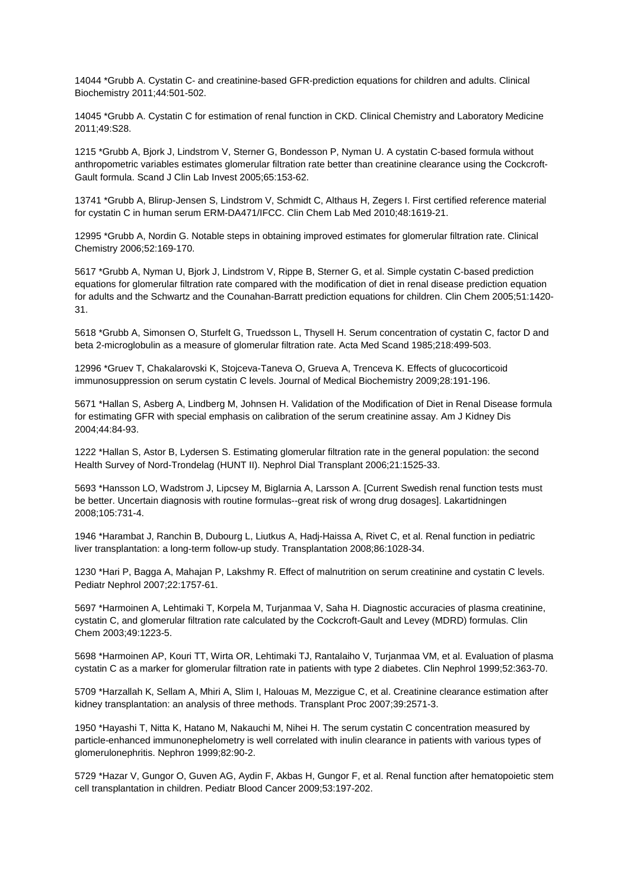14044 *Grubb A. Cystatin C- and creatinine-based GFR-prediction equations for children and adults. Clinical Biochemistry 2011;44:501-502.

14045 *Grubb A. Cystatin C for estimation of renal function in CKD. Clinical Chemistry and Laboratory Medicine 2011;49:S28.

1215 *Grubb A, Bjork J, Lindstrom V, Sterner G, Bondesson P, Nyman U. A cystatin C-based formula without anthropometric variables estimates glomerular filtration rate better than creatinine clearance using the Cockcroft-Gault formula. Scand J Clin Lab Invest 2005;65:153-62.

13741 *Grubb A, Blirup-Jensen S, Lindstrom V, Schmidt C, Althaus H, Zegers I. First certified reference material for cystatin C in human serum ERM-DA471/IFCC. Clin Chem Lab Med 2010;48:1619-21.

12995 *Grubb A, Nordin G. Notable steps in obtaining improved estimates for glomerular filtration rate. Clinical Chemistry 2006;52:169-170.

5617 *Grubb A, Nyman U, Bjork J, Lindstrom V, Rippe B, Sterner G, et al. Simple cystatin C-based prediction equations for glomerular filtration rate compared with the modification of diet in renal disease prediction equation for adults and the Schwartz and the Counahan-Barratt prediction equations for children. Clin Chem 2005;51:1420-31.

5618 *Grubb A, Simonsen O, Sturfelt G, Truedsson L, Thysell H. Serum concentration of cystatin C, factor D and beta 2-microglobulin as a measure of glomerular filtration rate. Acta Med Scand 1985;218:499-503.

12996 *Gruev T, Chakalarovski K, Stojceva-Taneva O, Grueva A, Trenceva K. Effects of glucocorticoid immunosuppression on serum cystatin C levels. Journal of Medical Biochemistry 2009;28:191-196.

5671 *Hallan S, Asberg A, Lindberg M, Johnsen H. Validation of the Modification of Diet in Renal Disease formula for estimating GFR with special emphasis on calibration of the serum creatinine assay. Am J Kidney Dis 2004;44:84-93.

1222 *Hallan S, Astor B, Lydersen S. Estimating glomerular filtration rate in the general population: the second Health Survey of Nord-Trondelag (HUNT II). Nephrol Dial Transplant 2006;21:1525-33.

5693 *Hansson LO, Wadstrom J, Lipcsey M, Biglarnia A, Larsson A. [Current Swedish renal function tests must be better. Uncertain diagnosis with routine formulas--great risk of wrong drug dosages]. Lakartidningen 2008;105:731-4.

1946 *Harambat J, Ranchin B, Dubourg L, Liutkus A, Hadj-Haissa A, Rivet C, et al. Renal function in pediatric liver transplantation: a long-term follow-up study. Transplantation 2008;86:1028-34.

1230 *Hari P, Bagga A, Mahajan P, Lakshmy R. Effect of malnutrition on serum creatinine and cystatin C levels. Pediatr Nephrol 2007;22:1757-61.

5697 *Harmoinen A, Lehtimaki T, Korpela M, Turjanmaa V, Saha H. Diagnostic accuracies of plasma creatinine, cystatin C, and glomerular filtration rate calculated by the Cockcroft-Gault and Levey (MDRD) formulas. Clin Chem 2003;49:1223-5.

5698 *Harmoinen AP, Kouri TT, Wirta OR, Lehtimaki TJ, Rantalaiho V, Turjanmaa VM, et al. Evaluation of plasma cystatin C as a marker for glomerular filtration rate in patients with type 2 diabetes. Clin Nephrol 1999;52:363-70.

5709 *Harzallah K, Sellam A, Mhiri A, Slim I, Halouas M, Mezzigue C, et al. Creatinine clearance estimation after kidney transplantation: an analysis of three methods. Transplant Proc 2007;39:2571-3.

1950 *Hayashi T, Nitta K, Hatano M, Nakauchi M, Nihei H. The serum cystatin C concentration measured by particle-enhanced immunonephelometry is well correlated with inulin clearance in patients with various types of glomerulonephritis. Nephron 1999;82:90-2.

5729 *Hazar V, Gungor O, Guven AG, Aydin F, Akbas H, Gungor F, et al. Renal function after hematopoietic stem cell transplantation in children. Pediatr Blood Cancer 2009;53:197-202.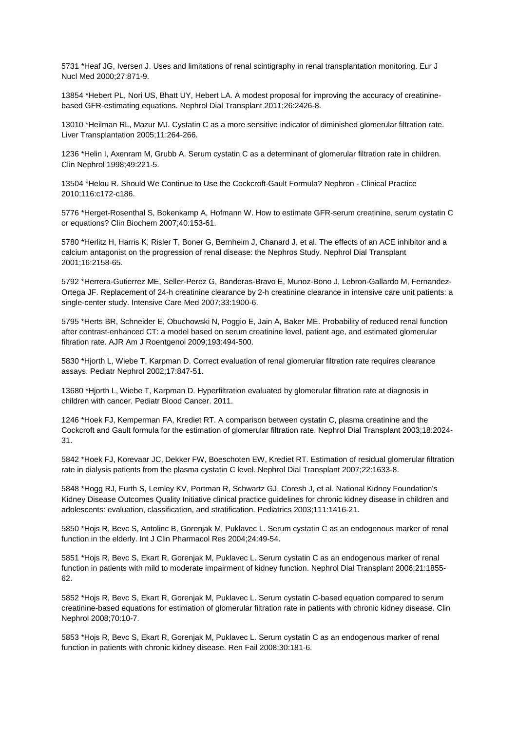5731 *Heaf JG, Iversen J. Uses and limitations of renal scintigraphy in renal transplantation monitoring. Eur J Nucl Med 2000;27:871-9.

13854 *Hebert PL, Nori US, Bhatt UY, Hebert LA. A modest proposal for improving the accuracy of creatinine-based GFR-estimating equations. Nephrol Dial Transplant 2011;26:2426-8.

13010 *Heilman RL, Mazur MJ. Cystatin C as a more sensitive indicator of diminished glomerular filtration rate. Liver Transplantation 2005;11:264-266.

1236 *Helin I, Axenram M, Grubb A. Serum cystatin C as a determinant of glomerular filtration rate in children. Clin Nephrol 1998;49:221-5.

13504 *Helou R. Should We Continue to Use the Cockcroft-Gault Formula? Nephron - Clinical Practice 2010;116:c172-c186.

5776 *Herget-Rosenthal S, Bokenkamp A, Hofmann W. How to estimate GFR-serum creatinine, serum cystatin C or equations? Clin Biochem 2007;40:153-61.

5780 *Herlitz H, Harris K, Risler T, Boner G, Bernheim J, Chanard J, et al. The effects of an ACE inhibitor and a calcium antagonist on the progression of renal disease: the Nephros Study. Nephrol Dial Transplant 2001;16:2158-65.

5792 *Herrera-Gutierrez ME, Seller-Perez G, Banderas-Bravo E, Munoz-Bono J, Lebron-Gallardo M, Fernandez-Ortega JF. Replacement of 24-h creatinine clearance by 2-h creatinine clearance in intensive care unit patients: a single-center study. Intensive Care Med 2007;33:1900-6.

5795 *Herts BR, Schneider E, Obuchowski N, Poggio E, Jain A, Baker ME. Probability of reduced renal function after contrast-enhanced CT: a model based on serum creatinine level, patient age, and estimated glomerular filtration rate. AJR Am J Roentgenol 2009;193:494-500.

5830 *Hjorth L, Wiebe T, Karpman D. Correct evaluation of renal glomerular filtration rate requires clearance assays. Pediatr Nephrol 2002;17:847-51.

13680 *Hjorth L, Wiebe T, Karpman D. Hyperfiltration evaluated by glomerular filtration rate at diagnosis in children with cancer. Pediatr Blood Cancer. 2011.

1246 *Hoek FJ, Kemperman FA, Krediet RT. A comparison between cystatin C, plasma creatinine and the Cockcroft and Gault formula for the estimation of glomerular filtration rate. Nephrol Dial Transplant 2003;18:2024-31.

5842 *Hoek FJ, Korevaar JC, Dekker FW, Boeschoten EW, Krediet RT. Estimation of residual glomerular filtration rate in dialysis patients from the plasma cystatin C level. Nephrol Dial Transplant 2007;22:1633-8.

5848 *Hogg RJ, Furth S, Lemley KV, Portman R, Schwartz GJ, Coresh J, et al. National Kidney Foundation's Kidney Disease Outcomes Quality Initiative clinical practice guidelines for chronic kidney disease in children and adolescents: evaluation, classification, and stratification. Pediatrics 2003;111:1416-21.

5850 *Hojs R, Bevc S, Antolinc B, Gorenjak M, Puklavec L. Serum cystatin C as an endogenous marker of renal function in the elderly. Int J Clin Pharmacol Res 2004;24:49-54.

5851 *Hojs R, Bevc S, Ekart R, Gorenjak M, Puklavec L. Serum cystatin C as an endogenous marker of renal function in patients with mild to moderate impairment of kidney function. Nephrol Dial Transplant 2006;21:1855-62.

5852 *Hojs R, Bevc S, Ekart R, Gorenjak M, Puklavec L. Serum cystatin C-based equation compared to serum creatinine-based equations for estimation of glomerular filtration rate in patients with chronic kidney disease. Clin Nephrol 2008;70:10-7.

5853 *Hojs R, Bevc S, Ekart R, Gorenjak M, Puklavec L. Serum cystatin C as an endogenous marker of renal function in patients with chronic kidney disease. Ren Fail 2008;30:181-6.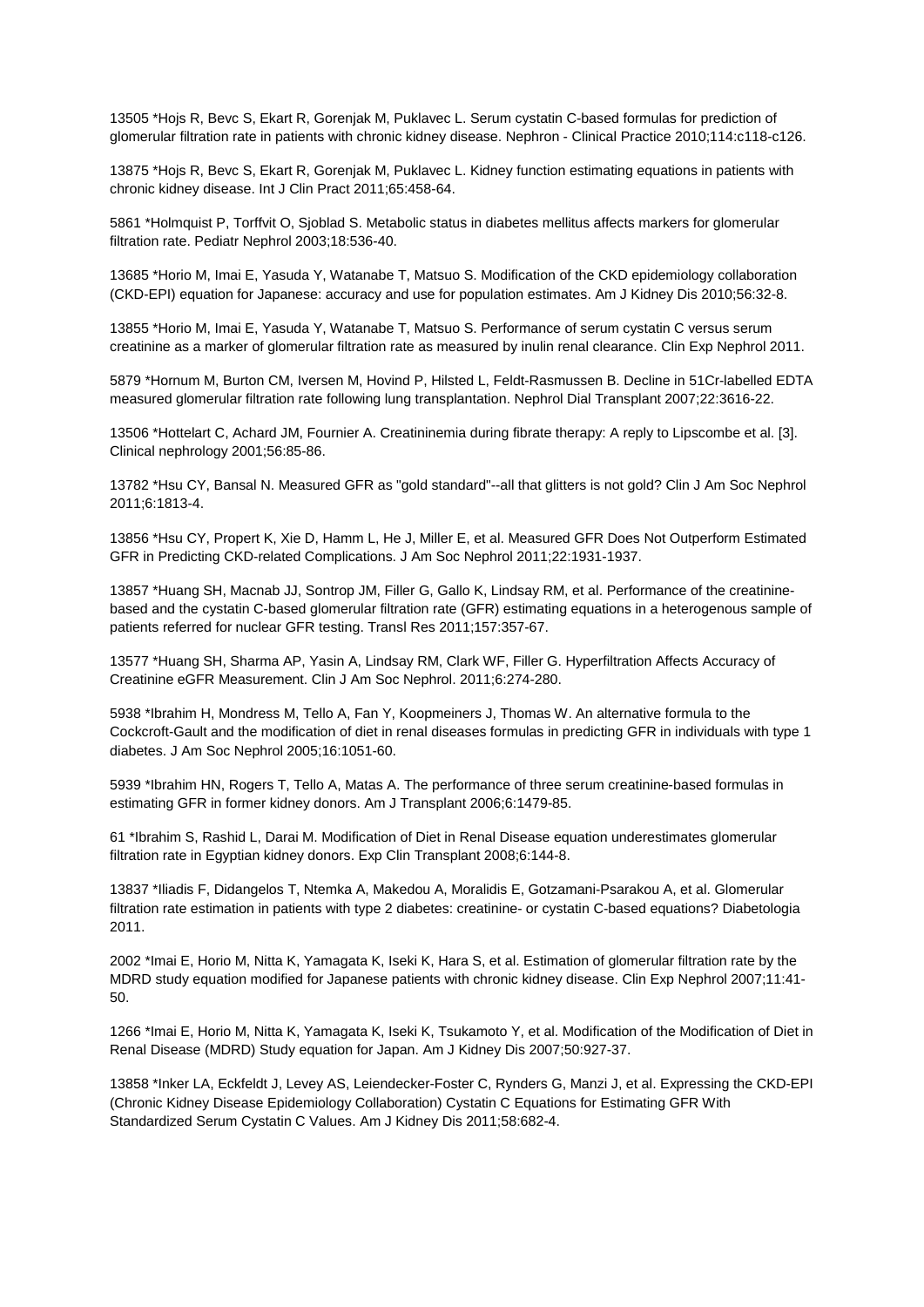13505 *Hojs R, Bevc S, Ekart R, Gorenjak M, Puklavec L. Serum cystatin C-based formulas for prediction of glomerular filtration rate in patients with chronic kidney disease. Nephron - Clinical Practice 2010;114:c118-c126.

13875 *Hojs R, Bevc S, Ekart R, Gorenjak M, Puklavec L. Kidney function estimating equations in patients with chronic kidney disease. Int J Clin Pract 2011;65:458-64.

5861 *Holmquist P, Torffvit O, Sjoblad S. Metabolic status in diabetes mellitus affects markers for glomerular filtration rate. Pediatr Nephrol 2003;18:536-40.

13685 *Horio M, Imai E, Yasuda Y, Watanabe T, Matsuo S. Modification of the CKD epidemiology collaboration (CKD-EPI) equation for Japanese: accuracy and use for population estimates. Am J Kidney Dis 2010;56:32-8.

13855 *Horio M, Imai E, Yasuda Y, Watanabe T, Matsuo S. Performance of serum cystatin C versus serum creatinine as a marker of glomerular filtration rate as measured by inulin renal clearance. Clin Exp Nephrol 2011.

5879 *Hornum M, Burton CM, Iversen M, Hovind P, Hilsted L, Feldt-Rasmussen B. Decline in 51Cr-labelled EDTA measured glomerular filtration rate following lung transplantation. Nephrol Dial Transplant 2007;22:3616-22.

13506 *Hottelart C, Achard JM, Fournier A. Creatininemia during fibrate therapy: A reply to Lipscombe et al. [3]. Clinical nephrology 2001;56:85-86.

13782 *Hsu CY, Bansal N. Measured GFR as "gold standard"--all that glitters is not gold? Clin J Am Soc Nephrol 2011;6:1813-4.

13856 *Hsu CY, Propert K, Xie D, Hamm L, He J, Miller E, et al. Measured GFR Does Not Outperform Estimated GFR in Predicting CKD-related Complications. J Am Soc Nephrol 2011;22:1931-1937.

13857 *Huang SH, Macnab JJ, Sontrop JM, Filler G, Gallo K, Lindsay RM, et al. Performance of the creatinine-based and the cystatin C-based glomerular filtration rate (GFR) estimating equations in a heterogenous sample of patients referred for nuclear GFR testing. Transl Res 2011;157:357-67.

13577 *Huang SH, Sharma AP, Yasin A, Lindsay RM, Clark WF, Filler G. Hyperfiltration Affects Accuracy of Creatinine eGFR Measurement. Clin J Am Soc Nephrol. 2011;6:274-280.

5938 *Ibrahim H, Mondress M, Tello A, Fan Y, Koopmeiners J, Thomas W. An alternative formula to the Cockcroft-Gault and the modification of diet in renal diseases formulas in predicting GFR in individuals with type 1 diabetes. J Am Soc Nephrol 2005;16:1051-60.

5939 *Ibrahim HN, Rogers T, Tello A, Matas A. The performance of three serum creatinine-based formulas in estimating GFR in former kidney donors. Am J Transplant 2006;6:1479-85.

61 *Ibrahim S, Rashid L, Darai M. Modification of Diet in Renal Disease equation underestimates glomerular filtration rate in Egyptian kidney donors. Exp Clin Transplant 2008;6:144-8.

13837 *Iliadis F, Didangelos T, Ntemka A, Makedou A, Moralidis E, Gotzamani-Psarakou A, et al. Glomerular filtration rate estimation in patients with type 2 diabetes: creatinine- or cystatin C-based equations? Diabetologia 2011.

2002 *Imai E, Horio M, Nitta K, Yamagata K, Iseki K, Hara S, et al. Estimation of glomerular filtration rate by the MDRD study equation modified for Japanese patients with chronic kidney disease. Clin Exp Nephrol 2007;11:41-50.

1266 *Imai E, Horio M, Nitta K, Yamagata K, Iseki K, Tsukamoto Y, et al. Modification of the Modification of Diet in Renal Disease (MDRD) Study equation for Japan. Am J Kidney Dis 2007;50:927-37.

13858 *Inker LA, Eckfeldt J, Levey AS, Leiendecker-Foster C, Rynders G, Manzi J, et al. Expressing the CKD-EPI (Chronic Kidney Disease Epidemiology Collaboration) Cystatin C Equations for Estimating GFR With Standardized Serum Cystatin C Values. Am J Kidney Dis 2011;58:682-4.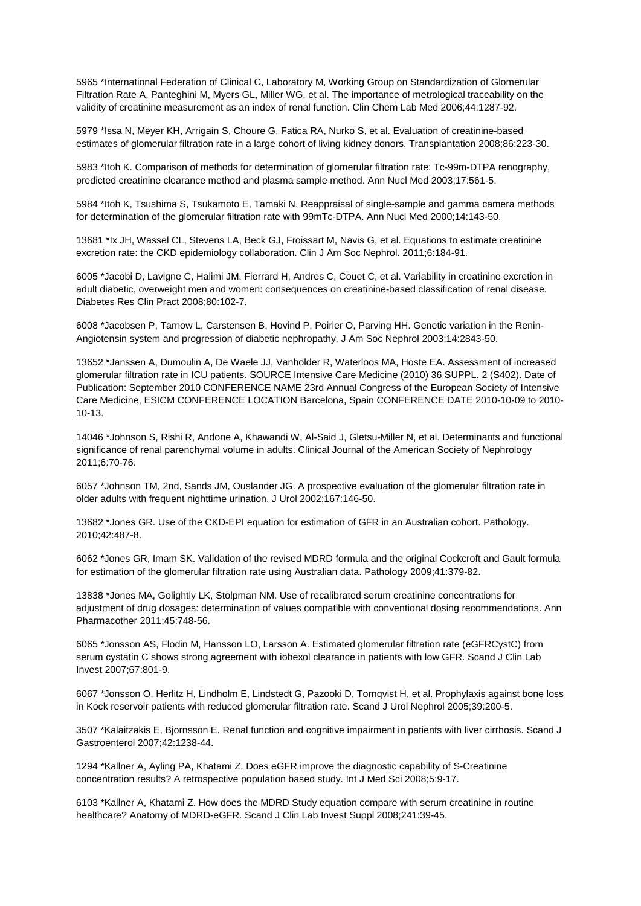5965 *International Federation of Clinical C, Laboratory M, Working Group on Standardization of Glomerular Filtration Rate A, Panteghini M, Myers GL, Miller WG, et al. The importance of metrological traceability on the validity of creatinine measurement as an index of renal function. Clin Chem Lab Med 2006;44:1287-92.

5979 *Issa N, Meyer KH, Arrigain S, Choure G, Fatica RA, Nurko S, et al. Evaluation of creatinine-based estimates of glomerular filtration rate in a large cohort of living kidney donors. Transplantation 2008;86:223-30.

5983 *Itoh K. Comparison of methods for determination of glomerular filtration rate: Tc-99m-DTPA renography, predicted creatinine clearance method and plasma sample method. Ann Nucl Med 2003;17:561-5.

5984 *Itoh K, Tsushima S, Tsukamoto E, Tamaki N. Reappraisal of single-sample and gamma camera methods for determination of the glomerular filtration rate with 99mTc-DTPA. Ann Nucl Med 2000;14:143-50.

13681 *Ix JH, Wassel CL, Stevens LA, Beck GJ, Froissart M, Navis G, et al. Equations to estimate creatinine excretion rate: the CKD epidemiology collaboration. Clin J Am Soc Nephrol. 2011;6:184-91.

6005 *Jacobi D, Lavigne C, Halimi JM, Fierrard H, Andres C, Couet C, et al. Variability in creatinine excretion in adult diabetic, overweight men and women: consequences on creatinine-based classification of renal disease. Diabetes Res Clin Pract 2008;80:102-7.

6008 *Jacobsen P, Tarnow L, Carstensen B, Hovind P, Poirier O, Parving HH. Genetic variation in the Renin-Angiotensin system and progression of diabetic nephropathy. J Am Soc Nephrol 2003;14:2843-50.

13652 *Janssen A, Dumoulin A, De Waele JJ, Vanholder R, Waterloos MA, Hoste EA. Assessment of increased glomerular filtration rate in ICU patients. SOURCE Intensive Care Medicine (2010) 36 SUPPL. 2 (S402). Date of Publication: September 2010 CONFERENCE NAME 23rd Annual Congress of the European Society of Intensive Care Medicine, ESICM CONFERENCE LOCATION Barcelona, Spain CONFERENCE DATE 2010-10-09 to 2010-10-13.

14046 *Johnson S, Rishi R, Andone A, Khawandi W, Al-Said J, Gletsu-Miller N, et al. Determinants and functional significance of renal parenchymal volume in adults. Clinical Journal of the American Society of Nephrology 2011;6:70-76.

6057 *Johnson TM, 2nd, Sands JM, Ouslander JG. A prospective evaluation of the glomerular filtration rate in older adults with frequent nighttime urination. J Urol 2002;167:146-50.

13682 *Jones GR. Use of the CKD-EPI equation for estimation of GFR in an Australian cohort. Pathology. 2010;42:487-8.

6062 *Jones GR, Imam SK. Validation of the revised MDRD formula and the original Cockcroft and Gault formula for estimation of the glomerular filtration rate using Australian data. Pathology 2009;41:379-82.

13838 *Jones MA, Golightly LK, Stolpman NM. Use of recalibrated serum creatinine concentrations for adjustment of drug dosages: determination of values compatible with conventional dosing recommendations. Ann Pharmacother 2011;45:748-56.

6065 *Jonsson AS, Flodin M, Hansson LO, Larsson A. Estimated glomerular filtration rate (eGFRCystC) from serum cystatin C shows strong agreement with iohexol clearance in patients with low GFR. Scand J Clin Lab Invest 2007;67:801-9.

6067 *Jonsson O, Herlitz H, Lindholm E, Lindstedt G, Pazooki D, Tornqvist H, et al. Prophylaxis against bone loss in Kock reservoir patients with reduced glomerular filtration rate. Scand J Urol Nephrol 2005;39:200-5.

3507 *Kalaitzakis E, Bjornsson E. Renal function and cognitive impairment in patients with liver cirrhosis. Scand J Gastroenterol 2007;42:1238-44.

1294 *Kallner A, Ayling PA, Khatami Z. Does eGFR improve the diagnostic capability of S-Creatinine concentration results? A retrospective population based study. Int J Med Sci 2008;5:9-17.

6103 *Kallner A, Khatami Z. How does the MDRD Study equation compare with serum creatinine in routine healthcare? Anatomy of MDRD-eGFR. Scand J Clin Lab Invest Suppl 2008;241:39-45.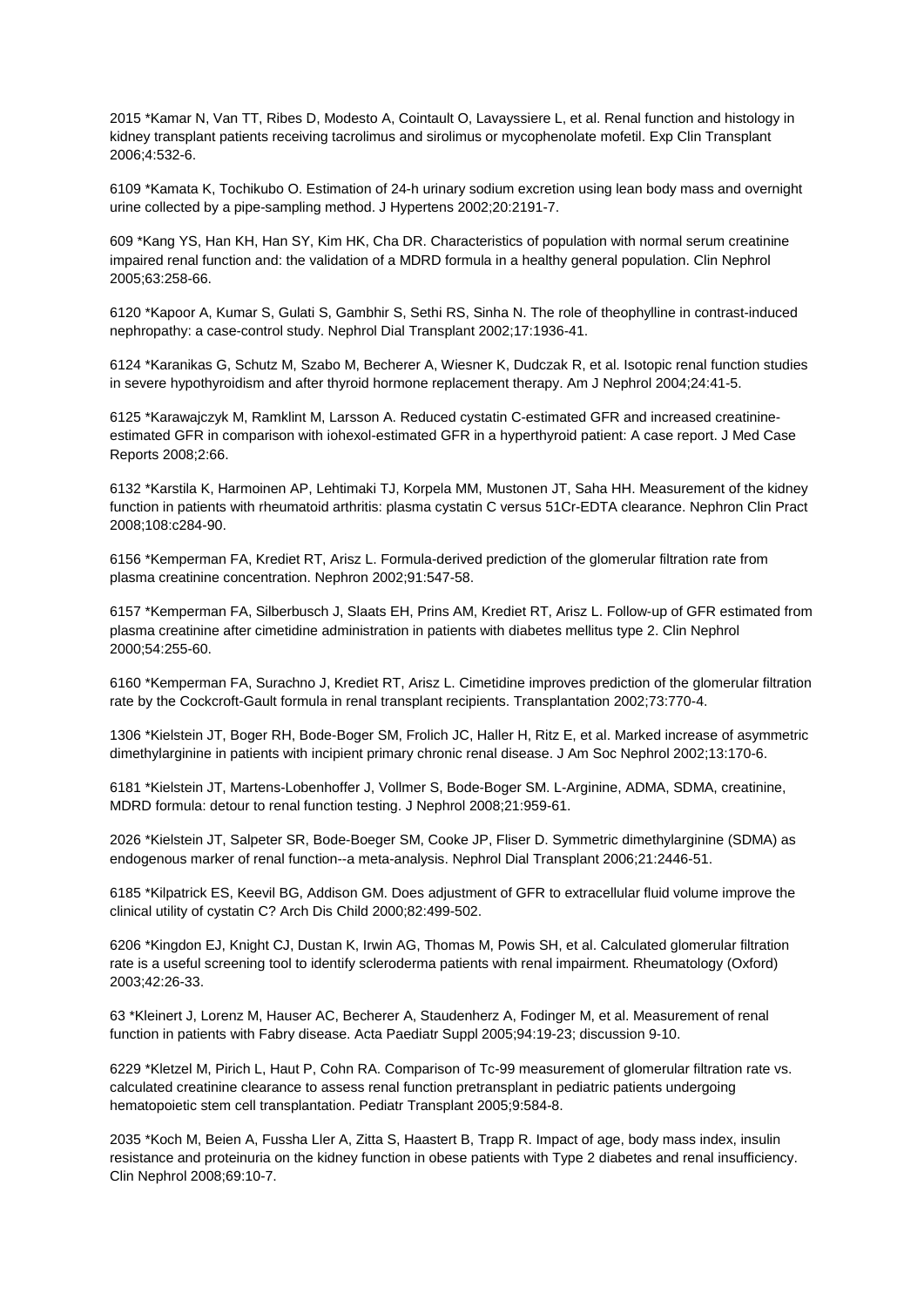2015 *Kamar N, Van TT, Ribes D, Modesto A, Cointault O, Lavayssiere L, et al. Renal function and histology in kidney transplant patients receiving tacrolimus and sirolimus or mycophenolate mofetil. Exp Clin Transplant 2006;4:532-6.

6109 *Kamata K, Tochikubo O. Estimation of 24-h urinary sodium excretion using lean body mass and overnight urine collected by a pipe-sampling method. J Hypertens 2002;20:2191-7.

609 *Kang YS, Han KH, Han SY, Kim HK, Cha DR. Characteristics of population with normal serum creatinine impaired renal function and: the validation of a MDRD formula in a healthy general population. Clin Nephrol 2005;63:258-66.

6120 *Kapoor A, Kumar S, Gulati S, Gambhir S, Sethi RS, Sinha N. The role of theophylline in contrast-induced nephropathy: a case-control study. Nephrol Dial Transplant 2002;17:1936-41.

6124 *Karanikas G, Schutz M, Szabo M, Becherer A, Wiesner K, Dudczak R, et al. Isotopic renal function studies in severe hypothyroidism and after thyroid hormone replacement therapy. Am J Nephrol 2004;24:41-5.

6125 *Karawajczyk M, Ramklint M, Larsson A. Reduced cystatin C-estimated GFR and increased creatinine-estimated GFR in comparison with iohexol-estimated GFR in a hyperthyroid patient: A case report. J Med Case Reports 2008;2:66.

6132 *Karstila K, Harmoinen AP, Lehtimaki TJ, Korpela MM, Mustonen JT, Saha HH. Measurement of the kidney function in patients with rheumatoid arthritis: plasma cystatin C versus 51Cr-EDTA clearance. Nephron Clin Pract 2008;108:c284-90.

6156 *Kemperman FA, Krediet RT, Arisz L. Formula-derived prediction of the glomerular filtration rate from plasma creatinine concentration. Nephron 2002;91:547-58.

6157 *Kemperman FA, Silberbusch J, Slaats EH, Prins AM, Krediet RT, Arisz L. Follow-up of GFR estimated from plasma creatinine after cimetidine administration in patients with diabetes mellitus type 2. Clin Nephrol 2000;54:255-60.

6160 *Kemperman FA, Surachno J, Krediet RT, Arisz L. Cimetidine improves prediction of the glomerular filtration rate by the Cockcroft-Gault formula in renal transplant recipients. Transplantation 2002;73:770-4.

1306 *Kielstein JT, Boger RH, Bode-Boger SM, Frolich JC, Haller H, Ritz E, et al. Marked increase of asymmetric dimethylarginine in patients with incipient primary chronic renal disease. J Am Soc Nephrol 2002;13:170-6.

6181 *Kielstein JT, Martens-Lobenhoffer J, Vollmer S, Bode-Boger SM. L-Arginine, ADMA, SDMA, creatinine, MDRD formula: detour to renal function testing. J Nephrol 2008;21:959-61.

2026 *Kielstein JT, Salpeter SR, Bode-Boeger SM, Cooke JP, Fliser D. Symmetric dimethylarginine (SDMA) as endogenous marker of renal function--a meta-analysis. Nephrol Dial Transplant 2006;21:2446-51.

6185 *Kilpatrick ES, Keevil BG, Addison GM. Does adjustment of GFR to extracellular fluid volume improve the clinical utility of cystatin C? Arch Dis Child 2000;82:499-502.

6206 *Kingdon EJ, Knight CJ, Dustan K, Irwin AG, Thomas M, Powis SH, et al. Calculated glomerular filtration rate is a useful screening tool to identify scleroderma patients with renal impairment. Rheumatology (Oxford) 2003;42:26-33.

63 *Kleinert J, Lorenz M, Hauser AC, Becherer A, Staudenherz A, Fodinger M, et al. Measurement of renal function in patients with Fabry disease. Acta Paediatr Suppl 2005;94:19-23; discussion 9-10.

6229 *Kletzel M, Pirich L, Haut P, Cohn RA. Comparison of Tc-99 measurement of glomerular filtration rate vs. calculated creatinine clearance to assess renal function pretransplant in pediatric patients undergoing hematopoietic stem cell transplantation. Pediatr Transplant 2005;9:584-8.

2035 *Koch M, Beien A, Fussha Ller A, Zitta S, Haastert B, Trapp R. Impact of age, body mass index, insulin resistance and proteinuria on the kidney function in obese patients with Type 2 diabetes and renal insufficiency. Clin Nephrol 2008;69:10-7.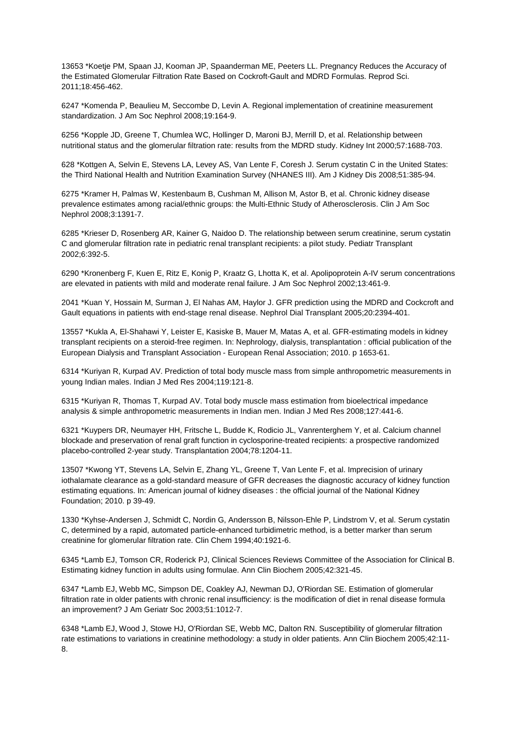13653 *Koetje PM, Spaan JJ, Kooman JP, Spaanderman ME, Peeters LL. Pregnancy Reduces the Accuracy of the Estimated Glomerular Filtration Rate Based on Cockroft-Gault and MDRD Formulas. Reprod Sci. 2011;18:456-462.

6247 *Komenda P, Beaulieu M, Seccombe D, Levin A. Regional implementation of creatinine measurement standardization. J Am Soc Nephrol 2008;19:164-9.

6256 *Kopple JD, Greene T, Chumlea WC, Hollinger D, Maroni BJ, Merrill D, et al. Relationship between nutritional status and the glomerular filtration rate: results from the MDRD study. Kidney Int 2000;57:1688-703.

628 *Kottgen A, Selvin E, Stevens LA, Levey AS, Van Lente F, Coresh J. Serum cystatin C in the United States: the Third National Health and Nutrition Examination Survey (NHANES III). Am J Kidney Dis 2008;51:385-94.

6275 *Kramer H, Palmas W, Kestenbaum B, Cushman M, Allison M, Astor B, et al. Chronic kidney disease prevalence estimates among racial/ethnic groups: the Multi-Ethnic Study of Atherosclerosis. Clin J Am Soc Nephrol 2008;3:1391-7.

6285 *Krieser D, Rosenberg AR, Kainer G, Naidoo D. The relationship between serum creatinine, serum cystatin C and glomerular filtration rate in pediatric renal transplant recipients: a pilot study. Pediatr Transplant 2002;6:392-5.

6290 *Kronenberg F, Kuen E, Ritz E, Konig P, Kraatz G, Lhotta K, et al. Apolipoprotein A-IV serum concentrations are elevated in patients with mild and moderate renal failure. J Am Soc Nephrol 2002;13:461-9.

2041 *Kuan Y, Hossain M, Surman J, El Nahas AM, Haylor J. GFR prediction using the MDRD and Cockcroft and Gault equations in patients with end-stage renal disease. Nephrol Dial Transplant 2005;20:2394-401.

13557 *Kukla A, El-Shahawi Y, Leister E, Kasiske B, Mauer M, Matas A, et al. GFR-estimating models in kidney transplant recipients on a steroid-free regimen. In: Nephrology, dialysis, transplantation : official publication of the European Dialysis and Transplant Association - European Renal Association; 2010. p 1653-61.

6314 *Kuriyan R, Kurpad AV. Prediction of total body muscle mass from simple anthropometric measurements in young Indian males. Indian J Med Res 2004;119:121-8.

6315 *Kuriyan R, Thomas T, Kurpad AV. Total body muscle mass estimation from bioelectrical impedance analysis & simple anthropometric measurements in Indian men. Indian J Med Res 2008;127:441-6.

6321 *Kuypers DR, Neumayer HH, Fritsche L, Budde K, Rodicio JL, Vanrenterghem Y, et al. Calcium channel blockade and preservation of renal graft function in cyclosporine-treated recipients: a prospective randomized placebo-controlled 2-year study. Transplantation 2004;78:1204-11.

13507 *Kwong YT, Stevens LA, Selvin E, Zhang YL, Greene T, Van Lente F, et al. Imprecision of urinary iothalamate clearance as a gold-standard measure of GFR decreases the diagnostic accuracy of kidney function estimating equations. In: American journal of kidney diseases : the official journal of the National Kidney Foundation; 2010. p 39-49.

1330 *Kyhse-Andersen J, Schmidt C, Nordin G, Andersson B, Nilsson-Ehle P, Lindstrom V, et al. Serum cystatin C, determined by a rapid, automated particle-enhanced turbidimetric method, is a better marker than serum creatinine for glomerular filtration rate. Clin Chem 1994;40:1921-6.

6345 *Lamb EJ, Tomson CR, Roderick PJ, Clinical Sciences Reviews Committee of the Association for Clinical B. Estimating kidney function in adults using formulae. Ann Clin Biochem 2005;42:321-45.

6347 *Lamb EJ, Webb MC, Simpson DE, Coakley AJ, Newman DJ, O'Riordan SE. Estimation of glomerular filtration rate in older patients with chronic renal insufficiency: is the modification of diet in renal disease formula an improvement? J Am Geriatr Soc 2003;51:1012-7.

6348 *Lamb EJ, Wood J, Stowe HJ, O'Riordan SE, Webb MC, Dalton RN. Susceptibility of glomerular filtration rate estimations to variations in creatinine methodology: a study in older patients. Ann Clin Biochem 2005;42:11-8.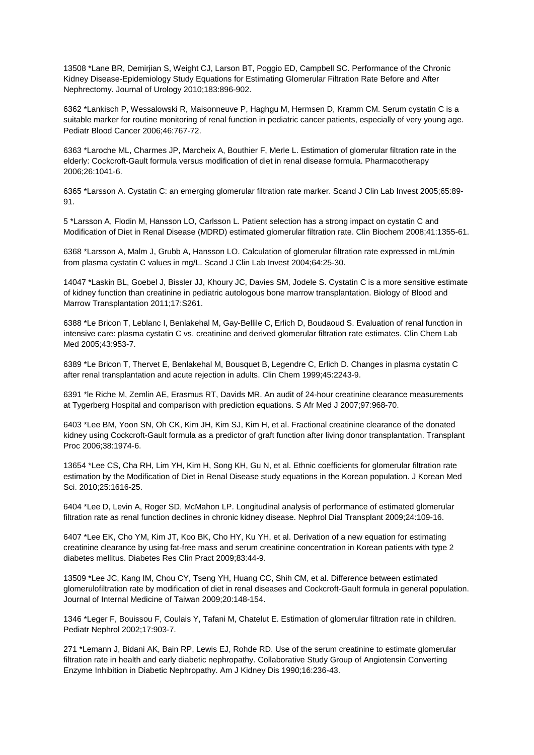13508 *Lane BR, Demirjian S, Weight CJ, Larson BT, Poggio ED, Campbell SC. Performance of the Chronic Kidney Disease-Epidemiology Study Equations for Estimating Glomerular Filtration Rate Before and After Nephrectomy. Journal of Urology 2010;183:896-902.

6362 *Lankisch P, Wessalowski R, Maisonneuve P, Haghgu M, Hermsen D, Kramm CM. Serum cystatin C is a suitable marker for routine monitoring of renal function in pediatric cancer patients, especially of very young age. Pediatr Blood Cancer 2006;46:767-72.

6363 *Laroche ML, Charmes JP, Marcheix A, Bouthier F, Merle L. Estimation of glomerular filtration rate in the elderly: Cockcroft-Gault formula versus modification of diet in renal disease formula. Pharmacotherapy 2006;26:1041-6.

6365 *Larsson A. Cystatin C: an emerging glomerular filtration rate marker. Scand J Clin Lab Invest 2005;65:89-91.

5 *Larsson A, Flodin M, Hansson LO, Carlsson L. Patient selection has a strong impact on cystatin C and Modification of Diet in Renal Disease (MDRD) estimated glomerular filtration rate. Clin Biochem 2008;41:1355-61.

6368 *Larsson A, Malm J, Grubb A, Hansson LO. Calculation of glomerular filtration rate expressed in mL/min from plasma cystatin C values in mg/L. Scand J Clin Lab Invest 2004;64:25-30.

14047 *Laskin BL, Goebel J, Bissler JJ, Khoury JC, Davies SM, Jodele S. Cystatin C is a more sensitive estimate of kidney function than creatinine in pediatric autologous bone marrow transplantation. Biology of Blood and Marrow Transplantation 2011;17:S261.

6388 *Le Bricon T, Leblanc I, Benlakehal M, Gay-Bellile C, Erlich D, Boudaoud S. Evaluation of renal function in intensive care: plasma cystatin C vs. creatinine and derived glomerular filtration rate estimates. Clin Chem Lab Med 2005;43:953-7.

6389 *Le Bricon T, Thervet E, Benlakehal M, Bousquet B, Legendre C, Erlich D. Changes in plasma cystatin C after renal transplantation and acute rejection in adults. Clin Chem 1999;45:2243-9.

6391 *le Riche M, Zemlin AE, Erasmus RT, Davids MR. An audit of 24-hour creatinine clearance measurements at Tygerberg Hospital and comparison with prediction equations. S Afr Med J 2007;97:968-70.

6403 *Lee BM, Yoon SN, Oh CK, Kim JH, Kim SJ, Kim H, et al. Fractional creatinine clearance of the donated kidney using Cockcroft-Gault formula as a predictor of graft function after living donor transplantation. Transplant Proc 2006;38:1974-6.

13654 *Lee CS, Cha RH, Lim YH, Kim H, Song KH, Gu N, et al. Ethnic coefficients for glomerular filtration rate estimation by the Modification of Diet in Renal Disease study equations in the Korean population. J Korean Med Sci. 2010;25:1616-25.

6404 *Lee D, Levin A, Roger SD, McMahon LP. Longitudinal analysis of performance of estimated glomerular filtration rate as renal function declines in chronic kidney disease. Nephrol Dial Transplant 2009;24:109-16.

6407 *Lee EK, Cho YM, Kim JT, Koo BK, Cho HY, Ku YH, et al. Derivation of a new equation for estimating creatinine clearance by using fat-free mass and serum creatinine concentration in Korean patients with type 2 diabetes mellitus. Diabetes Res Clin Pract 2009;83:44-9.

13509 *Lee JC, Kang IM, Chou CY, Tseng YH, Huang CC, Shih CM, et al. Difference between estimated glomerulofiltration rate by modification of diet in renal diseases and Cockcroft-Gault formula in general population. Journal of Internal Medicine of Taiwan 2009;20:148-154.

1346 *Leger F, Bouissou F, Coulais Y, Tafani M, Chatelut E. Estimation of glomerular filtration rate in children. Pediatr Nephrol 2002;17:903-7.

271 *Lemann J, Bidani AK, Bain RP, Lewis EJ, Rohde RD. Use of the serum creatinine to estimate glomerular filtration rate in health and early diabetic nephropathy. Collaborative Study Group of Angiotensin Converting Enzyme Inhibition in Diabetic Nephropathy. Am J Kidney Dis 1990;16:236-43.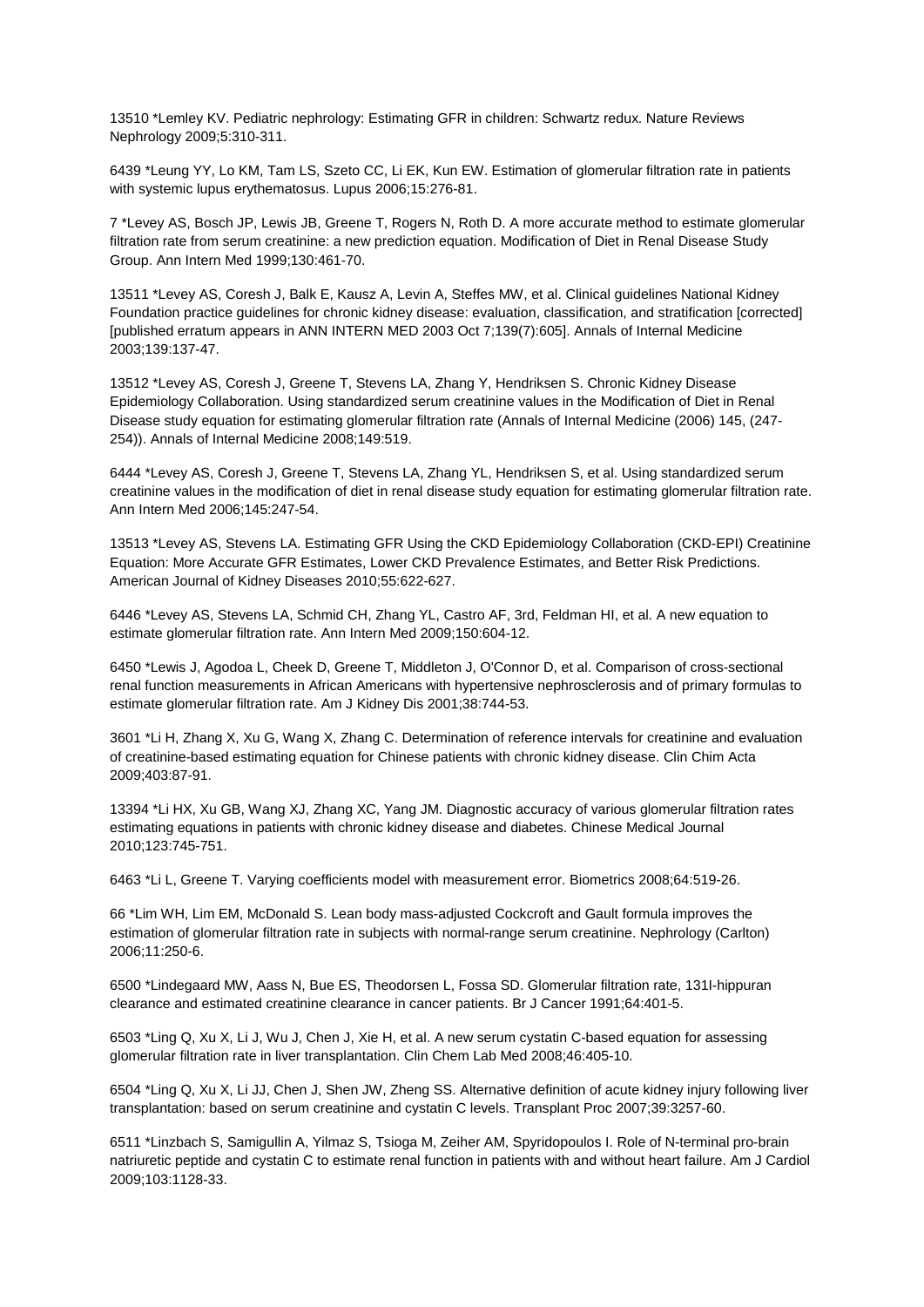13510 *Lemley KV. Pediatric nephrology: Estimating GFR in children: Schwartz redux. Nature Reviews Nephrology 2009;5:310-311.

6439 *Leung YY, Lo KM, Tam LS, Szeto CC, Li EK, Kun EW. Estimation of glomerular filtration rate in patients with systemic lupus erythematosus. Lupus 2006;15:276-81.

7 *Levey AS, Bosch JP, Lewis JB, Greene T, Rogers N, Roth D. A more accurate method to estimate glomerular filtration rate from serum creatinine: a new prediction equation. Modification of Diet in Renal Disease Study Group. Ann Intern Med 1999;130:461-70.

13511 *Levey AS, Coresh J, Balk E, Kausz A, Levin A, Steffes MW, et al. Clinical guidelines National Kidney Foundation practice guidelines for chronic kidney disease: evaluation, classification, and stratification [corrected] [published erratum appears in ANN INTERN MED 2003 Oct 7;139(7):605]. Annals of Internal Medicine 2003;139:137-47.

13512 *Levey AS, Coresh J, Greene T, Stevens LA, Zhang Y, Hendriksen S. Chronic Kidney Disease Epidemiology Collaboration. Using standardized serum creatinine values in the Modification of Diet in Renal Disease study equation for estimating glomerular filtration rate (Annals of Internal Medicine (2006) 145, (247-254)). Annals of Internal Medicine 2008;149:519.

6444 *Levey AS, Coresh J, Greene T, Stevens LA, Zhang YL, Hendriksen S, et al. Using standardized serum creatinine values in the modification of diet in renal disease study equation for estimating glomerular filtration rate. Ann Intern Med 2006;145:247-54.

13513 *Levey AS, Stevens LA. Estimating GFR Using the CKD Epidemiology Collaboration (CKD-EPI) Creatinine Equation: More Accurate GFR Estimates, Lower CKD Prevalence Estimates, and Better Risk Predictions. American Journal of Kidney Diseases 2010;55:622-627.

6446 *Levey AS, Stevens LA, Schmid CH, Zhang YL, Castro AF, 3rd, Feldman HI, et al. A new equation to estimate glomerular filtration rate. Ann Intern Med 2009;150:604-12.

6450 *Lewis J, Agodoa L, Cheek D, Greene T, Middleton J, O'Connor D, et al. Comparison of cross-sectional renal function measurements in African Americans with hypertensive nephrosclerosis and of primary formulas to estimate glomerular filtration rate. Am J Kidney Dis 2001;38:744-53.

3601 *Li H, Zhang X, Xu G, Wang X, Zhang C. Determination of reference intervals for creatinine and evaluation of creatinine-based estimating equation for Chinese patients with chronic kidney disease. Clin Chim Acta 2009;403:87-91.

13394 *Li HX, Xu GB, Wang XJ, Zhang XC, Yang JM. Diagnostic accuracy of various glomerular filtration rates estimating equations in patients with chronic kidney disease and diabetes. Chinese Medical Journal 2010;123:745-751.

6463 *Li L, Greene T. Varying coefficients model with measurement error. Biometrics 2008;64:519-26.

66 *Lim WH, Lim EM, McDonald S. Lean body mass-adjusted Cockcroft and Gault formula improves the estimation of glomerular filtration rate in subjects with normal-range serum creatinine. Nephrology (Carlton) 2006;11:250-6.

6500 *Lindegaard MW, Aass N, Bue ES, Theodorsen L, Fossa SD. Glomerular filtration rate, 131I-hippuran clearance and estimated creatinine clearance in cancer patients. Br J Cancer 1991;64:401-5.

6503 *Ling Q, Xu X, Li J, Wu J, Chen J, Xie H, et al. A new serum cystatin C-based equation for assessing glomerular filtration rate in liver transplantation. Clin Chem Lab Med 2008;46:405-10.

6504 *Ling Q, Xu X, Li JJ, Chen J, Shen JW, Zheng SS. Alternative definition of acute kidney injury following liver transplantation: based on serum creatinine and cystatin C levels. Transplant Proc 2007;39:3257-60.

6511 *Linzbach S, Samigullin A, Yilmaz S, Tsioga M, Zeiher AM, Spyridopoulos I. Role of N-terminal pro-brain natriuretic peptide and cystatin C to estimate renal function in patients with and without heart failure. Am J Cardiol 2009;103:1128-33.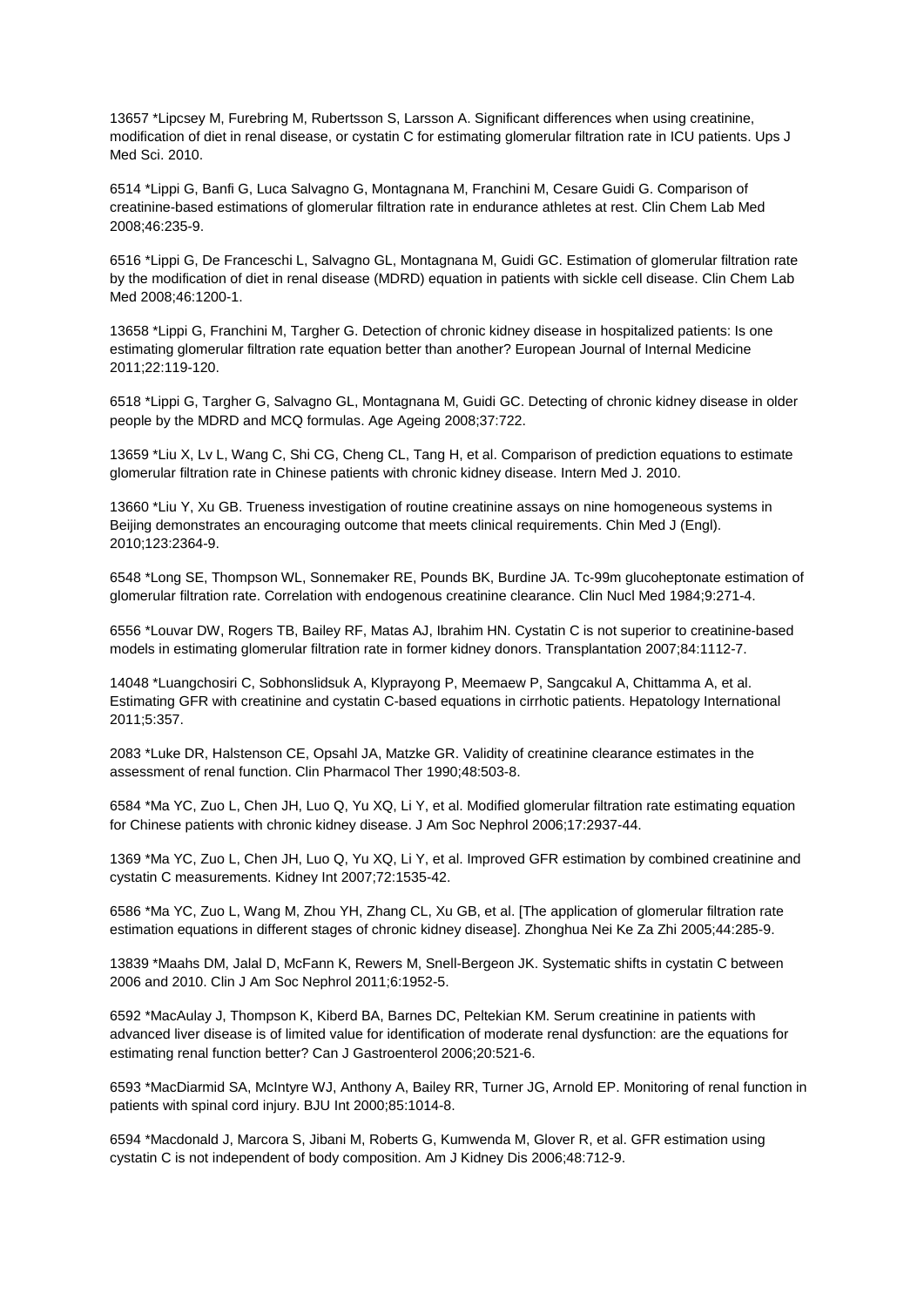13657 *Lipcsey M, Furebring M, Rubertsson S, Larsson A. Significant differences when using creatinine, modification of diet in renal disease, or cystatin C for estimating glomerular filtration rate in ICU patients. Ups J Med Sci. 2010.

6514 *Lippi G, Banfi G, Luca Salvagno G, Montagnana M, Franchini M, Cesare Guidi G. Comparison of creatinine-based estimations of glomerular filtration rate in endurance athletes at rest. Clin Chem Lab Med 2008;46:235-9.

6516 *Lippi G, De Franceschi L, Salvagno GL, Montagnana M, Guidi GC. Estimation of glomerular filtration rate by the modification of diet in renal disease (MDRD) equation in patients with sickle cell disease. Clin Chem Lab Med 2008;46:1200-1.

13658 *Lippi G, Franchini M, Targher G. Detection of chronic kidney disease in hospitalized patients: Is one estimating glomerular filtration rate equation better than another? European Journal of Internal Medicine 2011;22:119-120.

6518 *Lippi G, Targher G, Salvagno GL, Montagnana M, Guidi GC. Detecting of chronic kidney disease in older people by the MDRD and MCQ formulas. Age Ageing 2008;37:722.

13659 *Liu X, Lv L, Wang C, Shi CG, Cheng CL, Tang H, et al. Comparison of prediction equations to estimate glomerular filtration rate in Chinese patients with chronic kidney disease. Intern Med J. 2010.

13660 *Liu Y, Xu GB. Trueness investigation of routine creatinine assays on nine homogeneous systems in Beijing demonstrates an encouraging outcome that meets clinical requirements. Chin Med J (Engl). 2010;123:2364-9.

6548 *Long SE, Thompson WL, Sonnemaker RE, Pounds BK, Burdine JA. Tc-99m glucoheptonate estimation of glomerular filtration rate. Correlation with endogenous creatinine clearance. Clin Nucl Med 1984;9:271-4.

6556 *Louvar DW, Rogers TB, Bailey RF, Matas AJ, Ibrahim HN. Cystatin C is not superior to creatinine-based models in estimating glomerular filtration rate in former kidney donors. Transplantation 2007;84:1112-7.

14048 *Luangchosiri C, Sobhonslidsuk A, Klyprayong P, Meemaew P, Sangcakul A, Chittamma A, et al. Estimating GFR with creatinine and cystatin C-based equations in cirrhotic patients. Hepatology International 2011;5:357.

2083 *Luke DR, Halstenson CE, Opsahl JA, Matzke GR. Validity of creatinine clearance estimates in the assessment of renal function. Clin Pharmacol Ther 1990;48:503-8.

6584 *Ma YC, Zuo L, Chen JH, Luo Q, Yu XQ, Li Y, et al. Modified glomerular filtration rate estimating equation for Chinese patients with chronic kidney disease. J Am Soc Nephrol 2006;17:2937-44.

1369 *Ma YC, Zuo L, Chen JH, Luo Q, Yu XQ, Li Y, et al. Improved GFR estimation by combined creatinine and cystatin C measurements. Kidney Int 2007;72:1535-42.

6586 *Ma YC, Zuo L, Wang M, Zhou YH, Zhang CL, Xu GB, et al. [The application of glomerular filtration rate estimation equations in different stages of chronic kidney disease]. Zhonghua Nei Ke Za Zhi 2005;44:285-9.

13839 *Maahs DM, Jalal D, McFann K, Rewers M, Snell-Bergeon JK. Systematic shifts in cystatin C between 2006 and 2010. Clin J Am Soc Nephrol 2011;6:1952-5.

6592 *MacAulay J, Thompson K, Kiberd BA, Barnes DC, Peltekian KM. Serum creatinine in patients with advanced liver disease is of limited value for identification of moderate renal dysfunction: are the equations for estimating renal function better? Can J Gastroenterol 2006;20:521-6.

6593 *MacDiarmid SA, McIntyre WJ, Anthony A, Bailey RR, Turner JG, Arnold EP. Monitoring of renal function in patients with spinal cord injury. BJU Int 2000;85:1014-8.

6594 *Macdonald J, Marcora S, Jibani M, Roberts G, Kumwenda M, Glover R, et al. GFR estimation using cystatin C is not independent of body composition. Am J Kidney Dis 2006;48:712-9.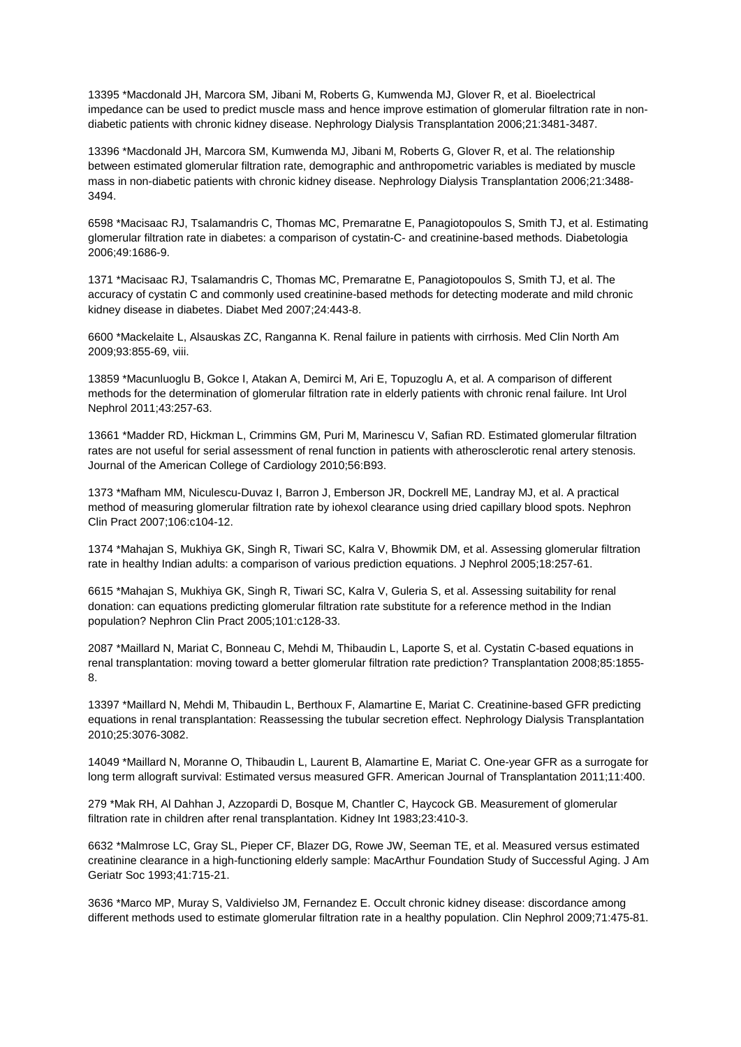13395 *Macdonald JH, Marcora SM, Jibani M, Roberts G, Kumwenda MJ, Glover R, et al. Bioelectrical impedance can be used to predict muscle mass and hence improve estimation of glomerular filtration rate in non-diabetic patients with chronic kidney disease. Nephrology Dialysis Transplantation 2006;21:3481-3487.

13396 *Macdonald JH, Marcora SM, Kumwenda MJ, Jibani M, Roberts G, Glover R, et al. The relationship between estimated glomerular filtration rate, demographic and anthropometric variables is mediated by muscle mass in non-diabetic patients with chronic kidney disease. Nephrology Dialysis Transplantation 2006;21:3488-3494.

6598 *Macisaac RJ, Tsalamandris C, Thomas MC, Premaratne E, Panagiotopoulos S, Smith TJ, et al. Estimating glomerular filtration rate in diabetes: a comparison of cystatin-C- and creatinine-based methods. Diabetologia 2006;49:1686-9.

1371 *Macisaac RJ, Tsalamandris C, Thomas MC, Premaratne E, Panagiotopoulos S, Smith TJ, et al. The accuracy of cystatin C and commonly used creatinine-based methods for detecting moderate and mild chronic kidney disease in diabetes. Diabet Med 2007;24:443-8.

6600 *Mackelaite L, Alsauskas ZC, Ranganna K. Renal failure in patients with cirrhosis. Med Clin North Am 2009;93:855-69, viii.

13859 *Macunluoglu B, Gokce I, Atakan A, Demirci M, Ari E, Topuzoglu A, et al. A comparison of different methods for the determination of glomerular filtration rate in elderly patients with chronic renal failure. Int Urol Nephrol 2011;43:257-63.

13661 *Madder RD, Hickman L, Crimmins GM, Puri M, Marinescu V, Safian RD. Estimated glomerular filtration rates are not useful for serial assessment of renal function in patients with atherosclerotic renal artery stenosis. Journal of the American College of Cardiology 2010;56:B93.

1373 *Mafham MM, Niculescu-Duvaz I, Barron J, Emberson JR, Dockrell ME, Landray MJ, et al. A practical method of measuring glomerular filtration rate by iohexol clearance using dried capillary blood spots. Nephron Clin Pract 2007;106:c104-12.

1374 *Mahajan S, Mukhiya GK, Singh R, Tiwari SC, Kalra V, Bhowmik DM, et al. Assessing glomerular filtration rate in healthy Indian adults: a comparison of various prediction equations. J Nephrol 2005;18:257-61.

6615 *Mahajan S, Mukhiya GK, Singh R, Tiwari SC, Kalra V, Guleria S, et al. Assessing suitability for renal donation: can equations predicting glomerular filtration rate substitute for a reference method in the Indian population? Nephron Clin Pract 2005;101:c128-33.

2087 *Maillard N, Mariat C, Bonneau C, Mehdi M, Thibaudin L, Laporte S, et al. Cystatin C-based equations in renal transplantation: moving toward a better glomerular filtration rate prediction? Transplantation 2008;85:1855-8.

13397 *Maillard N, Mehdi M, Thibaudin L, Berthoux F, Alamartine E, Mariat C. Creatinine-based GFR predicting equations in renal transplantation: Reassessing the tubular secretion effect. Nephrology Dialysis Transplantation 2010;25:3076-3082.

14049 *Maillard N, Moranne O, Thibaudin L, Laurent B, Alamartine E, Mariat C. One-year GFR as a surrogate for long term allograft survival: Estimated versus measured GFR. American Journal of Transplantation 2011;11:400.

279 *Mak RH, Al Dahhan J, Azzopardi D, Bosque M, Chantler C, Haycock GB. Measurement of glomerular filtration rate in children after renal transplantation. Kidney Int 1983;23:410-3.

6632 *Malmrose LC, Gray SL, Pieper CF, Blazer DG, Rowe JW, Seeman TE, et al. Measured versus estimated creatinine clearance in a high-functioning elderly sample: MacArthur Foundation Study of Successful Aging. J Am Geriatr Soc 1993;41:715-21.

3636 *Marco MP, Muray S, Valdivielso JM, Fernandez E. Occult chronic kidney disease: discordance among different methods used to estimate glomerular filtration rate in a healthy population. Clin Nephrol 2009;71:475-81.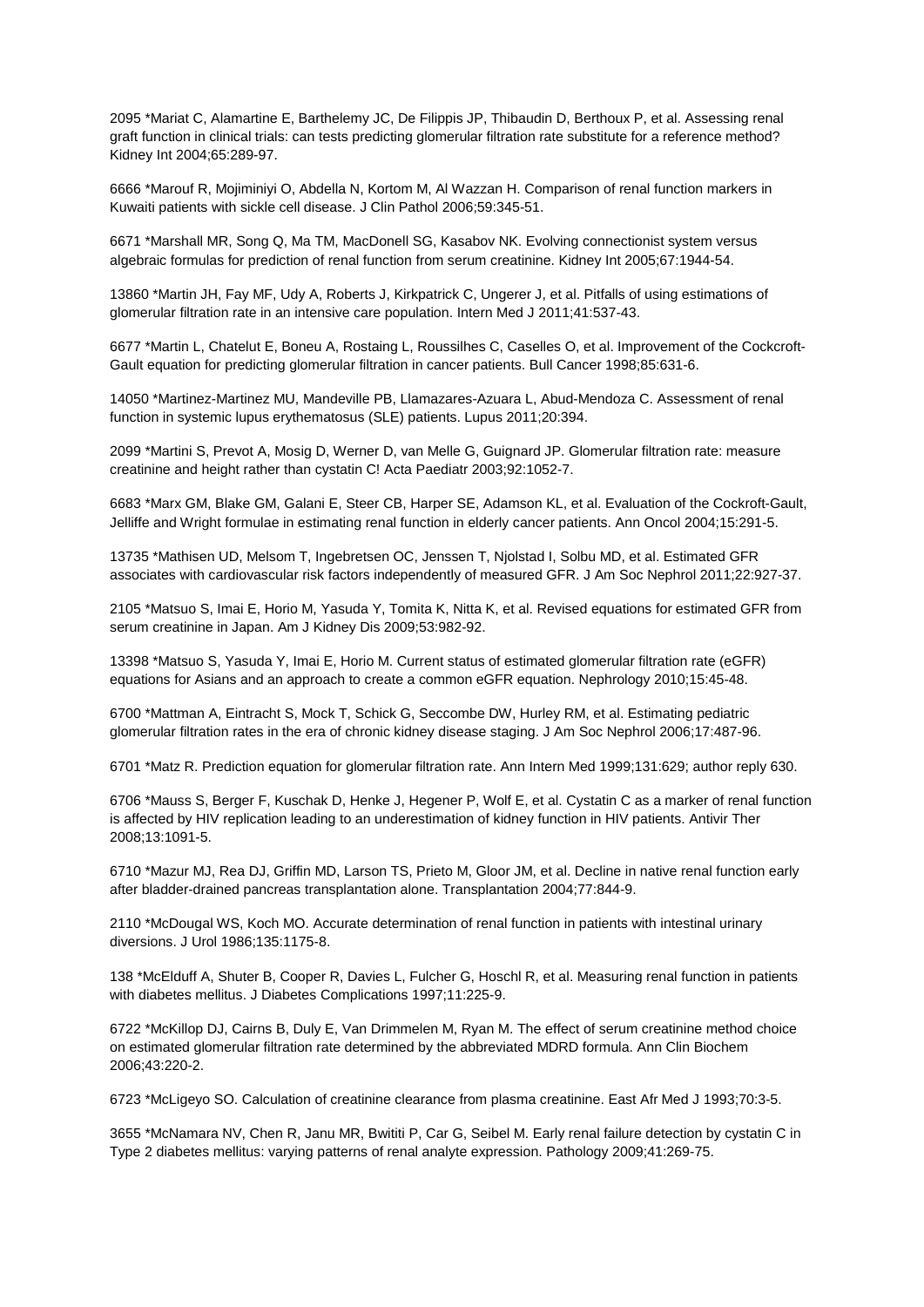2095 *Mariat C, Alamartine E, Barthelemy JC, De Filippis JP, Thibaudin D, Berthoux P, et al. Assessing renal graft function in clinical trials: can tests predicting glomerular filtration rate substitute for a reference method? Kidney Int 2004;65:289-97.

6666 *Marouf R, Mojiminiyi O, Abdella N, Kortom M, Al Wazzan H. Comparison of renal function markers in Kuwaiti patients with sickle cell disease. J Clin Pathol 2006;59:345-51.

6671 *Marshall MR, Song Q, Ma TM, MacDonell SG, Kasabov NK. Evolving connectionist system versus algebraic formulas for prediction of renal function from serum creatinine. Kidney Int 2005;67:1944-54.

13860 *Martin JH, Fay MF, Udy A, Roberts J, Kirkpatrick C, Ungerer J, et al. Pitfalls of using estimations of glomerular filtration rate in an intensive care population. Intern Med J 2011;41:537-43.

6677 *Martin L, Chatelut E, Boneu A, Rostaing L, Roussilhes C, Caselles O, et al. Improvement of the Cockcroft-Gault equation for predicting glomerular filtration in cancer patients. Bull Cancer 1998;85:631-6.

14050 *Martinez-Martinez MU, Mandeville PB, Llamazares-Azuara L, Abud-Mendoza C. Assessment of renal function in systemic lupus erythematosus (SLE) patients. Lupus 2011;20:394.

2099 *Martini S, Prevot A, Mosig D, Werner D, van Melle G, Guignard JP. Glomerular filtration rate: measure creatinine and height rather than cystatin C! Acta Paediatr 2003;92:1052-7.

6683 *Marx GM, Blake GM, Galani E, Steer CB, Harper SE, Adamson KL, et al. Evaluation of the Cockroft-Gault, Jelliffe and Wright formulae in estimating renal function in elderly cancer patients. Ann Oncol 2004;15:291-5.

13735 *Mathisen UD, Melsom T, Ingebretsen OC, Jenssen T, Njolstad I, Solbu MD, et al. Estimated GFR associates with cardiovascular risk factors independently of measured GFR. J Am Soc Nephrol 2011;22:927-37.

2105 *Matsuo S, Imai E, Horio M, Yasuda Y, Tomita K, Nitta K, et al. Revised equations for estimated GFR from serum creatinine in Japan. Am J Kidney Dis 2009;53:982-92.

13398 *Matsuo S, Yasuda Y, Imai E, Horio M. Current status of estimated glomerular filtration rate (eGFR) equations for Asians and an approach to create a common eGFR equation. Nephrology 2010;15:45-48.

6700 *Mattman A, Eintracht S, Mock T, Schick G, Seccombe DW, Hurley RM, et al. Estimating pediatric glomerular filtration rates in the era of chronic kidney disease staging. J Am Soc Nephrol 2006;17:487-96.

6701 *Matz R. Prediction equation for glomerular filtration rate. Ann Intern Med 1999;131:629; author reply 630.

6706 *Mauss S, Berger F, Kuschak D, Henke J, Hegener P, Wolf E, et al. Cystatin C as a marker of renal function is affected by HIV replication leading to an underestimation of kidney function in HIV patients. Antivir Ther 2008;13:1091-5.

6710 *Mazur MJ, Rea DJ, Griffin MD, Larson TS, Prieto M, Gloor JM, et al. Decline in native renal function early after bladder-drained pancreas transplantation alone. Transplantation 2004;77:844-9.

2110 *McDougal WS, Koch MO. Accurate determination of renal function in patients with intestinal urinary diversions. J Urol 1986;135:1175-8.

138 *McElduff A, Shuter B, Cooper R, Davies L, Fulcher G, Hoschl R, et al. Measuring renal function in patients with diabetes mellitus. J Diabetes Complications 1997;11:225-9.

6722 *McKillop DJ, Cairns B, Duly E, Van Drimmelen M, Ryan M. The effect of serum creatinine method choice on estimated glomerular filtration rate determined by the abbreviated MDRD formula. Ann Clin Biochem 2006;43:220-2.

6723 *McLigeyo SO. Calculation of creatinine clearance from plasma creatinine. East Afr Med J 1993;70:3-5.

3655 *McNamara NV, Chen R, Janu MR, Bwititi P, Car G, Seibel M. Early renal failure detection by cystatin C in Type 2 diabetes mellitus: varying patterns of renal analyte expression. Pathology 2009;41:269-75.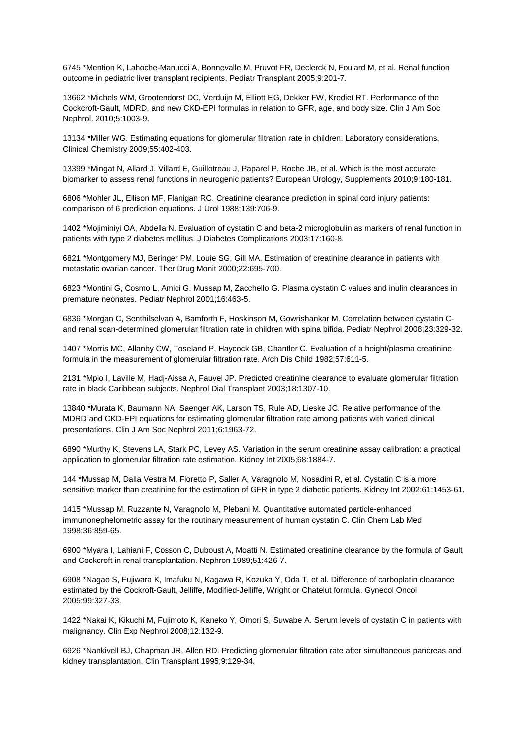6745 *Mention K, Lahoche-Manucci A, Bonnevalle M, Pruvot FR, Declerck N, Foulard M, et al. Renal function outcome in pediatric liver transplant recipients. Pediatr Transplant 2005;9:201-7.

13662 *Michels WM, Grootendorst DC, Verduijn M, Elliott EG, Dekker FW, Krediet RT. Performance of the Cockcroft-Gault, MDRD, and new CKD-EPI formulas in relation to GFR, age, and body size. Clin J Am Soc Nephrol. 2010;5:1003-9.

13134 *Miller WG. Estimating equations for glomerular filtration rate in children: Laboratory considerations. Clinical Chemistry 2009;55:402-403.

13399 *Mingat N, Allard J, Villard E, Guillotreau J, Paparel P, Roche JB, et al. Which is the most accurate biomarker to assess renal functions in neurogenic patients? European Urology, Supplements 2010;9:180-181.

6806 *Mohler JL, Ellison MF, Flanigan RC. Creatinine clearance prediction in spinal cord injury patients: comparison of 6 prediction equations. J Urol 1988;139:706-9.

1402 *Mojiminiyi OA, Abdella N. Evaluation of cystatin C and beta-2 microglobulin as markers of renal function in patients with type 2 diabetes mellitus. J Diabetes Complications 2003;17:160-8.

6821 *Montgomery MJ, Beringer PM, Louie SG, Gill MA. Estimation of creatinine clearance in patients with metastatic ovarian cancer. Ther Drug Monit 2000;22:695-700.

6823 *Montini G, Cosmo L, Amici G, Mussap M, Zacchello G. Plasma cystatin C values and inulin clearances in premature neonates. Pediatr Nephrol 2001;16:463-5.

6836 *Morgan C, Senthilselvan A, Bamforth F, Hoskinson M, Gowrishankar M. Correlation between cystatin C- and renal scan-determined glomerular filtration rate in children with spina bifida. Pediatr Nephrol 2008;23:329-32.

1407 *Morris MC, Allanby CW, Toseland P, Haycock GB, Chantler C. Evaluation of a height/plasma creatinine formula in the measurement of glomerular filtration rate. Arch Dis Child 1982;57:611-5.

2131 *Mpio I, Laville M, Hadj-Aissa A, Fauvel JP. Predicted creatinine clearance to evaluate glomerular filtration rate in black Caribbean subjects. Nephrol Dial Transplant 2003;18:1307-10.

13840 *Murata K, Baumann NA, Saenger AK, Larson TS, Rule AD, Lieske JC. Relative performance of the MDRD and CKD-EPI equations for estimating glomerular filtration rate among patients with varied clinical presentations. Clin J Am Soc Nephrol 2011;6:1963-72.

6890 *Murthy K, Stevens LA, Stark PC, Levey AS. Variation in the serum creatinine assay calibration: a practical application to glomerular filtration rate estimation. Kidney Int 2005;68:1884-7.

144 *Mussap M, Dalla Vestra M, Fioretto P, Saller A, Varagnolo M, Nosadini R, et al. Cystatin C is a more sensitive marker than creatinine for the estimation of GFR in type 2 diabetic patients. Kidney Int 2002;61:1453-61.

1415 *Mussap M, Ruzzante N, Varagnolo M, Plebani M. Quantitative automated particle-enhanced immunonephelometric assay for the routinary measurement of human cystatin C. Clin Chem Lab Med 1998;36:859-65.

6900 *Myara I, Lahiani F, Cosson C, Duboust A, Moatti N. Estimated creatinine clearance by the formula of Gault and Cockcroft in renal transplantation. Nephron 1989;51:426-7.

6908 *Nagao S, Fujiwara K, Imafuku N, Kagawa R, Kozuka Y, Oda T, et al. Difference of carboplatin clearance estimated by the Cockroft-Gault, Jelliffe, Modified-Jelliffe, Wright or Chatelut formula. Gynecol Oncol 2005;99:327-33.

1422 *Nakai K, Kikuchi M, Fujimoto K, Kaneko Y, Omori S, Suwabe A. Serum levels of cystatin C in patients with malignancy. Clin Exp Nephrol 2008;12:132-9.

6926 *Nankivell BJ, Chapman JR, Allen RD. Predicting glomerular filtration rate after simultaneous pancreas and kidney transplantation. Clin Transplant 1995;9:129-34.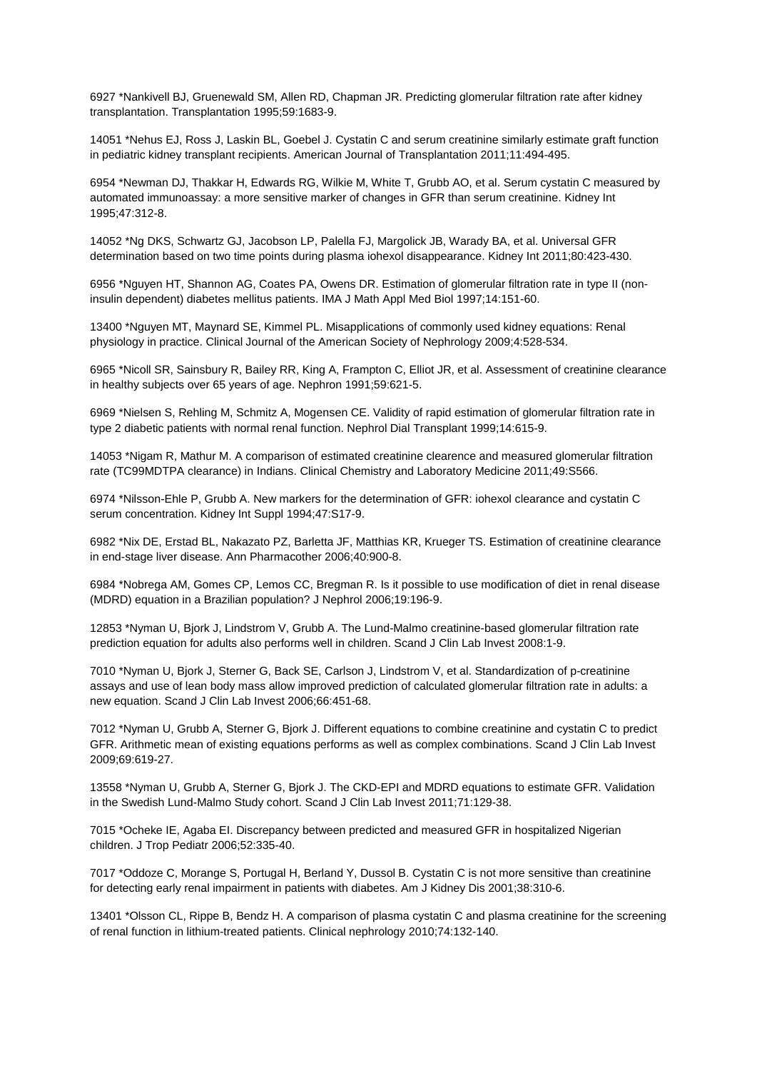6927 *Nankivell BJ, Gruenewald SM, Allen RD, Chapman JR. Predicting glomerular filtration rate after kidney transplantation. Transplantation 1995;59:1683-9.

14051 *Nehus EJ, Ross J, Laskin BL, Goebel J. Cystatin C and serum creatinine similarly estimate graft function in pediatric kidney transplant recipients. American Journal of Transplantation 2011;11:494-495.

6954 *Newman DJ, Thakkar H, Edwards RG, Wilkie M, White T, Grubb AO, et al. Serum cystatin C measured by automated immunoassay: a more sensitive marker of changes in GFR than serum creatinine. Kidney Int 1995;47:312-8.

14052 *Ng DKS, Schwartz GJ, Jacobson LP, Palella FJ, Margolick JB, Warady BA, et al. Universal GFR determination based on two time points during plasma iohexol disappearance. Kidney Int 2011;80:423-430.

6956 *Nguyen HT, Shannon AG, Coates PA, Owens DR. Estimation of glomerular filtration rate in type II (non-insulin dependent) diabetes mellitus patients. IMA J Math Appl Med Biol 1997;14:151-60.

13400 *Nguyen MT, Maynard SE, Kimmel PL. Misapplications of commonly used kidney equations: Renal physiology in practice. Clinical Journal of the American Society of Nephrology 2009;4:528-534.

6965 *Nicoll SR, Sainsbury R, Bailey RR, King A, Frampton C, Elliot JR, et al. Assessment of creatinine clearance in healthy subjects over 65 years of age. Nephron 1991;59:621-5.

6969 *Nielsen S, Rehling M, Schmitz A, Mogensen CE. Validity of rapid estimation of glomerular filtration rate in type 2 diabetic patients with normal renal function. Nephrol Dial Transplant 1999;14:615-9.

14053 *Nigam R, Mathur M. A comparison of estimated creatinine clearence and measured glomerular filtration rate (TC99MDTPA clearance) in Indians. Clinical Chemistry and Laboratory Medicine 2011;49:S566.

6974 *Nilsson-Ehle P, Grubb A. New markers for the determination of GFR: iohexol clearance and cystatin C serum concentration. Kidney Int Suppl 1994;47:S17-9.

6982 *Nix DE, Erstad BL, Nakazato PZ, Barletta JF, Matthias KR, Krueger TS. Estimation of creatinine clearance in end-stage liver disease. Ann Pharmacother 2006;40:900-8.

6984 *Nobrega AM, Gomes CP, Lemos CC, Bregman R. Is it possible to use modification of diet in renal disease (MDRD) equation in a Brazilian population? J Nephrol 2006;19:196-9.

12853 *Nyman U, Bjork J, Lindstrom V, Grubb A. The Lund-Malmo creatinine-based glomerular filtration rate prediction equation for adults also performs well in children. Scand J Clin Lab Invest 2008:1-9.

7010 *Nyman U, Bjork J, Sterner G, Back SE, Carlson J, Lindstrom V, et al. Standardization of p-creatinine assays and use of lean body mass allow improved prediction of calculated glomerular filtration rate in adults: a new equation. Scand J Clin Lab Invest 2006;66:451-68.

7012 *Nyman U, Grubb A, Sterner G, Bjork J. Different equations to combine creatinine and cystatin C to predict GFR. Arithmetic mean of existing equations performs as well as complex combinations. Scand J Clin Lab Invest 2009;69:619-27.

13558 *Nyman U, Grubb A, Sterner G, Bjork J. The CKD-EPI and MDRD equations to estimate GFR. Validation in the Swedish Lund-Malmo Study cohort. Scand J Clin Lab Invest 2011;71:129-38.

7015 *Ocheke IE, Agaba EI. Discrepancy between predicted and measured GFR in hospitalized Nigerian children. J Trop Pediatr 2006;52:335-40.

7017 *Oddoze C, Morange S, Portugal H, Berland Y, Dussol B. Cystatin C is not more sensitive than creatinine for detecting early renal impairment in patients with diabetes. Am J Kidney Dis 2001;38:310-6.

13401 *Olsson CL, Rippe B, Bendz H. A comparison of plasma cystatin C and plasma creatinine for the screening of renal function in lithium-treated patients. Clinical nephrology 2010;74:132-140.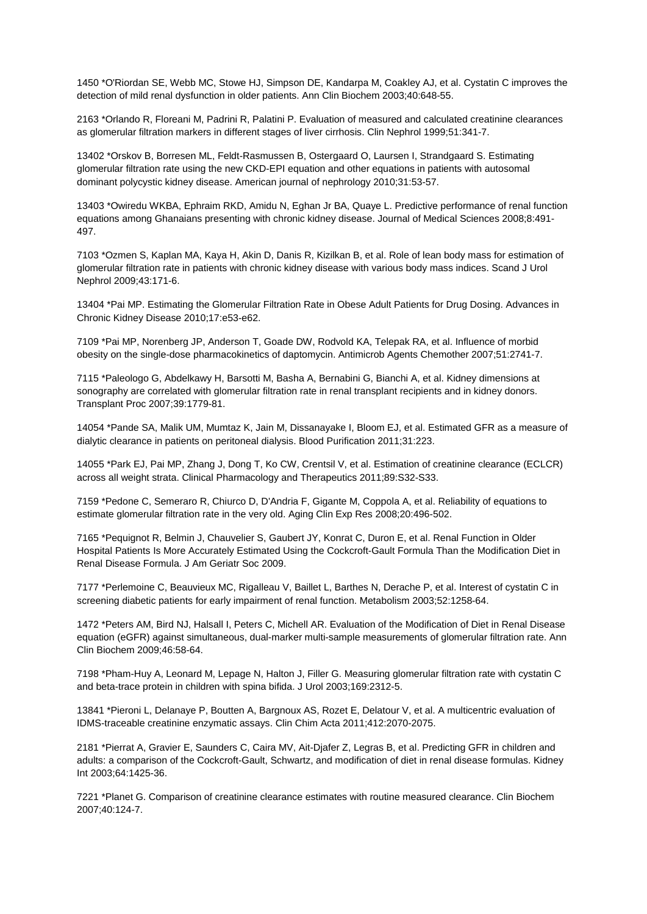1450 *O'Riordan SE, Webb MC, Stowe HJ, Simpson DE, Kandarpa M, Coakley AJ, et al. Cystatin C improves the detection of mild renal dysfunction in older patients. Ann Clin Biochem 2003;40:648-55.

2163 *Orlando R, Floreani M, Padrini R, Palatini P. Evaluation of measured and calculated creatinine clearances as glomerular filtration markers in different stages of liver cirrhosis. Clin Nephrol 1999;51:341-7.

13402 *Orskov B, Borresen ML, Feldt-Rasmussen B, Ostergaard O, Laursen I, Strandgaard S. Estimating glomerular filtration rate using the new CKD-EPI equation and other equations in patients with autosomal dominant polycystic kidney disease. American journal of nephrology 2010;31:53-57.

13403 *Owiredu WKBA, Ephraim RKD, Amidu N, Eghan Jr BA, Quaye L. Predictive performance of renal function equations among Ghanaians presenting with chronic kidney disease. Journal of Medical Sciences 2008;8:491-497.

7103 *Ozmen S, Kaplan MA, Kaya H, Akin D, Danis R, Kizilkan B, et al. Role of lean body mass for estimation of glomerular filtration rate in patients with chronic kidney disease with various body mass indices. Scand J Urol Nephrol 2009;43:171-6.

13404 *Pai MP. Estimating the Glomerular Filtration Rate in Obese Adult Patients for Drug Dosing. Advances in Chronic Kidney Disease 2010;17:e53-e62.

7109 *Pai MP, Norenberg JP, Anderson T, Goade DW, Rodvold KA, Telepak RA, et al. Influence of morbid obesity on the single-dose pharmacokinetics of daptomycin. Antimicrob Agents Chemother 2007;51:2741-7.

7115 *Paleologo G, Abdelkawy H, Barsotti M, Basha A, Bernabini G, Bianchi A, et al. Kidney dimensions at sonography are correlated with glomerular filtration rate in renal transplant recipients and in kidney donors. Transplant Proc 2007;39:1779-81.

14054 *Pande SA, Malik UM, Mumtaz K, Jain M, Dissanayake I, Bloom EJ, et al. Estimated GFR as a measure of dialytic clearance in patients on peritoneal dialysis. Blood Purification 2011;31:223.

14055 *Park EJ, Pai MP, Zhang J, Dong T, Ko CW, Crentsil V, et al. Estimation of creatinine clearance (ECLCR) across all weight strata. Clinical Pharmacology and Therapeutics 2011;89:S32-S33.

7159 *Pedone C, Semeraro R, Chiurco D, D'Andria F, Gigante M, Coppola A, et al. Reliability of equations to estimate glomerular filtration rate in the very old. Aging Clin Exp Res 2008;20:496-502.

7165 *Pequignot R, Belmin J, Chauvelier S, Gaubert JY, Konrat C, Duron E, et al. Renal Function in Older Hospital Patients Is More Accurately Estimated Using the Cockcroft-Gault Formula Than the Modification Diet in Renal Disease Formula. J Am Geriatr Soc 2009.

7177 *Perlemoine C, Beauvieux MC, Rigalleau V, Baillet L, Barthes N, Derache P, et al. Interest of cystatin C in screening diabetic patients for early impairment of renal function. Metabolism 2003;52:1258-64.

1472 *Peters AM, Bird NJ, Halsall I, Peters C, Michell AR. Evaluation of the Modification of Diet in Renal Disease equation (eGFR) against simultaneous, dual-marker multi-sample measurements of glomerular filtration rate. Ann Clin Biochem 2009;46:58-64.

7198 *Pham-Huy A, Leonard M, Lepage N, Halton J, Filler G. Measuring glomerular filtration rate with cystatin C and beta-trace protein in children with spina bifida. J Urol 2003;169:2312-5.

13841 *Pieroni L, Delanaye P, Boutten A, Bargnoux AS, Rozet E, Delatour V, et al. A multicentric evaluation of IDMS-traceable creatinine enzymatic assays. Clin Chim Acta 2011;412:2070-2075.

2181 *Pierrat A, Gravier E, Saunders C, Caira MV, Ait-Djafer Z, Legras B, et al. Predicting GFR in children and adults: a comparison of the Cockcroft-Gault, Schwartz, and modification of diet in renal disease formulas. Kidney Int 2003;64:1425-36.

7221 *Planet G. Comparison of creatinine clearance estimates with routine measured clearance. Clin Biochem 2007;40:124-7.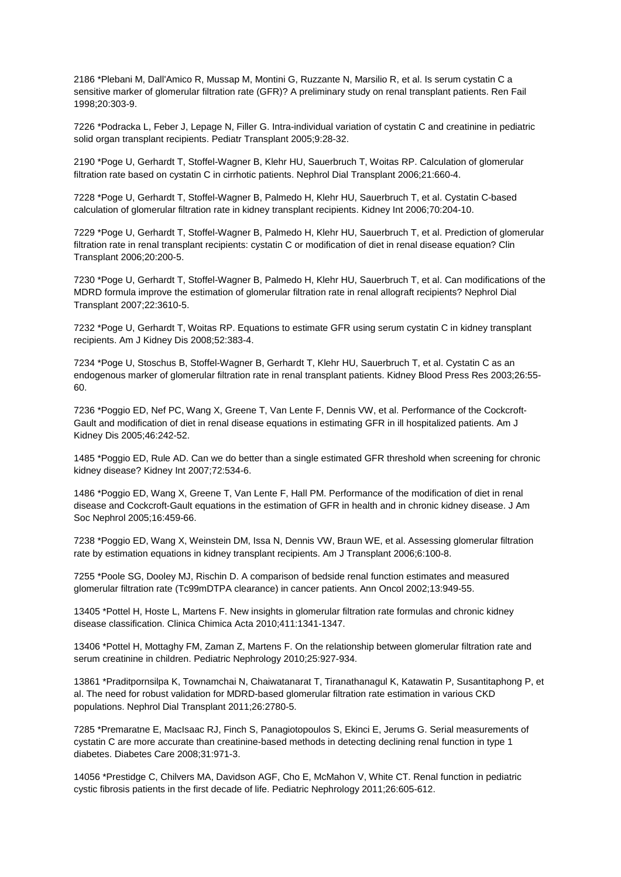2186 *Plebani M, Dall'Amico R, Mussap M, Montini G, Ruzzante N, Marsilio R, et al. Is serum cystatin C a sensitive marker of glomerular filtration rate (GFR)? A preliminary study on renal transplant patients. Ren Fail 1998;20:303-9.

7226 *Podracka L, Feber J, Lepage N, Filler G. Intra-individual variation of cystatin C and creatinine in pediatric solid organ transplant recipients. Pediatr Transplant 2005;9:28-32.

2190 *Poge U, Gerhardt T, Stoffel-Wagner B, Klehr HU, Sauerbruch T, Woitas RP. Calculation of glomerular filtration rate based on cystatin C in cirrhotic patients. Nephrol Dial Transplant 2006;21:660-4.

7228 *Poge U, Gerhardt T, Stoffel-Wagner B, Palmedo H, Klehr HU, Sauerbruch T, et al. Cystatin C-based calculation of glomerular filtration rate in kidney transplant recipients. Kidney Int 2006;70:204-10.

7229 *Poge U, Gerhardt T, Stoffel-Wagner B, Palmedo H, Klehr HU, Sauerbruch T, et al. Prediction of glomerular filtration rate in renal transplant recipients: cystatin C or modification of diet in renal disease equation? Clin Transplant 2006;20:200-5.

7230 *Poge U, Gerhardt T, Stoffel-Wagner B, Palmedo H, Klehr HU, Sauerbruch T, et al. Can modifications of the MDRD formula improve the estimation of glomerular filtration rate in renal allograft recipients? Nephrol Dial Transplant 2007;22:3610-5.

7232 *Poge U, Gerhardt T, Woitas RP. Equations to estimate GFR using serum cystatin C in kidney transplant recipients. Am J Kidney Dis 2008;52:383-4.

7234 *Poge U, Stoschus B, Stoffel-Wagner B, Gerhardt T, Klehr HU, Sauerbruch T, et al. Cystatin C as an endogenous marker of glomerular filtration rate in renal transplant patients. Kidney Blood Press Res 2003;26:55-60.

7236 *Poggio ED, Nef PC, Wang X, Greene T, Van Lente F, Dennis VW, et al. Performance of the Cockcroft-Gault and modification of diet in renal disease equations in estimating GFR in ill hospitalized patients. Am J Kidney Dis 2005;46:242-52.

1485 *Poggio ED, Rule AD. Can we do better than a single estimated GFR threshold when screening for chronic kidney disease? Kidney Int 2007;72:534-6.

1486 *Poggio ED, Wang X, Greene T, Van Lente F, Hall PM. Performance of the modification of diet in renal disease and Cockcroft-Gault equations in the estimation of GFR in health and in chronic kidney disease. J Am Soc Nephrol 2005;16:459-66.

7238 *Poggio ED, Wang X, Weinstein DM, Issa N, Dennis VW, Braun WE, et al. Assessing glomerular filtration rate by estimation equations in kidney transplant recipients. Am J Transplant 2006;6:100-8.

7255 *Poole SG, Dooley MJ, Rischin D. A comparison of bedside renal function estimates and measured glomerular filtration rate (Tc99mDTPA clearance) in cancer patients. Ann Oncol 2002;13:949-55.

13405 *Pottel H, Hoste L, Martens F. New insights in glomerular filtration rate formulas and chronic kidney disease classification. Clinica Chimica Acta 2010;411:1341-1347.

13406 *Pottel H, Mottaghy FM, Zaman Z, Martens F. On the relationship between glomerular filtration rate and serum creatinine in children. Pediatric Nephrology 2010;25:927-934.

13861 *Praditpornsilpa K, Townamchai N, Chaiwatanarat T, Tiranathanagul K, Katawatin P, Susantitaphong P, et al. The need for robust validation for MDRD-based glomerular filtration rate estimation in various CKD populations. Nephrol Dial Transplant 2011;26:2780-5.

7285 *Premaratne E, MacIsaac RJ, Finch S, Panagiotopoulos S, Ekinci E, Jerums G. Serial measurements of cystatin C are more accurate than creatinine-based methods in detecting declining renal function in type 1 diabetes. Diabetes Care 2008;31:971-3.

14056 *Prestidge C, Chilvers MA, Davidson AGF, Cho E, McMahon V, White CT. Renal function in pediatric cystic fibrosis patients in the first decade of life. Pediatric Nephrology 2011;26:605-612.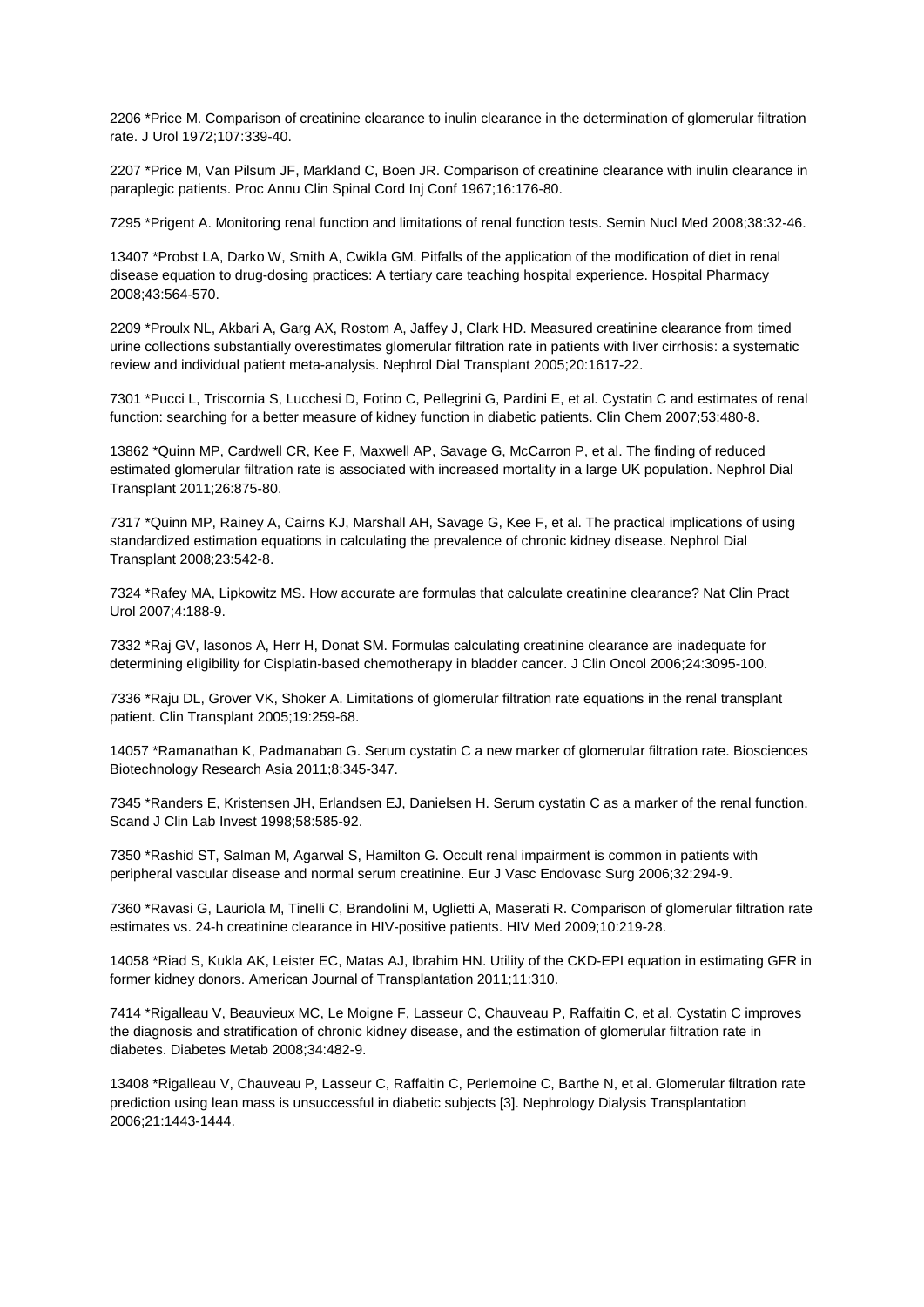2206 *Price M. Comparison of creatinine clearance to inulin clearance in the determination of glomerular filtration rate. J Urol 1972;107:339-40.

2207 *Price M, Van Pilsum JF, Markland C, Boen JR. Comparison of creatinine clearance with inulin clearance in paraplegic patients. Proc Annu Clin Spinal Cord Inj Conf 1967;16:176-80.

7295 *Prigent A. Monitoring renal function and limitations of renal function tests. Semin Nucl Med 2008;38:32-46.

13407 *Probst LA, Darko W, Smith A, Cwikla GM. Pitfalls of the application of the modification of diet in renal disease equation to drug-dosing practices: A tertiary care teaching hospital experience. Hospital Pharmacy 2008;43:564-570.

2209 *Proulx NL, Akbari A, Garg AX, Rostom A, Jaffey J, Clark HD. Measured creatinine clearance from timed urine collections substantially overestimates glomerular filtration rate in patients with liver cirrhosis: a systematic review and individual patient meta-analysis. Nephrol Dial Transplant 2005;20:1617-22.

7301 *Pucci L, Triscornia S, Lucchesi D, Fotino C, Pellegrini G, Pardini E, et al. Cystatin C and estimates of renal function: searching for a better measure of kidney function in diabetic patients. Clin Chem 2007;53:480-8.

13862 *Quinn MP, Cardwell CR, Kee F, Maxwell AP, Savage G, McCarron P, et al. The finding of reduced estimated glomerular filtration rate is associated with increased mortality in a large UK population. Nephrol Dial Transplant 2011;26:875-80.

7317 *Quinn MP, Rainey A, Cairns KJ, Marshall AH, Savage G, Kee F, et al. The practical implications of using standardized estimation equations in calculating the prevalence of chronic kidney disease. Nephrol Dial Transplant 2008;23:542-8.

7324 *Rafey MA, Lipkowitz MS. How accurate are formulas that calculate creatinine clearance? Nat Clin Pract Urol 2007;4:188-9.

7332 *Raj GV, Iasonos A, Herr H, Donat SM. Formulas calculating creatinine clearance are inadequate for determining eligibility for Cisplatin-based chemotherapy in bladder cancer. J Clin Oncol 2006;24:3095-100.

7336 *Raju DL, Grover VK, Shoker A. Limitations of glomerular filtration rate equations in the renal transplant patient. Clin Transplant 2005;19:259-68.

14057 *Ramanathan K, Padmanaban G. Serum cystatin C a new marker of glomerular filtration rate. Biosciences Biotechnology Research Asia 2011;8:345-347.

7345 *Randers E, Kristensen JH, Erlandsen EJ, Danielsen H. Serum cystatin C as a marker of the renal function. Scand J Clin Lab Invest 1998;58:585-92.

7350 *Rashid ST, Salman M, Agarwal S, Hamilton G. Occult renal impairment is common in patients with peripheral vascular disease and normal serum creatinine. Eur J Vasc Endovasc Surg 2006;32:294-9.

7360 *Ravasi G, Lauriola M, Tinelli C, Brandolini M, Uglietti A, Maserati R. Comparison of glomerular filtration rate estimates vs. 24-h creatinine clearance in HIV-positive patients. HIV Med 2009;10:219-28.

14058 *Riad S, Kukla AK, Leister EC, Matas AJ, Ibrahim HN. Utility of the CKD-EPI equation in estimating GFR in former kidney donors. American Journal of Transplantation 2011;11:310.

7414 *Rigalleau V, Beauvieux MC, Le Moigne F, Lasseur C, Chauveau P, Raffaitin C, et al. Cystatin C improves the diagnosis and stratification of chronic kidney disease, and the estimation of glomerular filtration rate in diabetes. Diabetes Metab 2008;34:482-9.

13408 *Rigalleau V, Chauveau P, Lasseur C, Raffaitin C, Perlemoine C, Barthe N, et al. Glomerular filtration rate prediction using lean mass is unsuccessful in diabetic subjects [3]. Nephrology Dialysis Transplantation 2006;21:1443-1444.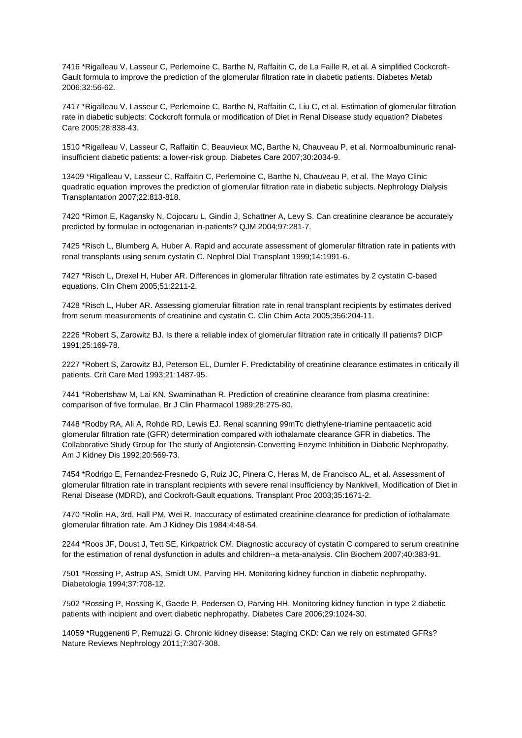7416 *Rigalleau V, Lasseur C, Perlemoine C, Barthe N, Raffaitin C, de La Faille R, et al. A simplified Cockcroft-Gault formula to improve the prediction of the glomerular filtration rate in diabetic patients. Diabetes Metab 2006;32:56-62.

7417 *Rigalleau V, Lasseur C, Perlemoine C, Barthe N, Raffaitin C, Liu C, et al. Estimation of glomerular filtration rate in diabetic subjects: Cockcroft formula or modification of Diet in Renal Disease study equation? Diabetes Care 2005;28:838-43.

1510 *Rigalleau V, Lasseur C, Raffaitin C, Beauvieux MC, Barthe N, Chauveau P, et al. Normoalbuminuric renal-insufficient diabetic patients: a lower-risk group. Diabetes Care 2007;30:2034-9.

13409 *Rigalleau V, Lasseur C, Raffaitin C, Perlemoine C, Barthe N, Chauveau P, et al. The Mayo Clinic quadratic equation improves the prediction of glomerular filtration rate in diabetic subjects. Nephrology Dialysis Transplantation 2007;22:813-818.

7420 *Rimon E, Kagansky N, Cojocaru L, Gindin J, Schattner A, Levy S. Can creatinine clearance be accurately predicted by formulae in octogenarian in-patients? QJM 2004;97:281-7.

7425 *Risch L, Blumberg A, Huber A. Rapid and accurate assessment of glomerular filtration rate in patients with renal transplants using serum cystatin C. Nephrol Dial Transplant 1999;14:1991-6.

7427 *Risch L, Drexel H, Huber AR. Differences in glomerular filtration rate estimates by 2 cystatin C-based equations. Clin Chem 2005;51:2211-2.

7428 *Risch L, Huber AR. Assessing glomerular filtration rate in renal transplant recipients by estimates derived from serum measurements of creatinine and cystatin C. Clin Chim Acta 2005;356:204-11.

2226 *Robert S, Zarowitz BJ. Is there a reliable index of glomerular filtration rate in critically ill patients? DICP 1991;25:169-78.

2227 *Robert S, Zarowitz BJ, Peterson EL, Dumler F. Predictability of creatinine clearance estimates in critically ill patients. Crit Care Med 1993;21:1487-95.

7441 *Robertshaw M, Lai KN, Swaminathan R. Prediction of creatinine clearance from plasma creatinine: comparison of five formulae. Br J Clin Pharmacol 1989;28:275-80.

7448 *Rodby RA, Ali A, Rohde RD, Lewis EJ. Renal scanning 99mTc diethylene-triamine pentaacetic acid glomerular filtration rate (GFR) determination compared with iothalamate clearance GFR in diabetics. The Collaborative Study Group for The study of Angiotensin-Converting Enzyme Inhibition in Diabetic Nephropathy. Am J Kidney Dis 1992;20:569-73.

7454 *Rodrigo E, Fernandez-Fresnedo G, Ruiz JC, Pinera C, Heras M, de Francisco AL, et al. Assessment of glomerular filtration rate in transplant recipients with severe renal insufficiency by Nankivell, Modification of Diet in Renal Disease (MDRD), and Cockroft-Gault equations. Transplant Proc 2003;35:1671-2.

7470 *Rolin HA, 3rd, Hall PM, Wei R. Inaccuracy of estimated creatinine clearance for prediction of iothalamate glomerular filtration rate. Am J Kidney Dis 1984;4:48-54.

2244 *Roos JF, Doust J, Tett SE, Kirkpatrick CM. Diagnostic accuracy of cystatin C compared to serum creatinine for the estimation of renal dysfunction in adults and children--a meta-analysis. Clin Biochem 2007;40:383-91.

7501 *Rossing P, Astrup AS, Smidt UM, Parving HH. Monitoring kidney function in diabetic nephropathy. Diabetologia 1994;37:708-12.

7502 *Rossing P, Rossing K, Gaede P, Pedersen O, Parving HH. Monitoring kidney function in type 2 diabetic patients with incipient and overt diabetic nephropathy. Diabetes Care 2006;29:1024-30.

14059 *Ruggenenti P, Remuzzi G. Chronic kidney disease: Staging CKD: Can we rely on estimated GFRs? Nature Reviews Nephrology 2011;7:307-308.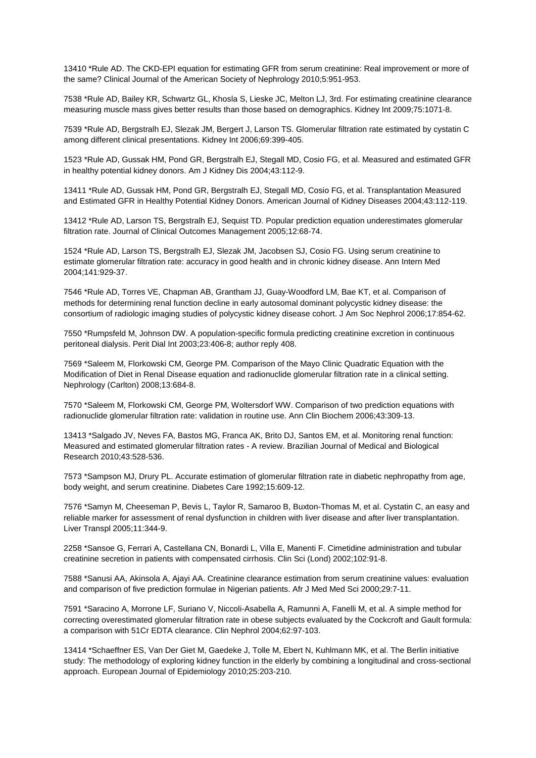13410 *Rule AD. The CKD-EPI equation for estimating GFR from serum creatinine: Real improvement or more of the same? Clinical Journal of the American Society of Nephrology 2010;5:951-953.

7538 *Rule AD, Bailey KR, Schwartz GL, Khosla S, Lieske JC, Melton LJ, 3rd. For estimating creatinine clearance measuring muscle mass gives better results than those based on demographics. Kidney Int 2009;75:1071-8.

7539 *Rule AD, Bergstralh EJ, Slezak JM, Bergert J, Larson TS. Glomerular filtration rate estimated by cystatin C among different clinical presentations. Kidney Int 2006;69:399-405.

1523 *Rule AD, Gussak HM, Pond GR, Bergstralh EJ, Stegall MD, Cosio FG, et al. Measured and estimated GFR in healthy potential kidney donors. Am J Kidney Dis 2004;43:112-9.

13411 *Rule AD, Gussak HM, Pond GR, Bergstralh EJ, Stegall MD, Cosio FG, et al. Transplantation Measured and Estimated GFR in Healthy Potential Kidney Donors. American Journal of Kidney Diseases 2004;43:112-119.

13412 *Rule AD, Larson TS, Bergstralh EJ, Sequist TD. Popular prediction equation underestimates glomerular filtration rate. Journal of Clinical Outcomes Management 2005;12:68-74.

1524 *Rule AD, Larson TS, Bergstralh EJ, Slezak JM, Jacobsen SJ, Cosio FG. Using serum creatinine to estimate glomerular filtration rate: accuracy in good health and in chronic kidney disease. Ann Intern Med 2004;141:929-37.

7546 *Rule AD, Torres VE, Chapman AB, Grantham JJ, Guay-Woodford LM, Bae KT, et al. Comparison of methods for determining renal function decline in early autosomal dominant polycystic kidney disease: the consortium of radiologic imaging studies of polycystic kidney disease cohort. J Am Soc Nephrol 2006;17:854-62.

7550 *Rumpsfeld M, Johnson DW. A population-specific formula predicting creatinine excretion in continuous peritoneal dialysis. Perit Dial Int 2003;23:406-8; author reply 408.

7569 *Saleem M, Florkowski CM, George PM. Comparison of the Mayo Clinic Quadratic Equation with the Modification of Diet in Renal Disease equation and radionuclide glomerular filtration rate in a clinical setting. Nephrology (Carlton) 2008;13:684-8.

7570 *Saleem M, Florkowski CM, George PM, Woltersdorf WW. Comparison of two prediction equations with radionuclide glomerular filtration rate: validation in routine use. Ann Clin Biochem 2006;43:309-13.

13413 *Salgado JV, Neves FA, Bastos MG, Franca AK, Brito DJ, Santos EM, et al. Monitoring renal function: Measured and estimated glomerular filtration rates - A review. Brazilian Journal of Medical and Biological Research 2010;43:528-536.

7573 *Sampson MJ, Drury PL. Accurate estimation of glomerular filtration rate in diabetic nephropathy from age, body weight, and serum creatinine. Diabetes Care 1992;15:609-12.

7576 *Samyn M, Cheeseman P, Bevis L, Taylor R, Samaroo B, Buxton-Thomas M, et al. Cystatin C, an easy and reliable marker for assessment of renal dysfunction in children with liver disease and after liver transplantation. Liver Transpl 2005;11:344-9.

2258 *Sansoe G, Ferrari A, Castellana CN, Bonardi L, Villa E, Manenti F. Cimetidine administration and tubular creatinine secretion in patients with compensated cirrhosis. Clin Sci (Lond) 2002;102:91-8.

7588 *Sanusi AA, Akinsola A, Ajayi AA. Creatinine clearance estimation from serum creatinine values: evaluation and comparison of five prediction formulae in Nigerian patients. Afr J Med Med Sci 2000;29:7-11.

7591 *Saracino A, Morrone LF, Suriano V, Niccoli-Asabella A, Ramunni A, Fanelli M, et al. A simple method for correcting overestimated glomerular filtration rate in obese subjects evaluated by the Cockcroft and Gault formula: a comparison with 51Cr EDTA clearance. Clin Nephrol 2004;62:97-103.

13414 *Schaeffner ES, Van Der Giet M, Gaedeke J, Tolle M, Ebert N, Kuhlmann MK, et al. The Berlin initiative study: The methodology of exploring kidney function in the elderly by combining a longitudinal and cross-sectional approach. European Journal of Epidemiology 2010;25:203-210.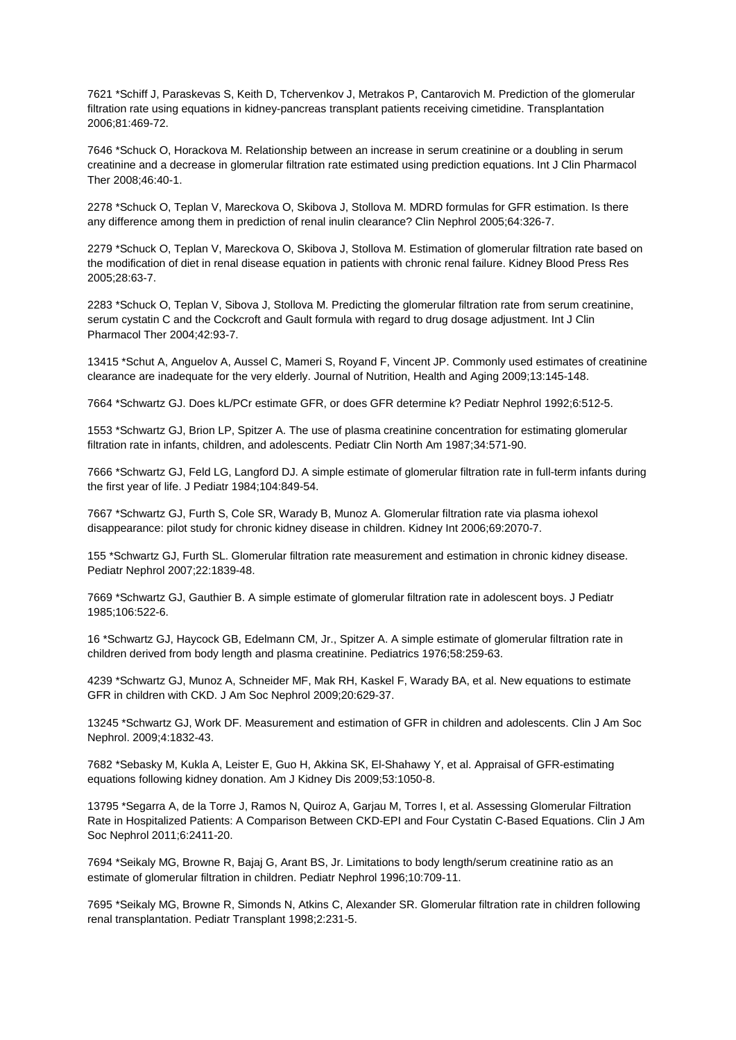7621 *Schiff J, Paraskevas S, Keith D, Tchervenkov J, Metrakos P, Cantarovich M. Prediction of the glomerular filtration rate using equations in kidney-pancreas transplant patients receiving cimetidine. Transplantation 2006;81:469-72.

7646 *Schuck O, Horackova M. Relationship between an increase in serum creatinine or a doubling in serum creatinine and a decrease in glomerular filtration rate estimated using prediction equations. Int J Clin Pharmacol Ther 2008;46:40-1.

2278 *Schuck O, Teplan V, Mareckova O, Skibova J, Stollova M. MDRD formulas for GFR estimation. Is there any difference among them in prediction of renal inulin clearance? Clin Nephrol 2005;64:326-7.

2279 *Schuck O, Teplan V, Mareckova O, Skibova J, Stollova M. Estimation of glomerular filtration rate based on the modification of diet in renal disease equation in patients with chronic renal failure. Kidney Blood Press Res 2005;28:63-7.

2283 *Schuck O, Teplan V, Sibova J, Stollova M. Predicting the glomerular filtration rate from serum creatinine, serum cystatin C and the Cockcroft and Gault formula with regard to drug dosage adjustment. Int J Clin Pharmacol Ther 2004;42:93-7.

13415 *Schut A, Anguelov A, Aussel C, Mameri S, Royand F, Vincent JP. Commonly used estimates of creatinine clearance are inadequate for the very elderly. Journal of Nutrition, Health and Aging 2009;13:145-148.

7664 *Schwartz GJ. Does kL/PCr estimate GFR, or does GFR determine k? Pediatr Nephrol 1992;6:512-5.

1553 *Schwartz GJ, Brion LP, Spitzer A. The use of plasma creatinine concentration for estimating glomerular filtration rate in infants, children, and adolescents. Pediatr Clin North Am 1987;34:571-90.

7666 *Schwartz GJ, Feld LG, Langford DJ. A simple estimate of glomerular filtration rate in full-term infants during the first year of life. J Pediatr 1984;104:849-54.

7667 *Schwartz GJ, Furth S, Cole SR, Warady B, Munoz A. Glomerular filtration rate via plasma iohexol disappearance: pilot study for chronic kidney disease in children. Kidney Int 2006;69:2070-7.

155 *Schwartz GJ, Furth SL. Glomerular filtration rate measurement and estimation in chronic kidney disease. Pediatr Nephrol 2007;22:1839-48.

7669 *Schwartz GJ, Gauthier B. A simple estimate of glomerular filtration rate in adolescent boys. J Pediatr 1985;106:522-6.

16 *Schwartz GJ, Haycock GB, Edelmann CM, Jr., Spitzer A. A simple estimate of glomerular filtration rate in children derived from body length and plasma creatinine. Pediatrics 1976;58:259-63.

4239 *Schwartz GJ, Munoz A, Schneider MF, Mak RH, Kaskel F, Warady BA, et al. New equations to estimate GFR in children with CKD. J Am Soc Nephrol 2009;20:629-37.

13245 *Schwartz GJ, Work DF. Measurement and estimation of GFR in children and adolescents. Clin J Am Soc Nephrol. 2009;4:1832-43.

7682 *Sebasky M, Kukla A, Leister E, Guo H, Akkina SK, El-Shahawy Y, et al. Appraisal of GFR-estimating equations following kidney donation. Am J Kidney Dis 2009;53:1050-8.

13795 *Segarra A, de la Torre J, Ramos N, Quiroz A, Garjau M, Torres I, et al. Assessing Glomerular Filtration Rate in Hospitalized Patients: A Comparison Between CKD-EPI and Four Cystatin C-Based Equations. Clin J Am Soc Nephrol 2011;6:2411-20.

7694 *Seikaly MG, Browne R, Bajaj G, Arant BS, Jr. Limitations to body length/serum creatinine ratio as an estimate of glomerular filtration in children. Pediatr Nephrol 1996;10:709-11.

7695 *Seikaly MG, Browne R, Simonds N, Atkins C, Alexander SR. Glomerular filtration rate in children following renal transplantation. Pediatr Transplant 1998;2:231-5.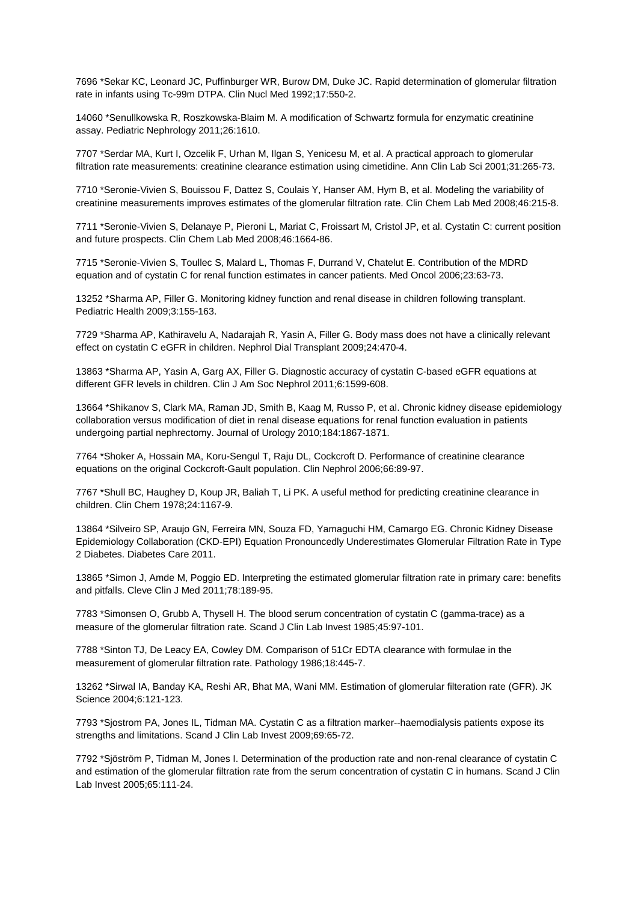7696 *Sekar KC, Leonard JC, Puffinburger WR, Burow DM, Duke JC. Rapid determination of glomerular filtration rate in infants using Tc-99m DTPA. Clin Nucl Med 1992;17:550-2.

14060 *Senullkowska R, Roszkowska-Blaim M. A modification of Schwartz formula for enzymatic creatinine assay. Pediatric Nephrology 2011;26:1610.

7707 *Serdar MA, Kurt I, Ozcelik F, Urhan M, Ilgan S, Yenicesu M, et al. A practical approach to glomerular filtration rate measurements: creatinine clearance estimation using cimetidine. Ann Clin Lab Sci 2001;31:265-73.

7710 *Seronie-Vivien S, Bouissou F, Dattez S, Coulais Y, Hanser AM, Hym B, et al. Modeling the variability of creatinine measurements improves estimates of the glomerular filtration rate. Clin Chem Lab Med 2008;46:215-8.

7711 *Seronie-Vivien S, Delanaye P, Pieroni L, Mariat C, Froissart M, Cristol JP, et al. Cystatin C: current position and future prospects. Clin Chem Lab Med 2008;46:1664-86.

7715 *Seronie-Vivien S, Toullec S, Malard L, Thomas F, Durrand V, Chatelut E. Contribution of the MDRD equation and of cystatin C for renal function estimates in cancer patients. Med Oncol 2006;23:63-73.

13252 *Sharma AP, Filler G. Monitoring kidney function and renal disease in children following transplant. Pediatric Health 2009;3:155-163.

7729 *Sharma AP, Kathiravelu A, Nadarajah R, Yasin A, Filler G. Body mass does not have a clinically relevant effect on cystatin C eGFR in children. Nephrol Dial Transplant 2009;24:470-4.

13863 *Sharma AP, Yasin A, Garg AX, Filler G. Diagnostic accuracy of cystatin C-based eGFR equations at different GFR levels in children. Clin J Am Soc Nephrol 2011;6:1599-608.

13664 *Shikanov S, Clark MA, Raman JD, Smith B, Kaag M, Russo P, et al. Chronic kidney disease epidemiology collaboration versus modification of diet in renal disease equations for renal function evaluation in patients undergoing partial nephrectomy. Journal of Urology 2010;184:1867-1871.

7764 *Shoker A, Hossain MA, Koru-Sengul T, Raju DL, Cockcroft D. Performance of creatinine clearance equations on the original Cockcroft-Gault population. Clin Nephrol 2006;66:89-97.

7767 *Shull BC, Haughey D, Koup JR, Baliah T, Li PK. A useful method for predicting creatinine clearance in children. Clin Chem 1978;24:1167-9.

13864 *Silveiro SP, Araujo GN, Ferreira MN, Souza FD, Yamaguchi HM, Camargo EG. Chronic Kidney Disease Epidemiology Collaboration (CKD-EPI) Equation Pronouncedly Underestimates Glomerular Filtration Rate in Type 2 Diabetes. Diabetes Care 2011.

13865 *Simon J, Amde M, Poggio ED. Interpreting the estimated glomerular filtration rate in primary care: benefits and pitfalls. Cleve Clin J Med 2011;78:189-95.

7783 *Simonsen O, Grubb A, Thysell H. The blood serum concentration of cystatin C (gamma-trace) as a measure of the glomerular filtration rate. Scand J Clin Lab Invest 1985;45:97-101.

7788 *Sinton TJ, De Leacy EA, Cowley DM. Comparison of 51Cr EDTA clearance with formulae in the measurement of glomerular filtration rate. Pathology 1986;18:445-7.

13262 *Sirwal IA, Banday KA, Reshi AR, Bhat MA, Wani MM. Estimation of glomerular filteration rate (GFR). JK Science 2004;6:121-123.

7793 *Sjostrom PA, Jones IL, Tidman MA. Cystatin C as a filtration marker--haemodialysis patients expose its strengths and limitations. Scand J Clin Lab Invest 2009;69:65-72.

7792 *Sjöström P, Tidman M, Jones I. Determination of the production rate and non-renal clearance of cystatin C and estimation of the glomerular filtration rate from the serum concentration of cystatin C in humans. Scand J Clin Lab Invest 2005;65:111-24.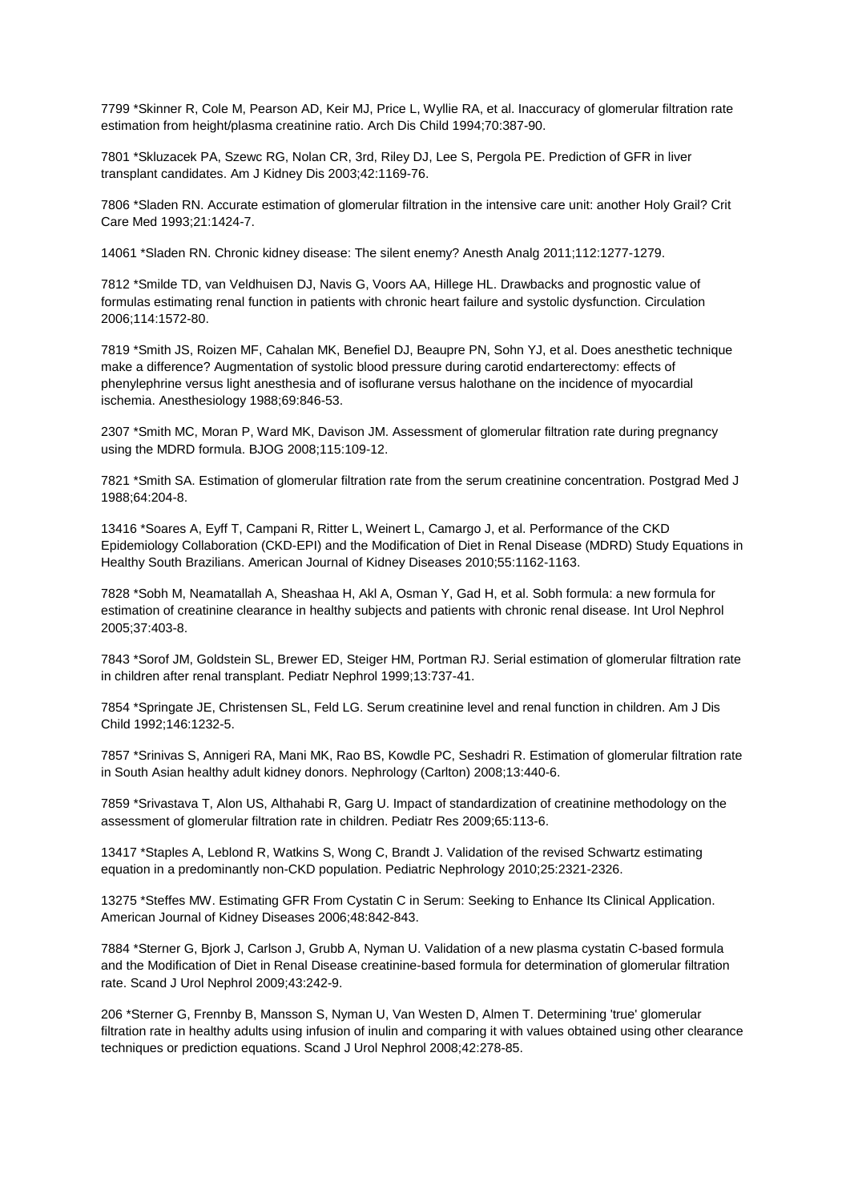7799 *Skinner R, Cole M, Pearson AD, Keir MJ, Price L, Wyllie RA, et al. Inaccuracy of glomerular filtration rate estimation from height/plasma creatinine ratio. Arch Dis Child 1994;70:387-90.

7801 *Skluzacek PA, Szewc RG, Nolan CR, 3rd, Riley DJ, Lee S, Pergola PE. Prediction of GFR in liver transplant candidates. Am J Kidney Dis 2003;42:1169-76.

7806 *Sladen RN. Accurate estimation of glomerular filtration in the intensive care unit: another Holy Grail? Crit Care Med 1993;21:1424-7.

14061 *Sladen RN. Chronic kidney disease: The silent enemy? Anesth Analg 2011;112:1277-1279.

7812 *Smilde TD, van Veldhuisen DJ, Navis G, Voors AA, Hillege HL. Drawbacks and prognostic value of formulas estimating renal function in patients with chronic heart failure and systolic dysfunction. Circulation 2006;114:1572-80.

7819 *Smith JS, Roizen MF, Cahalan MK, Benefiel DJ, Beaupre PN, Sohn YJ, et al. Does anesthetic technique make a difference? Augmentation of systolic blood pressure during carotid endarterectomy: effects of phenylephrine versus light anesthesia and of isoflurane versus halothane on the incidence of myocardial ischemia. Anesthesiology 1988;69:846-53.

2307 *Smith MC, Moran P, Ward MK, Davison JM. Assessment of glomerular filtration rate during pregnancy using the MDRD formula. BJOG 2008;115:109-12.

7821 *Smith SA. Estimation of glomerular filtration rate from the serum creatinine concentration. Postgrad Med J 1988;64:204-8.

13416 *Soares A, Eyff T, Campani R, Ritter L, Weinert L, Camargo J, et al. Performance of the CKD Epidemiology Collaboration (CKD-EPI) and the Modification of Diet in Renal Disease (MDRD) Study Equations in Healthy South Brazilians. American Journal of Kidney Diseases 2010;55:1162-1163.

7828 *Sobh M, Neamatallah A, Sheashaa H, Akl A, Osman Y, Gad H, et al. Sobh formula: a new formula for estimation of creatinine clearance in healthy subjects and patients with chronic renal disease. Int Urol Nephrol 2005;37:403-8.

7843 *Sorof JM, Goldstein SL, Brewer ED, Steiger HM, Portman RJ. Serial estimation of glomerular filtration rate in children after renal transplant. Pediatr Nephrol 1999;13:737-41.

7854 *Springate JE, Christensen SL, Feld LG. Serum creatinine level and renal function in children. Am J Dis Child 1992;146:1232-5.

7857 *Srinivas S, Annigeri RA, Mani MK, Rao BS, Kowdle PC, Seshadri R. Estimation of glomerular filtration rate in South Asian healthy adult kidney donors. Nephrology (Carlton) 2008;13:440-6.

7859 *Srivastava T, Alon US, Althahabi R, Garg U. Impact of standardization of creatinine methodology on the assessment of glomerular filtration rate in children. Pediatr Res 2009;65:113-6.

13417 *Staples A, Leblond R, Watkins S, Wong C, Brandt J. Validation of the revised Schwartz estimating equation in a predominantly non-CKD population. Pediatric Nephrology 2010;25:2321-2326.

13275 *Steffes MW. Estimating GFR From Cystatin C in Serum: Seeking to Enhance Its Clinical Application. American Journal of Kidney Diseases 2006;48:842-843.

7884 *Sterner G, Bjork J, Carlson J, Grubb A, Nyman U. Validation of a new plasma cystatin C-based formula and the Modification of Diet in Renal Disease creatinine-based formula for determination of glomerular filtration rate. Scand J Urol Nephrol 2009;43:242-9.

206 *Sterner G, Frennby B, Mansson S, Nyman U, Van Westen D, Almen T. Determining 'true' glomerular filtration rate in healthy adults using infusion of inulin and comparing it with values obtained using other clearance techniques or prediction equations. Scand J Urol Nephrol 2008;42:278-85.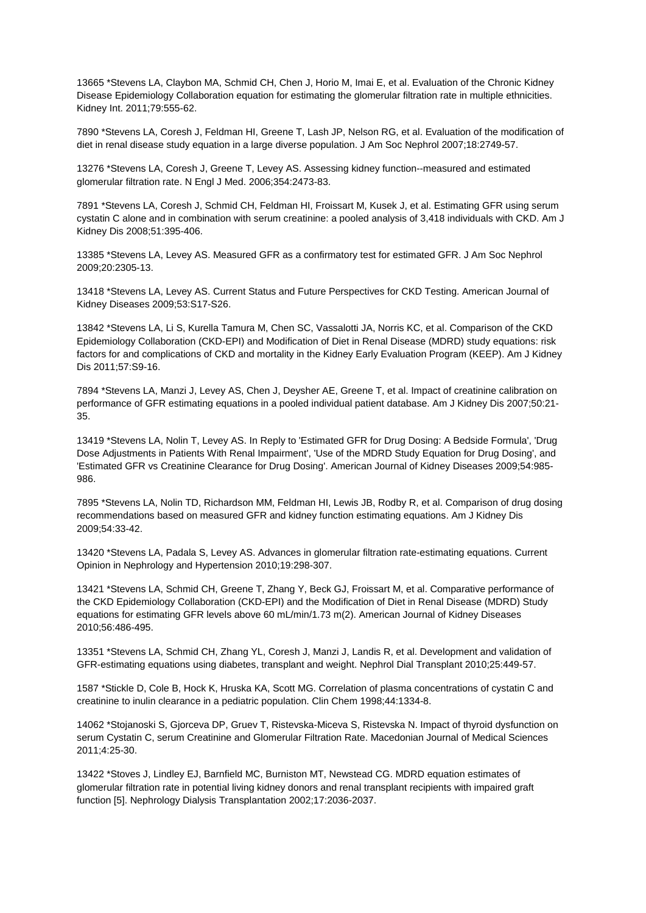13665 *Stevens LA, Claybon MA, Schmid CH, Chen J, Horio M, Imai E, et al. Evaluation of the Chronic Kidney Disease Epidemiology Collaboration equation for estimating the glomerular filtration rate in multiple ethnicities. Kidney Int. 2011;79:555-62.

7890 *Stevens LA, Coresh J, Feldman HI, Greene T, Lash JP, Nelson RG, et al. Evaluation of the modification of diet in renal disease study equation in a large diverse population. J Am Soc Nephrol 2007;18:2749-57.

13276 *Stevens LA, Coresh J, Greene T, Levey AS. Assessing kidney function--measured and estimated glomerular filtration rate. N Engl J Med. 2006;354:2473-83.

7891 *Stevens LA, Coresh J, Schmid CH, Feldman HI, Froissart M, Kusek J, et al. Estimating GFR using serum cystatin C alone and in combination with serum creatinine: a pooled analysis of 3,418 individuals with CKD. Am J Kidney Dis 2008;51:395-406.

13385 *Stevens LA, Levey AS. Measured GFR as a confirmatory test for estimated GFR. J Am Soc Nephrol 2009;20:2305-13.

13418 *Stevens LA, Levey AS. Current Status and Future Perspectives for CKD Testing. American Journal of Kidney Diseases 2009;53:S17-S26.

13842 *Stevens LA, Li S, Kurella Tamura M, Chen SC, Vassalotti JA, Norris KC, et al. Comparison of the CKD Epidemiology Collaboration (CKD-EPI) and Modification of Diet in Renal Disease (MDRD) study equations: risk factors for and complications of CKD and mortality in the Kidney Early Evaluation Program (KEEP). Am J Kidney Dis 2011;57:S9-16.

7894 *Stevens LA, Manzi J, Levey AS, Chen J, Deysher AE, Greene T, et al. Impact of creatinine calibration on performance of GFR estimating equations in a pooled individual patient database. Am J Kidney Dis 2007;50:21-35.

13419 *Stevens LA, Nolin T, Levey AS. In Reply to 'Estimated GFR for Drug Dosing: A Bedside Formula', 'Drug Dose Adjustments in Patients With Renal Impairment', 'Use of the MDRD Study Equation for Drug Dosing', and 'Estimated GFR vs Creatinine Clearance for Drug Dosing'. American Journal of Kidney Diseases 2009;54:985-986.

7895 *Stevens LA, Nolin TD, Richardson MM, Feldman HI, Lewis JB, Rodby R, et al. Comparison of drug dosing recommendations based on measured GFR and kidney function estimating equations. Am J Kidney Dis 2009;54:33-42.

13420 *Stevens LA, Padala S, Levey AS. Advances in glomerular filtration rate-estimating equations. Current Opinion in Nephrology and Hypertension 2010;19:298-307.

13421 *Stevens LA, Schmid CH, Greene T, Zhang Y, Beck GJ, Froissart M, et al. Comparative performance of the CKD Epidemiology Collaboration (CKD-EPI) and the Modification of Diet in Renal Disease (MDRD) Study equations for estimating GFR levels above 60 mL/min/1.73 m(2). American Journal of Kidney Diseases 2010;56:486-495.

13351 *Stevens LA, Schmid CH, Zhang YL, Coresh J, Manzi J, Landis R, et al. Development and validation of GFR-estimating equations using diabetes, transplant and weight. Nephrol Dial Transplant 2010;25:449-57.

1587 *Stickle D, Cole B, Hock K, Hruska KA, Scott MG. Correlation of plasma concentrations of cystatin C and creatinine to inulin clearance in a pediatric population. Clin Chem 1998;44:1334-8.

14062 *Stojanoski S, Gjorceva DP, Gruev T, Ristevska-Miceva S, Ristevska N. Impact of thyroid dysfunction on serum Cystatin C, serum Creatinine and Glomerular Filtration Rate. Macedonian Journal of Medical Sciences 2011;4:25-30.

13422 *Stoves J, Lindley EJ, Barnfield MC, Burniston MT, Newstead CG. MDRD equation estimates of glomerular filtration rate in potential living kidney donors and renal transplant recipients with impaired graft function [5]. Nephrology Dialysis Transplantation 2002;17:2036-2037.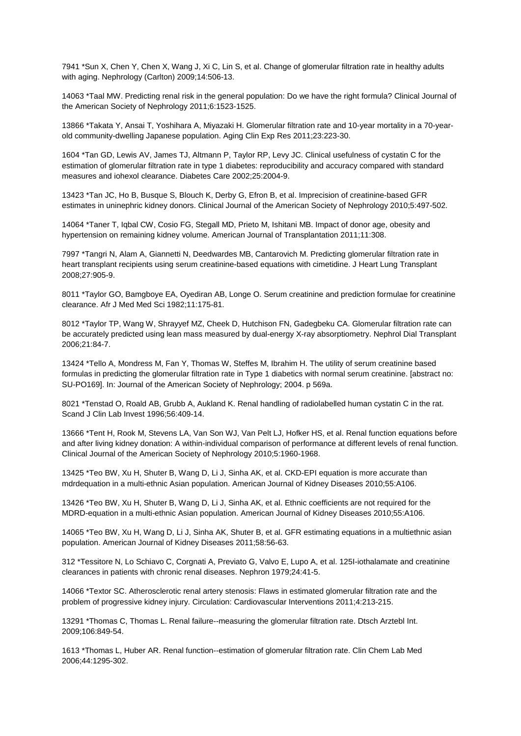7941 *Sun X, Chen Y, Chen X, Wang J, Xi C, Lin S, et al. Change of glomerular filtration rate in healthy adults with aging. Nephrology (Carlton) 2009;14:506-13.

14063 *Taal MW. Predicting renal risk in the general population: Do we have the right formula? Clinical Journal of the American Society of Nephrology 2011;6:1523-1525.

13866 *Takata Y, Ansai T, Yoshihara A, Miyazaki H. Glomerular filtration rate and 10-year mortality in a 70-year-old community-dwelling Japanese population. Aging Clin Exp Res 2011;23:223-30.

1604 *Tan GD, Lewis AV, James TJ, Altmann P, Taylor RP, Levy JC. Clinical usefulness of cystatin C for the estimation of glomerular filtration rate in type 1 diabetes: reproducibility and accuracy compared with standard measures and iohexol clearance. Diabetes Care 2002;25:2004-9.

13423 *Tan JC, Ho B, Busque S, Blouch K, Derby G, Efron B, et al. Imprecision of creatinine-based GFR estimates in uninephric kidney donors. Clinical Journal of the American Society of Nephrology 2010;5:497-502.

14064 *Taner T, Iqbal CW, Cosio FG, Stegall MD, Prieto M, Ishitani MB. Impact of donor age, obesity and hypertension on remaining kidney volume. American Journal of Transplantation 2011;11:308.

7997 *Tangri N, Alam A, Giannetti N, Deedwardes MB, Cantarovich M. Predicting glomerular filtration rate in heart transplant recipients using serum creatinine-based equations with cimetidine. J Heart Lung Transplant 2008;27:905-9.

8011 *Taylor GO, Bamgboye EA, Oyediran AB, Longe O. Serum creatinine and prediction formulae for creatinine clearance. Afr J Med Med Sci 1982;11:175-81.

8012 *Taylor TP, Wang W, Shrayyef MZ, Cheek D, Hutchison FN, Gadegbeku CA. Glomerular filtration rate can be accurately predicted using lean mass measured by dual-energy X-ray absorptiometry. Nephrol Dial Transplant 2006;21:84-7.

13424 *Tello A, Mondress M, Fan Y, Thomas W, Steffes M, Ibrahim H. The utility of serum creatinine based formulas in predicting the glomerular filtration rate in Type 1 diabetics with normal serum creatinine. [abstract no: SU-PO169]. In: Journal of the American Society of Nephrology; 2004. p 569a.

8021 *Tenstad O, Roald AB, Grubb A, Aukland K. Renal handling of radiolabelled human cystatin C in the rat. Scand J Clin Lab Invest 1996;56:409-14.

13666 *Tent H, Rook M, Stevens LA, Van Son WJ, Van Pelt LJ, Hofker HS, et al. Renal function equations before and after living kidney donation: A within-individual comparison of performance at different levels of renal function. Clinical Journal of the American Society of Nephrology 2010;5:1960-1968.

13425 *Teo BW, Xu H, Shuter B, Wang D, Li J, Sinha AK, et al. CKD-EPI equation is more accurate than mdrdequation in a multi-ethnic Asian population. American Journal of Kidney Diseases 2010;55:A106.

13426 *Teo BW, Xu H, Shuter B, Wang D, Li J, Sinha AK, et al. Ethnic coefficients are not required for the MDRD-equation in a multi-ethnic Asian population. American Journal of Kidney Diseases 2010;55:A106.

14065 *Teo BW, Xu H, Wang D, Li J, Sinha AK, Shuter B, et al. GFR estimating equations in a multiethnic asian population. American Journal of Kidney Diseases 2011;58:56-63.

312 *Tessitore N, Lo Schiavo C, Corgnati A, Previato G, Valvo E, Lupo A, et al. 125I-iothalamate and creatinine clearances in patients with chronic renal diseases. Nephron 1979;24:41-5.

14066 *Textor SC. Atherosclerotic renal artery stenosis: Flaws in estimated glomerular filtration rate and the problem of progressive kidney injury. Circulation: Cardiovascular Interventions 2011;4:213-215.

13291 *Thomas C, Thomas L. Renal failure--measuring the glomerular filtration rate. Dtsch Arztebl Int. 2009;106:849-54.

1613 *Thomas L, Huber AR. Renal function--estimation of glomerular filtration rate. Clin Chem Lab Med 2006;44:1295-302.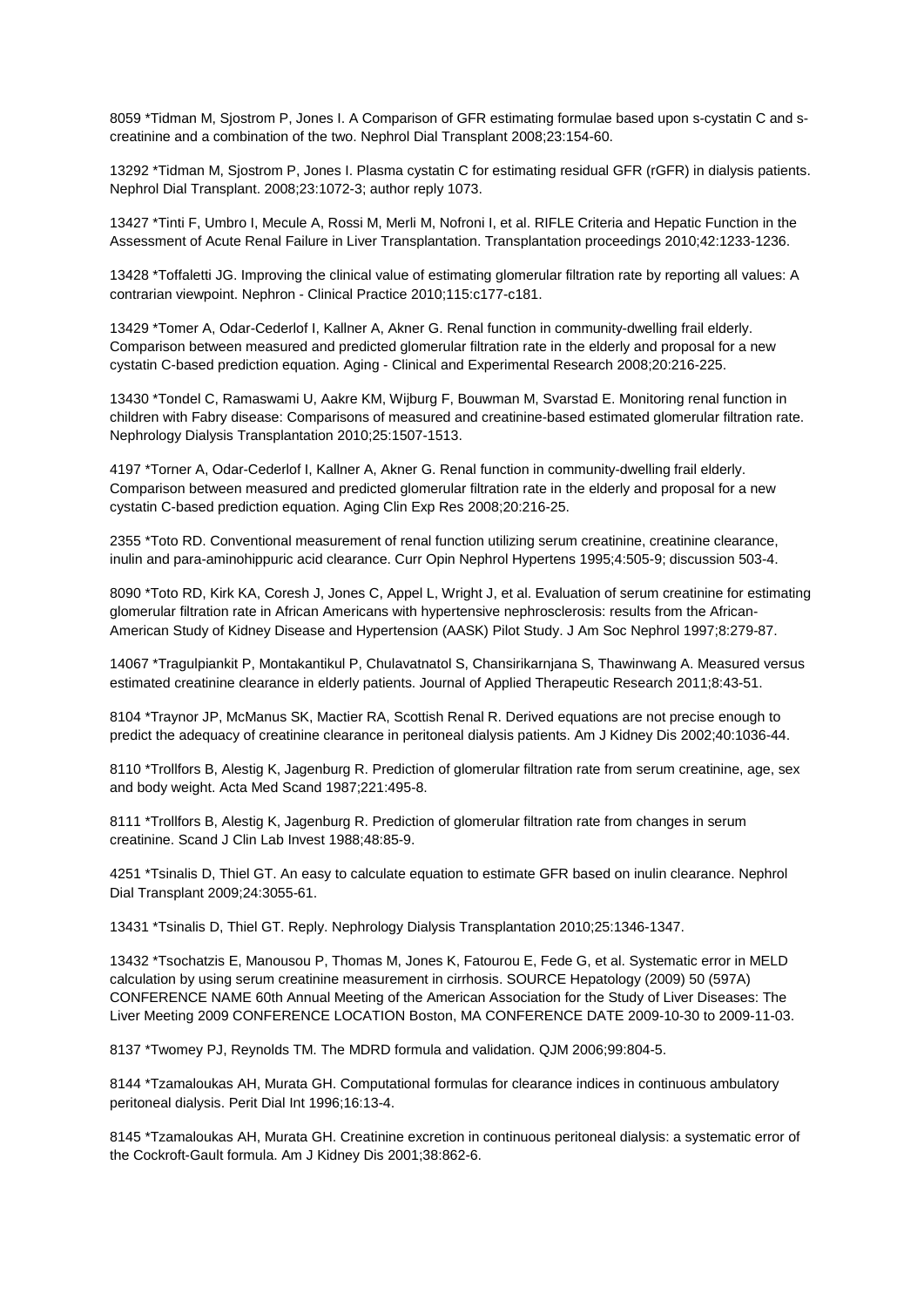8059 *Tidman M, Sjostrom P, Jones I. A Comparison of GFR estimating formulae based upon s-cystatin C and s-creatinine and a combination of the two. Nephrol Dial Transplant 2008;23:154-60.

13292 *Tidman M, Sjostrom P, Jones I. Plasma cystatin C for estimating residual GFR (rGFR) in dialysis patients. Nephrol Dial Transplant. 2008;23:1072-3; author reply 1073.

13427 *Tinti F, Umbro I, Mecule A, Rossi M, Merli M, Nofroni I, et al. RIFLE Criteria and Hepatic Function in the Assessment of Acute Renal Failure in Liver Transplantation. Transplantation proceedings 2010;42:1233-1236.

13428 *Toffaletti JG. Improving the clinical value of estimating glomerular filtration rate by reporting all values: A contrarian viewpoint. Nephron - Clinical Practice 2010;115:c177-c181.

13429 *Tomer A, Odar-Cederlof I, Kallner A, Akner G. Renal function in community-dwelling frail elderly. Comparison between measured and predicted glomerular filtration rate in the elderly and proposal for a new cystatin C-based prediction equation. Aging - Clinical and Experimental Research 2008;20:216-225.

13430 *Tondel C, Ramaswami U, Aakre KM, Wijburg F, Bouwman M, Svarstad E. Monitoring renal function in children with Fabry disease: Comparisons of measured and creatinine-based estimated glomerular filtration rate. Nephrology Dialysis Transplantation 2010;25:1507-1513.

4197 *Torner A, Odar-Cederlof I, Kallner A, Akner G. Renal function in community-dwelling frail elderly. Comparison between measured and predicted glomerular filtration rate in the elderly and proposal for a new cystatin C-based prediction equation. Aging Clin Exp Res 2008;20:216-25.

2355 *Toto RD. Conventional measurement of renal function utilizing serum creatinine, creatinine clearance, inulin and para-aminohippuric acid clearance. Curr Opin Nephrol Hypertens 1995;4:505-9; discussion 503-4.

8090 *Toto RD, Kirk KA, Coresh J, Jones C, Appel L, Wright J, et al. Evaluation of serum creatinine for estimating glomerular filtration rate in African Americans with hypertensive nephrosclerosis: results from the African-American Study of Kidney Disease and Hypertension (AASK) Pilot Study. J Am Soc Nephrol 1997;8:279-87.

14067 *Tragulpiankit P, Montakantikul P, Chulavatnatol S, Chansirikarnjana S, Thawinwang A. Measured versus estimated creatinine clearance in elderly patients. Journal of Applied Therapeutic Research 2011;8:43-51.

8104 *Traynor JP, McManus SK, Mactier RA, Scottish Renal R. Derived equations are not precise enough to predict the adequacy of creatinine clearance in peritoneal dialysis patients. Am J Kidney Dis 2002;40:1036-44.

8110 *Trollfors B, Alestig K, Jagenburg R. Prediction of glomerular filtration rate from serum creatinine, age, sex and body weight. Acta Med Scand 1987;221:495-8.

8111 *Trollfors B, Alestig K, Jagenburg R. Prediction of glomerular filtration rate from changes in serum creatinine. Scand J Clin Lab Invest 1988;48:85-9.

4251 *Tsinalis D, Thiel GT. An easy to calculate equation to estimate GFR based on inulin clearance. Nephrol Dial Transplant 2009;24:3055-61.

13431 *Tsinalis D, Thiel GT. Reply. Nephrology Dialysis Transplantation 2010;25:1346-1347.

13432 *Tsochatzis E, Manousou P, Thomas M, Jones K, Fatourou E, Fede G, et al. Systematic error in MELD calculation by using serum creatinine measurement in cirrhosis. SOURCE Hepatology (2009) 50 (597A) CONFERENCE NAME 60th Annual Meeting of the American Association for the Study of Liver Diseases: The Liver Meeting 2009 CONFERENCE LOCATION Boston, MA CONFERENCE DATE 2009-10-30 to 2009-11-03.

8137 *Twomey PJ, Reynolds TM. The MDRD formula and validation. QJM 2006;99:804-5.

8144 *Tzamaloukas AH, Murata GH. Computational formulas for clearance indices in continuous ambulatory peritoneal dialysis. Perit Dial Int 1996;16:13-4.

8145 *Tzamaloukas AH, Murata GH. Creatinine excretion in continuous peritoneal dialysis: a systematic error of the Cockroft-Gault formula. Am J Kidney Dis 2001;38:862-6.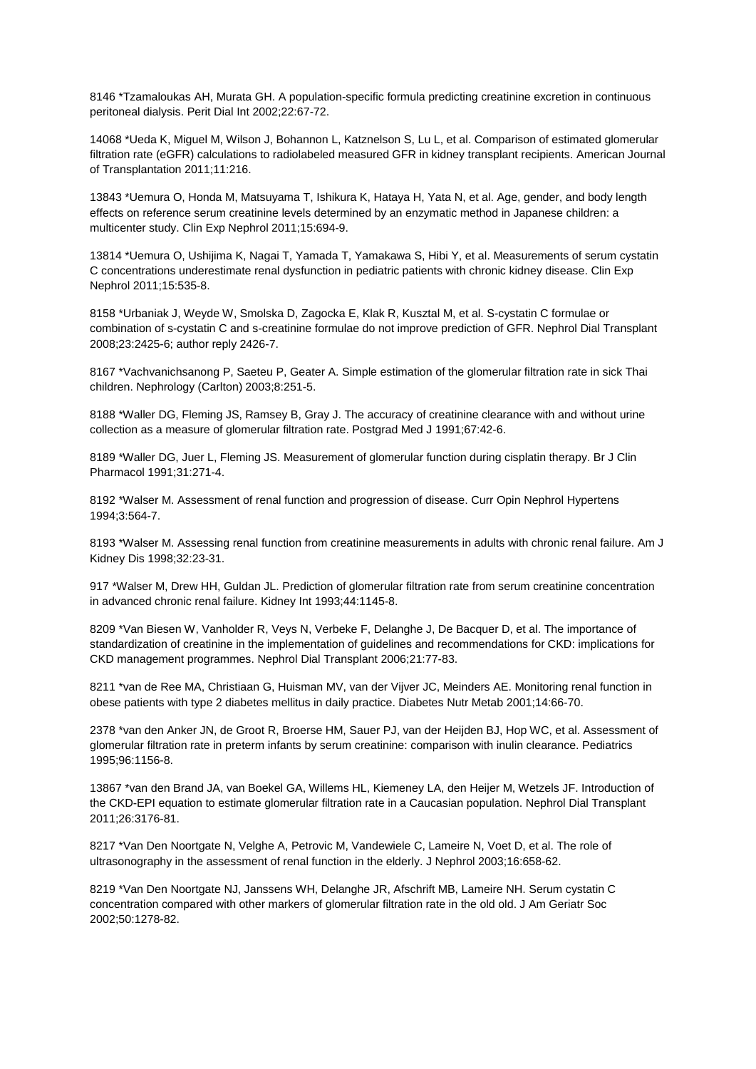8146 *Tzamaloukas AH, Murata GH. A population-specific formula predicting creatinine excretion in continuous peritoneal dialysis. Perit Dial Int 2002;22:67-72.

14068 *Ueda K, Miguel M, Wilson J, Bohannon L, Katznelson S, Lu L, et al. Comparison of estimated glomerular filtration rate (eGFR) calculations to radiolabeled measured GFR in kidney transplant recipients. American Journal of Transplantation 2011;11:216.

13843 *Uemura O, Honda M, Matsuyama T, Ishikura K, Hataya H, Yata N, et al. Age, gender, and body length effects on reference serum creatinine levels determined by an enzymatic method in Japanese children: a multicenter study. Clin Exp Nephrol 2011;15:694-9.

13814 *Uemura O, Ushijima K, Nagai T, Yamada T, Yamakawa S, Hibi Y, et al. Measurements of serum cystatin C concentrations underestimate renal dysfunction in pediatric patients with chronic kidney disease. Clin Exp Nephrol 2011;15:535-8.

8158 *Urbaniak J, Weyde W, Smolska D, Zagocka E, Klak R, Kusztal M, et al. S-cystatin C formulae or combination of s-cystatin C and s-creatinine formulae do not improve prediction of GFR. Nephrol Dial Transplant 2008;23:2425-6; author reply 2426-7.

8167 *Vachvanichsanong P, Saeteu P, Geater A. Simple estimation of the glomerular filtration rate in sick Thai children. Nephrology (Carlton) 2003;8:251-5.

8188 *Waller DG, Fleming JS, Ramsey B, Gray J. The accuracy of creatinine clearance with and without urine collection as a measure of glomerular filtration rate. Postgrad Med J 1991;67:42-6.

8189 *Waller DG, Juer L, Fleming JS. Measurement of glomerular function during cisplatin therapy. Br J Clin Pharmacol 1991;31:271-4.

8192 *Walser M. Assessment of renal function and progression of disease. Curr Opin Nephrol Hypertens 1994;3:564-7.

8193 *Walser M. Assessing renal function from creatinine measurements in adults with chronic renal failure. Am J Kidney Dis 1998;32:23-31.

917 *Walser M, Drew HH, Guldan JL. Prediction of glomerular filtration rate from serum creatinine concentration in advanced chronic renal failure. Kidney Int 1993;44:1145-8.

8209 *Van Biesen W, Vanholder R, Veys N, Verbeke F, Delanghe J, De Bacquer D, et al. The importance of standardization of creatinine in the implementation of guidelines and recommendations for CKD: implications for CKD management programmes. Nephrol Dial Transplant 2006;21:77-83.

8211 *van de Ree MA, Christiaan G, Huisman MV, van der Vijver JC, Meinders AE. Monitoring renal function in obese patients with type 2 diabetes mellitus in daily practice. Diabetes Nutr Metab 2001;14:66-70.

2378 *van den Anker JN, de Groot R, Broerse HM, Sauer PJ, van der Heijden BJ, Hop WC, et al. Assessment of glomerular filtration rate in preterm infants by serum creatinine: comparison with inulin clearance. Pediatrics 1995;96:1156-8.

13867 *van den Brand JA, van Boekel GA, Willems HL, Kiemeney LA, den Heijer M, Wetzels JF. Introduction of the CKD-EPI equation to estimate glomerular filtration rate in a Caucasian population. Nephrol Dial Transplant 2011;26:3176-81.

8217 *Van Den Noortgate N, Velghe A, Petrovic M, Vandewiele C, Lameire N, Voet D, et al. The role of ultrasonography in the assessment of renal function in the elderly. J Nephrol 2003;16:658-62.

8219 *Van Den Noortgate NJ, Janssens WH, Delanghe JR, Afschrift MB, Lameire NH. Serum cystatin C concentration compared with other markers of glomerular filtration rate in the old old. J Am Geriatr Soc 2002;50:1278-82.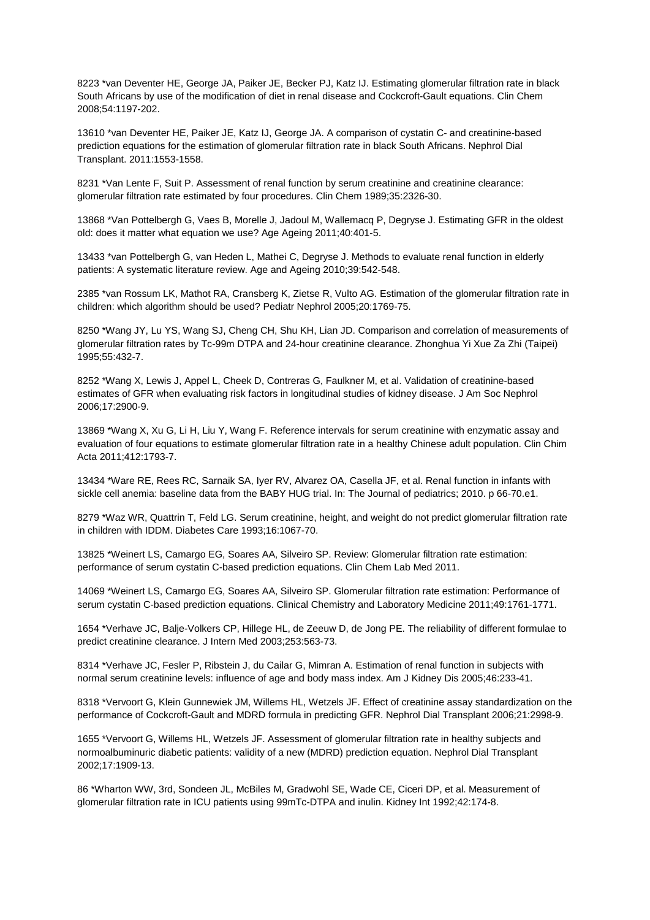8223 *van Deventer HE, George JA, Paiker JE, Becker PJ, Katz IJ. Estimating glomerular filtration rate in black South Africans by use of the modification of diet in renal disease and Cockcroft-Gault equations. Clin Chem 2008;54:1197-202.

13610 *van Deventer HE, Paiker JE, Katz IJ, George JA. A comparison of cystatin C- and creatinine-based prediction equations for the estimation of glomerular filtration rate in black South Africans. Nephrol Dial Transplant. 2011:1553-1558.

8231 *Van Lente F, Suit P. Assessment of renal function by serum creatinine and creatinine clearance: glomerular filtration rate estimated by four procedures. Clin Chem 1989;35:2326-30.

13868 *Van Pottelbergh G, Vaes B, Morelle J, Jadoul M, Wallemacq P, Degryse J. Estimating GFR in the oldest old: does it matter what equation we use? Age Ageing 2011;40:401-5.

13433 *van Pottelbergh G, van Heden L, Mathei C, Degryse J. Methods to evaluate renal function in elderly patients: A systematic literature review. Age and Ageing 2010;39:542-548.

2385 *van Rossum LK, Mathot RA, Cransberg K, Zietse R, Vulto AG. Estimation of the glomerular filtration rate in children: which algorithm should be used? Pediatr Nephrol 2005;20:1769-75.

8250 *Wang JY, Lu YS, Wang SJ, Cheng CH, Shu KH, Lian JD. Comparison and correlation of measurements of glomerular filtration rates by Tc-99m DTPA and 24-hour creatinine clearance. Zhonghua Yi Xue Za Zhi (Taipei) 1995;55:432-7.

8252 *Wang X, Lewis J, Appel L, Cheek D, Contreras G, Faulkner M, et al. Validation of creatinine-based estimates of GFR when evaluating risk factors in longitudinal studies of kidney disease. J Am Soc Nephrol 2006;17:2900-9.

13869 *Wang X, Xu G, Li H, Liu Y, Wang F. Reference intervals for serum creatinine with enzymatic assay and evaluation of four equations to estimate glomerular filtration rate in a healthy Chinese adult population. Clin Chim Acta 2011;412:1793-7.

13434 *Ware RE, Rees RC, Sarnaik SA, Iyer RV, Alvarez OA, Casella JF, et al. Renal function in infants with sickle cell anemia: baseline data from the BABY HUG trial. In: The Journal of pediatrics; 2010. p 66-70.e1.

8279 *Waz WR, Quattrin T, Feld LG. Serum creatinine, height, and weight do not predict glomerular filtration rate in children with IDDM. Diabetes Care 1993;16:1067-70.

13825 *Weinert LS, Camargo EG, Soares AA, Silveiro SP. Review: Glomerular filtration rate estimation: performance of serum cystatin C-based prediction equations. Clin Chem Lab Med 2011.

14069 *Weinert LS, Camargo EG, Soares AA, Silveiro SP. Glomerular filtration rate estimation: Performance of serum cystatin C-based prediction equations. Clinical Chemistry and Laboratory Medicine 2011;49:1761-1771.

1654 *Verhave JC, Balje-Volkers CP, Hillege HL, de Zeeuw D, de Jong PE. The reliability of different formulae to predict creatinine clearance. J Intern Med 2003;253:563-73.

8314 *Verhave JC, Fesler P, Ribstein J, du Cailar G, Mimran A. Estimation of renal function in subjects with normal serum creatinine levels: influence of age and body mass index. Am J Kidney Dis 2005;46:233-41.

8318 *Vervoort G, Klein Gunnewiek JM, Willems HL, Wetzels JF. Effect of creatinine assay standardization on the performance of Cockcroft-Gault and MDRD formula in predicting GFR. Nephrol Dial Transplant 2006;21:2998-9.

1655 *Vervoort G, Willems HL, Wetzels JF. Assessment of glomerular filtration rate in healthy subjects and normoalbuminuric diabetic patients: validity of a new (MDRD) prediction equation. Nephrol Dial Transplant 2002;17:1909-13.

86 *Wharton WW, 3rd, Sondeen JL, McBiles M, Gradwohl SE, Wade CE, Ciceri DP, et al. Measurement of glomerular filtration rate in ICU patients using 99mTc-DTPA and inulin. Kidney Int 1992;42:174-8.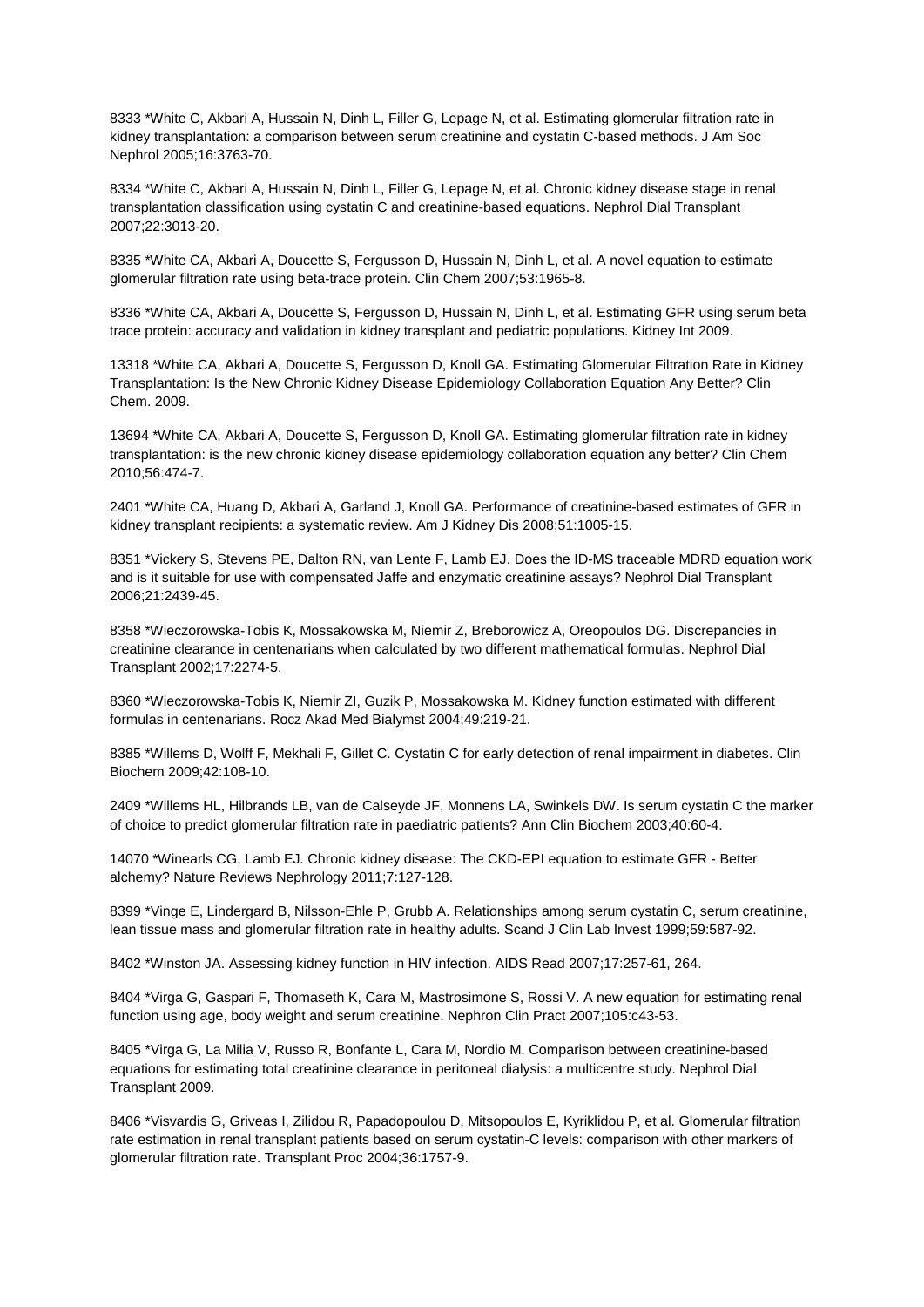8333 *White C, Akbari A, Hussain N, Dinh L, Filler G, Lepage N, et al. Estimating glomerular filtration rate in kidney transplantation: a comparison between serum creatinine and cystatin C-based methods. J Am Soc Nephrol 2005;16:3763-70.

8334 *White C, Akbari A, Hussain N, Dinh L, Filler G, Lepage N, et al. Chronic kidney disease stage in renal transplantation classification using cystatin C and creatinine-based equations. Nephrol Dial Transplant 2007;22:3013-20.

8335 *White CA, Akbari A, Doucette S, Fergusson D, Hussain N, Dinh L, et al. A novel equation to estimate glomerular filtration rate using beta-trace protein. Clin Chem 2007;53:1965-8.

8336 *White CA, Akbari A, Doucette S, Fergusson D, Hussain N, Dinh L, et al. Estimating GFR using serum beta trace protein: accuracy and validation in kidney transplant and pediatric populations. Kidney Int 2009.

13318 *White CA, Akbari A, Doucette S, Fergusson D, Knoll GA. Estimating Glomerular Filtration Rate in Kidney Transplantation: Is the New Chronic Kidney Disease Epidemiology Collaboration Equation Any Better? Clin Chem. 2009.

13694 *White CA, Akbari A, Doucette S, Fergusson D, Knoll GA. Estimating glomerular filtration rate in kidney transplantation: is the new chronic kidney disease epidemiology collaboration equation any better? Clin Chem 2010;56:474-7.

2401 *White CA, Huang D, Akbari A, Garland J, Knoll GA. Performance of creatinine-based estimates of GFR in kidney transplant recipients: a systematic review. Am J Kidney Dis 2008;51:1005-15.

8351 *Vickery S, Stevens PE, Dalton RN, van Lente F, Lamb EJ. Does the ID-MS traceable MDRD equation work and is it suitable for use with compensated Jaffe and enzymatic creatinine assays? Nephrol Dial Transplant 2006;21:2439-45.

8358 *Wieczorowska-Tobis K, Mossakowska M, Niemir Z, Breborowicz A, Oreopoulos DG. Discrepancies in creatinine clearance in centenarians when calculated by two different mathematical formulas. Nephrol Dial Transplant 2002;17:2274-5.

8360 *Wieczorowska-Tobis K, Niemir ZI, Guzik P, Mossakowska M. Kidney function estimated with different formulas in centenarians. Rocz Akad Med Bialymst 2004;49:219-21.

8385 *Willems D, Wolff F, Mekhali F, Gillet C. Cystatin C for early detection of renal impairment in diabetes. Clin Biochem 2009;42:108-10.

2409 *Willems HL, Hilbrands LB, van de Calseyde JF, Monnens LA, Swinkels DW. Is serum cystatin C the marker of choice to predict glomerular filtration rate in paediatric patients? Ann Clin Biochem 2003;40:60-4.

14070 *Winearls CG, Lamb EJ. Chronic kidney disease: The CKD-EPI equation to estimate GFR - Better alchemy? Nature Reviews Nephrology 2011;7:127-128.

8399 *Vinge E, Lindergard B, Nilsson-Ehle P, Grubb A. Relationships among serum cystatin C, serum creatinine, lean tissue mass and glomerular filtration rate in healthy adults. Scand J Clin Lab Invest 1999;59:587-92.

8402 *Winston JA. Assessing kidney function in HIV infection. AIDS Read 2007;17:257-61, 264.

8404 *Virga G, Gaspari F, Thomaseth K, Cara M, Mastrosimone S, Rossi V. A new equation for estimating renal function using age, body weight and serum creatinine. Nephron Clin Pract 2007;105:c43-53.

8405 *Virga G, La Milia V, Russo R, Bonfante L, Cara M, Nordio M. Comparison between creatinine-based equations for estimating total creatinine clearance in peritoneal dialysis: a multicentre study. Nephrol Dial Transplant 2009.

8406 *Visvardis G, Griveas I, Zilidou R, Papadopoulou D, Mitsopoulos E, Kyriklidou P, et al. Glomerular filtration rate estimation in renal transplant patients based on serum cystatin-C levels: comparison with other markers of glomerular filtration rate. Transplant Proc 2004;36:1757-9.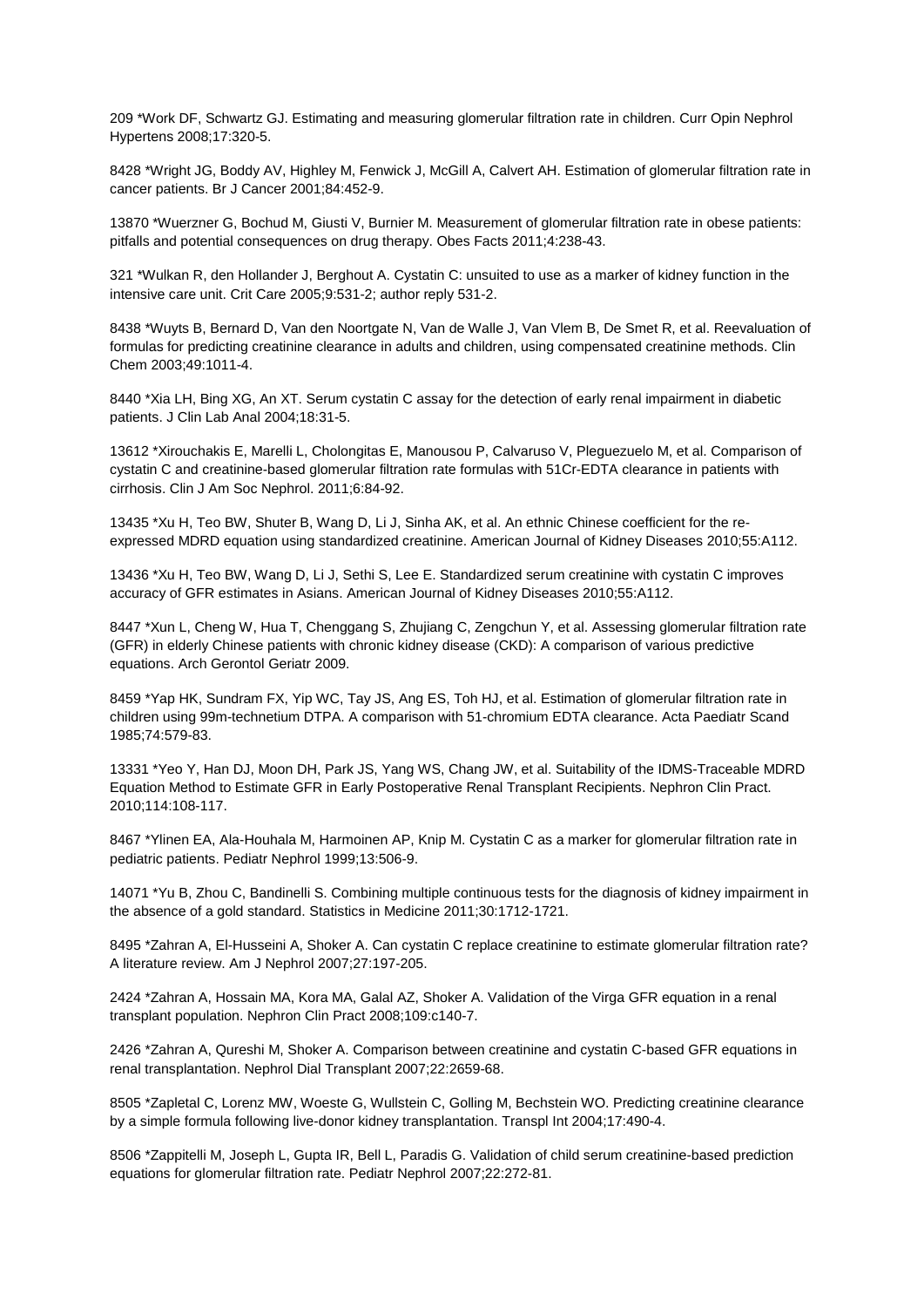209 *Work DF, Schwartz GJ. Estimating and measuring glomerular filtration rate in children. Curr Opin Nephrol Hypertens 2008;17:320-5.

8428 *Wright JG, Boddy AV, Highley M, Fenwick J, McGill A, Calvert AH. Estimation of glomerular filtration rate in cancer patients. Br J Cancer 2001;84:452-9.

13870 *Wuerzner G, Bochud M, Giusti V, Burnier M. Measurement of glomerular filtration rate in obese patients: pitfalls and potential consequences on drug therapy. Obes Facts 2011;4:238-43.

321 *Wulkan R, den Hollander J, Berghout A. Cystatin C: unsuited to use as a marker of kidney function in the intensive care unit. Crit Care 2005;9:531-2; author reply 531-2.

8438 *Wuyts B, Bernard D, Van den Noortgate N, Van de Walle J, Van Vlem B, De Smet R, et al. Reevaluation of formulas for predicting creatinine clearance in adults and children, using compensated creatinine methods. Clin Chem 2003;49:1011-4.

8440 *Xia LH, Bing XG, An XT. Serum cystatin C assay for the detection of early renal impairment in diabetic patients. J Clin Lab Anal 2004;18:31-5.

13612 *Xirouchakis E, Marelli L, Cholongitas E, Manousou P, Calvaruso V, Pleguezuelo M, et al. Comparison of cystatin C and creatinine-based glomerular filtration rate formulas with 51Cr-EDTA clearance in patients with cirrhosis. Clin J Am Soc Nephrol. 2011;6:84-92.

13435 *Xu H, Teo BW, Shuter B, Wang D, Li J, Sinha AK, et al. An ethnic Chinese coefficient for the re-expressed MDRD equation using standardized creatinine. American Journal of Kidney Diseases 2010;55:A112.

13436 *Xu H, Teo BW, Wang D, Li J, Sethi S, Lee E. Standardized serum creatinine with cystatin C improves accuracy of GFR estimates in Asians. American Journal of Kidney Diseases 2010;55:A112.

8447 *Xun L, Cheng W, Hua T, Chenggang S, Zhujiang C, Zengchun Y, et al. Assessing glomerular filtration rate (GFR) in elderly Chinese patients with chronic kidney disease (CKD): A comparison of various predictive equations. Arch Gerontol Geriatr 2009.

8459 *Yap HK, Sundram FX, Yip WC, Tay JS, Ang ES, Toh HJ, et al. Estimation of glomerular filtration rate in children using 99m-technetium DTPA. A comparison with 51-chromium EDTA clearance. Acta Paediatr Scand 1985;74:579-83.

13331 *Yeo Y, Han DJ, Moon DH, Park JS, Yang WS, Chang JW, et al. Suitability of the IDMS-Traceable MDRD Equation Method to Estimate GFR in Early Postoperative Renal Transplant Recipients. Nephron Clin Pract. 2010;114:108-117.

8467 *Ylinen EA, Ala-Houhala M, Harmoinen AP, Knip M. Cystatin C as a marker for glomerular filtration rate in pediatric patients. Pediatr Nephrol 1999;13:506-9.

14071 *Yu B, Zhou C, Bandinelli S. Combining multiple continuous tests for the diagnosis of kidney impairment in the absence of a gold standard. Statistics in Medicine 2011;30:1712-1721.

8495 *Zahran A, El-Husseini A, Shoker A. Can cystatin C replace creatinine to estimate glomerular filtration rate? A literature review. Am J Nephrol 2007;27:197-205.

2424 *Zahran A, Hossain MA, Kora MA, Galal AZ, Shoker A. Validation of the Virga GFR equation in a renal transplant population. Nephron Clin Pract 2008;109:c140-7.

2426 *Zahran A, Qureshi M, Shoker A. Comparison between creatinine and cystatin C-based GFR equations in renal transplantation. Nephrol Dial Transplant 2007;22:2659-68.

8505 *Zapletal C, Lorenz MW, Woeste G, Wullstein C, Golling M, Bechstein WO. Predicting creatinine clearance by a simple formula following live-donor kidney transplantation. Transpl Int 2004;17:490-4.

8506 *Zappitelli M, Joseph L, Gupta IR, Bell L, Paradis G. Validation of child serum creatinine-based prediction equations for glomerular filtration rate. Pediatr Nephrol 2007;22:272-81.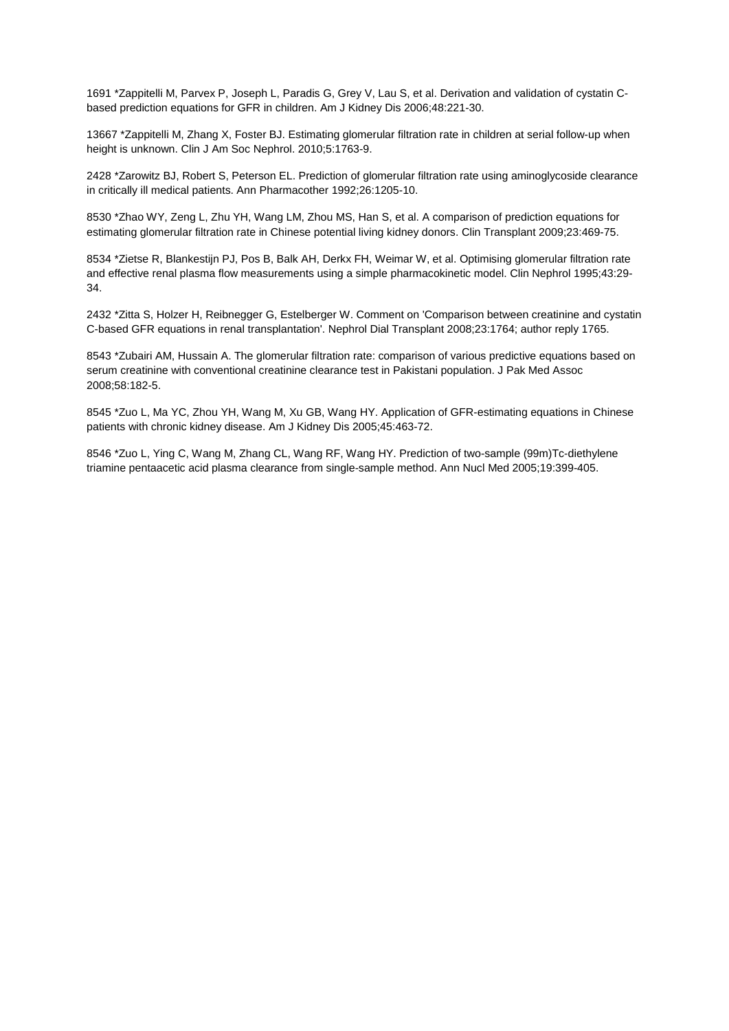1691 *Zappitelli M, Parvex P, Joseph L, Paradis G, Grey V, Lau S, et al. Derivation and validation of cystatin C-based prediction equations for GFR in children. Am J Kidney Dis 2006;48:221-30.

13667 *Zappitelli M, Zhang X, Foster BJ. Estimating glomerular filtration rate in children at serial follow-up when height is unknown. Clin J Am Soc Nephrol. 2010;5:1763-9.

2428 *Zarowitz BJ, Robert S, Peterson EL. Prediction of glomerular filtration rate using aminoglycoside clearance in critically ill medical patients. Ann Pharmacother 1992;26:1205-10.

8530 *Zhao WY, Zeng L, Zhu YH, Wang LM, Zhou MS, Han S, et al. A comparison of prediction equations for estimating glomerular filtration rate in Chinese potential living kidney donors. Clin Transplant 2009;23:469-75.

8534 *Zietse R, Blankestijn PJ, Pos B, Balk AH, Derkx FH, Weimar W, et al. Optimising glomerular filtration rate and effective renal plasma flow measurements using a simple pharmacokinetic model. Clin Nephrol 1995;43:29-34.

2432 *Zitta S, Holzer H, Reibnegger G, Estelberger W. Comment on 'Comparison between creatinine and cystatin C-based GFR equations in renal transplantation'. Nephrol Dial Transplant 2008;23:1764; author reply 1765.

8543 *Zubairi AM, Hussain A. The glomerular filtration rate: comparison of various predictive equations based on serum creatinine with conventional creatinine clearance test in Pakistani population. J Pak Med Assoc 2008;58:182-5.

8545 *Zuo L, Ma YC, Zhou YH, Wang M, Xu GB, Wang HY. Application of GFR-estimating equations in Chinese patients with chronic kidney disease. Am J Kidney Dis 2005;45:463-72.

8546 *Zuo L, Ying C, Wang M, Zhang CL, Wang RF, Wang HY. Prediction of two-sample (99m)Tc-diethylene triamine pentaacetic acid plasma clearance from single-sample method. Ann Nucl Med 2005;19:399-405.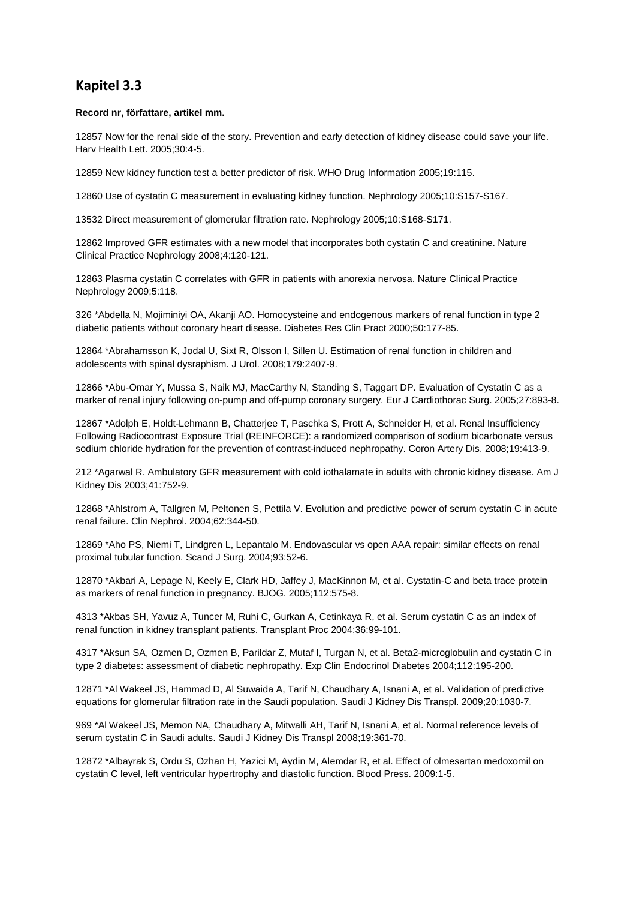## Kapitel 3.3

**Record nr, författare, artikel mm.**

12857 Now for the renal side of the story. Prevention and early detection of kidney disease could save your life. Harv Health Lett. 2005;30:4-5.

12859 New kidney function test a better predictor of risk. WHO Drug Information 2005;19:115.

12860 Use of cystatin C measurement in evaluating kidney function. Nephrology 2005;10:S157-S167.

13532 Direct measurement of glomerular filtration rate. Nephrology 2005;10:S168-S171.

12862 Improved GFR estimates with a new model that incorporates both cystatin C and creatinine. Nature Clinical Practice Nephrology 2008;4:120-121.

12863 Plasma cystatin C correlates with GFR in patients with anorexia nervosa. Nature Clinical Practice Nephrology 2009;5:118.

326 *Abdella N, Mojiminiyi OA, Akanji AO. Homocysteine and endogenous markers of renal function in type 2 diabetic patients without coronary heart disease. Diabetes Res Clin Pract 2000;50:177-85.

12864 *Abrahamsson K, Jodal U, Sixt R, Olsson I, Sillen U. Estimation of renal function in children and adolescents with spinal dysraphism. J Urol. 2008;179:2407-9.

12866 *Abu-Omar Y, Mussa S, Naik MJ, MacCarthy N, Standing S, Taggart DP. Evaluation of Cystatin C as a marker of renal injury following on-pump and off-pump coronary surgery. Eur J Cardiothorac Surg. 2005;27:893-8.

12867 *Adolph E, Holdt-Lehmann B, Chatterjee T, Paschka S, Prott A, Schneider H, et al. Renal Insufficiency Following Radiocontrast Exposure Trial (REINFORCE): a randomized comparison of sodium bicarbonate versus sodium chloride hydration for the prevention of contrast-induced nephropathy. Coron Artery Dis. 2008;19:413-9.

212 *Agarwal R. Ambulatory GFR measurement with cold iothalamate in adults with chronic kidney disease. Am J Kidney Dis 2003;41:752-9.

12868 *Ahlstrom A, Tallgren M, Peltonen S, Pettila V. Evolution and predictive power of serum cystatin C in acute renal failure. Clin Nephrol. 2004;62:344-50.

12869 *Aho PS, Niemi T, Lindgren L, Lepantalo M. Endovascular vs open AAA repair: similar effects on renal proximal tubular function. Scand J Surg. 2004;93:52-6.

12870 *Akbari A, Lepage N, Keely E, Clark HD, Jaffey J, MacKinnon M, et al. Cystatin-C and beta trace protein as markers of renal function in pregnancy. BJOG. 2005;112:575-8.

4313 *Akbas SH, Yavuz A, Tuncer M, Ruhi C, Gurkan A, Cetinkaya R, et al. Serum cystatin C as an index of renal function in kidney transplant patients. Transplant Proc 2004;36:99-101.

4317 *Aksun SA, Ozmen D, Ozmen B, Parildar Z, Mutaf I, Turgan N, et al. Beta2-microglobulin and cystatin C in type 2 diabetes: assessment of diabetic nephropathy. Exp Clin Endocrinol Diabetes 2004;112:195-200.

12871 *Al Wakeel JS, Hammad D, Al Suwaida A, Tarif N, Chaudhary A, Isnani A, et al. Validation of predictive equations for glomerular filtration rate in the Saudi population. Saudi J Kidney Dis Transpl. 2009;20:1030-7.

969 *Al Wakeel JS, Memon NA, Chaudhary A, Mitwalli AH, Tarif N, Isnani A, et al. Normal reference levels of serum cystatin C in Saudi adults. Saudi J Kidney Dis Transpl 2008;19:361-70.

12872 *Albayrak S, Ordu S, Ozhan H, Yazici M, Aydin M, Alemdar R, et al. Effect of olmesartan medoxomil on cystatin C level, left ventricular hypertrophy and diastolic function. Blood Press. 2009:1-5.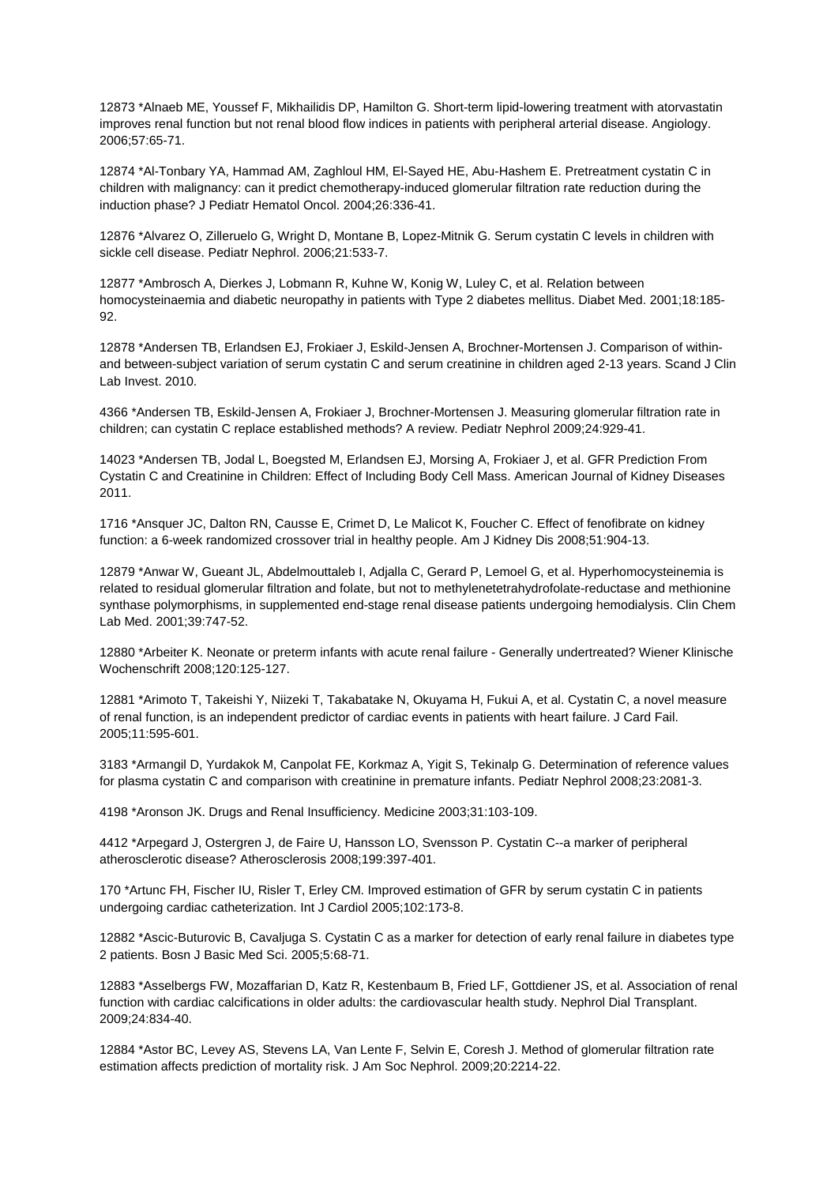12873 *Alnaeb ME, Youssef F, Mikhailidis DP, Hamilton G. Short-term lipid-lowering treatment with atorvastatin improves renal function but not renal blood flow indices in patients with peripheral arterial disease. Angiology. 2006;57:65-71.

12874 *Al-Tonbary YA, Hammad AM, Zaghloul HM, El-Sayed HE, Abu-Hashem E. Pretreatment cystatin C in children with malignancy: can it predict chemotherapy-induced glomerular filtration rate reduction during the induction phase? J Pediatr Hematol Oncol. 2004;26:336-41.

12876 *Alvarez O, Zilleruelo G, Wright D, Montane B, Lopez-Mitnik G. Serum cystatin C levels in children with sickle cell disease. Pediatr Nephrol. 2006;21:533-7.

12877 *Ambrosch A, Dierkes J, Lobmann R, Kuhne W, Konig W, Luley C, et al. Relation between homocysteinaemia and diabetic neuropathy in patients with Type 2 diabetes mellitus. Diabet Med. 2001;18:185-92.

12878 *Andersen TB, Erlandsen EJ, Frokiaer J, Eskild-Jensen A, Brochner-Mortensen J. Comparison of within- and between-subject variation of serum cystatin C and serum creatinine in children aged 2-13 years. Scand J Clin Lab Invest. 2010.

4366 *Andersen TB, Eskild-Jensen A, Frokiaer J, Brochner-Mortensen J. Measuring glomerular filtration rate in children; can cystatin C replace established methods? A review. Pediatr Nephrol 2009;24:929-41.

14023 *Andersen TB, Jodal L, Boegsted M, Erlandsen EJ, Morsing A, Frokiaer J, et al. GFR Prediction From Cystatin C and Creatinine in Children: Effect of Including Body Cell Mass. American Journal of Kidney Diseases 2011.

1716 *Ansquer JC, Dalton RN, Causse E, Crimet D, Le Malicot K, Foucher C. Effect of fenofibrate on kidney function: a 6-week randomized crossover trial in healthy people. Am J Kidney Dis 2008;51:904-13.

12879 *Anwar W, Gueant JL, Abdelmouttaleb I, Adjalla C, Gerard P, Lemoel G, et al. Hyperhomocysteinemia is related to residual glomerular filtration and folate, but not to methylenetetrahydrofolate-reductase and methionine synthase polymorphisms, in supplemented end-stage renal disease patients undergoing hemodialysis. Clin Chem Lab Med. 2001;39:747-52.

12880 *Arbeiter K. Neonate or preterm infants with acute renal failure - Generally undertreated? Wiener Klinische Wochenschrift 2008;120:125-127.

12881 *Arimoto T, Takeishi Y, Niizeki T, Takabatake N, Okuyama H, Fukui A, et al. Cystatin C, a novel measure of renal function, is an independent predictor of cardiac events in patients with heart failure. J Card Fail. 2005;11:595-601.

3183 *Armangil D, Yurdakok M, Canpolat FE, Korkmaz A, Yigit S, Tekinalp G. Determination of reference values for plasma cystatin C and comparison with creatinine in premature infants. Pediatr Nephrol 2008;23:2081-3.

4198 *Aronson JK. Drugs and Renal Insufficiency. Medicine 2003;31:103-109.

4412 *Arpegard J, Ostergren J, de Faire U, Hansson LO, Svensson P. Cystatin C--a marker of peripheral atherosclerotic disease? Atherosclerosis 2008;199:397-401.

170 *Artunc FH, Fischer IU, Risler T, Erley CM. Improved estimation of GFR by serum cystatin C in patients undergoing cardiac catheterization. Int J Cardiol 2005;102:173-8.

12882 *Ascic-Buturovic B, Cavaljuga S. Cystatin C as a marker for detection of early renal failure in diabetes type 2 patients. Bosn J Basic Med Sci. 2005;5:68-71.

12883 *Asselbergs FW, Mozaffarian D, Katz R, Kestenbaum B, Fried LF, Gottdiener JS, et al. Association of renal function with cardiac calcifications in older adults: the cardiovascular health study. Nephrol Dial Transplant. 2009;24:834-40.

12884 *Astor BC, Levey AS, Stevens LA, Van Lente F, Selvin E, Coresh J. Method of glomerular filtration rate estimation affects prediction of mortality risk. J Am Soc Nephrol. 2009;20:2214-22.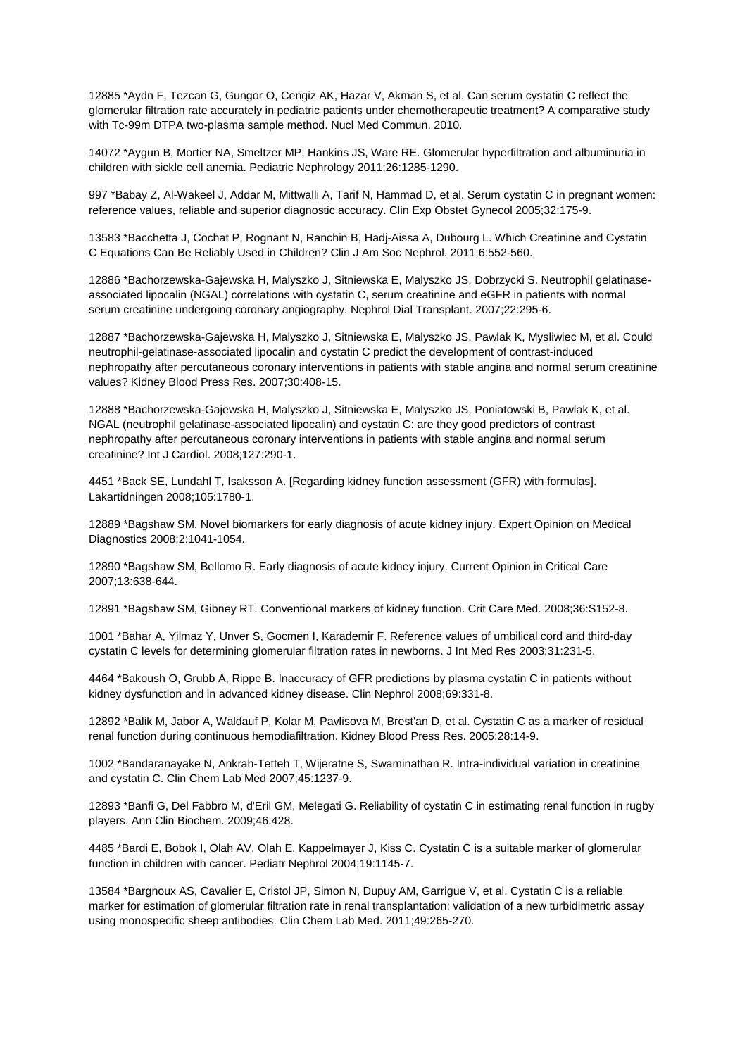12885 *Aydn F, Tezcan G, Gungor O, Cengiz AK, Hazar V, Akman S, et al. Can serum cystatin C reflect the glomerular filtration rate accurately in pediatric patients under chemotherapeutic treatment? A comparative study with Tc-99m DTPA two-plasma sample method. Nucl Med Commun. 2010.

14072 *Aygun B, Mortier NA, Smeltzer MP, Hankins JS, Ware RE. Glomerular hyperfiltration and albuminuria in children with sickle cell anemia. Pediatric Nephrology 2011;26:1285-1290.

997 *Babay Z, Al-Wakeel J, Addar M, Mittwalli A, Tarif N, Hammad D, et al. Serum cystatin C in pregnant women: reference values, reliable and superior diagnostic accuracy. Clin Exp Obstet Gynecol 2005;32:175-9.

13583 *Bacchetta J, Cochat P, Rognant N, Ranchin B, Hadj-Aissa A, Dubourg L. Which Creatinine and Cystatin C Equations Can Be Reliably Used in Children? Clin J Am Soc Nephrol. 2011;6:552-560.

12886 *Bachorzewska-Gajewska H, Malyszko J, Sitniewska E, Malyszko JS, Dobrzycki S. Neutrophil gelatinase-associated lipocalin (NGAL) correlations with cystatin C, serum creatinine and eGFR in patients with normal serum creatinine undergoing coronary angiography. Nephrol Dial Transplant. 2007;22:295-6.

12887 *Bachorzewska-Gajewska H, Malyszko J, Sitniewska E, Malyszko JS, Pawlak K, Mysliwiec M, et al. Could neutrophil-gelatinase-associated lipocalin and cystatin C predict the development of contrast-induced nephropathy after percutaneous coronary interventions in patients with stable angina and normal serum creatinine values? Kidney Blood Press Res. 2007;30:408-15.

12888 *Bachorzewska-Gajewska H, Malyszko J, Sitniewska E, Malyszko JS, Poniatowski B, Pawlak K, et al. NGAL (neutrophil gelatinase-associated lipocalin) and cystatin C: are they good predictors of contrast nephropathy after percutaneous coronary interventions in patients with stable angina and normal serum creatinine? Int J Cardiol. 2008;127:290-1.

4451 *Back SE, Lundahl T, Isaksson A. [Regarding kidney function assessment (GFR) with formulas]. Lakartidningen 2008;105:1780-1.

12889 *Bagshaw SM. Novel biomarkers for early diagnosis of acute kidney injury. Expert Opinion on Medical Diagnostics 2008;2:1041-1054.

12890 *Bagshaw SM, Bellomo R. Early diagnosis of acute kidney injury. Current Opinion in Critical Care 2007;13:638-644.

12891 *Bagshaw SM, Gibney RT. Conventional markers of kidney function. Crit Care Med. 2008;36:S152-8.

1001 *Bahar A, Yilmaz Y, Unver S, Gocmen I, Karademir F. Reference values of umbilical cord and third-day cystatin C levels for determining glomerular filtration rates in newborns. J Int Med Res 2003;31:231-5.

4464 *Bakoush O, Grubb A, Rippe B. Inaccuracy of GFR predictions by plasma cystatin C in patients without kidney dysfunction and in advanced kidney disease. Clin Nephrol 2008;69:331-8.

12892 *Balik M, Jabor A, Waldauf P, Kolar M, Pavlisova M, Brest'an D, et al. Cystatin C as a marker of residual renal function during continuous hemodiafiltration. Kidney Blood Press Res. 2005;28:14-9.

1002 *Bandaranayake N, Ankrah-Tetteh T, Wijeratne S, Swaminathan R. Intra-individual variation in creatinine and cystatin C. Clin Chem Lab Med 2007;45:1237-9.

12893 *Banfi G, Del Fabbro M, d'Eril GM, Melegati G. Reliability of cystatin C in estimating renal function in rugby players. Ann Clin Biochem. 2009;46:428.

4485 *Bardi E, Bobok I, Olah AV, Olah E, Kappelmayer J, Kiss C. Cystatin C is a suitable marker of glomerular function in children with cancer. Pediatr Nephrol 2004;19:1145-7.

13584 *Bargnoux AS, Cavalier E, Cristol JP, Simon N, Dupuy AM, Garrigue V, et al. Cystatin C is a reliable marker for estimation of glomerular filtration rate in renal transplantation: validation of a new turbidimetric assay using monospecific sheep antibodies. Clin Chem Lab Med. 2011;49:265-270.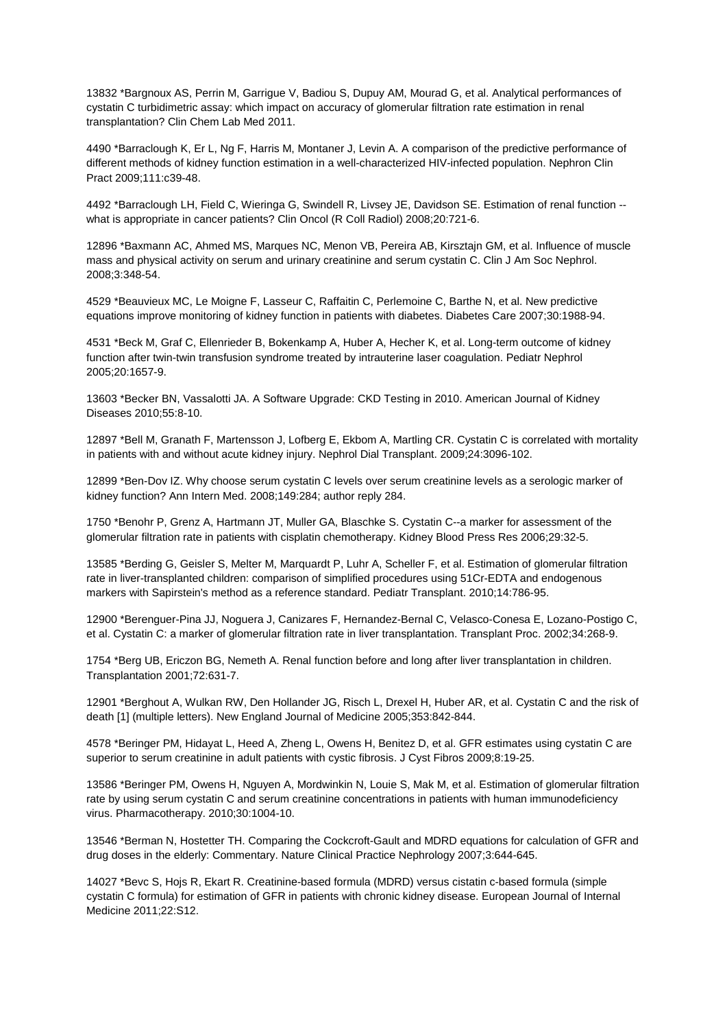13832 *Bargnoux AS, Perrin M, Garrigue V, Badiou S, Dupuy AM, Mourad G, et al. Analytical performances of cystatin C turbidimetric assay: which impact on accuracy of glomerular filtration rate estimation in renal transplantation? Clin Chem Lab Med 2011.

4490 *Barraclough K, Er L, Ng F, Harris M, Montaner J, Levin A. A comparison of the predictive performance of different methods of kidney function estimation in a well-characterized HIV-infected population. Nephron Clin Pract 2009;111:c39-48.

4492 *Barraclough LH, Field C, Wieringa G, Swindell R, Livsey JE, Davidson SE. Estimation of renal function -- what is appropriate in cancer patients? Clin Oncol (R Coll Radiol) 2008;20:721-6.

12896 *Baxmann AC, Ahmed MS, Marques NC, Menon VB, Pereira AB, Kirsztajn GM, et al. Influence of muscle mass and physical activity on serum and urinary creatinine and serum cystatin C. Clin J Am Soc Nephrol. 2008;3:348-54.

4529 *Beauvieux MC, Le Moigne F, Lasseur C, Raffaitin C, Perlemoine C, Barthe N, et al. New predictive equations improve monitoring of kidney function in patients with diabetes. Diabetes Care 2007;30:1988-94.

4531 *Beck M, Graf C, Ellenrieder B, Bokenkamp A, Huber A, Hecher K, et al. Long-term outcome of kidney function after twin-twin transfusion syndrome treated by intrauterine laser coagulation. Pediatr Nephrol 2005;20:1657-9.

13603 *Becker BN, Vassalotti JA. A Software Upgrade: CKD Testing in 2010. American Journal of Kidney Diseases 2010;55:8-10.

12897 *Bell M, Granath F, Martensson J, Lofberg E, Ekbom A, Martling CR. Cystatin C is correlated with mortality in patients with and without acute kidney injury. Nephrol Dial Transplant. 2009;24:3096-102.

12899 *Ben-Dov IZ. Why choose serum cystatin C levels over serum creatinine levels as a serologic marker of kidney function? Ann Intern Med. 2008;149:284; author reply 284.

1750 *Benohr P, Grenz A, Hartmann JT, Muller GA, Blaschke S. Cystatin C--a marker for assessment of the glomerular filtration rate in patients with cisplatin chemotherapy. Kidney Blood Press Res 2006;29:32-5.

13585 *Berding G, Geisler S, Melter M, Marquardt P, Luhr A, Scheller F, et al. Estimation of glomerular filtration rate in liver-transplanted children: comparison of simplified procedures using 51Cr-EDTA and endogenous markers with Sapirstein's method as a reference standard. Pediatr Transplant. 2010;14:786-95.

12900 *Berenguer-Pina JJ, Noguera J, Canizares F, Hernandez-Bernal C, Velasco-Conesa E, Lozano-Postigo C, et al. Cystatin C: a marker of glomerular filtration rate in liver transplantation. Transplant Proc. 2002;34:268-9.

1754 *Berg UB, Ericzon BG, Nemeth A. Renal function before and long after liver transplantation in children. Transplantation 2001;72:631-7.

12901 *Berghout A, Wulkan RW, Den Hollander JG, Risch L, Drexel H, Huber AR, et al. Cystatin C and the risk of death [1] (multiple letters). New England Journal of Medicine 2005;353:842-844.

4578 *Beringer PM, Hidayat L, Heed A, Zheng L, Owens H, Benitez D, et al. GFR estimates using cystatin C are superior to serum creatinine in adult patients with cystic fibrosis. J Cyst Fibros 2009;8:19-25.

13586 *Beringer PM, Owens H, Nguyen A, Mordwinkin N, Louie S, Mak M, et al. Estimation of glomerular filtration rate by using serum cystatin C and serum creatinine concentrations in patients with human immunodeficiency virus. Pharmacotherapy. 2010;30:1004-10.

13546 *Berman N, Hostetter TH. Comparing the Cockcroft-Gault and MDRD equations for calculation of GFR and drug doses in the elderly: Commentary. Nature Clinical Practice Nephrology 2007;3:644-645.

14027 *Bevc S, Hojs R, Ekart R. Creatinine-based formula (MDRD) versus cistatin c-based formula (simple cystatin C formula) for estimation of GFR in patients with chronic kidney disease. European Journal of Internal Medicine 2011;22:S12.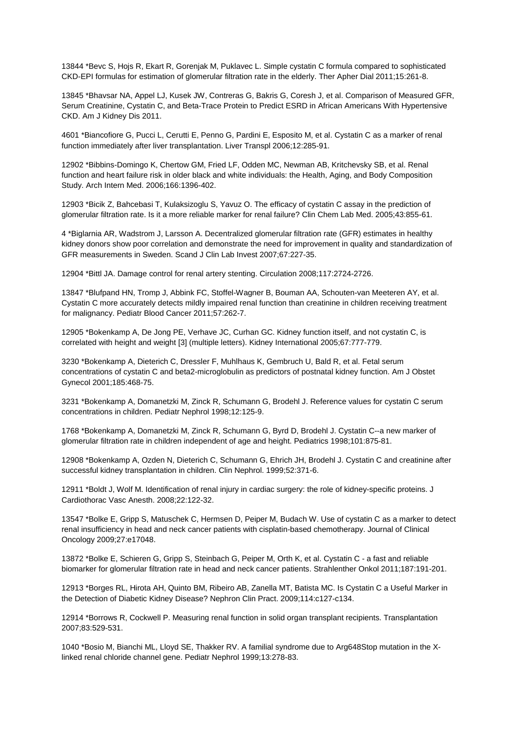13844 *Bevc S, Hojs R, Ekart R, Gorenjak M, Puklavec L. Simple cystatin C formula compared to sophisticated CKD-EPI formulas for estimation of glomerular filtration rate in the elderly. Ther Apher Dial 2011;15:261-8.

13845 *Bhavsar NA, Appel LJ, Kusek JW, Contreras G, Bakris G, Coresh J, et al. Comparison of Measured GFR, Serum Creatinine, Cystatin C, and Beta-Trace Protein to Predict ESRD in African Americans With Hypertensive CKD. Am J Kidney Dis 2011.

4601 *Biancofiore G, Pucci L, Cerutti E, Penno G, Pardini E, Esposito M, et al. Cystatin C as a marker of renal function immediately after liver transplantation. Liver Transpl 2006;12:285-91.

12902 *Bibbins-Domingo K, Chertow GM, Fried LF, Odden MC, Newman AB, Kritchevsky SB, et al. Renal function and heart failure risk in older black and white individuals: the Health, Aging, and Body Composition Study. Arch Intern Med. 2006;166:1396-402.

12903 *Bicik Z, Bahcebasi T, Kulaksizoglu S, Yavuz O. The efficacy of cystatin C assay in the prediction of glomerular filtration rate. Is it a more reliable marker for renal failure? Clin Chem Lab Med. 2005;43:855-61.

4 *Biglarnia AR, Wadstrom J, Larsson A. Decentralized glomerular filtration rate (GFR) estimates in healthy kidney donors show poor correlation and demonstrate the need for improvement in quality and standardization of GFR measurements in Sweden. Scand J Clin Lab Invest 2007;67:227-35.

12904 *Bittl JA. Damage control for renal artery stenting. Circulation 2008;117:2724-2726.

13847 *Blufpand HN, Tromp J, Abbink FC, Stoffel-Wagner B, Bouman AA, Schouten-van Meeteren AY, et al. Cystatin C more accurately detects mildly impaired renal function than creatinine in children receiving treatment for malignancy. Pediatr Blood Cancer 2011;57:262-7.

12905 *Bokenkamp A, De Jong PE, Verhave JC, Curhan GC. Kidney function itself, and not cystatin C, is correlated with height and weight [3] (multiple letters). Kidney International 2005;67:777-779.

3230 *Bokenkamp A, Dieterich C, Dressler F, Muhlhaus K, Gembruch U, Bald R, et al. Fetal serum concentrations of cystatin C and beta2-microglobulin as predictors of postnatal kidney function. Am J Obstet Gynecol 2001;185:468-75.

3231 *Bokenkamp A, Domanetzki M, Zinck R, Schumann G, Brodehl J. Reference values for cystatin C serum concentrations in children. Pediatr Nephrol 1998;12:125-9.

1768 *Bokenkamp A, Domanetzki M, Zinck R, Schumann G, Byrd D, Brodehl J. Cystatin C--a new marker of glomerular filtration rate in children independent of age and height. Pediatrics 1998;101:875-81.

12908 *Bokenkamp A, Ozden N, Dieterich C, Schumann G, Ehrich JH, Brodehl J. Cystatin C and creatinine after successful kidney transplantation in children. Clin Nephrol. 1999;52:371-6.

12911 *Boldt J, Wolf M. Identification of renal injury in cardiac surgery: the role of kidney-specific proteins. J Cardiothorac Vasc Anesth. 2008;22:122-32.

13547 *Bolke E, Gripp S, Matuschek C, Hermsen D, Peiper M, Budach W. Use of cystatin C as a marker to detect renal insufficiency in head and neck cancer patients with cisplatin-based chemotherapy. Journal of Clinical Oncology 2009;27:e17048.

13872 *Bolke E, Schieren G, Gripp S, Steinbach G, Peiper M, Orth K, et al. Cystatin C - a fast and reliable biomarker for glomerular filtration rate in head and neck cancer patients. Strahlenther Onkol 2011;187:191-201.

12913 *Borges RL, Hirota AH, Quinto BM, Ribeiro AB, Zanella MT, Batista MC. Is Cystatin C a Useful Marker in the Detection of Diabetic Kidney Disease? Nephron Clin Pract. 2009;114:c127-c134.

12914 *Borrows R, Cockwell P. Measuring renal function in solid organ transplant recipients. Transplantation 2007;83:529-531.

1040 *Bosio M, Bianchi ML, Lloyd SE, Thakker RV. A familial syndrome due to Arg648Stop mutation in the X-linked renal chloride channel gene. Pediatr Nephrol 1999;13:278-83.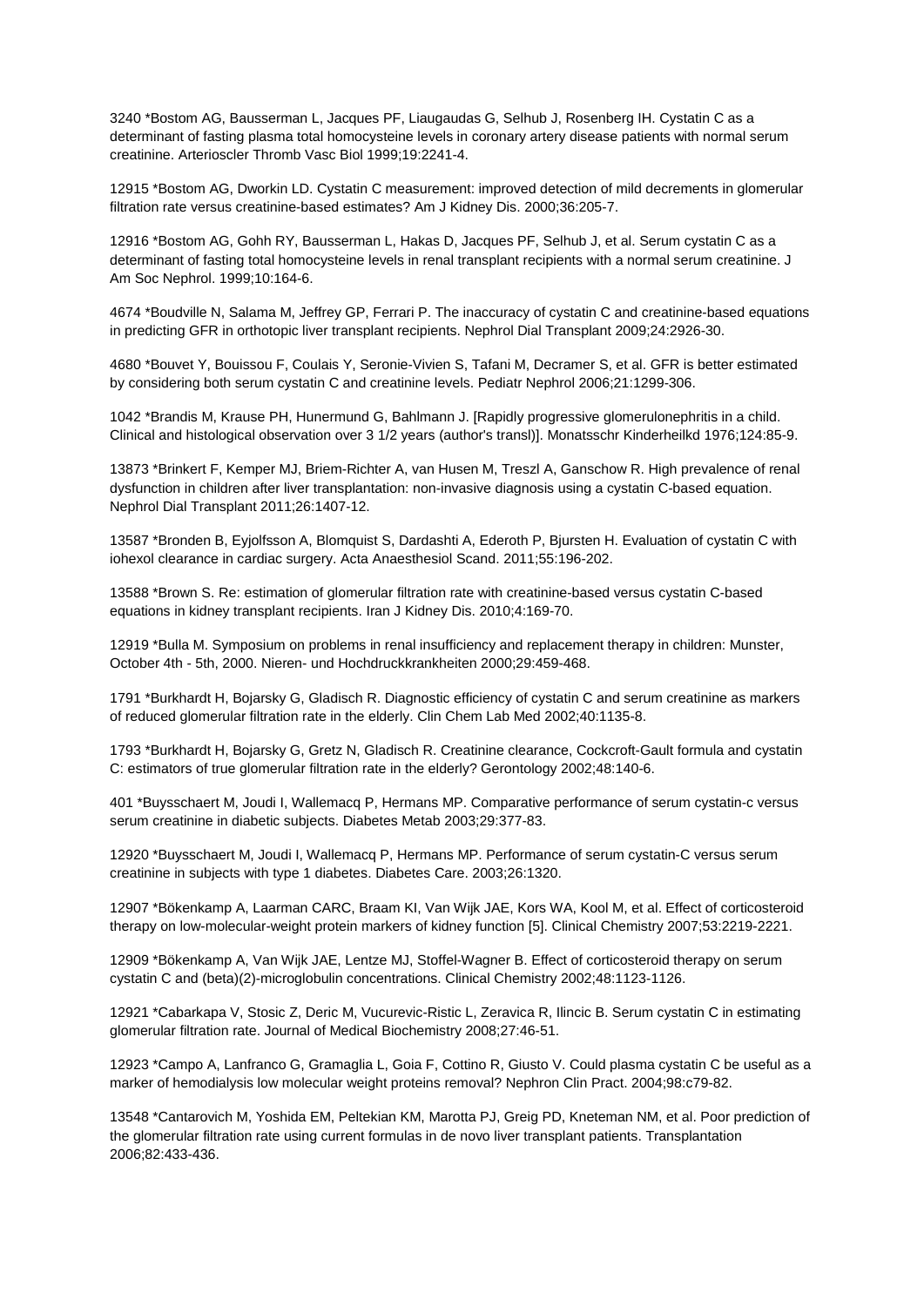3240 *Bostom AG, Bausserman L, Jacques PF, Liaugaudas G, Selhub J, Rosenberg IH. Cystatin C as a determinant of fasting plasma total homocysteine levels in coronary artery disease patients with normal serum creatinine. Arterioscler Thromb Vasc Biol 1999;19:2241-4.

12915 *Bostom AG, Dworkin LD. Cystatin C measurement: improved detection of mild decrements in glomerular filtration rate versus creatinine-based estimates? Am J Kidney Dis. 2000;36:205-7.

12916 *Bostom AG, Gohh RY, Bausserman L, Hakas D, Jacques PF, Selhub J, et al. Serum cystatin C as a determinant of fasting total homocysteine levels in renal transplant recipients with a normal serum creatinine. J Am Soc Nephrol. 1999;10:164-6.

4674 *Boudville N, Salama M, Jeffrey GP, Ferrari P. The inaccuracy of cystatin C and creatinine-based equations in predicting GFR in orthotopic liver transplant recipients. Nephrol Dial Transplant 2009;24:2926-30.

4680 *Bouvet Y, Bouissou F, Coulais Y, Seronie-Vivien S, Tafani M, Decramer S, et al. GFR is better estimated by considering both serum cystatin C and creatinine levels. Pediatr Nephrol 2006;21:1299-306.

1042 *Brandis M, Krause PH, Hunermund G, Bahlmann J. [Rapidly progressive glomerulonephritis in a child. Clinical and histological observation over 3 1/2 years (author's transl)]. Monatsschr Kinderheilkd 1976;124:85-9.

13873 *Brinkert F, Kemper MJ, Briem-Richter A, van Husen M, Treszl A, Ganschow R. High prevalence of renal dysfunction in children after liver transplantation: non-invasive diagnosis using a cystatin C-based equation. Nephrol Dial Transplant 2011;26:1407-12.

13587 *Bronden B, Eyjolfsson A, Blomquist S, Dardashti A, Ederoth P, Bjursten H. Evaluation of cystatin C with iohexol clearance in cardiac surgery. Acta Anaesthesiol Scand. 2011;55:196-202.

13588 *Brown S. Re: estimation of glomerular filtration rate with creatinine-based versus cystatin C-based equations in kidney transplant recipients. Iran J Kidney Dis. 2010;4:169-70.

12919 *Bulla M. Symposium on problems in renal insufficiency and replacement therapy in children: Munster, October 4th - 5th, 2000. Nieren- und Hochdruckkrankheiten 2000;29:459-468.

1791 *Burkhardt H, Bojarsky G, Gladisch R. Diagnostic efficiency of cystatin C and serum creatinine as markers of reduced glomerular filtration rate in the elderly. Clin Chem Lab Med 2002;40:1135-8.

1793 *Burkhardt H, Bojarsky G, Gretz N, Gladisch R. Creatinine clearance, Cockcroft-Gault formula and cystatin C: estimators of true glomerular filtration rate in the elderly? Gerontology 2002;48:140-6.

401 *Buysschaert M, Joudi I, Wallemacq P, Hermans MP. Comparative performance of serum cystatin-c versus serum creatinine in diabetic subjects. Diabetes Metab 2003;29:377-83.

12920 *Buysschaert M, Joudi I, Wallemacq P, Hermans MP. Performance of serum cystatin-C versus serum creatinine in subjects with type 1 diabetes. Diabetes Care. 2003;26:1320.

12907 *Bökenkamp A, Laarman CARC, Braam KI, Van Wijk JAE, Kors WA, Kool M, et al. Effect of corticosteroid therapy on low-molecular-weight protein markers of kidney function [5]. Clinical Chemistry 2007;53:2219-2221.

12909 *Bökenkamp A, Van Wijk JAE, Lentze MJ, Stoffel-Wagner B. Effect of corticosteroid therapy on serum cystatin C and (beta)(2)-microglobulin concentrations. Clinical Chemistry 2002;48:1123-1126.

12921 *Cabarkapa V, Stosic Z, Deric M, Vucurevic-Ristic L, Zeravica R, Ilincic B. Serum cystatin C in estimating glomerular filtration rate. Journal of Medical Biochemistry 2008;27:46-51.

12923 *Campo A, Lanfranco G, Gramaglia L, Goia F, Cottino R, Giusto V. Could plasma cystatin C be useful as a marker of hemodialysis low molecular weight proteins removal? Nephron Clin Pract. 2004;98:c79-82.

13548 *Cantarovich M, Yoshida EM, Peltekian KM, Marotta PJ, Greig PD, Kneteman NM, et al. Poor prediction of the glomerular filtration rate using current formulas in de novo liver transplant patients. Transplantation 2006;82:433-436.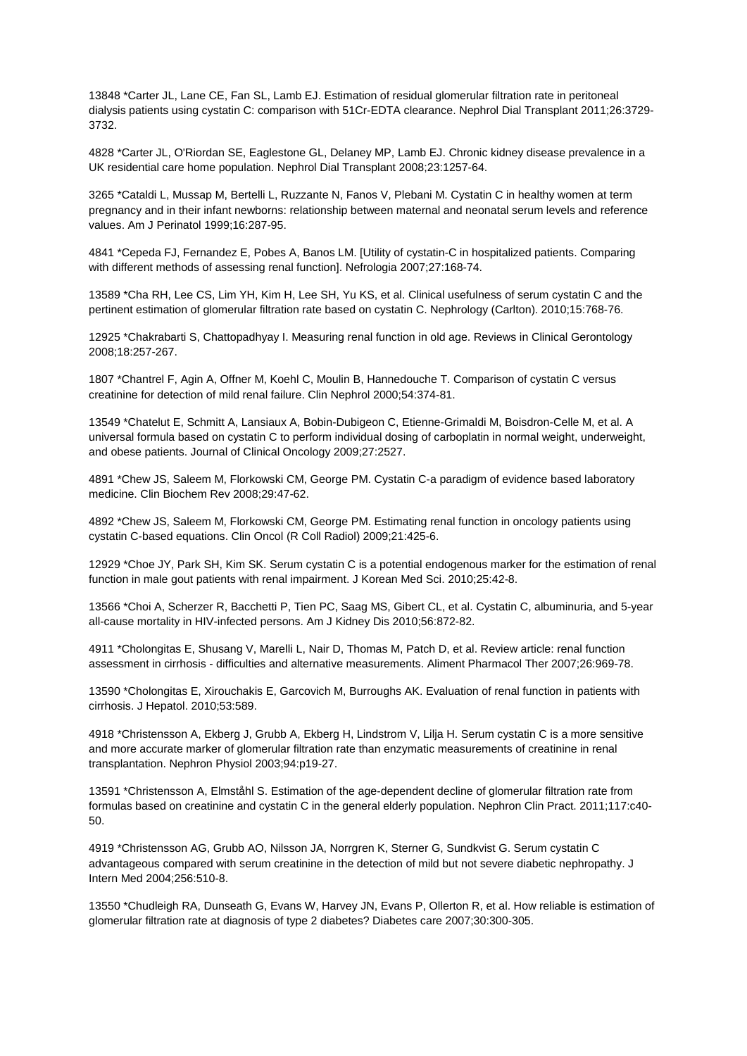13848 *Carter JL, Lane CE, Fan SL, Lamb EJ. Estimation of residual glomerular filtration rate in peritoneal dialysis patients using cystatin C: comparison with 51Cr-EDTA clearance. Nephrol Dial Transplant 2011;26:3729-3732.

4828 *Carter JL, O'Riordan SE, Eaglestone GL, Delaney MP, Lamb EJ. Chronic kidney disease prevalence in a UK residential care home population. Nephrol Dial Transplant 2008;23:1257-64.

3265 *Cataldi L, Mussap M, Bertelli L, Ruzzante N, Fanos V, Plebani M. Cystatin C in healthy women at term pregnancy and in their infant newborns: relationship between maternal and neonatal serum levels and reference values. Am J Perinatol 1999;16:287-95.

4841 *Cepeda FJ, Fernandez E, Pobes A, Banos LM. [Utility of cystatin-C in hospitalized patients. Comparing with different methods of assessing renal function]. Nefrologia 2007;27:168-74.

13589 *Cha RH, Lee CS, Lim YH, Kim H, Lee SH, Yu KS, et al. Clinical usefulness of serum cystatin C and the pertinent estimation of glomerular filtration rate based on cystatin C. Nephrology (Carlton). 2010;15:768-76.

12925 *Chakrabarti S, Chattopadhyay I. Measuring renal function in old age. Reviews in Clinical Gerontology 2008;18:257-267.

1807 *Chantrel F, Agin A, Offner M, Koehl C, Moulin B, Hannedouche T. Comparison of cystatin C versus creatinine for detection of mild renal failure. Clin Nephrol 2000;54:374-81.

13549 *Chatelut E, Schmitt A, Lansiaux A, Bobin-Dubigeon C, Etienne-Grimaldi M, Boisdron-Celle M, et al. A universal formula based on cystatin C to perform individual dosing of carboplatin in normal weight, underweight, and obese patients. Journal of Clinical Oncology 2009;27:2527.

4891 *Chew JS, Saleem M, Florkowski CM, George PM. Cystatin C-a paradigm of evidence based laboratory medicine. Clin Biochem Rev 2008;29:47-62.

4892 *Chew JS, Saleem M, Florkowski CM, George PM. Estimating renal function in oncology patients using cystatin C-based equations. Clin Oncol (R Coll Radiol) 2009;21:425-6.

12929 *Choe JY, Park SH, Kim SK. Serum cystatin C is a potential endogenous marker for the estimation of renal function in male gout patients with renal impairment. J Korean Med Sci. 2010;25:42-8.

13566 *Choi A, Scherzer R, Bacchetti P, Tien PC, Saag MS, Gibert CL, et al. Cystatin C, albuminuria, and 5-year all-cause mortality in HIV-infected persons. Am J Kidney Dis 2010;56:872-82.

4911 *Cholongitas E, Shusang V, Marelli L, Nair D, Thomas M, Patch D, et al. Review article: renal function assessment in cirrhosis - difficulties and alternative measurements. Aliment Pharmacol Ther 2007;26:969-78.

13590 *Cholongitas E, Xirouchakis E, Garcovich M, Burroughs AK. Evaluation of renal function in patients with cirrhosis. J Hepatol. 2010;53:589.

4918 *Christensson A, Ekberg J, Grubb A, Ekberg H, Lindstrom V, Lilja H. Serum cystatin C is a more sensitive and more accurate marker of glomerular filtration rate than enzymatic measurements of creatinine in renal transplantation. Nephron Physiol 2003;94:p19-27.

13591 *Christensson A, Elmståhl S. Estimation of the age-dependent decline of glomerular filtration rate from formulas based on creatinine and cystatin C in the general elderly population. Nephron Clin Pract. 2011;117:c40-50.

4919 *Christensson AG, Grubb AO, Nilsson JA, Norrgren K, Sterner G, Sundkvist G. Serum cystatin C advantageous compared with serum creatinine in the detection of mild but not severe diabetic nephropathy. J Intern Med 2004;256:510-8.

13550 *Chudleigh RA, Dunseath G, Evans W, Harvey JN, Evans P, Ollerton R, et al. How reliable is estimation of glomerular filtration rate at diagnosis of type 2 diabetes? Diabetes care 2007;30:300-305.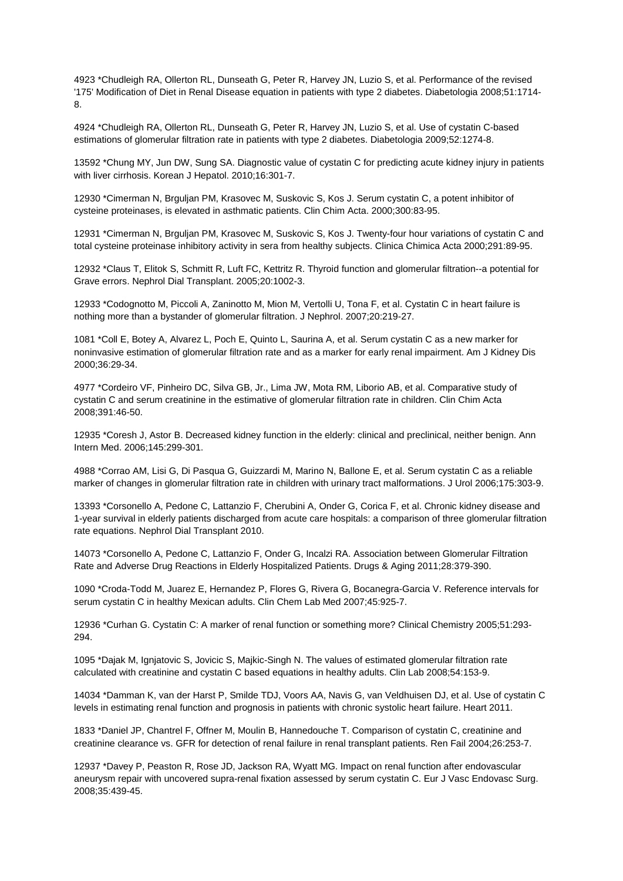4923 *Chudleigh RA, Ollerton RL, Dunseath G, Peter R, Harvey JN, Luzio S, et al. Performance of the revised '175' Modification of Diet in Renal Disease equation in patients with type 2 diabetes. Diabetologia 2008;51:1714-8.

4924 *Chudleigh RA, Ollerton RL, Dunseath G, Peter R, Harvey JN, Luzio S, et al. Use of cystatin C-based estimations of glomerular filtration rate in patients with type 2 diabetes. Diabetologia 2009;52:1274-8.

13592 *Chung MY, Jun DW, Sung SA. Diagnostic value of cystatin C for predicting acute kidney injury in patients with liver cirrhosis. Korean J Hepatol. 2010;16:301-7.

12930 *Cimerman N, Brguljan PM, Krasovec M, Suskovic S, Kos J. Serum cystatin C, a potent inhibitor of cysteine proteinases, is elevated in asthmatic patients. Clin Chim Acta. 2000;300:83-95.

12931 *Cimerman N, Brguljan PM, Krasovec M, Suskovic S, Kos J. Twenty-four hour variations of cystatin C and total cysteine proteinase inhibitory activity in sera from healthy subjects. Clinica Chimica Acta 2000;291:89-95.

12932 *Claus T, Elitok S, Schmitt R, Luft FC, Kettritz R. Thyroid function and glomerular filtration--a potential for Grave errors. Nephrol Dial Transplant. 2005;20:1002-3.

12933 *Codognotto M, Piccoli A, Zaninotto M, Mion M, Vertolli U, Tona F, et al. Cystatin C in heart failure is nothing more than a bystander of glomerular filtration. J Nephrol. 2007;20:219-27.

1081 *Coll E, Botey A, Alvarez L, Poch E, Quinto L, Saurina A, et al. Serum cystatin C as a new marker for noninvasive estimation of glomerular filtration rate and as a marker for early renal impairment. Am J Kidney Dis 2000;36:29-34.

4977 *Cordeiro VF, Pinheiro DC, Silva GB, Jr., Lima JW, Mota RM, Liborio AB, et al. Comparative study of cystatin C and serum creatinine in the estimative of glomerular filtration rate in children. Clin Chim Acta 2008;391:46-50.

12935 *Coresh J, Astor B. Decreased kidney function in the elderly: clinical and preclinical, neither benign. Ann Intern Med. 2006;145:299-301.

4988 *Corrao AM, Lisi G, Di Pasqua G, Guizzardi M, Marino N, Ballone E, et al. Serum cystatin C as a reliable marker of changes in glomerular filtration rate in children with urinary tract malformations. J Urol 2006;175:303-9.

13393 *Corsonello A, Pedone C, Lattanzio F, Cherubini A, Onder G, Corica F, et al. Chronic kidney disease and 1-year survival in elderly patients discharged from acute care hospitals: a comparison of three glomerular filtration rate equations. Nephrol Dial Transplant 2010.

14073 *Corsonello A, Pedone C, Lattanzio F, Onder G, Incalzi RA. Association between Glomerular Filtration Rate and Adverse Drug Reactions in Elderly Hospitalized Patients. Drugs & Aging 2011;28:379-390.

1090 *Croda-Todd M, Juarez E, Hernandez P, Flores G, Rivera G, Bocanegra-Garcia V. Reference intervals for serum cystatin C in healthy Mexican adults. Clin Chem Lab Med 2007;45:925-7.

12936 *Curhan G. Cystatin C: A marker of renal function or something more? Clinical Chemistry 2005;51:293-294.

1095 *Dajak M, Ignjatovic S, Jovicic S, Majkic-Singh N. The values of estimated glomerular filtration rate calculated with creatinine and cystatin C based equations in healthy adults. Clin Lab 2008;54:153-9.

14034 *Damman K, van der Harst P, Smilde TDJ, Voors AA, Navis G, van Veldhuisen DJ, et al. Use of cystatin C levels in estimating renal function and prognosis in patients with chronic systolic heart failure. Heart 2011.

1833 *Daniel JP, Chantrel F, Offner M, Moulin B, Hannedouche T. Comparison of cystatin C, creatinine and creatinine clearance vs. GFR for detection of renal failure in renal transplant patients. Ren Fail 2004;26:253-7.

12937 *Davey P, Peaston R, Rose JD, Jackson RA, Wyatt MG. Impact on renal function after endovascular aneurysm repair with uncovered supra-renal fixation assessed by serum cystatin C. Eur J Vasc Endovasc Surg. 2008;35:439-45.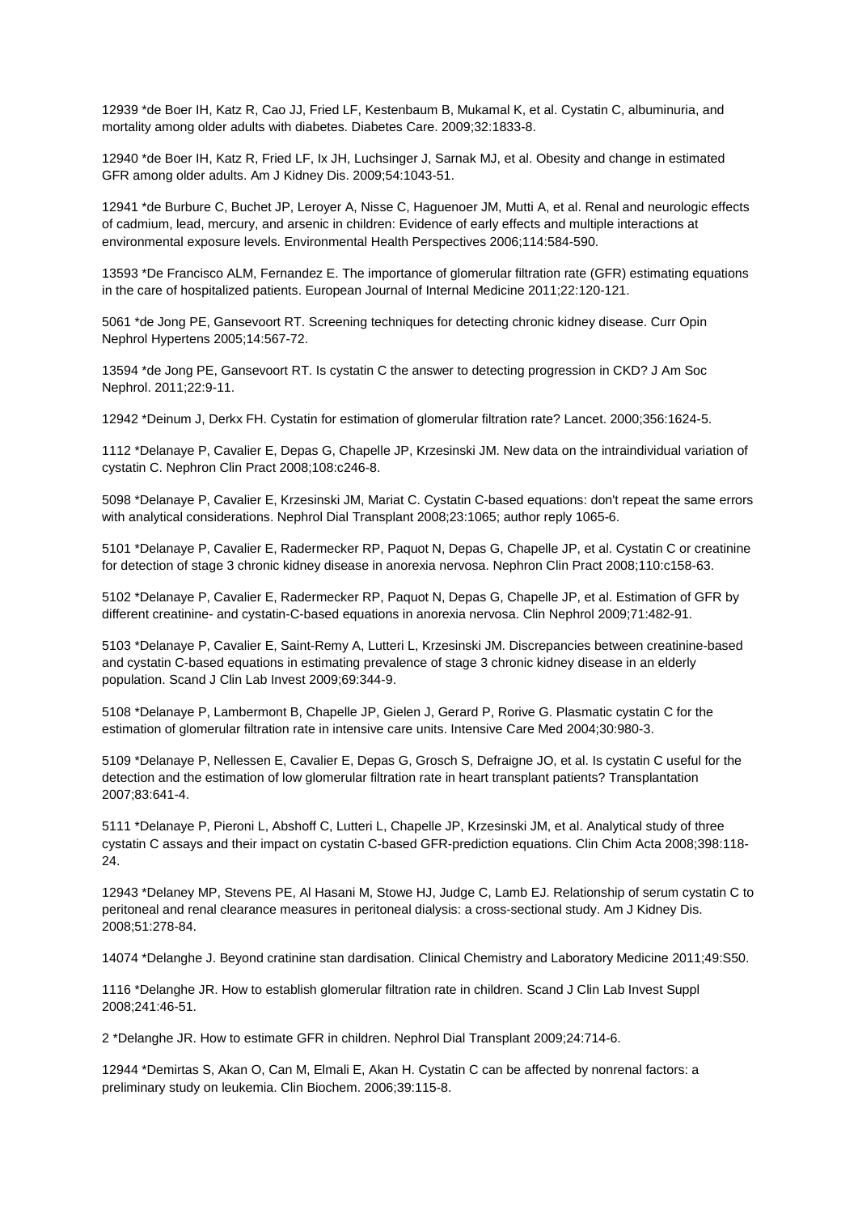12939 *de Boer IH, Katz R, Cao JJ, Fried LF, Kestenbaum B, Mukamal K, et al. Cystatin C, albuminuria, and mortality among older adults with diabetes. Diabetes Care. 2009;32:1833-8.

12940 *de Boer IH, Katz R, Fried LF, Ix JH, Luchsinger J, Sarnak MJ, et al. Obesity and change in estimated GFR among older adults. Am J Kidney Dis. 2009;54:1043-51.

12941 *de Burbure C, Buchet JP, Leroyer A, Nisse C, Haguenoer JM, Mutti A, et al. Renal and neurologic effects of cadmium, lead, mercury, and arsenic in children: Evidence of early effects and multiple interactions at environmental exposure levels. Environmental Health Perspectives 2006;114:584-590.

13593 *De Francisco ALM, Fernandez E. The importance of glomerular filtration rate (GFR) estimating equations in the care of hospitalized patients. European Journal of Internal Medicine 2011;22:120-121.

5061 *de Jong PE, Gansevoort RT. Screening techniques for detecting chronic kidney disease. Curr Opin Nephrol Hypertens 2005;14:567-72.

13594 *de Jong PE, Gansevoort RT. Is cystatin C the answer to detecting progression in CKD? J Am Soc Nephrol. 2011;22:9-11.

12942 *Deinum J, Derkx FH. Cystatin for estimation of glomerular filtration rate? Lancet. 2000;356:1624-5.

1112 *Delanaye P, Cavalier E, Depas G, Chapelle JP, Krzesinski JM. New data on the intraindividual variation of cystatin C. Nephron Clin Pract 2008;108:c246-8.

5098 *Delanaye P, Cavalier E, Krzesinski JM, Mariat C. Cystatin C-based equations: don't repeat the same errors with analytical considerations. Nephrol Dial Transplant 2008;23:1065; author reply 1065-6.

5101 *Delanaye P, Cavalier E, Radermecker RP, Paquot N, Depas G, Chapelle JP, et al. Cystatin C or creatinine for detection of stage 3 chronic kidney disease in anorexia nervosa. Nephron Clin Pract 2008;110:c158-63.

5102 *Delanaye P, Cavalier E, Radermecker RP, Paquot N, Depas G, Chapelle JP, et al. Estimation of GFR by different creatinine- and cystatin-C-based equations in anorexia nervosa. Clin Nephrol 2009;71:482-91.

5103 *Delanaye P, Cavalier E, Saint-Remy A, Lutteri L, Krzesinski JM. Discrepancies between creatinine-based and cystatin C-based equations in estimating prevalence of stage 3 chronic kidney disease in an elderly population. Scand J Clin Lab Invest 2009;69:344-9.

5108 *Delanaye P, Lambermont B, Chapelle JP, Gielen J, Gerard P, Rorive G. Plasmatic cystatin C for the estimation of glomerular filtration rate in intensive care units. Intensive Care Med 2004;30:980-3.

5109 *Delanaye P, Nellessen E, Cavalier E, Depas G, Grosch S, Defraigne JO, et al. Is cystatin C useful for the detection and the estimation of low glomerular filtration rate in heart transplant patients? Transplantation 2007;83:641-4.

5111 *Delanaye P, Pieroni L, Abshoff C, Lutteri L, Chapelle JP, Krzesinski JM, et al. Analytical study of three cystatin C assays and their impact on cystatin C-based GFR-prediction equations. Clin Chim Acta 2008;398:118-24.

12943 *Delaney MP, Stevens PE, Al Hasani M, Stowe HJ, Judge C, Lamb EJ. Relationship of serum cystatin C to peritoneal and renal clearance measures in peritoneal dialysis: a cross-sectional study. Am J Kidney Dis. 2008;51:278-84.

14074 *Delanghe J. Beyond cratinine stan dardisation. Clinical Chemistry and Laboratory Medicine 2011;49:S50.

1116 *Delanghe JR. How to establish glomerular filtration rate in children. Scand J Clin Lab Invest Suppl 2008;241:46-51.

2 *Delanghe JR. How to estimate GFR in children. Nephrol Dial Transplant 2009;24:714-6.

12944 *Demirtas S, Akan O, Can M, Elmali E, Akan H. Cystatin C can be affected by nonrenal factors: a preliminary study on leukemia. Clin Biochem. 2006;39:115-8.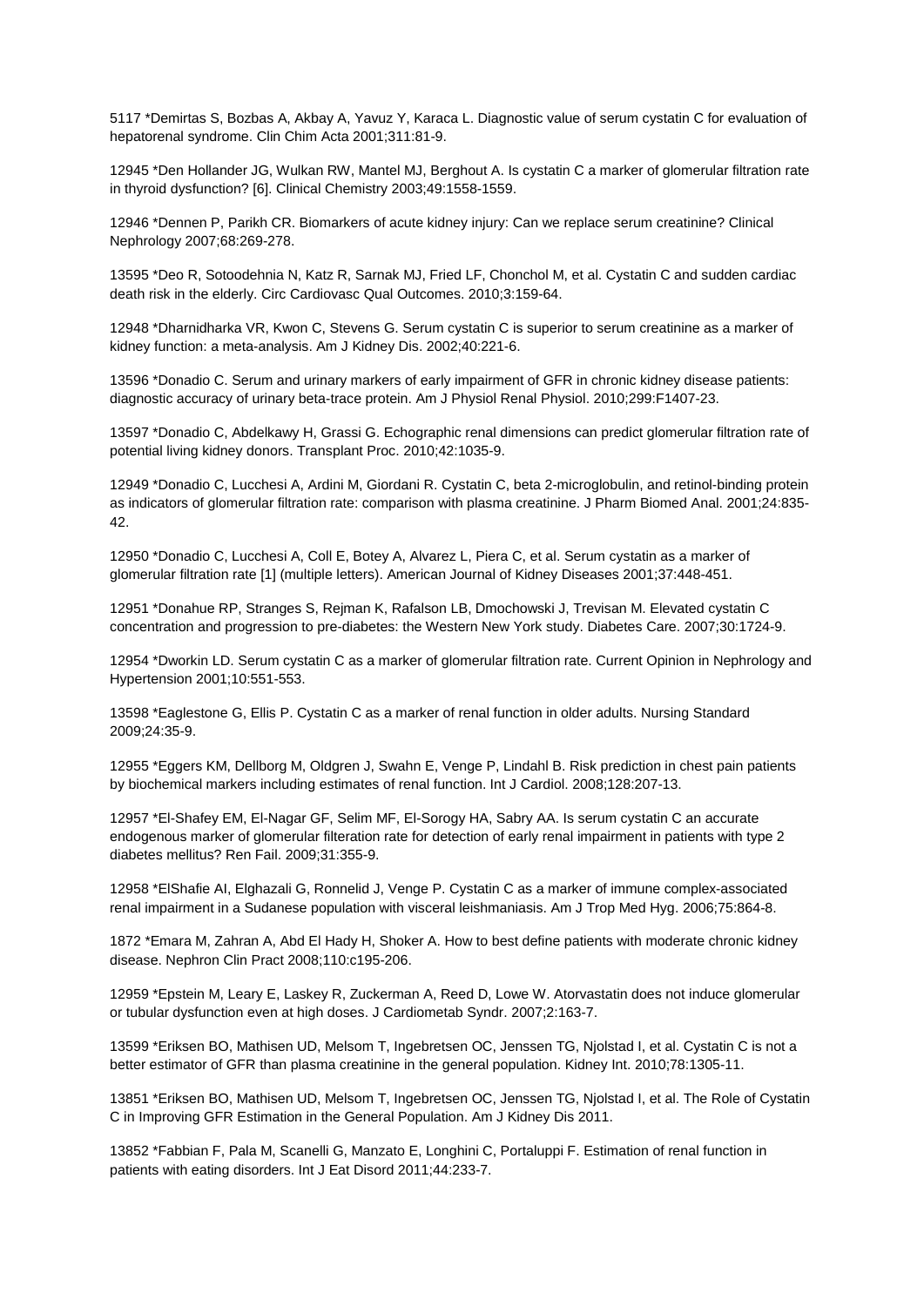5117 *Demirtas S, Bozbas A, Akbay A, Yavuz Y, Karaca L. Diagnostic value of serum cystatin C for evaluation of hepatorenal syndrome. Clin Chim Acta 2001;311:81-9.

12945 *Den Hollander JG, Wulkan RW, Mantel MJ, Berghout A. Is cystatin C a marker of glomerular filtration rate in thyroid dysfunction? [6]. Clinical Chemistry 2003;49:1558-1559.

12946 *Dennen P, Parikh CR. Biomarkers of acute kidney injury: Can we replace serum creatinine? Clinical Nephrology 2007;68:269-278.

13595 *Deo R, Sotoodehnia N, Katz R, Sarnak MJ, Fried LF, Chonchol M, et al. Cystatin C and sudden cardiac death risk in the elderly. Circ Cardiovasc Qual Outcomes. 2010;3:159-64.

12948 *Dharnidharka VR, Kwon C, Stevens G. Serum cystatin C is superior to serum creatinine as a marker of kidney function: a meta-analysis. Am J Kidney Dis. 2002;40:221-6.

13596 *Donadio C. Serum and urinary markers of early impairment of GFR in chronic kidney disease patients: diagnostic accuracy of urinary beta-trace protein. Am J Physiol Renal Physiol. 2010;299:F1407-23.

13597 *Donadio C, Abdelkawy H, Grassi G. Echographic renal dimensions can predict glomerular filtration rate of potential living kidney donors. Transplant Proc. 2010;42:1035-9.

12949 *Donadio C, Lucchesi A, Ardini M, Giordani R. Cystatin C, beta 2-microglobulin, and retinol-binding protein as indicators of glomerular filtration rate: comparison with plasma creatinine. J Pharm Biomed Anal. 2001;24:835-42.

12950 *Donadio C, Lucchesi A, Coll E, Botey A, Alvarez L, Piera C, et al. Serum cystatin as a marker of glomerular filtration rate [1] (multiple letters). American Journal of Kidney Diseases 2001;37:448-451.

12951 *Donahue RP, Stranges S, Rejman K, Rafalson LB, Dmochowski J, Trevisan M. Elevated cystatin C concentration and progression to pre-diabetes: the Western New York study. Diabetes Care. 2007;30:1724-9.

12954 *Dworkin LD. Serum cystatin C as a marker of glomerular filtration rate. Current Opinion in Nephrology and Hypertension 2001;10:551-553.

13598 *Eaglestone G, Ellis P. Cystatin C as a marker of renal function in older adults. Nursing Standard 2009;24:35-9.

12955 *Eggers KM, Dellborg M, Oldgren J, Swahn E, Venge P, Lindahl B. Risk prediction in chest pain patients by biochemical markers including estimates of renal function. Int J Cardiol. 2008;128:207-13.

12957 *El-Shafey EM, El-Nagar GF, Selim MF, El-Sorogy HA, Sabry AA. Is serum cystatin C an accurate endogenous marker of glomerular filteration rate for detection of early renal impairment in patients with type 2 diabetes mellitus? Ren Fail. 2009;31:355-9.

12958 *ElShafie AI, Elghazali G, Ronnelid J, Venge P. Cystatin C as a marker of immune complex-associated renal impairment in a Sudanese population with visceral leishmaniasis. Am J Trop Med Hyg. 2006;75:864-8.

1872 *Emara M, Zahran A, Abd El Hady H, Shoker A. How to best define patients with moderate chronic kidney disease. Nephron Clin Pract 2008;110:c195-206.

12959 *Epstein M, Leary E, Laskey R, Zuckerman A, Reed D, Lowe W. Atorvastatin does not induce glomerular or tubular dysfunction even at high doses. J Cardiometab Syndr. 2007;2:163-7.

13599 *Eriksen BO, Mathisen UD, Melsom T, Ingebretsen OC, Jenssen TG, Njolstad I, et al. Cystatin C is not a better estimator of GFR than plasma creatinine in the general population. Kidney Int. 2010;78:1305-11.

13851 *Eriksen BO, Mathisen UD, Melsom T, Ingebretsen OC, Jenssen TG, Njolstad I, et al. The Role of Cystatin C in Improving GFR Estimation in the General Population. Am J Kidney Dis 2011.

13852 *Fabbian F, Pala M, Scanelli G, Manzato E, Longhini C, Portaluppi F. Estimation of renal function in patients with eating disorders. Int J Eat Disord 2011;44:233-7.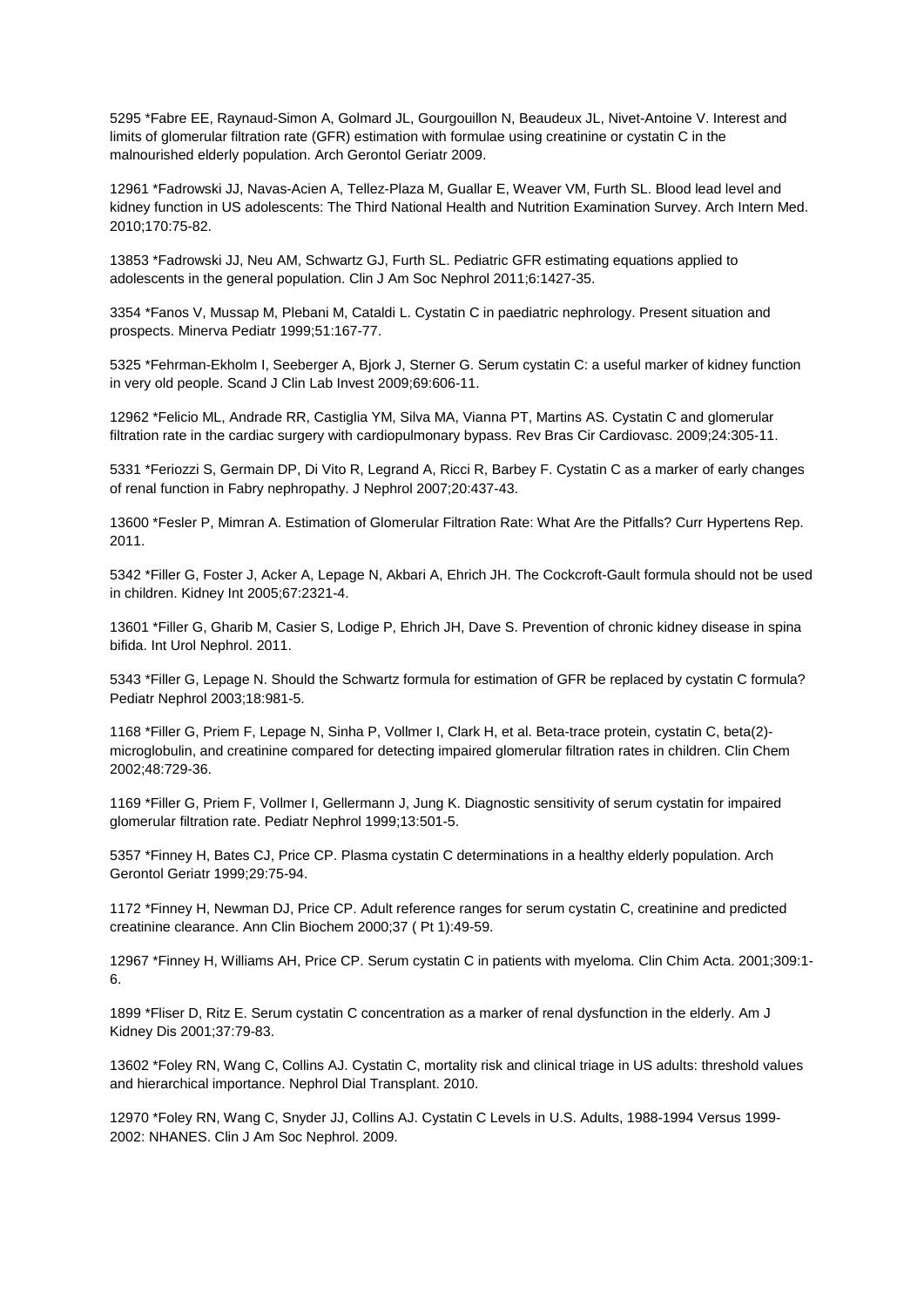5295 *Fabre EE, Raynaud-Simon A, Golmard JL, Gourgouillon N, Beaudeux JL, Nivet-Antoine V. Interest and limits of glomerular filtration rate (GFR) estimation with formulae using creatinine or cystatin C in the malnourished elderly population. Arch Gerontol Geriatr 2009.

12961 *Fadrowski JJ, Navas-Acien A, Tellez-Plaza M, Guallar E, Weaver VM, Furth SL. Blood lead level and kidney function in US adolescents: The Third National Health and Nutrition Examination Survey. Arch Intern Med. 2010;170:75-82.

13853 *Fadrowski JJ, Neu AM, Schwartz GJ, Furth SL. Pediatric GFR estimating equations applied to adolescents in the general population. Clin J Am Soc Nephrol 2011;6:1427-35.

3354 *Fanos V, Mussap M, Plebani M, Cataldi L. Cystatin C in paediatric nephrology. Present situation and prospects. Minerva Pediatr 1999;51:167-77.

5325 *Fehrman-Ekholm I, Seeberger A, Bjork J, Sterner G. Serum cystatin C: a useful marker of kidney function in very old people. Scand J Clin Lab Invest 2009;69:606-11.

12962 *Felicio ML, Andrade RR, Castiglia YM, Silva MA, Vianna PT, Martins AS. Cystatin C and glomerular filtration rate in the cardiac surgery with cardiopulmonary bypass. Rev Bras Cir Cardiovasc. 2009;24:305-11.

5331 *Feriozzi S, Germain DP, Di Vito R, Legrand A, Ricci R, Barbey F. Cystatin C as a marker of early changes of renal function in Fabry nephropathy. J Nephrol 2007;20:437-43.

13600 *Fesler P, Mimran A. Estimation of Glomerular Filtration Rate: What Are the Pitfalls? Curr Hypertens Rep. 2011.

5342 *Filler G, Foster J, Acker A, Lepage N, Akbari A, Ehrich JH. The Cockcroft-Gault formula should not be used in children. Kidney Int 2005;67:2321-4.

13601 *Filler G, Gharib M, Casier S, Lodige P, Ehrich JH, Dave S. Prevention of chronic kidney disease in spina bifida. Int Urol Nephrol. 2011.

5343 *Filler G, Lepage N. Should the Schwartz formula for estimation of GFR be replaced by cystatin C formula? Pediatr Nephrol 2003;18:981-5.

1168 *Filler G, Priem F, Lepage N, Sinha P, Vollmer I, Clark H, et al. Beta-trace protein, cystatin C, beta(2)-microglobulin, and creatinine compared for detecting impaired glomerular filtration rates in children. Clin Chem 2002;48:729-36.

1169 *Filler G, Priem F, Vollmer I, Gellermann J, Jung K. Diagnostic sensitivity of serum cystatin for impaired glomerular filtration rate. Pediatr Nephrol 1999;13:501-5.

5357 *Finney H, Bates CJ, Price CP. Plasma cystatin C determinations in a healthy elderly population. Arch Gerontol Geriatr 1999;29:75-94.

1172 *Finney H, Newman DJ, Price CP. Adult reference ranges for serum cystatin C, creatinine and predicted creatinine clearance. Ann Clin Biochem 2000;37 ( Pt 1):49-59.

12967 *Finney H, Williams AH, Price CP. Serum cystatin C in patients with myeloma. Clin Chim Acta. 2001;309:1-6.

1899 *Fliser D, Ritz E. Serum cystatin C concentration as a marker of renal dysfunction in the elderly. Am J Kidney Dis 2001;37:79-83.

13602 *Foley RN, Wang C, Collins AJ. Cystatin C, mortality risk and clinical triage in US adults: threshold values and hierarchical importance. Nephrol Dial Transplant. 2010.

12970 *Foley RN, Wang C, Snyder JJ, Collins AJ. Cystatin C Levels in U.S. Adults, 1988-1994 Versus 1999-2002: NHANES. Clin J Am Soc Nephrol. 2009.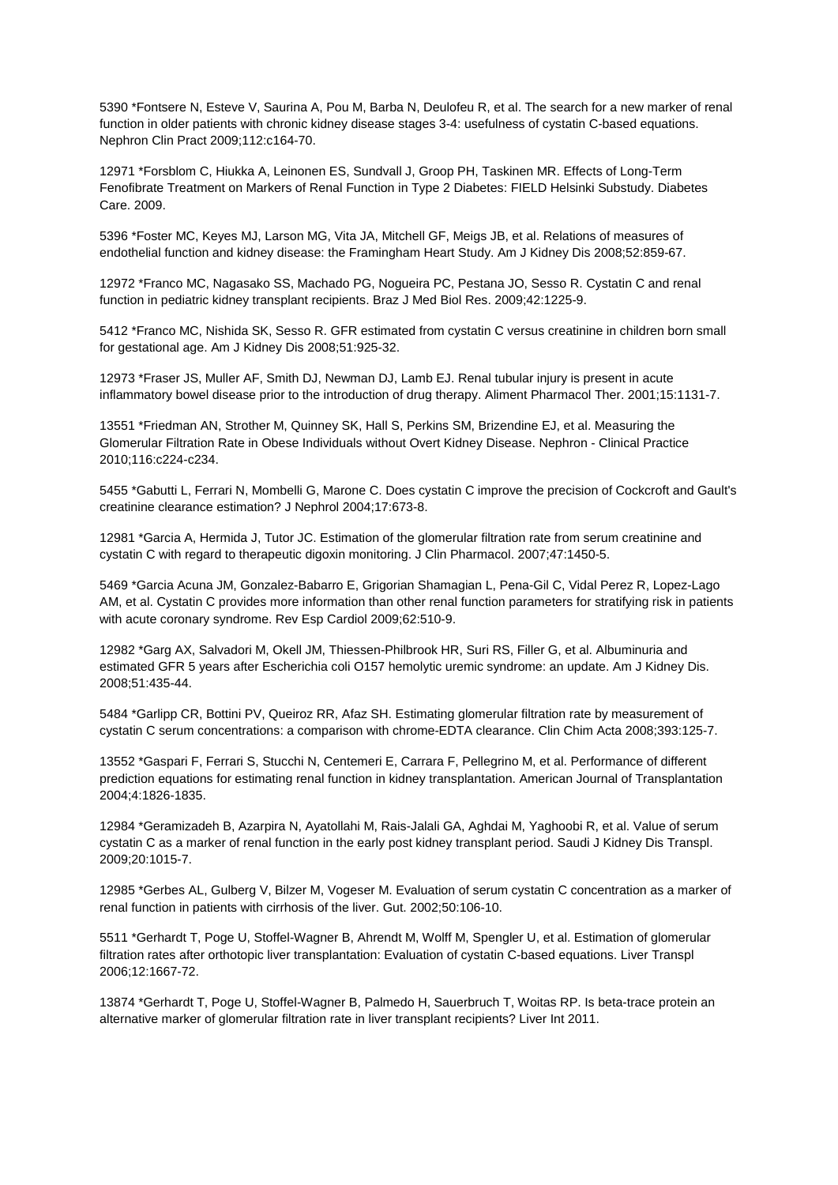5390 *Fontsere N, Esteve V, Saurina A, Pou M, Barba N, Deulofeu R, et al. The search for a new marker of renal function in older patients with chronic kidney disease stages 3-4: usefulness of cystatin C-based equations. Nephron Clin Pract 2009;112:c164-70.

12971 *Forsblom C, Hiukka A, Leinonen ES, Sundvall J, Groop PH, Taskinen MR. Effects of Long-Term Fenofibrate Treatment on Markers of Renal Function in Type 2 Diabetes: FIELD Helsinki Substudy. Diabetes Care. 2009.

5396 *Foster MC, Keyes MJ, Larson MG, Vita JA, Mitchell GF, Meigs JB, et al. Relations of measures of endothelial function and kidney disease: the Framingham Heart Study. Am J Kidney Dis 2008;52:859-67.

12972 *Franco MC, Nagasako SS, Machado PG, Nogueira PC, Pestana JO, Sesso R. Cystatin C and renal function in pediatric kidney transplant recipients. Braz J Med Biol Res. 2009;42:1225-9.

5412 *Franco MC, Nishida SK, Sesso R. GFR estimated from cystatin C versus creatinine in children born small for gestational age. Am J Kidney Dis 2008;51:925-32.

12973 *Fraser JS, Muller AF, Smith DJ, Newman DJ, Lamb EJ. Renal tubular injury is present in acute inflammatory bowel disease prior to the introduction of drug therapy. Aliment Pharmacol Ther. 2001;15:1131-7.

13551 *Friedman AN, Strother M, Quinney SK, Hall S, Perkins SM, Brizendine EJ, et al. Measuring the Glomerular Filtration Rate in Obese Individuals without Overt Kidney Disease. Nephron - Clinical Practice 2010;116:c224-c234.

5455 *Gabutti L, Ferrari N, Mombelli G, Marone C. Does cystatin C improve the precision of Cockcroft and Gault's creatinine clearance estimation? J Nephrol 2004;17:673-8.

12981 *Garcia A, Hermida J, Tutor JC. Estimation of the glomerular filtration rate from serum creatinine and cystatin C with regard to therapeutic digoxin monitoring. J Clin Pharmacol. 2007;47:1450-5.

5469 *Garcia Acuna JM, Gonzalez-Babarro E, Grigorian Shamagian L, Pena-Gil C, Vidal Perez R, Lopez-Lago AM, et al. Cystatin C provides more information than other renal function parameters for stratifying risk in patients with acute coronary syndrome. Rev Esp Cardiol 2009;62:510-9.

12982 *Garg AX, Salvadori M, Okell JM, Thiessen-Philbrook HR, Suri RS, Filler G, et al. Albuminuria and estimated GFR 5 years after Escherichia coli O157 hemolytic uremic syndrome: an update. Am J Kidney Dis. 2008;51:435-44.

5484 *Garlipp CR, Bottini PV, Queiroz RR, Afaz SH. Estimating glomerular filtration rate by measurement of cystatin C serum concentrations: a comparison with chrome-EDTA clearance. Clin Chim Acta 2008;393:125-7.

13552 *Gaspari F, Ferrari S, Stucchi N, Centemeri E, Carrara F, Pellegrino M, et al. Performance of different prediction equations for estimating renal function in kidney transplantation. American Journal of Transplantation 2004;4:1826-1835.

12984 *Geramizadeh B, Azarpira N, Ayatollahi M, Rais-Jalali GA, Aghdai M, Yaghoobi R, et al. Value of serum cystatin C as a marker of renal function in the early post kidney transplant period. Saudi J Kidney Dis Transpl. 2009;20:1015-7.

12985 *Gerbes AL, Gulberg V, Bilzer M, Vogeser M. Evaluation of serum cystatin C concentration as a marker of renal function in patients with cirrhosis of the liver. Gut. 2002;50:106-10.

5511 *Gerhardt T, Poge U, Stoffel-Wagner B, Ahrendt M, Wolff M, Spengler U, et al. Estimation of glomerular filtration rates after orthotopic liver transplantation: Evaluation of cystatin C-based equations. Liver Transpl 2006;12:1667-72.

13874 *Gerhardt T, Poge U, Stoffel-Wagner B, Palmedo H, Sauerbruch T, Woitas RP. Is beta-trace protein an alternative marker of glomerular filtration rate in liver transplant recipients? Liver Int 2011.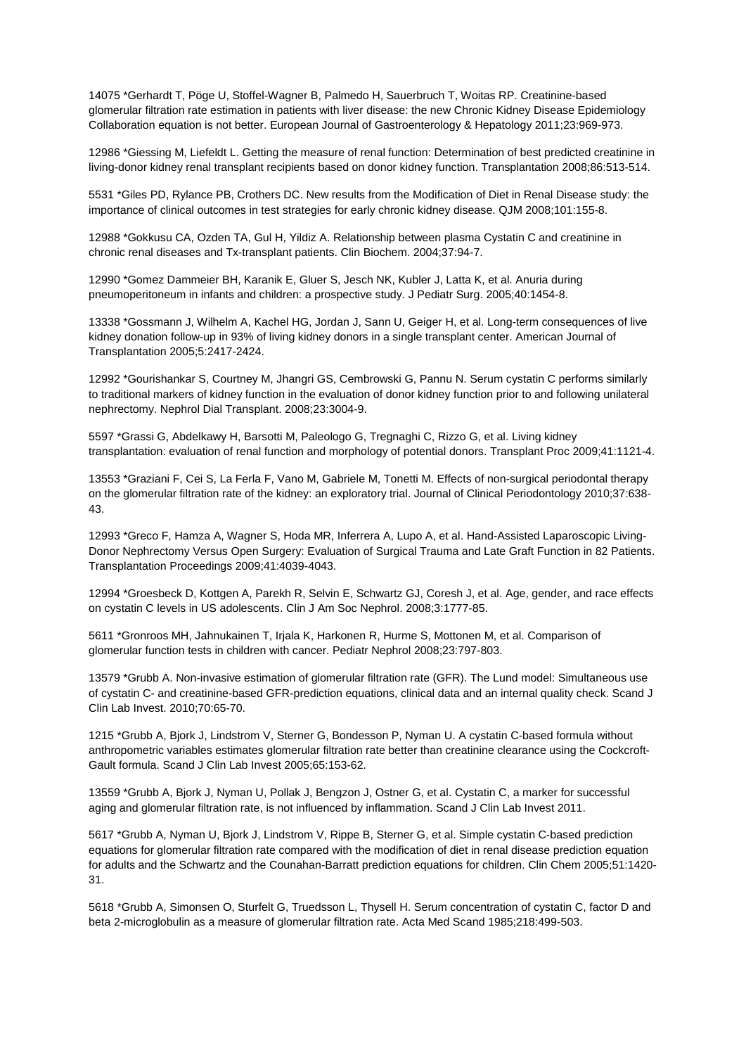14075 *Gerhardt T, Pöge U, Stoffel-Wagner B, Palmedo H, Sauerbruch T, Woitas RP. Creatinine-based glomerular filtration rate estimation in patients with liver disease: the new Chronic Kidney Disease Epidemiology Collaboration equation is not better. European Journal of Gastroenterology & Hepatology 2011;23:969-973.

12986 *Giessing M, Liefeldt L. Getting the measure of renal function: Determination of best predicted creatinine in living-donor kidney renal transplant recipients based on donor kidney function. Transplantation 2008;86:513-514.

5531 *Giles PD, Rylance PB, Crothers DC. New results from the Modification of Diet in Renal Disease study: the importance of clinical outcomes in test strategies for early chronic kidney disease. QJM 2008;101:155-8.

12988 *Gokkusu CA, Ozden TA, Gul H, Yildiz A. Relationship between plasma Cystatin C and creatinine in chronic renal diseases and Tx-transplant patients. Clin Biochem. 2004;37:94-7.

12990 *Gomez Dammeier BH, Karanik E, Gluer S, Jesch NK, Kubler J, Latta K, et al. Anuria during pneumoperitoneum in infants and children: a prospective study. J Pediatr Surg. 2005;40:1454-8.

13338 *Gossmann J, Wilhelm A, Kachel HG, Jordan J, Sann U, Geiger H, et al. Long-term consequences of live kidney donation follow-up in 93% of living kidney donors in a single transplant center. American Journal of Transplantation 2005;5:2417-2424.

12992 *Gourishankar S, Courtney M, Jhangri GS, Cembrowski G, Pannu N. Serum cystatin C performs similarly to traditional markers of kidney function in the evaluation of donor kidney function prior to and following unilateral nephrectomy. Nephrol Dial Transplant. 2008;23:3004-9.

5597 *Grassi G, Abdelkawy H, Barsotti M, Paleologo G, Tregnaghi C, Rizzo G, et al. Living kidney transplantation: evaluation of renal function and morphology of potential donors. Transplant Proc 2009;41:1121-4.

13553 *Graziani F, Cei S, La Ferla F, Vano M, Gabriele M, Tonetti M. Effects of non-surgical periodontal therapy on the glomerular filtration rate of the kidney: an exploratory trial. Journal of Clinical Periodontology 2010;37:638-43.

12993 *Greco F, Hamza A, Wagner S, Hoda MR, Inferrera A, Lupo A, et al. Hand-Assisted Laparoscopic Living-Donor Nephrectomy Versus Open Surgery: Evaluation of Surgical Trauma and Late Graft Function in 82 Patients. Transplantation Proceedings 2009;41:4039-4043.

12994 *Groesbeck D, Kottgen A, Parekh R, Selvin E, Schwartz GJ, Coresh J, et al. Age, gender, and race effects on cystatin C levels in US adolescents. Clin J Am Soc Nephrol. 2008;3:1777-85.

5611 *Gronroos MH, Jahnukainen T, Irjala K, Harkonen R, Hurme S, Mottonen M, et al. Comparison of glomerular function tests in children with cancer. Pediatr Nephrol 2008;23:797-803.

13579 *Grubb A. Non-invasive estimation of glomerular filtration rate (GFR). The Lund model: Simultaneous use of cystatin C- and creatinine-based GFR-prediction equations, clinical data and an internal quality check. Scand J Clin Lab Invest. 2010;70:65-70.

1215 *Grubb A, Bjork J, Lindstrom V, Sterner G, Bondesson P, Nyman U. A cystatin C-based formula without anthropometric variables estimates glomerular filtration rate better than creatinine clearance using the Cockcroft-Gault formula. Scand J Clin Lab Invest 2005;65:153-62.

13559 *Grubb A, Bjork J, Nyman U, Pollak J, Bengzon J, Ostner G, et al. Cystatin C, a marker for successful aging and glomerular filtration rate, is not influenced by inflammation. Scand J Clin Lab Invest 2011.

5617 *Grubb A, Nyman U, Bjork J, Lindstrom V, Rippe B, Sterner G, et al. Simple cystatin C-based prediction equations for glomerular filtration rate compared with the modification of diet in renal disease prediction equation for adults and the Schwartz and the Counahan-Barratt prediction equations for children. Clin Chem 2005;51:1420-31.

5618 *Grubb A, Simonsen O, Sturfelt G, Truedsson L, Thysell H. Serum concentration of cystatin C, factor D and beta 2-microglobulin as a measure of glomerular filtration rate. Acta Med Scand 1985;218:499-503.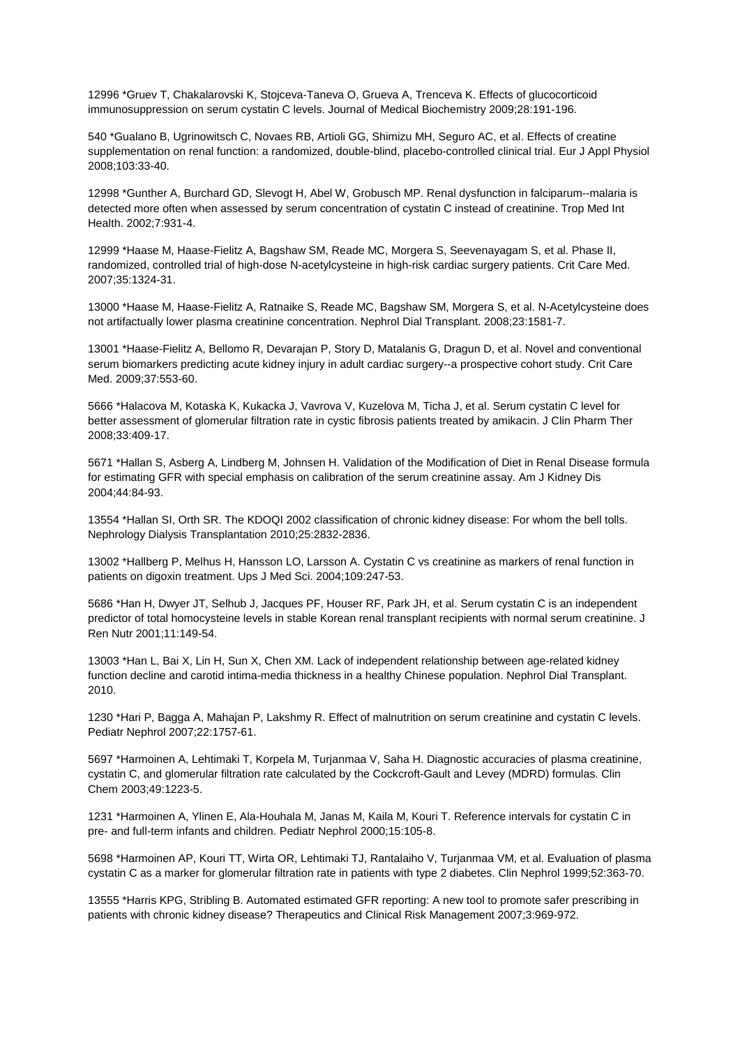12996 *Gruev T, Chakalarovski K, Stojceva-Taneva O, Grueva A, Trenceva K. Effects of glucocorticoid immunosuppression on serum cystatin C levels. Journal of Medical Biochemistry 2009;28:191-196.

540 *Gualano B, Ugrinowitsch C, Novaes RB, Artioli GG, Shimizu MH, Seguro AC, et al. Effects of creatine supplementation on renal function: a randomized, double-blind, placebo-controlled clinical trial. Eur J Appl Physiol 2008;103:33-40.

12998 *Gunther A, Burchard GD, Slevogt H, Abel W, Grobusch MP. Renal dysfunction in falciparum--malaria is detected more often when assessed by serum concentration of cystatin C instead of creatinine. Trop Med Int Health. 2002;7:931-4.

12999 *Haase M, Haase-Fielitz A, Bagshaw SM, Reade MC, Morgera S, Seevenayagam S, et al. Phase II, randomized, controlled trial of high-dose N-acetylcysteine in high-risk cardiac surgery patients. Crit Care Med. 2007;35:1324-31.

13000 *Haase M, Haase-Fielitz A, Ratnaike S, Reade MC, Bagshaw SM, Morgera S, et al. N-Acetylcysteine does not artifactually lower plasma creatinine concentration. Nephrol Dial Transplant. 2008;23:1581-7.

13001 *Haase-Fielitz A, Bellomo R, Devarajan P, Story D, Matalanis G, Dragun D, et al. Novel and conventional serum biomarkers predicting acute kidney injury in adult cardiac surgery--a prospective cohort study. Crit Care Med. 2009;37:553-60.

5666 *Halacova M, Kotaska K, Kukacka J, Vavrova V, Kuzelova M, Ticha J, et al. Serum cystatin C level for better assessment of glomerular filtration rate in cystic fibrosis patients treated by amikacin. J Clin Pharm Ther 2008;33:409-17.

5671 *Hallan S, Asberg A, Lindberg M, Johnsen H. Validation of the Modification of Diet in Renal Disease formula for estimating GFR with special emphasis on calibration of the serum creatinine assay. Am J Kidney Dis 2004;44:84-93.

13554 *Hallan SI, Orth SR. The KDOQI 2002 classification of chronic kidney disease: For whom the bell tolls. Nephrology Dialysis Transplantation 2010;25:2832-2836.

13002 *Hallberg P, Melhus H, Hansson LO, Larsson A. Cystatin C vs creatinine as markers of renal function in patients on digoxin treatment. Ups J Med Sci. 2004;109:247-53.

5686 *Han H, Dwyer JT, Selhub J, Jacques PF, Houser RF, Park JH, et al. Serum cystatin C is an independent predictor of total homocysteine levels in stable Korean renal transplant recipients with normal serum creatinine. J Ren Nutr 2001;11:149-54.

13003 *Han L, Bai X, Lin H, Sun X, Chen XM. Lack of independent relationship between age-related kidney function decline and carotid intima-media thickness in a healthy Chinese population. Nephrol Dial Transplant. 2010.

1230 *Hari P, Bagga A, Mahajan P, Lakshmy R. Effect of malnutrition on serum creatinine and cystatin C levels. Pediatr Nephrol 2007;22:1757-61.

5697 *Harmoinen A, Lehtimaki T, Korpela M, Turjanmaa V, Saha H. Diagnostic accuracies of plasma creatinine, cystatin C, and glomerular filtration rate calculated by the Cockcroft-Gault and Levey (MDRD) formulas. Clin Chem 2003;49:1223-5.

1231 *Harmoinen A, Ylinen E, Ala-Houhala M, Janas M, Kaila M, Kouri T. Reference intervals for cystatin C in pre- and full-term infants and children. Pediatr Nephrol 2000;15:105-8.

5698 *Harmoinen AP, Kouri TT, Wirta OR, Lehtimaki TJ, Rantalaiho V, Turjanmaa VM, et al. Evaluation of plasma cystatin C as a marker for glomerular filtration rate in patients with type 2 diabetes. Clin Nephrol 1999;52:363-70.

13555 *Harris KPG, Stribling B. Automated estimated GFR reporting: A new tool to promote safer prescribing in patients with chronic kidney disease? Therapeutics and Clinical Risk Management 2007;3:969-972.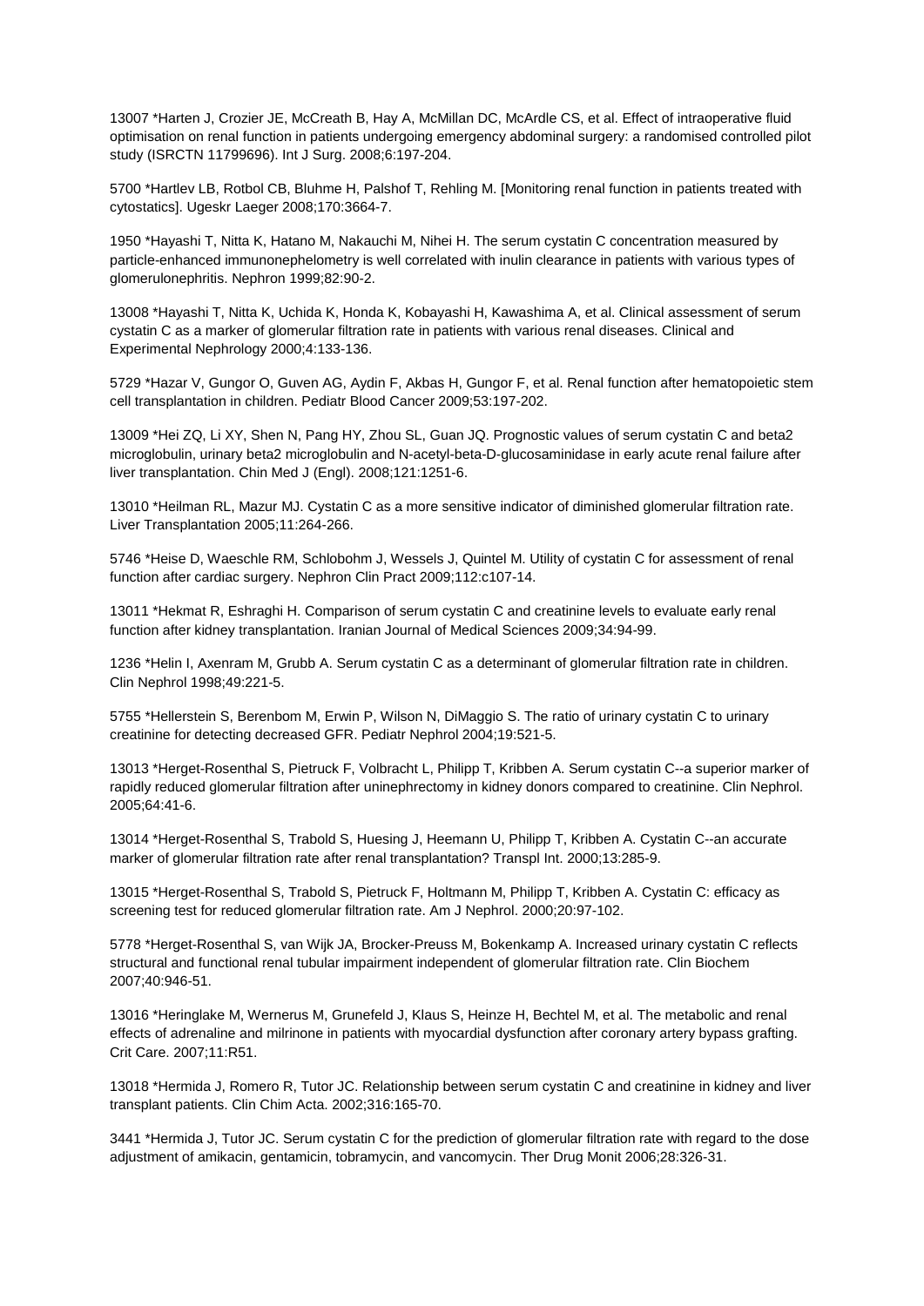13007 *Harten J, Crozier JE, McCreath B, Hay A, McMillan DC, McArdle CS, et al. Effect of intraoperative fluid optimisation on renal function in patients undergoing emergency abdominal surgery: a randomised controlled pilot study (ISRCTN 11799696). Int J Surg. 2008;6:197-204.

5700 *Hartlev LB, Rotbol CB, Bluhme H, Palshof T, Rehling M. [Monitoring renal function in patients treated with cytostatics]. Ugeskr Laeger 2008;170:3664-7.

1950 *Hayashi T, Nitta K, Hatano M, Nakauchi M, Nihei H. The serum cystatin C concentration measured by particle-enhanced immunonephelometry is well correlated with inulin clearance in patients with various types of glomerulonephritis. Nephron 1999;82:90-2.

13008 *Hayashi T, Nitta K, Uchida K, Honda K, Kobayashi H, Kawashima A, et al. Clinical assessment of serum cystatin C as a marker of glomerular filtration rate in patients with various renal diseases. Clinical and Experimental Nephrology 2000;4:133-136.

5729 *Hazar V, Gungor O, Guven AG, Aydin F, Akbas H, Gungor F, et al. Renal function after hematopoietic stem cell transplantation in children. Pediatr Blood Cancer 2009;53:197-202.

13009 *Hei ZQ, Li XY, Shen N, Pang HY, Zhou SL, Guan JQ. Prognostic values of serum cystatin C and beta2 microglobulin, urinary beta2 microglobulin and N-acetyl-beta-D-glucosaminidase in early acute renal failure after liver transplantation. Chin Med J (Engl). 2008;121:1251-6.

13010 *Heilman RL, Mazur MJ. Cystatin C as a more sensitive indicator of diminished glomerular filtration rate. Liver Transplantation 2005;11:264-266.

5746 *Heise D, Waeschle RM, Schlobohm J, Wessels J, Quintel M. Utility of cystatin C for assessment of renal function after cardiac surgery. Nephron Clin Pract 2009;112:c107-14.

13011 *Hekmat R, Eshraghi H. Comparison of serum cystatin C and creatinine levels to evaluate early renal function after kidney transplantation. Iranian Journal of Medical Sciences 2009;34:94-99.

1236 *Helin I, Axenram M, Grubb A. Serum cystatin C as a determinant of glomerular filtration rate in children. Clin Nephrol 1998;49:221-5.

5755 *Hellerstein S, Berenbom M, Erwin P, Wilson N, DiMaggio S. The ratio of urinary cystatin C to urinary creatinine for detecting decreased GFR. Pediatr Nephrol 2004;19:521-5.

13013 *Herget-Rosenthal S, Pietruck F, Volbracht L, Philipp T, Kribben A. Serum cystatin C--a superior marker of rapidly reduced glomerular filtration after uninephrectomy in kidney donors compared to creatinine. Clin Nephrol. 2005;64:41-6.

13014 *Herget-Rosenthal S, Trabold S, Huesing J, Heemann U, Philipp T, Kribben A. Cystatin C--an accurate marker of glomerular filtration rate after renal transplantation? Transpl Int. 2000;13:285-9.

13015 *Herget-Rosenthal S, Trabold S, Pietruck F, Holtmann M, Philipp T, Kribben A. Cystatin C: efficacy as screening test for reduced glomerular filtration rate. Am J Nephrol. 2000;20:97-102.

5778 *Herget-Rosenthal S, van Wijk JA, Brocker-Preuss M, Bokenkamp A. Increased urinary cystatin C reflects structural and functional renal tubular impairment independent of glomerular filtration rate. Clin Biochem 2007;40:946-51.

13016 *Heringlake M, Wernerus M, Grunefeld J, Klaus S, Heinze H, Bechtel M, et al. The metabolic and renal effects of adrenaline and milrinone in patients with myocardial dysfunction after coronary artery bypass grafting. Crit Care. 2007;11:R51.

13018 *Hermida J, Romero R, Tutor JC. Relationship between serum cystatin C and creatinine in kidney and liver transplant patients. Clin Chim Acta. 2002;316:165-70.

3441 *Hermida J, Tutor JC. Serum cystatin C for the prediction of glomerular filtration rate with regard to the dose adjustment of amikacin, gentamicin, tobramycin, and vancomycin. Ther Drug Monit 2006;28:326-31.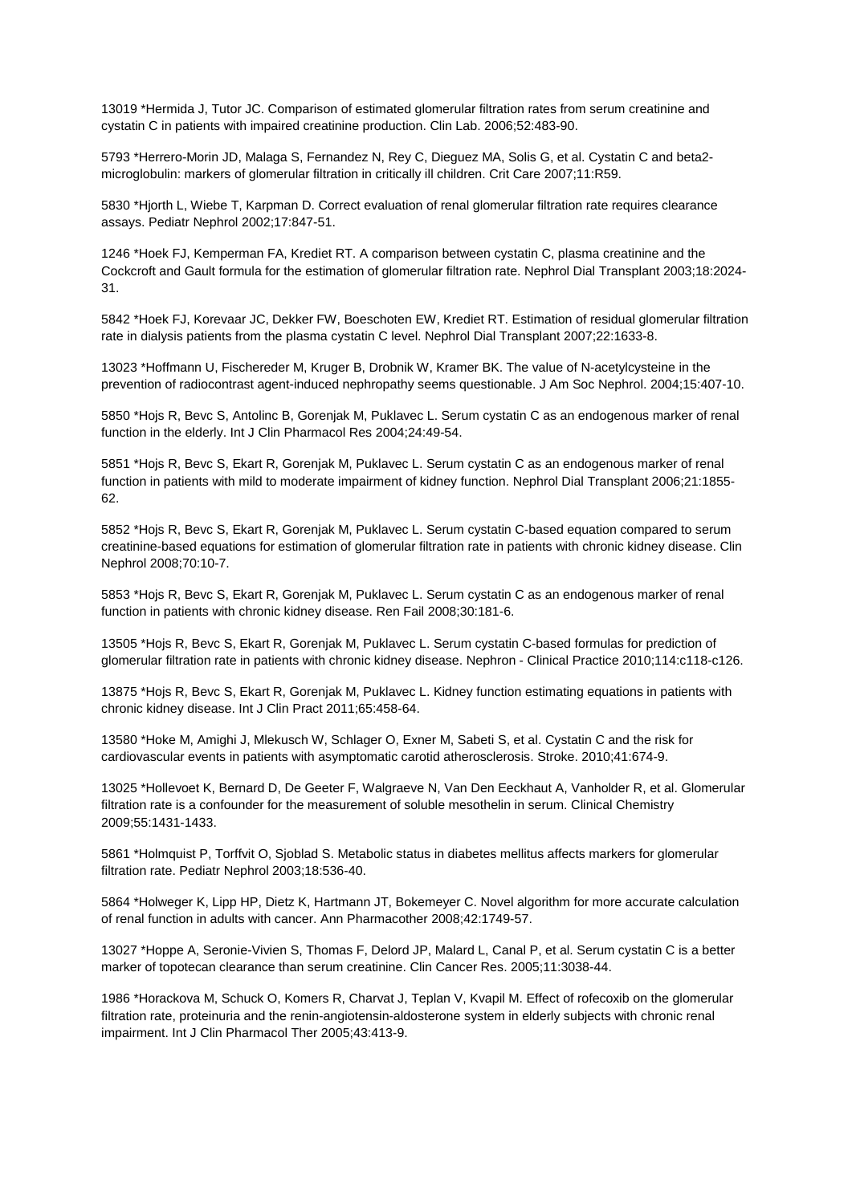13019 *Hermida J, Tutor JC. Comparison of estimated glomerular filtration rates from serum creatinine and cystatin C in patients with impaired creatinine production. Clin Lab. 2006;52:483-90.

5793 *Herrero-Morin JD, Malaga S, Fernandez N, Rey C, Dieguez MA, Solis G, et al. Cystatin C and beta2-microglobulin: markers of glomerular filtration in critically ill children. Crit Care 2007;11:R59.

5830 *Hjorth L, Wiebe T, Karpman D. Correct evaluation of renal glomerular filtration rate requires clearance assays. Pediatr Nephrol 2002;17:847-51.

1246 *Hoek FJ, Kemperman FA, Krediet RT. A comparison between cystatin C, plasma creatinine and the Cockcroft and Gault formula for the estimation of glomerular filtration rate. Nephrol Dial Transplant 2003;18:2024-31.

5842 *Hoek FJ, Korevaar JC, Dekker FW, Boeschoten EW, Krediet RT. Estimation of residual glomerular filtration rate in dialysis patients from the plasma cystatin C level. Nephrol Dial Transplant 2007;22:1633-8.

13023 *Hoffmann U, Fischereder M, Kruger B, Drobnik W, Kramer BK. The value of N-acetylcysteine in the prevention of radiocontrast agent-induced nephropathy seems questionable. J Am Soc Nephrol. 2004;15:407-10.

5850 *Hojs R, Bevc S, Antolinc B, Gorenjak M, Puklavec L. Serum cystatin C as an endogenous marker of renal function in the elderly. Int J Clin Pharmacol Res 2004;24:49-54.

5851 *Hojs R, Bevc S, Ekart R, Gorenjak M, Puklavec L. Serum cystatin C as an endogenous marker of renal function in patients with mild to moderate impairment of kidney function. Nephrol Dial Transplant 2006;21:1855-62.

5852 *Hojs R, Bevc S, Ekart R, Gorenjak M, Puklavec L. Serum cystatin C-based equation compared to serum creatinine-based equations for estimation of glomerular filtration rate in patients with chronic kidney disease. Clin Nephrol 2008;70:10-7.

5853 *Hojs R, Bevc S, Ekart R, Gorenjak M, Puklavec L. Serum cystatin C as an endogenous marker of renal function in patients with chronic kidney disease. Ren Fail 2008;30:181-6.

13505 *Hojs R, Bevc S, Ekart R, Gorenjak M, Puklavec L. Serum cystatin C-based formulas for prediction of glomerular filtration rate in patients with chronic kidney disease. Nephron - Clinical Practice 2010;114:c118-c126.

13875 *Hojs R, Bevc S, Ekart R, Gorenjak M, Puklavec L. Kidney function estimating equations in patients with chronic kidney disease. Int J Clin Pract 2011;65:458-64.

13580 *Hoke M, Amighi J, Mlekusch W, Schlager O, Exner M, Sabeti S, et al. Cystatin C and the risk for cardiovascular events in patients with asymptomatic carotid atherosclerosis. Stroke. 2010;41:674-9.

13025 *Hollevoet K, Bernard D, De Geeter F, Walgraeve N, Van Den Eeckhaut A, Vanholder R, et al. Glomerular filtration rate is a confounder for the measurement of soluble mesothelin in serum. Clinical Chemistry 2009;55:1431-1433.

5861 *Holmquist P, Torffvit O, Sjoblad S. Metabolic status in diabetes mellitus affects markers for glomerular filtration rate. Pediatr Nephrol 2003;18:536-40.

5864 *Holweger K, Lipp HP, Dietz K, Hartmann JT, Bokemeyer C. Novel algorithm for more accurate calculation of renal function in adults with cancer. Ann Pharmacother 2008;42:1749-57.

13027 *Hoppe A, Seronie-Vivien S, Thomas F, Delord JP, Malard L, Canal P, et al. Serum cystatin C is a better marker of topotecan clearance than serum creatinine. Clin Cancer Res. 2005;11:3038-44.

1986 *Horackova M, Schuck O, Komers R, Charvat J, Teplan V, Kvapil M. Effect of rofecoxib on the glomerular filtration rate, proteinuria and the renin-angiotensin-aldosterone system in elderly subjects with chronic renal impairment. Int J Clin Pharmacol Ther 2005;43:413-9.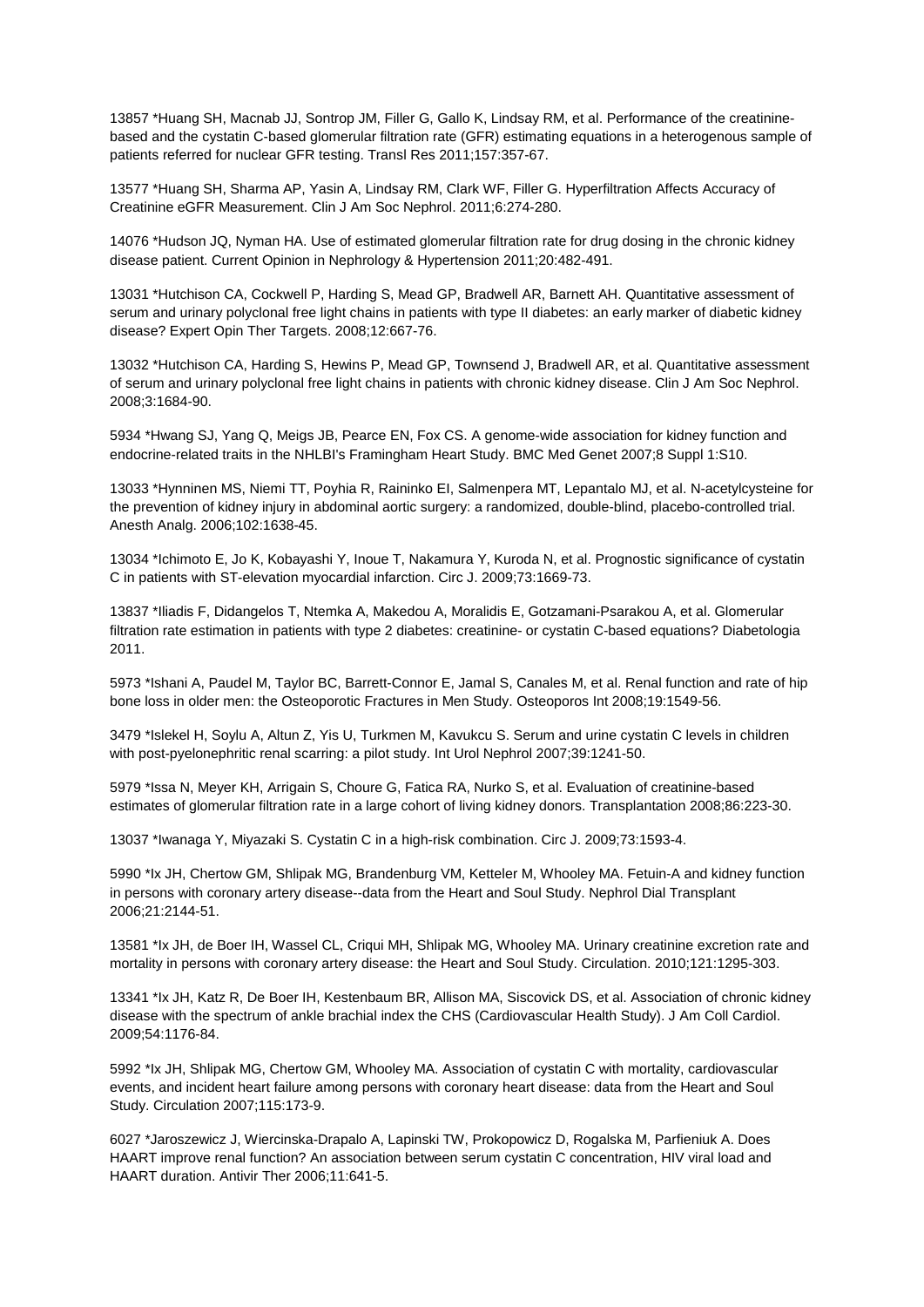13857 *Huang SH, Macnab JJ, Sontrop JM, Filler G, Gallo K, Lindsay RM, et al. Performance of the creatinine-based and the cystatin C-based glomerular filtration rate (GFR) estimating equations in a heterogenous sample of patients referred for nuclear GFR testing. Transl Res 2011;157:357-67.

13577 *Huang SH, Sharma AP, Yasin A, Lindsay RM, Clark WF, Filler G. Hyperfiltration Affects Accuracy of Creatinine eGFR Measurement. Clin J Am Soc Nephrol. 2011;6:274-280.

14076 *Hudson JQ, Nyman HA. Use of estimated glomerular filtration rate for drug dosing in the chronic kidney disease patient. Current Opinion in Nephrology & Hypertension 2011;20:482-491.

13031 *Hutchison CA, Cockwell P, Harding S, Mead GP, Bradwell AR, Barnett AH. Quantitative assessment of serum and urinary polyclonal free light chains in patients with type II diabetes: an early marker of diabetic kidney disease? Expert Opin Ther Targets. 2008;12:667-76.

13032 *Hutchison CA, Harding S, Hewins P, Mead GP, Townsend J, Bradwell AR, et al. Quantitative assessment of serum and urinary polyclonal free light chains in patients with chronic kidney disease. Clin J Am Soc Nephrol. 2008;3:1684-90.

5934 *Hwang SJ, Yang Q, Meigs JB, Pearce EN, Fox CS. A genome-wide association for kidney function and endocrine-related traits in the NHLBI's Framingham Heart Study. BMC Med Genet 2007;8 Suppl 1:S10.

13033 *Hynninen MS, Niemi TT, Poyhia R, Raininko EI, Salmenpera MT, Lepantalo MJ, et al. N-acetylcysteine for the prevention of kidney injury in abdominal aortic surgery: a randomized, double-blind, placebo-controlled trial. Anesth Analg. 2006;102:1638-45.

13034 *Ichimoto E, Jo K, Kobayashi Y, Inoue T, Nakamura Y, Kuroda N, et al. Prognostic significance of cystatin C in patients with ST-elevation myocardial infarction. Circ J. 2009;73:1669-73.

13837 *Iliadis F, Didangelos T, Ntemka A, Makedou A, Moralidis E, Gotzamani-Psarakou A, et al. Glomerular filtration rate estimation in patients with type 2 diabetes: creatinine- or cystatin C-based equations? Diabetologia 2011.

5973 *Ishani A, Paudel M, Taylor BC, Barrett-Connor E, Jamal S, Canales M, et al. Renal function and rate of hip bone loss in older men: the Osteoporotic Fractures in Men Study. Osteoporos Int 2008;19:1549-56.

3479 *Islekel H, Soylu A, Altun Z, Yis U, Turkmen M, Kavukcu S. Serum and urine cystatin C levels in children with post-pyelonephritic renal scarring: a pilot study. Int Urol Nephrol 2007;39:1241-50.

5979 *Issa N, Meyer KH, Arrigain S, Choure G, Fatica RA, Nurko S, et al. Evaluation of creatinine-based estimates of glomerular filtration rate in a large cohort of living kidney donors. Transplantation 2008;86:223-30.

13037 *Iwanaga Y, Miyazaki S. Cystatin C in a high-risk combination. Circ J. 2009;73:1593-4.

5990 *Ix JH, Chertow GM, Shlipak MG, Brandenburg VM, Ketteler M, Whooley MA. Fetuin-A and kidney function in persons with coronary artery disease--data from the Heart and Soul Study. Nephrol Dial Transplant 2006;21:2144-51.

13581 *Ix JH, de Boer IH, Wassel CL, Criqui MH, Shlipak MG, Whooley MA. Urinary creatinine excretion rate and mortality in persons with coronary artery disease: the Heart and Soul Study. Circulation. 2010;121:1295-303.

13341 *Ix JH, Katz R, De Boer IH, Kestenbaum BR, Allison MA, Siscovick DS, et al. Association of chronic kidney disease with the spectrum of ankle brachial index the CHS (Cardiovascular Health Study). J Am Coll Cardiol. 2009;54:1176-84.

5992 *Ix JH, Shlipak MG, Chertow GM, Whooley MA. Association of cystatin C with mortality, cardiovascular events, and incident heart failure among persons with coronary heart disease: data from the Heart and Soul Study. Circulation 2007;115:173-9.

6027 *Jaroszewicz J, Wiercinska-Drapalo A, Lapinski TW, Prokopowicz D, Rogalska M, Parfieniuk A. Does HAART improve renal function? An association between serum cystatin C concentration, HIV viral load and HAART duration. Antivir Ther 2006;11:641-5.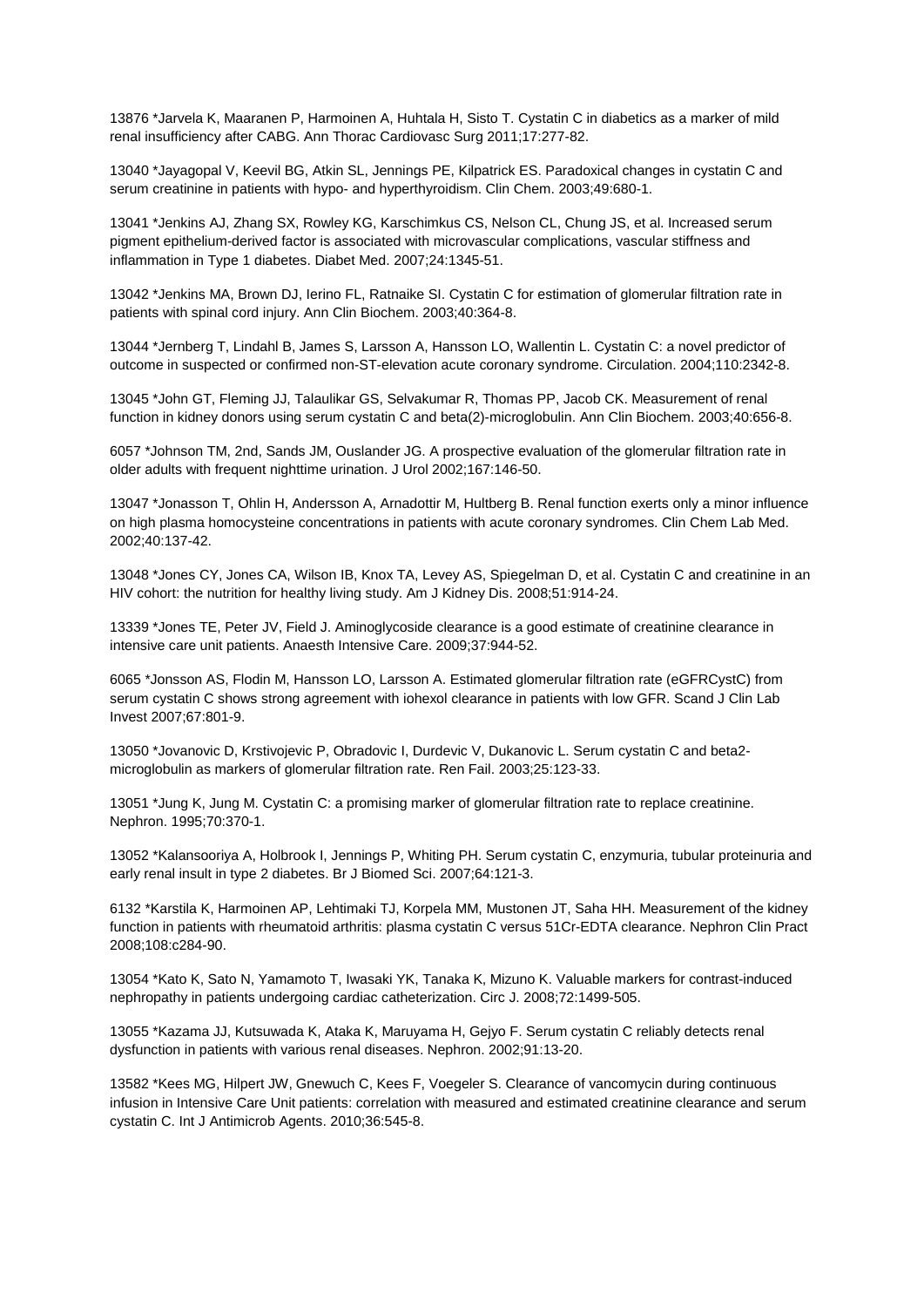13876 *Jarvela K, Maaranen P, Harmoinen A, Huhtala H, Sisto T. Cystatin C in diabetics as a marker of mild renal insufficiency after CABG. Ann Thorac Cardiovasc Surg 2011;17:277-82.

13040 *Jayagopal V, Keevil BG, Atkin SL, Jennings PE, Kilpatrick ES. Paradoxical changes in cystatin C and serum creatinine in patients with hypo- and hyperthyroidism. Clin Chem. 2003;49:680-1.

13041 *Jenkins AJ, Zhang SX, Rowley KG, Karschimkus CS, Nelson CL, Chung JS, et al. Increased serum pigment epithelium-derived factor is associated with microvascular complications, vascular stiffness and inflammation in Type 1 diabetes. Diabet Med. 2007;24:1345-51.

13042 *Jenkins MA, Brown DJ, Ierino FL, Ratnaike SI. Cystatin C for estimation of glomerular filtration rate in patients with spinal cord injury. Ann Clin Biochem. 2003;40:364-8.

13044 *Jernberg T, Lindahl B, James S, Larsson A, Hansson LO, Wallentin L. Cystatin C: a novel predictor of outcome in suspected or confirmed non-ST-elevation acute coronary syndrome. Circulation. 2004;110:2342-8.

13045 *John GT, Fleming JJ, Talaulikar GS, Selvakumar R, Thomas PP, Jacob CK. Measurement of renal function in kidney donors using serum cystatin C and beta(2)-microglobulin. Ann Clin Biochem. 2003;40:656-8.

6057 *Johnson TM, 2nd, Sands JM, Ouslander JG. A prospective evaluation of the glomerular filtration rate in older adults with frequent nighttime urination. J Urol 2002;167:146-50.

13047 *Jonasson T, Ohlin H, Andersson A, Arnadottir M, Hultberg B. Renal function exerts only a minor influence on high plasma homocysteine concentrations in patients with acute coronary syndromes. Clin Chem Lab Med. 2002;40:137-42.

13048 *Jones CY, Jones CA, Wilson IB, Knox TA, Levey AS, Spiegelman D, et al. Cystatin C and creatinine in an HIV cohort: the nutrition for healthy living study. Am J Kidney Dis. 2008;51:914-24.

13339 *Jones TE, Peter JV, Field J. Aminoglycoside clearance is a good estimate of creatinine clearance in intensive care unit patients. Anaesth Intensive Care. 2009;37:944-52.

6065 *Jonsson AS, Flodin M, Hansson LO, Larsson A. Estimated glomerular filtration rate (eGFRCystC) from serum cystatin C shows strong agreement with iohexol clearance in patients with low GFR. Scand J Clin Lab Invest 2007;67:801-9.

13050 *Jovanovic D, Krstivojevic P, Obradovic I, Durdevic V, Dukanovic L. Serum cystatin C and beta2-microglobulin as markers of glomerular filtration rate. Ren Fail. 2003;25:123-33.

13051 *Jung K, Jung M. Cystatin C: a promising marker of glomerular filtration rate to replace creatinine. Nephron. 1995;70:370-1.

13052 *Kalansooriya A, Holbrook I, Jennings P, Whiting PH. Serum cystatin C, enzymuria, tubular proteinuria and early renal insult in type 2 diabetes. Br J Biomed Sci. 2007;64:121-3.

6132 *Karstila K, Harmoinen AP, Lehtimaki TJ, Korpela MM, Mustonen JT, Saha HH. Measurement of the kidney function in patients with rheumatoid arthritis: plasma cystatin C versus 51Cr-EDTA clearance. Nephron Clin Pract 2008;108:c284-90.

13054 *Kato K, Sato N, Yamamoto T, Iwasaki YK, Tanaka K, Mizuno K. Valuable markers for contrast-induced nephropathy in patients undergoing cardiac catheterization. Circ J. 2008;72:1499-505.

13055 *Kazama JJ, Kutsuwada K, Ataka K, Maruyama H, Gejyo F. Serum cystatin C reliably detects renal dysfunction in patients with various renal diseases. Nephron. 2002;91:13-20.

13582 *Kees MG, Hilpert JW, Gnewuch C, Kees F, Voegeler S. Clearance of vancomycin during continuous infusion in Intensive Care Unit patients: correlation with measured and estimated creatinine clearance and serum cystatin C. Int J Antimicrob Agents. 2010;36:545-8.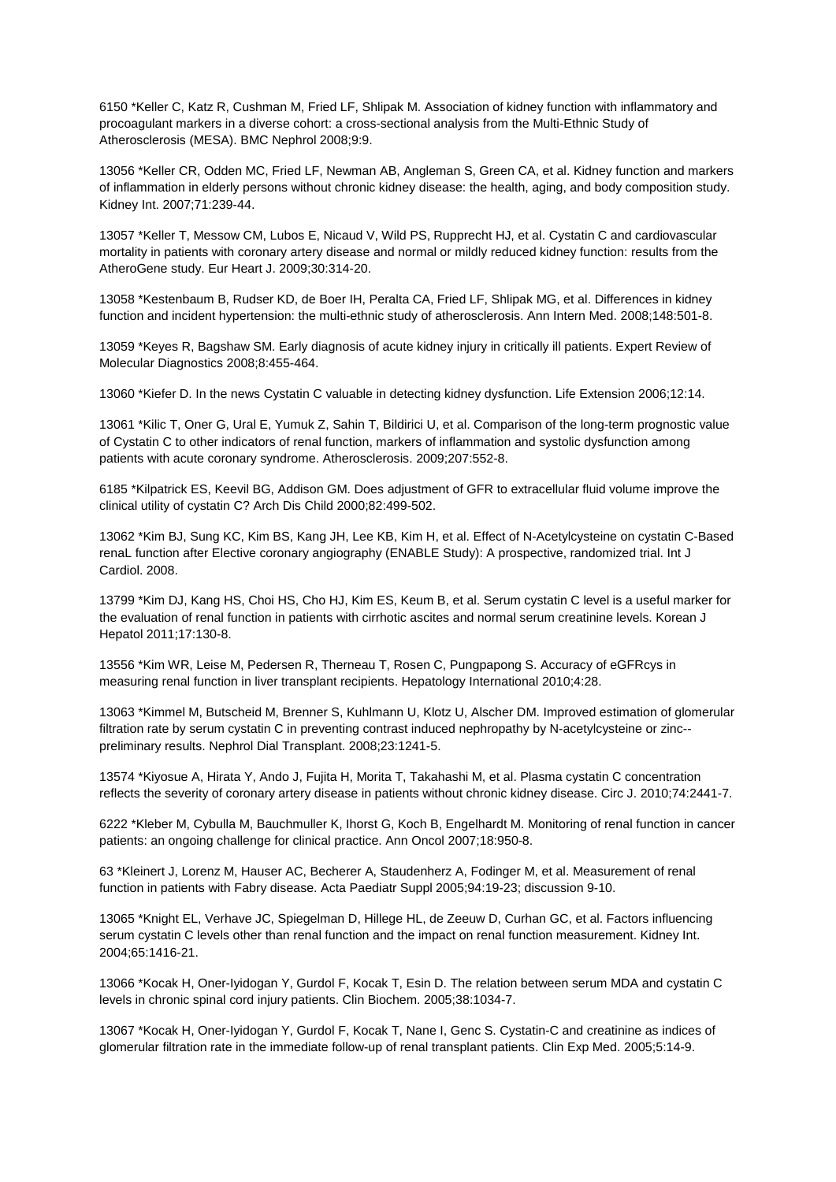6150 *Keller C, Katz R, Cushman M, Fried LF, Shlipak M. Association of kidney function with inflammatory and procoagulant markers in a diverse cohort: a cross-sectional analysis from the Multi-Ethnic Study of Atherosclerosis (MESA). BMC Nephrol 2008;9:9.

13056 *Keller CR, Odden MC, Fried LF, Newman AB, Angleman S, Green CA, et al. Kidney function and markers of inflammation in elderly persons without chronic kidney disease: the health, aging, and body composition study. Kidney Int. 2007;71:239-44.

13057 *Keller T, Messow CM, Lubos E, Nicaud V, Wild PS, Rupprecht HJ, et al. Cystatin C and cardiovascular mortality in patients with coronary artery disease and normal or mildly reduced kidney function: results from the AtheroGene study. Eur Heart J. 2009;30:314-20.

13058 *Kestenbaum B, Rudser KD, de Boer IH, Peralta CA, Fried LF, Shlipak MG, et al. Differences in kidney function and incident hypertension: the multi-ethnic study of atherosclerosis. Ann Intern Med. 2008;148:501-8.

13059 *Keyes R, Bagshaw SM. Early diagnosis of acute kidney injury in critically ill patients. Expert Review of Molecular Diagnostics 2008;8:455-464.

13060 *Kiefer D. In the news Cystatin C valuable in detecting kidney dysfunction. Life Extension 2006;12:14.

13061 *Kilic T, Oner G, Ural E, Yumuk Z, Sahin T, Bildirici U, et al. Comparison of the long-term prognostic value of Cystatin C to other indicators of renal function, markers of inflammation and systolic dysfunction among patients with acute coronary syndrome. Atherosclerosis. 2009;207:552-8.

6185 *Kilpatrick ES, Keevil BG, Addison GM. Does adjustment of GFR to extracellular fluid volume improve the clinical utility of cystatin C? Arch Dis Child 2000;82:499-502.

13062 *Kim BJ, Sung KC, Kim BS, Kang JH, Lee KB, Kim H, et al. Effect of N-Acetylcysteine on cystatin C-Based renaL function after Elective coronary angiography (ENABLE Study): A prospective, randomized trial. Int J Cardiol. 2008.

13799 *Kim DJ, Kang HS, Choi HS, Cho HJ, Kim ES, Keum B, et al. Serum cystatin C level is a useful marker for the evaluation of renal function in patients with cirrhotic ascites and normal serum creatinine levels. Korean J Hepatol 2011;17:130-8.

13556 *Kim WR, Leise M, Pedersen R, Therneau T, Rosen C, Pungpapong S. Accuracy of eGFRcys in measuring renal function in liver transplant recipients. Hepatology International 2010;4:28.

13063 *Kimmel M, Butscheid M, Brenner S, Kuhlmann U, Klotz U, Alscher DM. Improved estimation of glomerular filtration rate by serum cystatin C in preventing contrast induced nephropathy by N-acetylcysteine or zinc--preliminary results. Nephrol Dial Transplant. 2008;23:1241-5.

13574 *Kiyosue A, Hirata Y, Ando J, Fujita H, Morita T, Takahashi M, et al. Plasma cystatin C concentration reflects the severity of coronary artery disease in patients without chronic kidney disease. Circ J. 2010;74:2441-7.

6222 *Kleber M, Cybulla M, Bauchmuller K, Ihorst G, Koch B, Engelhardt M. Monitoring of renal function in cancer patients: an ongoing challenge for clinical practice. Ann Oncol 2007;18:950-8.

63 *Kleinert J, Lorenz M, Hauser AC, Becherer A, Staudenherz A, Fodinger M, et al. Measurement of renal function in patients with Fabry disease. Acta Paediatr Suppl 2005;94:19-23; discussion 9-10.

13065 *Knight EL, Verhave JC, Spiegelman D, Hillege HL, de Zeeuw D, Curhan GC, et al. Factors influencing serum cystatin C levels other than renal function and the impact on renal function measurement. Kidney Int. 2004;65:1416-21.

13066 *Kocak H, Oner-Iyidogan Y, Gurdol F, Kocak T, Esin D. The relation between serum MDA and cystatin C levels in chronic spinal cord injury patients. Clin Biochem. 2005;38:1034-7.

13067 *Kocak H, Oner-Iyidogan Y, Gurdol F, Kocak T, Nane I, Genc S. Cystatin-C and creatinine as indices of glomerular filtration rate in the immediate follow-up of renal transplant patients. Clin Exp Med. 2005;5:14-9.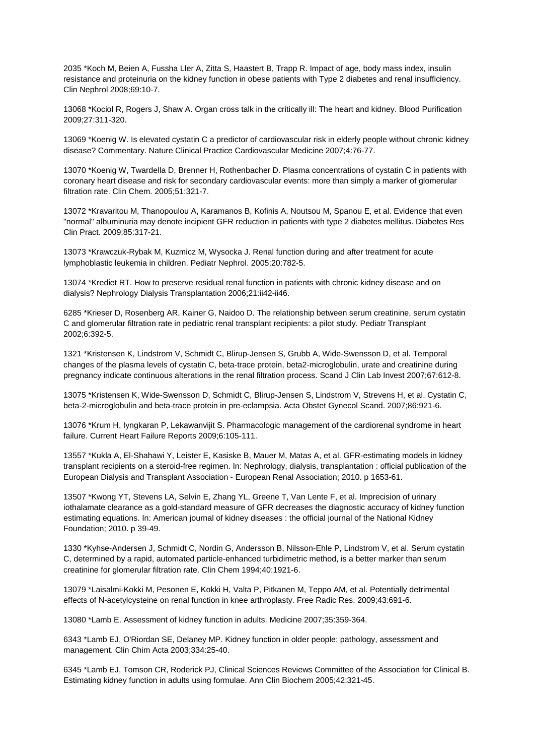2035 *Koch M, Beien A, Fussha Ller A, Zitta S, Haastert B, Trapp R. Impact of age, body mass index, insulin resistance and proteinuria on the kidney function in obese patients with Type 2 diabetes and renal insufficiency. Clin Nephrol 2008;69:10-7.

13068 *Kociol R, Rogers J, Shaw A. Organ cross talk in the critically ill: The heart and kidney. Blood Purification 2009;27:311-320.

13069 *Koenig W. Is elevated cystatin C a predictor of cardiovascular risk in elderly people without chronic kidney disease? Commentary. Nature Clinical Practice Cardiovascular Medicine 2007;4:76-77.

13070 *Koenig W, Twardella D, Brenner H, Rothenbacher D. Plasma concentrations of cystatin C in patients with coronary heart disease and risk for secondary cardiovascular events: more than simply a marker of glomerular filtration rate. Clin Chem. 2005;51:321-7.

13072 *Kravaritou M, Thanopoulou A, Karamanos B, Kofinis A, Noutsou M, Spanou E, et al. Evidence that even "normal" albuminuria may denote incipient GFR reduction in patients with type 2 diabetes mellitus. Diabetes Res Clin Pract. 2009;85:317-21.

13073 *Krawczuk-Rybak M, Kuzmicz M, Wysocka J. Renal function during and after treatment for acute lymphoblastic leukemia in children. Pediatr Nephrol. 2005;20:782-5.

13074 *Krediet RT. How to preserve residual renal function in patients with chronic kidney disease and on dialysis? Nephrology Dialysis Transplantation 2006;21:ii42-ii46.

6285 *Krieser D, Rosenberg AR, Kainer G, Naidoo D. The relationship between serum creatinine, serum cystatin C and glomerular filtration rate in pediatric renal transplant recipients: a pilot study. Pediatr Transplant 2002;6:392-5.

1321 *Kristensen K, Lindstrom V, Schmidt C, Blirup-Jensen S, Grubb A, Wide-Swensson D, et al. Temporal changes of the plasma levels of cystatin C, beta-trace protein, beta2-microglobulin, urate and creatinine during pregnancy indicate continuous alterations in the renal filtration process. Scand J Clin Lab Invest 2007;67:612-8.

13075 *Kristensen K, Wide-Swensson D, Schmidt C, Blirup-Jensen S, Lindstrom V, Strevens H, et al. Cystatin C, beta-2-microglobulin and beta-trace protein in pre-eclampsia. Acta Obstet Gynecol Scand. 2007;86:921-6.

13076 *Krum H, Iyngkaran P, Lekawanvijit S. Pharmacologic management of the cardiorenal syndrome in heart failure. Current Heart Failure Reports 2009;6:105-111.

13557 *Kukla A, El-Shahawi Y, Leister E, Kasiske B, Mauer M, Matas A, et al. GFR-estimating models in kidney transplant recipients on a steroid-free regimen. In: Nephrology, dialysis, transplantation : official publication of the European Dialysis and Transplant Association - European Renal Association; 2010. p 1653-61.

13507 *Kwong YT, Stevens LA, Selvin E, Zhang YL, Greene T, Van Lente F, et al. Imprecision of urinary iothalamate clearance as a gold-standard measure of GFR decreases the diagnostic accuracy of kidney function estimating equations. In: American journal of kidney diseases : the official journal of the National Kidney Foundation; 2010. p 39-49.

1330 *Kyhse-Andersen J, Schmidt C, Nordin G, Andersson B, Nilsson-Ehle P, Lindstrom V, et al. Serum cystatin C, determined by a rapid, automated particle-enhanced turbidimetric method, is a better marker than serum creatinine for glomerular filtration rate. Clin Chem 1994;40:1921-6.

13079 *Laisalmi-Kokki M, Pesonen E, Kokki H, Valta P, Pitkanen M, Teppo AM, et al. Potentially detrimental effects of N-acetylcysteine on renal function in knee arthroplasty. Free Radic Res. 2009;43:691-6.

13080 *Lamb E. Assessment of kidney function in adults. Medicine 2007;35:359-364.

6343 *Lamb EJ, O'Riordan SE, Delaney MP. Kidney function in older people: pathology, assessment and management. Clin Chim Acta 2003;334:25-40.

6345 *Lamb EJ, Tomson CR, Roderick PJ, Clinical Sciences Reviews Committee of the Association for Clinical B. Estimating kidney function in adults using formulae. Ann Clin Biochem 2005;42:321-45.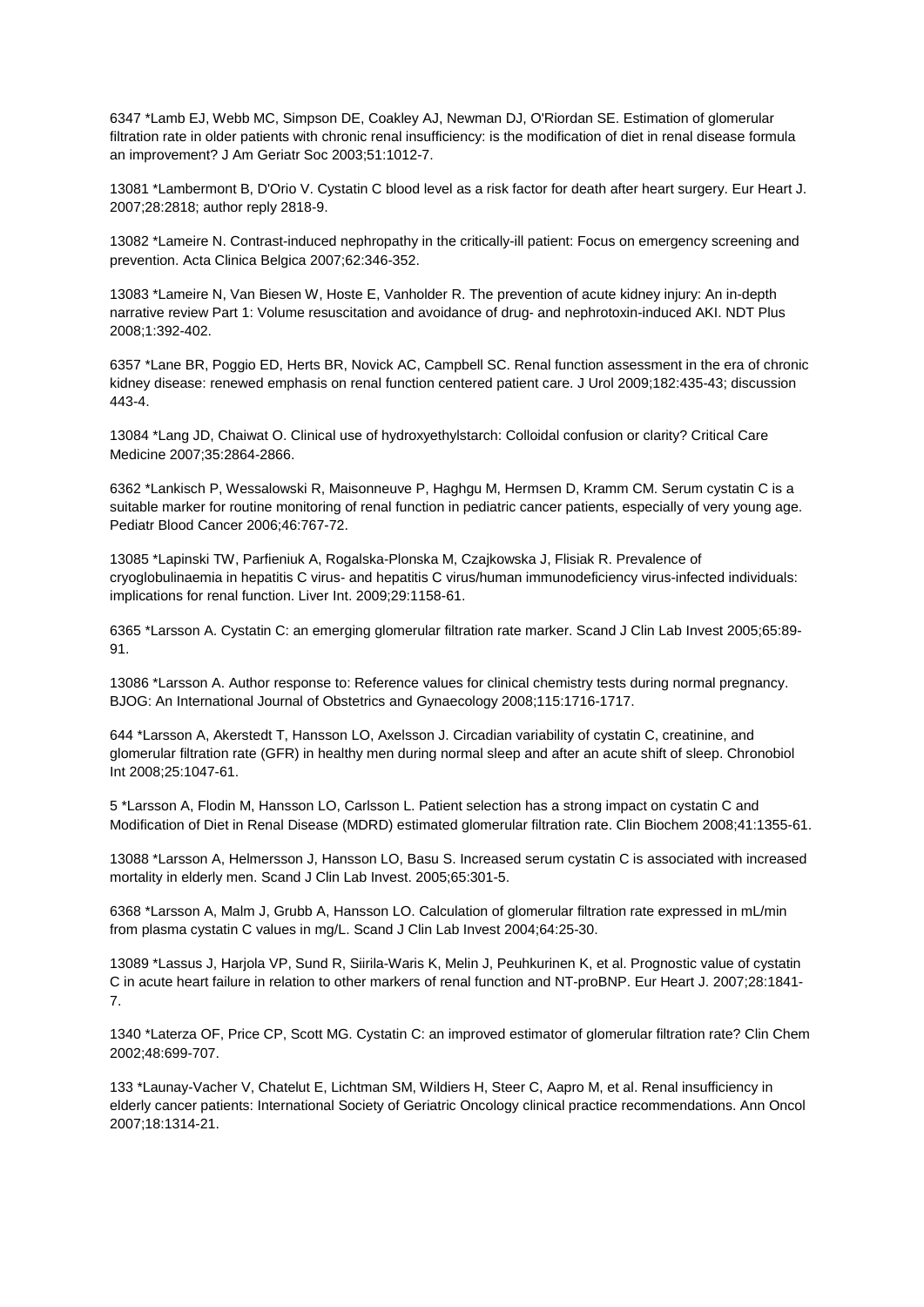6347 *Lamb EJ, Webb MC, Simpson DE, Coakley AJ, Newman DJ, O'Riordan SE. Estimation of glomerular filtration rate in older patients with chronic renal insufficiency: is the modification of diet in renal disease formula an improvement? J Am Geriatr Soc 2003;51:1012-7.

13081 *Lambermont B, D'Orio V. Cystatin C blood level as a risk factor for death after heart surgery. Eur Heart J. 2007;28:2818; author reply 2818-9.

13082 *Lameire N. Contrast-induced nephropathy in the critically-ill patient: Focus on emergency screening and prevention. Acta Clinica Belgica 2007;62:346-352.

13083 *Lameire N, Van Biesen W, Hoste E, Vanholder R. The prevention of acute kidney injury: An in-depth narrative review Part 1: Volume resuscitation and avoidance of drug- and nephrotoxin-induced AKI. NDT Plus 2008;1:392-402.

6357 *Lane BR, Poggio ED, Herts BR, Novick AC, Campbell SC. Renal function assessment in the era of chronic kidney disease: renewed emphasis on renal function centered patient care. J Urol 2009;182:435-43; discussion 443-4.

13084 *Lang JD, Chaiwat O. Clinical use of hydroxyethylstarch: Colloidal confusion or clarity? Critical Care Medicine 2007;35:2864-2866.

6362 *Lankisch P, Wessalowski R, Maisonneuve P, Haghgu M, Hermsen D, Kramm CM. Serum cystatin C is a suitable marker for routine monitoring of renal function in pediatric cancer patients, especially of very young age. Pediatr Blood Cancer 2006;46:767-72.

13085 *Lapinski TW, Parfieniuk A, Rogalska-Plonska M, Czajkowska J, Flisiak R. Prevalence of cryoglobulinaemia in hepatitis C virus- and hepatitis C virus/human immunodeficiency virus-infected individuals: implications for renal function. Liver Int. 2009;29:1158-61.

6365 *Larsson A. Cystatin C: an emerging glomerular filtration rate marker. Scand J Clin Lab Invest 2005;65:89-91.

13086 *Larsson A. Author response to: Reference values for clinical chemistry tests during normal pregnancy. BJOG: An International Journal of Obstetrics and Gynaecology 2008;115:1716-1717.

644 *Larsson A, Akerstedt T, Hansson LO, Axelsson J. Circadian variability of cystatin C, creatinine, and glomerular filtration rate (GFR) in healthy men during normal sleep and after an acute shift of sleep. Chronobiol Int 2008;25:1047-61.

5 *Larsson A, Flodin M, Hansson LO, Carlsson L. Patient selection has a strong impact on cystatin C and Modification of Diet in Renal Disease (MDRD) estimated glomerular filtration rate. Clin Biochem 2008;41:1355-61.

13088 *Larsson A, Helmersson J, Hansson LO, Basu S. Increased serum cystatin C is associated with increased mortality in elderly men. Scand J Clin Lab Invest. 2005;65:301-5.

6368 *Larsson A, Malm J, Grubb A, Hansson LO. Calculation of glomerular filtration rate expressed in mL/min from plasma cystatin C values in mg/L. Scand J Clin Lab Invest 2004;64:25-30.

13089 *Lassus J, Harjola VP, Sund R, Siirila-Waris K, Melin J, Peuhkurinen K, et al. Prognostic value of cystatin C in acute heart failure in relation to other markers of renal function and NT-proBNP. Eur Heart J. 2007;28:1841-7.

1340 *Laterza OF, Price CP, Scott MG. Cystatin C: an improved estimator of glomerular filtration rate? Clin Chem 2002;48:699-707.

133 *Launay-Vacher V, Chatelut E, Lichtman SM, Wildiers H, Steer C, Aapro M, et al. Renal insufficiency in elderly cancer patients: International Society of Geriatric Oncology clinical practice recommendations. Ann Oncol 2007;18:1314-21.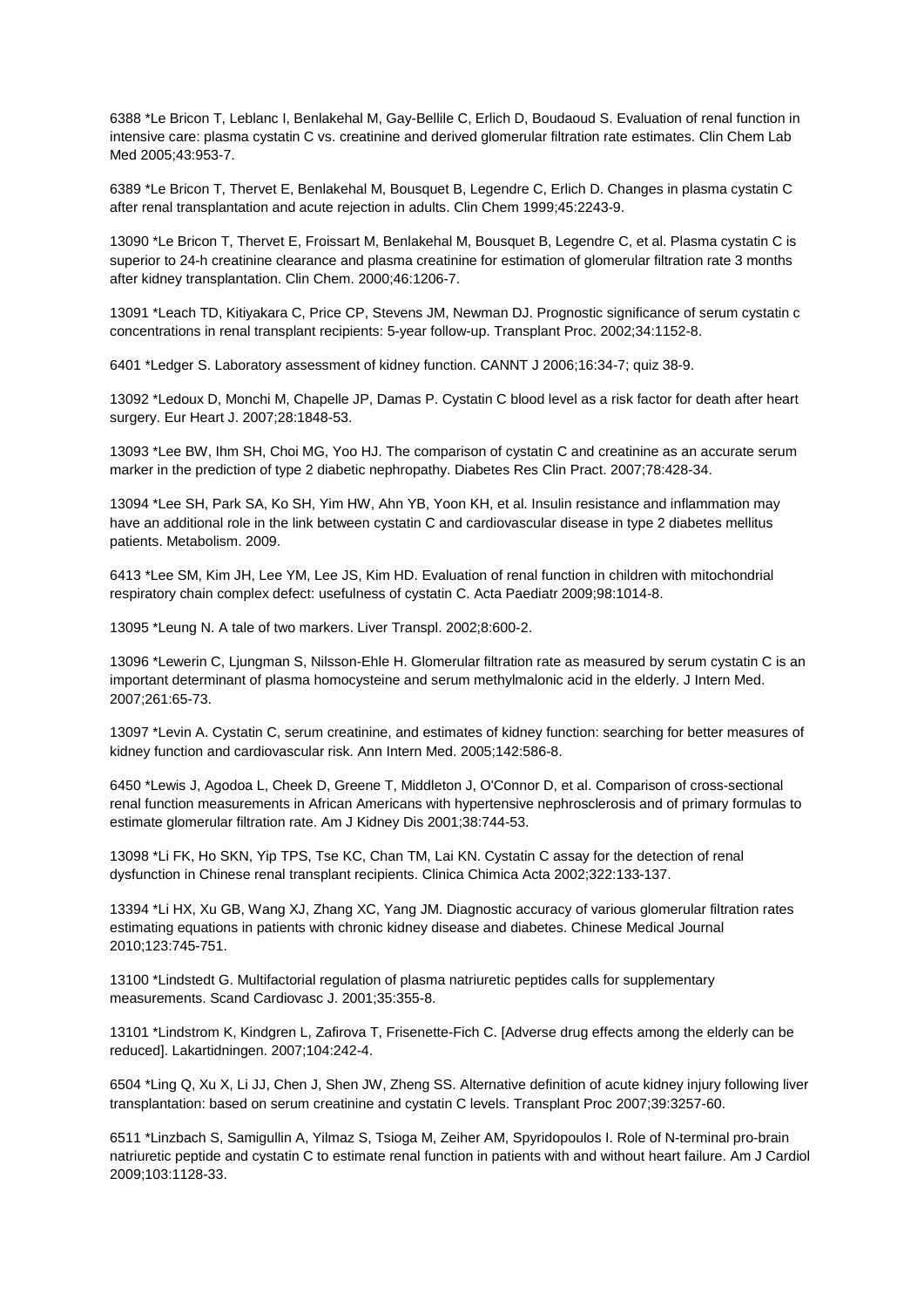6388 *Le Bricon T, Leblanc I, Benlakehal M, Gay-Bellile C, Erlich D, Boudaoud S. Evaluation of renal function in intensive care: plasma cystatin C vs. creatinine and derived glomerular filtration rate estimates. Clin Chem Lab Med 2005;43:953-7.

6389 *Le Bricon T, Thervet E, Benlakehal M, Bousquet B, Legendre C, Erlich D. Changes in plasma cystatin C after renal transplantation and acute rejection in adults. Clin Chem 1999;45:2243-9.

13090 *Le Bricon T, Thervet E, Froissart M, Benlakehal M, Bousquet B, Legendre C, et al. Plasma cystatin C is superior to 24-h creatinine clearance and plasma creatinine for estimation of glomerular filtration rate 3 months after kidney transplantation. Clin Chem. 2000;46:1206-7.

13091 *Leach TD, Kitiyakara C, Price CP, Stevens JM, Newman DJ. Prognostic significance of serum cystatin c concentrations in renal transplant recipients: 5-year follow-up. Transplant Proc. 2002;34:1152-8.

6401 *Ledger S. Laboratory assessment of kidney function. CANNT J 2006;16:34-7; quiz 38-9.

13092 *Ledoux D, Monchi M, Chapelle JP, Damas P. Cystatin C blood level as a risk factor for death after heart surgery. Eur Heart J. 2007;28:1848-53.

13093 *Lee BW, Ihm SH, Choi MG, Yoo HJ. The comparison of cystatin C and creatinine as an accurate serum marker in the prediction of type 2 diabetic nephropathy. Diabetes Res Clin Pract. 2007;78:428-34.

13094 *Lee SH, Park SA, Ko SH, Yim HW, Ahn YB, Yoon KH, et al. Insulin resistance and inflammation may have an additional role in the link between cystatin C and cardiovascular disease in type 2 diabetes mellitus patients. Metabolism. 2009.

6413 *Lee SM, Kim JH, Lee YM, Lee JS, Kim HD. Evaluation of renal function in children with mitochondrial respiratory chain complex defect: usefulness of cystatin C. Acta Paediatr 2009;98:1014-8.

13095 *Leung N. A tale of two markers. Liver Transpl. 2002;8:600-2.

13096 *Lewerin C, Ljungman S, Nilsson-Ehle H. Glomerular filtration rate as measured by serum cystatin C is an important determinant of plasma homocysteine and serum methylmalonic acid in the elderly. J Intern Med. 2007;261:65-73.

13097 *Levin A. Cystatin C, serum creatinine, and estimates of kidney function: searching for better measures of kidney function and cardiovascular risk. Ann Intern Med. 2005;142:586-8.

6450 *Lewis J, Agodoa L, Cheek D, Greene T, Middleton J, O'Connor D, et al. Comparison of cross-sectional renal function measurements in African Americans with hypertensive nephrosclerosis and of primary formulas to estimate glomerular filtration rate. Am J Kidney Dis 2001;38:744-53.

13098 *Li FK, Ho SKN, Yip TPS, Tse KC, Chan TM, Lai KN. Cystatin C assay for the detection of renal dysfunction in Chinese renal transplant recipients. Clinica Chimica Acta 2002;322:133-137.

13394 *Li HX, Xu GB, Wang XJ, Zhang XC, Yang JM. Diagnostic accuracy of various glomerular filtration rates estimating equations in patients with chronic kidney disease and diabetes. Chinese Medical Journal 2010;123:745-751.

13100 *Lindstedt G. Multifactorial regulation of plasma natriuretic peptides calls for supplementary measurements. Scand Cardiovasc J. 2001;35:355-8.

13101 *Lindstrom K, Kindgren L, Zafirova T, Frisenette-Fich C. [Adverse drug effects among the elderly can be reduced]. Lakartidningen. 2007;104:242-4.

6504 *Ling Q, Xu X, Li JJ, Chen J, Shen JW, Zheng SS. Alternative definition of acute kidney injury following liver transplantation: based on serum creatinine and cystatin C levels. Transplant Proc 2007;39:3257-60.

6511 *Linzbach S, Samigullin A, Yilmaz S, Tsioga M, Zeiher AM, Spyridopoulos I. Role of N-terminal pro-brain natriuretic peptide and cystatin C to estimate renal function in patients with and without heart failure. Am J Cardiol 2009;103:1128-33.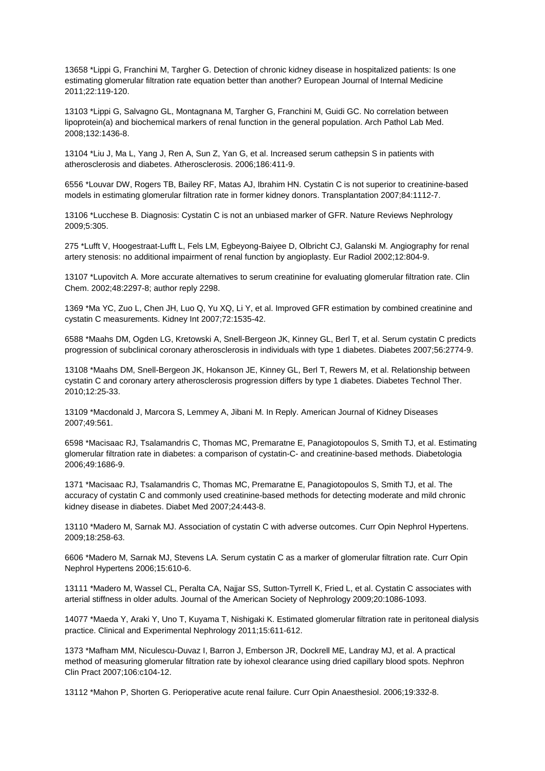13658 *Lippi G, Franchini M, Targher G. Detection of chronic kidney disease in hospitalized patients: Is one estimating glomerular filtration rate equation better than another? European Journal of Internal Medicine 2011;22:119-120.

13103 *Lippi G, Salvagno GL, Montagnana M, Targher G, Franchini M, Guidi GC. No correlation between lipoprotein(a) and biochemical markers of renal function in the general population. Arch Pathol Lab Med. 2008;132:1436-8.

13104 *Liu J, Ma L, Yang J, Ren A, Sun Z, Yan G, et al. Increased serum cathepsin S in patients with atherosclerosis and diabetes. Atherosclerosis. 2006;186:411-9.

6556 *Louvar DW, Rogers TB, Bailey RF, Matas AJ, Ibrahim HN. Cystatin C is not superior to creatinine-based models in estimating glomerular filtration rate in former kidney donors. Transplantation 2007;84:1112-7.

13106 *Lucchese B. Diagnosis: Cystatin C is not an unbiased marker of GFR. Nature Reviews Nephrology 2009;5:305.

275 *Lufft V, Hoogestraat-Lufft L, Fels LM, Egbeyong-Baiyee D, Olbricht CJ, Galanski M. Angiography for renal artery stenosis: no additional impairment of renal function by angioplasty. Eur Radiol 2002;12:804-9.

13107 *Lupovitch A. More accurate alternatives to serum creatinine for evaluating glomerular filtration rate. Clin Chem. 2002;48:2297-8; author reply 2298.

1369 *Ma YC, Zuo L, Chen JH, Luo Q, Yu XQ, Li Y, et al. Improved GFR estimation by combined creatinine and cystatin C measurements. Kidney Int 2007;72:1535-42.

6588 *Maahs DM, Ogden LG, Kretowski A, Snell-Bergeon JK, Kinney GL, Berl T, et al. Serum cystatin C predicts progression of subclinical coronary atherosclerosis in individuals with type 1 diabetes. Diabetes 2007;56:2774-9.

13108 *Maahs DM, Snell-Bergeon JK, Hokanson JE, Kinney GL, Berl T, Rewers M, et al. Relationship between cystatin C and coronary artery atherosclerosis progression differs by type 1 diabetes. Diabetes Technol Ther. 2010;12:25-33.

13109 *Macdonald J, Marcora S, Lemmey A, Jibani M. In Reply. American Journal of Kidney Diseases 2007;49:561.

6598 *Macisaac RJ, Tsalamandris C, Thomas MC, Premaratne E, Panagiotopoulos S, Smith TJ, et al. Estimating glomerular filtration rate in diabetes: a comparison of cystatin-C- and creatinine-based methods. Diabetologia 2006;49:1686-9.

1371 *Macisaac RJ, Tsalamandris C, Thomas MC, Premaratne E, Panagiotopoulos S, Smith TJ, et al. The accuracy of cystatin C and commonly used creatinine-based methods for detecting moderate and mild chronic kidney disease in diabetes. Diabet Med 2007;24:443-8.

13110 *Madero M, Sarnak MJ. Association of cystatin C with adverse outcomes. Curr Opin Nephrol Hypertens. 2009;18:258-63.

6606 *Madero M, Sarnak MJ, Stevens LA. Serum cystatin C as a marker of glomerular filtration rate. Curr Opin Nephrol Hypertens 2006;15:610-6.

13111 *Madero M, Wassel CL, Peralta CA, Najjar SS, Sutton-Tyrrell K, Fried L, et al. Cystatin C associates with arterial stiffness in older adults. Journal of the American Society of Nephrology 2009;20:1086-1093.

14077 *Maeda Y, Araki Y, Uno T, Kuyama T, Nishigaki K. Estimated glomerular filtration rate in peritoneal dialysis practice. Clinical and Experimental Nephrology 2011;15:611-612.

1373 *Mafham MM, Niculescu-Duvaz I, Barron J, Emberson JR, Dockrell ME, Landray MJ, et al. A practical method of measuring glomerular filtration rate by iohexol clearance using dried capillary blood spots. Nephron Clin Pract 2007;106:c104-12.

13112 *Mahon P, Shorten G. Perioperative acute renal failure. Curr Opin Anaesthesiol. 2006;19:332-8.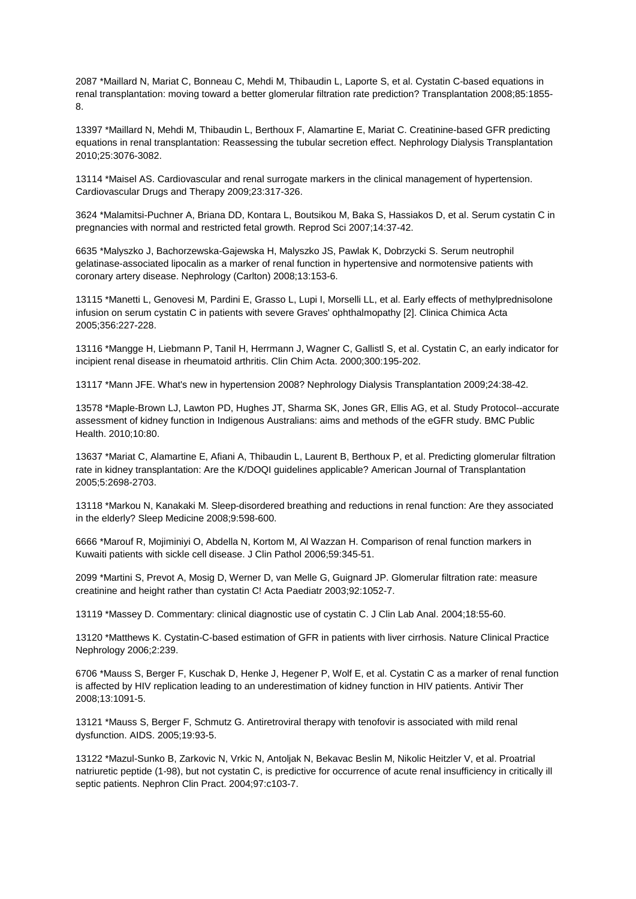2087 *Maillard N, Mariat C, Bonneau C, Mehdi M, Thibaudin L, Laporte S, et al. Cystatin C-based equations in renal transplantation: moving toward a better glomerular filtration rate prediction? Transplantation 2008;85:1855-8.

13397 *Maillard N, Mehdi M, Thibaudin L, Berthoux F, Alamartine E, Mariat C. Creatinine-based GFR predicting equations in renal transplantation: Reassessing the tubular secretion effect. Nephrology Dialysis Transplantation 2010;25:3076-3082.

13114 *Maisel AS. Cardiovascular and renal surrogate markers in the clinical management of hypertension. Cardiovascular Drugs and Therapy 2009;23:317-326.

3624 *Malamitsi-Puchner A, Briana DD, Kontara L, Boutsikou M, Baka S, Hassiakos D, et al. Serum cystatin C in pregnancies with normal and restricted fetal growth. Reprod Sci 2007;14:37-42.

6635 *Malyszko J, Bachorzewska-Gajewska H, Malyszko JS, Pawlak K, Dobrzycki S. Serum neutrophil gelatinase-associated lipocalin as a marker of renal function in hypertensive and normotensive patients with coronary artery disease. Nephrology (Carlton) 2008;13:153-6.

13115 *Manetti L, Genovesi M, Pardini E, Grasso L, Lupi I, Morselli LL, et al. Early effects of methylprednisolone infusion on serum cystatin C in patients with severe Graves' ophthalmopathy [2]. Clinica Chimica Acta 2005;356:227-228.

13116 *Mangge H, Liebmann P, Tanil H, Herrmann J, Wagner C, Gallistl S, et al. Cystatin C, an early indicator for incipient renal disease in rheumatoid arthritis. Clin Chim Acta. 2000;300:195-202.

13117 *Mann JFE. What's new in hypertension 2008? Nephrology Dialysis Transplantation 2009;24:38-42.

13578 *Maple-Brown LJ, Lawton PD, Hughes JT, Sharma SK, Jones GR, Ellis AG, et al. Study Protocol--accurate assessment of kidney function in Indigenous Australians: aims and methods of the eGFR study. BMC Public Health. 2010;10:80.

13637 *Mariat C, Alamartine E, Afiani A, Thibaudin L, Laurent B, Berthoux P, et al. Predicting glomerular filtration rate in kidney transplantation: Are the K/DOQI guidelines applicable? American Journal of Transplantation 2005;5:2698-2703.

13118 *Markou N, Kanakaki M. Sleep-disordered breathing and reductions in renal function: Are they associated in the elderly? Sleep Medicine 2008;9:598-600.

6666 *Marouf R, Mojiminiyi O, Abdella N, Kortom M, Al Wazzan H. Comparison of renal function markers in Kuwaiti patients with sickle cell disease. J Clin Pathol 2006;59:345-51.

2099 *Martini S, Prevot A, Mosig D, Werner D, van Melle G, Guignard JP. Glomerular filtration rate: measure creatinine and height rather than cystatin C! Acta Paediatr 2003;92:1052-7.

13119 *Massey D. Commentary: clinical diagnostic use of cystatin C. J Clin Lab Anal. 2004;18:55-60.

13120 *Matthews K. Cystatin-C-based estimation of GFR in patients with liver cirrhosis. Nature Clinical Practice Nephrology 2006;2:239.

6706 *Mauss S, Berger F, Kuschak D, Henke J, Hegener P, Wolf E, et al. Cystatin C as a marker of renal function is affected by HIV replication leading to an underestimation of kidney function in HIV patients. Antivir Ther 2008;13:1091-5.

13121 *Mauss S, Berger F, Schmutz G. Antiretroviral therapy with tenofovir is associated with mild renal dysfunction. AIDS. 2005;19:93-5.

13122 *Mazul-Sunko B, Zarkovic N, Vrkic N, Antoljak N, Bekavac Beslin M, Nikolic Heitzler V, et al. Proatrial natriuretic peptide (1-98), but not cystatin C, is predictive for occurrence of acute renal insufficiency in critically ill septic patients. Nephron Clin Pract. 2004;97:c103-7.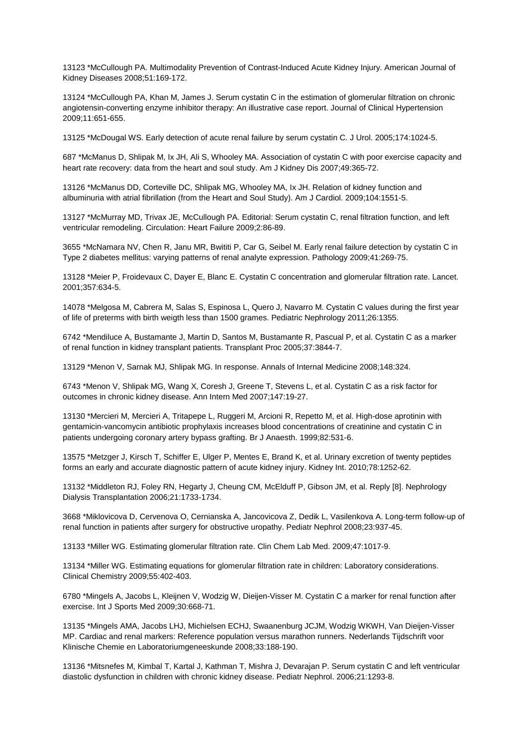13123 *McCullough PA. Multimodality Prevention of Contrast-Induced Acute Kidney Injury. American Journal of Kidney Diseases 2008;51:169-172.

13124 *McCullough PA, Khan M, James J. Serum cystatin C in the estimation of glomerular filtration on chronic angiotensin-converting enzyme inhibitor therapy: An illustrative case report. Journal of Clinical Hypertension 2009;11:651-655.

13125 *McDougal WS. Early detection of acute renal failure by serum cystatin C. J Urol. 2005;174:1024-5.

687 *McManus D, Shlipak M, Ix JH, Ali S, Whooley MA. Association of cystatin C with poor exercise capacity and heart rate recovery: data from the heart and soul study. Am J Kidney Dis 2007;49:365-72.

13126 *McManus DD, Corteville DC, Shlipak MG, Whooley MA, Ix JH. Relation of kidney function and albuminuria with atrial fibrillation (from the Heart and Soul Study). Am J Cardiol. 2009;104:1551-5.

13127 *McMurray MD, Trivax JE, McCullough PA. Editorial: Serum cystatin C, renal filtration function, and left ventricular remodeling. Circulation: Heart Failure 2009;2:86-89.

3655 *McNamara NV, Chen R, Janu MR, Bwititi P, Car G, Seibel M. Early renal failure detection by cystatin C in Type 2 diabetes mellitus: varying patterns of renal analyte expression. Pathology 2009;41:269-75.

13128 *Meier P, Froidevaux C, Dayer E, Blanc E. Cystatin C concentration and glomerular filtration rate. Lancet. 2001;357:634-5.

14078 *Melgosa M, Cabrera M, Salas S, Espinosa L, Quero J, Navarro M. Cystatin C values during the first year of life of preterms with birth weigth less than 1500 grames. Pediatric Nephrology 2011;26:1355.

6742 *Mendiluce A, Bustamante J, Martin D, Santos M, Bustamante R, Pascual P, et al. Cystatin C as a marker of renal function in kidney transplant patients. Transplant Proc 2005;37:3844-7.

13129 *Menon V, Sarnak MJ, Shlipak MG. In response. Annals of Internal Medicine 2008;148:324.

6743 *Menon V, Shlipak MG, Wang X, Coresh J, Greene T, Stevens L, et al. Cystatin C as a risk factor for outcomes in chronic kidney disease. Ann Intern Med 2007;147:19-27.

13130 *Mercieri M, Mercieri A, Tritapepe L, Ruggeri M, Arcioni R, Repetto M, et al. High-dose aprotinin with gentamicin-vancomycin antibiotic prophylaxis increases blood concentrations of creatinine and cystatin C in patients undergoing coronary artery bypass grafting. Br J Anaesth. 1999;82:531-6.

13575 *Metzger J, Kirsch T, Schiffer E, Ulger P, Mentes E, Brand K, et al. Urinary excretion of twenty peptides forms an early and accurate diagnostic pattern of acute kidney injury. Kidney Int. 2010;78:1252-62.

13132 *Middleton RJ, Foley RN, Hegarty J, Cheung CM, McElduff P, Gibson JM, et al. Reply [8]. Nephrology Dialysis Transplantation 2006;21:1733-1734.

3668 *Miklovicova D, Cervenova O, Cernianska A, Jancovicova Z, Dedik L, Vasilenkova A. Long-term follow-up of renal function in patients after surgery for obstructive uropathy. Pediatr Nephrol 2008;23:937-45.

13133 *Miller WG. Estimating glomerular filtration rate. Clin Chem Lab Med. 2009;47:1017-9.

13134 *Miller WG. Estimating equations for glomerular filtration rate in children: Laboratory considerations. Clinical Chemistry 2009;55:402-403.

6780 *Mingels A, Jacobs L, Kleijnen V, Wodzig W, Dieijen-Visser M. Cystatin C a marker for renal function after exercise. Int J Sports Med 2009;30:668-71.

13135 *Mingels AMA, Jacobs LHJ, Michielsen ECHJ, Swaanenburg JCJM, Wodzig WKWH, Van Dieijen-Visser MP. Cardiac and renal markers: Reference population versus marathon runners. Nederlands Tijdschrift voor Klinische Chemie en Laboratoriumgeneeskunde 2008;33:188-190.

13136 *Mitsnefes M, Kimbal T, Kartal J, Kathman T, Mishra J, Devarajan P. Serum cystatin C and left ventricular diastolic dysfunction in children with chronic kidney disease. Pediatr Nephrol. 2006;21:1293-8.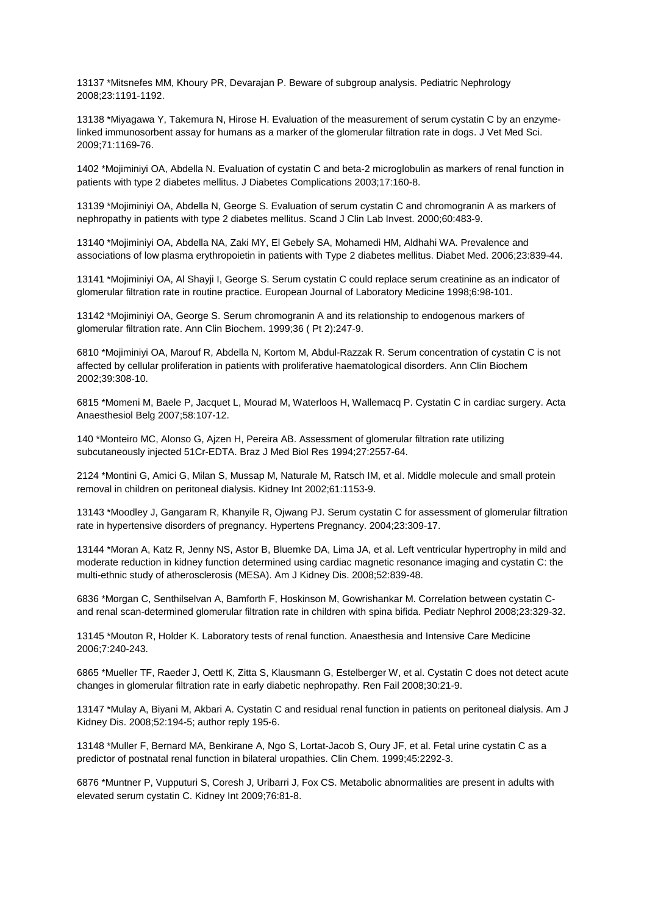13137 *Mitsnefes MM, Khoury PR, Devarajan P. Beware of subgroup analysis. Pediatric Nephrology 2008;23:1191-1192.

13138 *Miyagawa Y, Takemura N, Hirose H. Evaluation of the measurement of serum cystatin C by an enzyme-linked immunosorbent assay for humans as a marker of the glomerular filtration rate in dogs. J Vet Med Sci. 2009;71:1169-76.

1402 *Mojiminiyi OA, Abdella N. Evaluation of cystatin C and beta-2 microglobulin as markers of renal function in patients with type 2 diabetes mellitus. J Diabetes Complications 2003;17:160-8.

13139 *Mojiminiyi OA, Abdella N, George S. Evaluation of serum cystatin C and chromogranin A as markers of nephropathy in patients with type 2 diabetes mellitus. Scand J Clin Lab Invest. 2000;60:483-9.

13140 *Mojiminiyi OA, Abdella NA, Zaki MY, El Gebely SA, Mohamedi HM, Aldhahi WA. Prevalence and associations of low plasma erythropoietin in patients with Type 2 diabetes mellitus. Diabet Med. 2006;23:839-44.

13141 *Mojiminiyi OA, Al Shayji I, George S. Serum cystatin C could replace serum creatinine as an indicator of glomerular filtration rate in routine practice. European Journal of Laboratory Medicine 1998;6:98-101.

13142 *Mojiminiyi OA, George S. Serum chromogranin A and its relationship to endogenous markers of glomerular filtration rate. Ann Clin Biochem. 1999;36 ( Pt 2):247-9.

6810 *Mojiminiyi OA, Marouf R, Abdella N, Kortom M, Abdul-Razzak R. Serum concentration of cystatin C is not affected by cellular proliferation in patients with proliferative haematological disorders. Ann Clin Biochem 2002;39:308-10.

6815 *Momeni M, Baele P, Jacquet L, Mourad M, Waterloos H, Wallemacq P. Cystatin C in cardiac surgery. Acta Anaesthesiol Belg 2007;58:107-12.

140 *Monteiro MC, Alonso G, Ajzen H, Pereira AB. Assessment of glomerular filtration rate utilizing subcutaneously injected 51Cr-EDTA. Braz J Med Biol Res 1994;27:2557-64.

2124 *Montini G, Amici G, Milan S, Mussap M, Naturale M, Ratsch IM, et al. Middle molecule and small protein removal in children on peritoneal dialysis. Kidney Int 2002;61:1153-9.

13143 *Moodley J, Gangaram R, Khanyile R, Ojwang PJ. Serum cystatin C for assessment of glomerular filtration rate in hypertensive disorders of pregnancy. Hypertens Pregnancy. 2004;23:309-17.

13144 *Moran A, Katz R, Jenny NS, Astor B, Bluemke DA, Lima JA, et al. Left ventricular hypertrophy in mild and moderate reduction in kidney function determined using cardiac magnetic resonance imaging and cystatin C: the multi-ethnic study of atherosclerosis (MESA). Am J Kidney Dis. 2008;52:839-48.

6836 *Morgan C, Senthilselvan A, Bamforth F, Hoskinson M, Gowrishankar M. Correlation between cystatin C- and renal scan-determined glomerular filtration rate in children with spina bifida. Pediatr Nephrol 2008;23:329-32.

13145 *Mouton R, Holder K. Laboratory tests of renal function. Anaesthesia and Intensive Care Medicine 2006;7:240-243.

6865 *Mueller TF, Raeder J, Oettl K, Zitta S, Klausmann G, Estelberger W, et al. Cystatin C does not detect acute changes in glomerular filtration rate in early diabetic nephropathy. Ren Fail 2008;30:21-9.

13147 *Mulay A, Biyani M, Akbari A. Cystatin C and residual renal function in patients on peritoneal dialysis. Am J Kidney Dis. 2008;52:194-5; author reply 195-6.

13148 *Muller F, Bernard MA, Benkirane A, Ngo S, Lortat-Jacob S, Oury JF, et al. Fetal urine cystatin C as a predictor of postnatal renal function in bilateral uropathies. Clin Chem. 1999;45:2292-3.

6876 *Muntner P, Vupputuri S, Coresh J, Uribarri J, Fox CS. Metabolic abnormalities are present in adults with elevated serum cystatin C. Kidney Int 2009;76:81-8.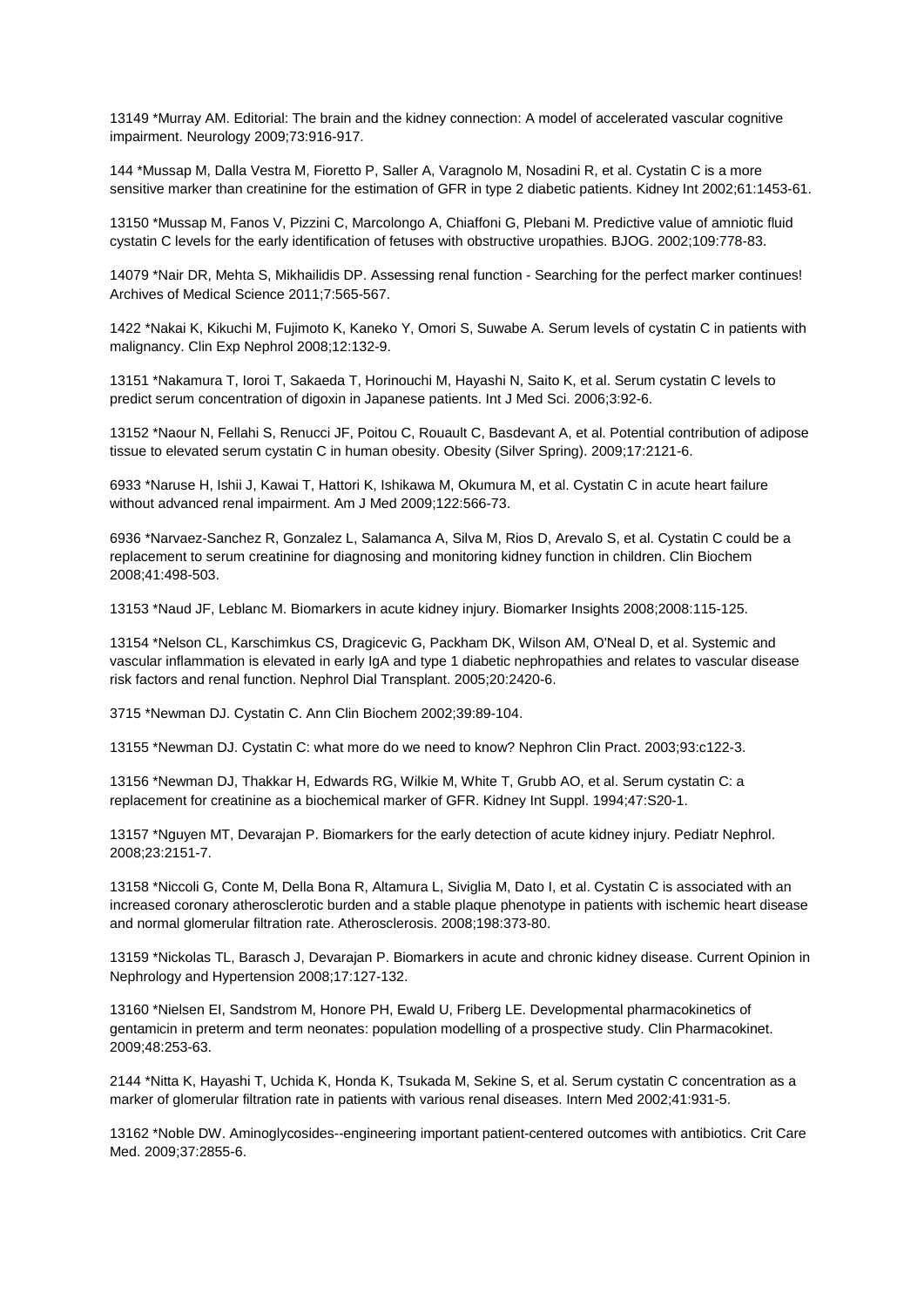13149 *Murray AM. Editorial: The brain and the kidney connection: A model of accelerated vascular cognitive impairment. Neurology 2009;73:916-917.

144 *Mussap M, Dalla Vestra M, Fioretto P, Saller A, Varagnolo M, Nosadini R, et al. Cystatin C is a more sensitive marker than creatinine for the estimation of GFR in type 2 diabetic patients. Kidney Int 2002;61:1453-61.

13150 *Mussap M, Fanos V, Pizzini C, Marcolongo A, Chiaffoni G, Plebani M. Predictive value of amniotic fluid cystatin C levels for the early identification of fetuses with obstructive uropathies. BJOG. 2002;109:778-83.

14079 *Nair DR, Mehta S, Mikhailidis DP. Assessing renal function - Searching for the perfect marker continues! Archives of Medical Science 2011;7:565-567.

1422 *Nakai K, Kikuchi M, Fujimoto K, Kaneko Y, Omori S, Suwabe A. Serum levels of cystatin C in patients with malignancy. Clin Exp Nephrol 2008;12:132-9.

13151 *Nakamura T, Ioroi T, Sakaeda T, Horinouchi M, Hayashi N, Saito K, et al. Serum cystatin C levels to predict serum concentration of digoxin in Japanese patients. Int J Med Sci. 2006;3:92-6.

13152 *Naour N, Fellahi S, Renucci JF, Poitou C, Rouault C, Basdevant A, et al. Potential contribution of adipose tissue to elevated serum cystatin C in human obesity. Obesity (Silver Spring). 2009;17:2121-6.

6933 *Naruse H, Ishii J, Kawai T, Hattori K, Ishikawa M, Okumura M, et al. Cystatin C in acute heart failure without advanced renal impairment. Am J Med 2009;122:566-73.

6936 *Narvaez-Sanchez R, Gonzalez L, Salamanca A, Silva M, Rios D, Arevalo S, et al. Cystatin C could be a replacement to serum creatinine for diagnosing and monitoring kidney function in children. Clin Biochem 2008;41:498-503.

13153 *Naud JF, Leblanc M. Biomarkers in acute kidney injury. Biomarker Insights 2008;2008:115-125.

13154 *Nelson CL, Karschimkus CS, Dragicevic G, Packham DK, Wilson AM, O'Neal D, et al. Systemic and vascular inflammation is elevated in early IgA and type 1 diabetic nephropathies and relates to vascular disease risk factors and renal function. Nephrol Dial Transplant. 2005;20:2420-6.

3715 *Newman DJ. Cystatin C. Ann Clin Biochem 2002;39:89-104.

13155 *Newman DJ. Cystatin C: what more do we need to know? Nephron Clin Pract. 2003;93:c122-3.

13156 *Newman DJ, Thakkar H, Edwards RG, Wilkie M, White T, Grubb AO, et al. Serum cystatin C: a replacement for creatinine as a biochemical marker of GFR. Kidney Int Suppl. 1994;47:S20-1.

13157 *Nguyen MT, Devarajan P. Biomarkers for the early detection of acute kidney injury. Pediatr Nephrol. 2008;23:2151-7.

13158 *Niccoli G, Conte M, Della Bona R, Altamura L, Siviglia M, Dato I, et al. Cystatin C is associated with an increased coronary atherosclerotic burden and a stable plaque phenotype in patients with ischemic heart disease and normal glomerular filtration rate. Atherosclerosis. 2008;198:373-80.

13159 *Nickolas TL, Barasch J, Devarajan P. Biomarkers in acute and chronic kidney disease. Current Opinion in Nephrology and Hypertension 2008;17:127-132.

13160 *Nielsen EI, Sandstrom M, Honore PH, Ewald U, Friberg LE. Developmental pharmacokinetics of gentamicin in preterm and term neonates: population modelling of a prospective study. Clin Pharmacokinet. 2009;48:253-63.

2144 *Nitta K, Hayashi T, Uchida K, Honda K, Tsukada M, Sekine S, et al. Serum cystatin C concentration as a marker of glomerular filtration rate in patients with various renal diseases. Intern Med 2002;41:931-5.

13162 *Noble DW. Aminoglycosides--engineering important patient-centered outcomes with antibiotics. Crit Care Med. 2009;37:2855-6.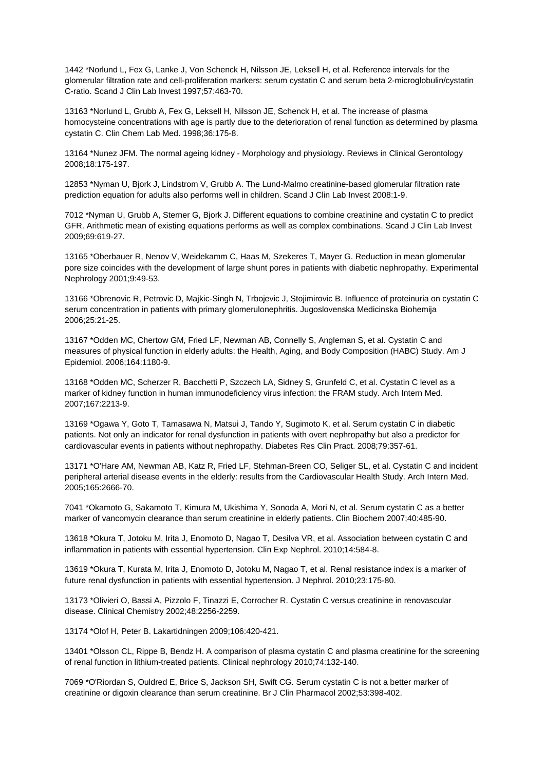1442 *Norlund L, Fex G, Lanke J, Von Schenck H, Nilsson JE, Leksell H, et al. Reference intervals for the glomerular filtration rate and cell-proliferation markers: serum cystatin C and serum beta 2-microglobulin/cystatin C-ratio. Scand J Clin Lab Invest 1997;57:463-70.

13163 *Norlund L, Grubb A, Fex G, Leksell H, Nilsson JE, Schenck H, et al. The increase of plasma homocysteine concentrations with age is partly due to the deterioration of renal function as determined by plasma cystatin C. Clin Chem Lab Med. 1998;36:175-8.

13164 *Nunez JFM. The normal ageing kidney - Morphology and physiology. Reviews in Clinical Gerontology 2008;18:175-197.

12853 *Nyman U, Bjork J, Lindstrom V, Grubb A. The Lund-Malmo creatinine-based glomerular filtration rate prediction equation for adults also performs well in children. Scand J Clin Lab Invest 2008:1-9.

7012 *Nyman U, Grubb A, Sterner G, Bjork J. Different equations to combine creatinine and cystatin C to predict GFR. Arithmetic mean of existing equations performs as well as complex combinations. Scand J Clin Lab Invest 2009;69:619-27.

13165 *Oberbauer R, Nenov V, Weidekamm C, Haas M, Szekeres T, Mayer G. Reduction in mean glomerular pore size coincides with the development of large shunt pores in patients with diabetic nephropathy. Experimental Nephrology 2001;9:49-53.

13166 *Obrenovic R, Petrovic D, Majkic-Singh N, Trbojevic J, Stojimirovic B. Influence of proteinuria on cystatin C serum concentration in patients with primary glomerulonephritis. Jugoslovenska Medicinska Biohemija 2006;25:21-25.

13167 *Odden MC, Chertow GM, Fried LF, Newman AB, Connelly S, Angleman S, et al. Cystatin C and measures of physical function in elderly adults: the Health, Aging, and Body Composition (HABC) Study. Am J Epidemiol. 2006;164:1180-9.

13168 *Odden MC, Scherzer R, Bacchetti P, Szczech LA, Sidney S, Grunfeld C, et al. Cystatin C level as a marker of kidney function in human immunodeficiency virus infection: the FRAM study. Arch Intern Med. 2007;167:2213-9.

13169 *Ogawa Y, Goto T, Tamasawa N, Matsui J, Tando Y, Sugimoto K, et al. Serum cystatin C in diabetic patients. Not only an indicator for renal dysfunction in patients with overt nephropathy but also a predictor for cardiovascular events in patients without nephropathy. Diabetes Res Clin Pract. 2008;79:357-61.

13171 *O'Hare AM, Newman AB, Katz R, Fried LF, Stehman-Breen CO, Seliger SL, et al. Cystatin C and incident peripheral arterial disease events in the elderly: results from the Cardiovascular Health Study. Arch Intern Med. 2005;165:2666-70.

7041 *Okamoto G, Sakamoto T, Kimura M, Ukishima Y, Sonoda A, Mori N, et al. Serum cystatin C as a better marker of vancomycin clearance than serum creatinine in elderly patients. Clin Biochem 2007;40:485-90.

13618 *Okura T, Jotoku M, Irita J, Enomoto D, Nagao T, Desilva VR, et al. Association between cystatin C and inflammation in patients with essential hypertension. Clin Exp Nephrol. 2010;14:584-8.

13619 *Okura T, Kurata M, Irita J, Enomoto D, Jotoku M, Nagao T, et al. Renal resistance index is a marker of future renal dysfunction in patients with essential hypertension. J Nephrol. 2010;23:175-80.

13173 *Olivieri O, Bassi A, Pizzolo F, Tinazzi E, Corrocher R. Cystatin C versus creatinine in renovascular disease. Clinical Chemistry 2002;48:2256-2259.

13174 *Olof H, Peter B. Lakartidningen 2009;106:420-421.

13401 *Olsson CL, Rippe B, Bendz H. A comparison of plasma cystatin C and plasma creatinine for the screening of renal function in lithium-treated patients. Clinical nephrology 2010;74:132-140.

7069 *O'Riordan S, Ouldred E, Brice S, Jackson SH, Swift CG. Serum cystatin C is not a better marker of creatinine or digoxin clearance than serum creatinine. Br J Clin Pharmacol 2002;53:398-402.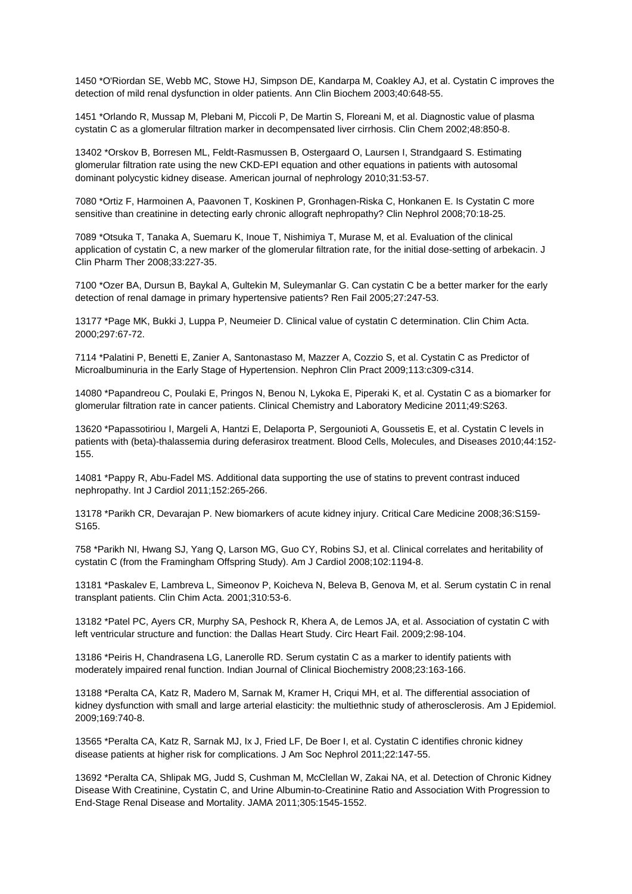1450 *O'Riordan SE, Webb MC, Stowe HJ, Simpson DE, Kandarpa M, Coakley AJ, et al. Cystatin C improves the detection of mild renal dysfunction in older patients. Ann Clin Biochem 2003;40:648-55.

1451 *Orlando R, Mussap M, Plebani M, Piccoli P, De Martin S, Floreani M, et al. Diagnostic value of plasma cystatin C as a glomerular filtration marker in decompensated liver cirrhosis. Clin Chem 2002;48:850-8.

13402 *Orskov B, Borresen ML, Feldt-Rasmussen B, Ostergaard O, Laursen I, Strandgaard S. Estimating glomerular filtration rate using the new CKD-EPI equation and other equations in patients with autosomal dominant polycystic kidney disease. American journal of nephrology 2010;31:53-57.

7080 *Ortiz F, Harmoinen A, Paavonen T, Koskinen P, Gronhagen-Riska C, Honkanen E. Is Cystatin C more sensitive than creatinine in detecting early chronic allograft nephropathy? Clin Nephrol 2008;70:18-25.

7089 *Otsuka T, Tanaka A, Suemaru K, Inoue T, Nishimiya T, Murase M, et al. Evaluation of the clinical application of cystatin C, a new marker of the glomerular filtration rate, for the initial dose-setting of arbekacin. J Clin Pharm Ther 2008;33:227-35.

7100 *Ozer BA, Dursun B, Baykal A, Gultekin M, Suleymanlar G. Can cystatin C be a better marker for the early detection of renal damage in primary hypertensive patients? Ren Fail 2005;27:247-53.

13177 *Page MK, Bukki J, Luppa P, Neumeier D. Clinical value of cystatin C determination. Clin Chim Acta. 2000;297:67-72.

7114 *Palatini P, Benetti E, Zanier A, Santonastaso M, Mazzer A, Cozzio S, et al. Cystatin C as Predictor of Microalbuminuria in the Early Stage of Hypertension. Nephron Clin Pract 2009;113:c309-c314.

14080 *Papandreou C, Poulaki E, Pringos N, Benou N, Lykoka E, Piperaki K, et al. Cystatin C as a biomarker for glomerular filtration rate in cancer patients. Clinical Chemistry and Laboratory Medicine 2011;49:S263.

13620 *Papassotiriou I, Margeli A, Hantzi E, Delaporta P, Sergounioti A, Goussetis E, et al. Cystatin C levels in patients with (beta)-thalassemia during deferasirox treatment. Blood Cells, Molecules, and Diseases 2010;44:152-155.

14081 *Pappy R, Abu-Fadel MS. Additional data supporting the use of statins to prevent contrast induced nephropathy. Int J Cardiol 2011;152:265-266.

13178 *Parikh CR, Devarajan P. New biomarkers of acute kidney injury. Critical Care Medicine 2008;36:S159-S165.

758 *Parikh NI, Hwang SJ, Yang Q, Larson MG, Guo CY, Robins SJ, et al. Clinical correlates and heritability of cystatin C (from the Framingham Offspring Study). Am J Cardiol 2008;102:1194-8.

13181 *Paskalev E, Lambreva L, Simeonov P, Koicheva N, Beleva B, Genova M, et al. Serum cystatin C in renal transplant patients. Clin Chim Acta. 2001;310:53-6.

13182 *Patel PC, Ayers CR, Murphy SA, Peshock R, Khera A, de Lemos JA, et al. Association of cystatin C with left ventricular structure and function: the Dallas Heart Study. Circ Heart Fail. 2009;2:98-104.

13186 *Peiris H, Chandrasena LG, Lanerolle RD. Serum cystatin C as a marker to identify patients with moderately impaired renal function. Indian Journal of Clinical Biochemistry 2008;23:163-166.

13188 *Peralta CA, Katz R, Madero M, Sarnak M, Kramer H, Criqui MH, et al. The differential association of kidney dysfunction with small and large arterial elasticity: the multiethnic study of atherosclerosis. Am J Epidemiol. 2009;169:740-8.

13565 *Peralta CA, Katz R, Sarnak MJ, Ix J, Fried LF, De Boer I, et al. Cystatin C identifies chronic kidney disease patients at higher risk for complications. J Am Soc Nephrol 2011;22:147-55.

13692 *Peralta CA, Shlipak MG, Judd S, Cushman M, McClellan W, Zakai NA, et al. Detection of Chronic Kidney Disease With Creatinine, Cystatin C, and Urine Albumin-to-Creatinine Ratio and Association With Progression to End-Stage Renal Disease and Mortality. JAMA 2011;305:1545-1552.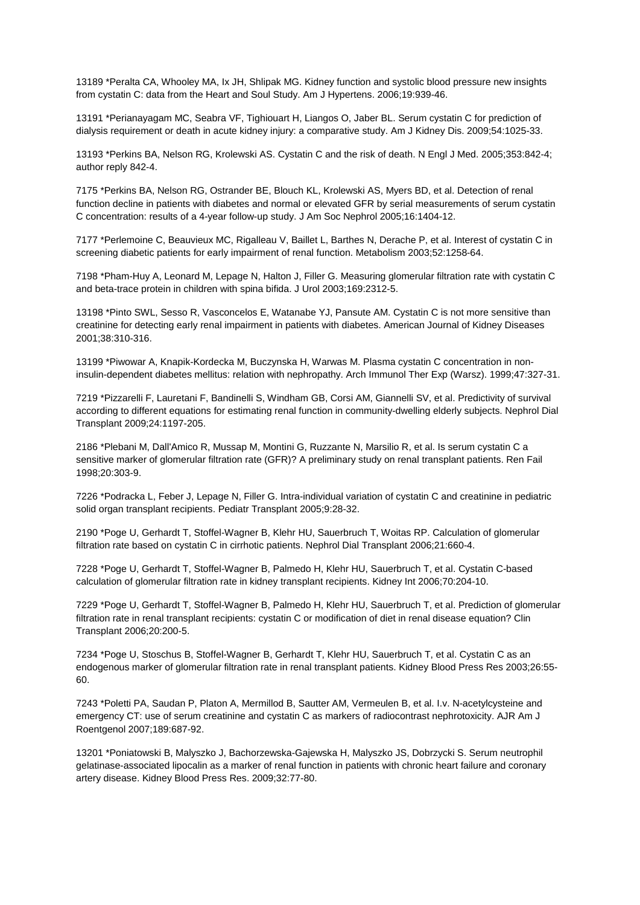13189 *Peralta CA, Whooley MA, Ix JH, Shlipak MG. Kidney function and systolic blood pressure new insights from cystatin C: data from the Heart and Soul Study. Am J Hypertens. 2006;19:939-46.

13191 *Perianayagam MC, Seabra VF, Tighiouart H, Liangos O, Jaber BL. Serum cystatin C for prediction of dialysis requirement or death in acute kidney injury: a comparative study. Am J Kidney Dis. 2009;54:1025-33.

13193 *Perkins BA, Nelson RG, Krolewski AS. Cystatin C and the risk of death. N Engl J Med. 2005;353:842-4; author reply 842-4.

7175 *Perkins BA, Nelson RG, Ostrander BE, Blouch KL, Krolewski AS, Myers BD, et al. Detection of renal function decline in patients with diabetes and normal or elevated GFR by serial measurements of serum cystatin C concentration: results of a 4-year follow-up study. J Am Soc Nephrol 2005;16:1404-12.

7177 *Perlemoine C, Beauvieux MC, Rigalleau V, Baillet L, Barthes N, Derache P, et al. Interest of cystatin C in screening diabetic patients for early impairment of renal function. Metabolism 2003;52:1258-64.

7198 *Pham-Huy A, Leonard M, Lepage N, Halton J, Filler G. Measuring glomerular filtration rate with cystatin C and beta-trace protein in children with spina bifida. J Urol 2003;169:2312-5.

13198 *Pinto SWL, Sesso R, Vasconcelos E, Watanabe YJ, Pansute AM. Cystatin C is not more sensitive than creatinine for detecting early renal impairment in patients with diabetes. American Journal of Kidney Diseases 2001;38:310-316.

13199 *Piwowar A, Knapik-Kordecka M, Buczynska H, Warwas M. Plasma cystatin C concentration in non-insulin-dependent diabetes mellitus: relation with nephropathy. Arch Immunol Ther Exp (Warsz). 1999;47:327-31.

7219 *Pizzarelli F, Lauretani F, Bandinelli S, Windham GB, Corsi AM, Giannelli SV, et al. Predictivity of survival according to different equations for estimating renal function in community-dwelling elderly subjects. Nephrol Dial Transplant 2009;24:1197-205.

2186 *Plebani M, Dall'Amico R, Mussap M, Montini G, Ruzzante N, Marsilio R, et al. Is serum cystatin C a sensitive marker of glomerular filtration rate (GFR)? A preliminary study on renal transplant patients. Ren Fail 1998;20:303-9.

7226 *Podracka L, Feber J, Lepage N, Filler G. Intra-individual variation of cystatin C and creatinine in pediatric solid organ transplant recipients. Pediatr Transplant 2005;9:28-32.

2190 *Poge U, Gerhardt T, Stoffel-Wagner B, Klehr HU, Sauerbruch T, Woitas RP. Calculation of glomerular filtration rate based on cystatin C in cirrhotic patients. Nephrol Dial Transplant 2006;21:660-4.

7228 *Poge U, Gerhardt T, Stoffel-Wagner B, Palmedo H, Klehr HU, Sauerbruch T, et al. Cystatin C-based calculation of glomerular filtration rate in kidney transplant recipients. Kidney Int 2006;70:204-10.

7229 *Poge U, Gerhardt T, Stoffel-Wagner B, Palmedo H, Klehr HU, Sauerbruch T, et al. Prediction of glomerular filtration rate in renal transplant recipients: cystatin C or modification of diet in renal disease equation? Clin Transplant 2006;20:200-5.

7234 *Poge U, Stoschus B, Stoffel-Wagner B, Gerhardt T, Klehr HU, Sauerbruch T, et al. Cystatin C as an endogenous marker of glomerular filtration rate in renal transplant patients. Kidney Blood Press Res 2003;26:55-60.

7243 *Poletti PA, Saudan P, Platon A, Mermillod B, Sautter AM, Vermeulen B, et al. I.v. N-acetylcysteine and emergency CT: use of serum creatinine and cystatin C as markers of radiocontrast nephrotoxicity. AJR Am J Roentgenol 2007;189:687-92.

13201 *Poniatowski B, Malyszko J, Bachorzewska-Gajewska H, Malyszko JS, Dobrzycki S. Serum neutrophil gelatinase-associated lipocalin as a marker of renal function in patients with chronic heart failure and coronary artery disease. Kidney Blood Press Res. 2009;32:77-80.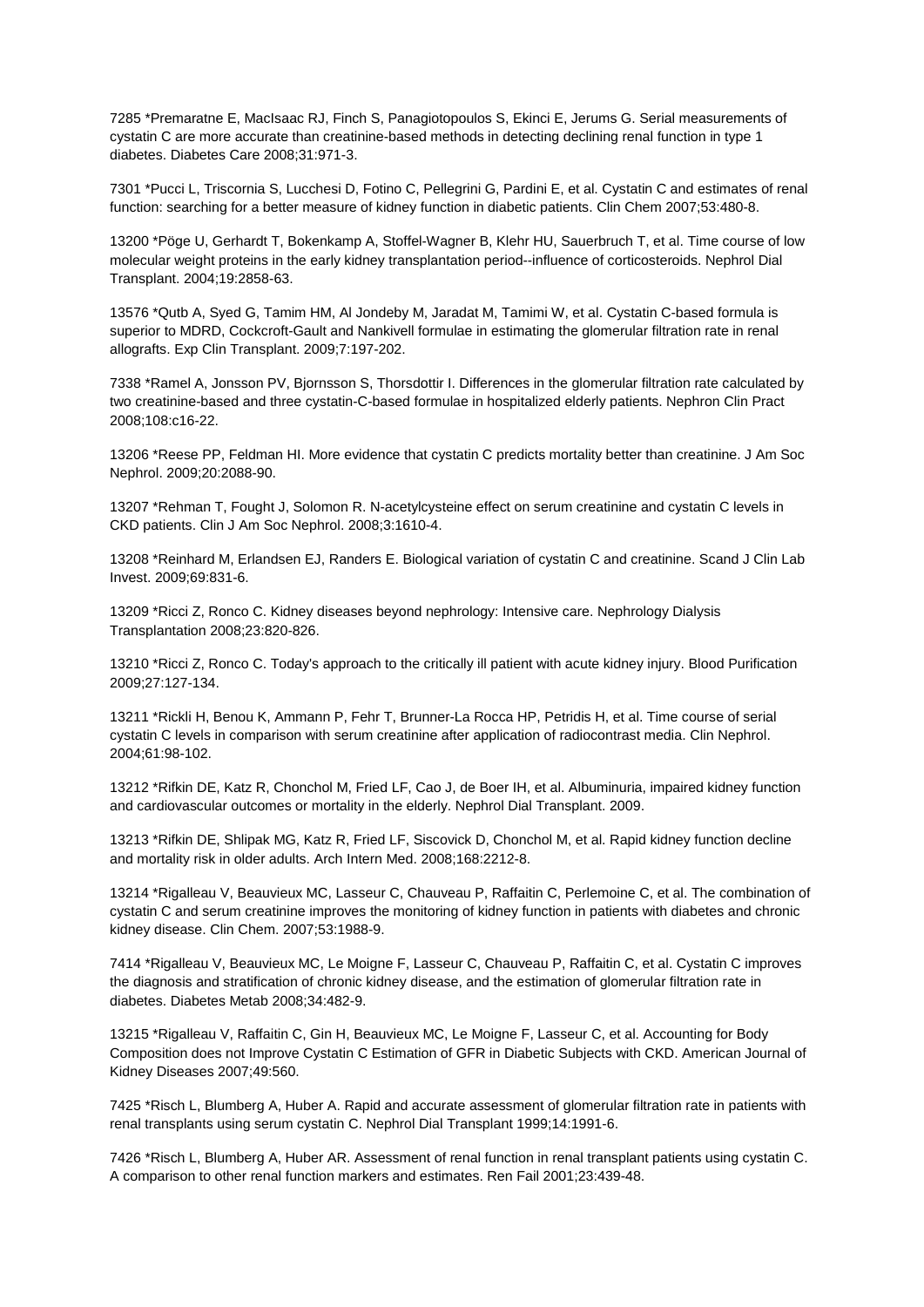7285 *Premaratne E, MacIsaac RJ, Finch S, Panagiotopoulos S, Ekinci E, Jerums G. Serial measurements of cystatin C are more accurate than creatinine-based methods in detecting declining renal function in type 1 diabetes. Diabetes Care 2008;31:971-3.

7301 *Pucci L, Triscornia S, Lucchesi D, Fotino C, Pellegrini G, Pardini E, et al. Cystatin C and estimates of renal function: searching for a better measure of kidney function in diabetic patients. Clin Chem 2007;53:480-8.

13200 *Pöge U, Gerhardt T, Bokenkamp A, Stoffel-Wagner B, Klehr HU, Sauerbruch T, et al. Time course of low molecular weight proteins in the early kidney transplantation period--influence of corticosteroids. Nephrol Dial Transplant. 2004;19:2858-63.

13576 *Qutb A, Syed G, Tamim HM, Al Jondeby M, Jaradat M, Tamimi W, et al. Cystatin C-based formula is superior to MDRD, Cockcroft-Gault and Nankivell formulae in estimating the glomerular filtration rate in renal allografts. Exp Clin Transplant. 2009;7:197-202.

7338 *Ramel A, Jonsson PV, Bjornsson S, Thorsdottir I. Differences in the glomerular filtration rate calculated by two creatinine-based and three cystatin-C-based formulae in hospitalized elderly patients. Nephron Clin Pract 2008;108:c16-22.

13206 *Reese PP, Feldman HI. More evidence that cystatin C predicts mortality better than creatinine. J Am Soc Nephrol. 2009;20:2088-90.

13207 *Rehman T, Fought J, Solomon R. N-acetylcysteine effect on serum creatinine and cystatin C levels in CKD patients. Clin J Am Soc Nephrol. 2008;3:1610-4.

13208 *Reinhard M, Erlandsen EJ, Randers E. Biological variation of cystatin C and creatinine. Scand J Clin Lab Invest. 2009;69:831-6.

13209 *Ricci Z, Ronco C. Kidney diseases beyond nephrology: Intensive care. Nephrology Dialysis Transplantation 2008;23:820-826.

13210 *Ricci Z, Ronco C. Today's approach to the critically ill patient with acute kidney injury. Blood Purification 2009;27:127-134.

13211 *Rickli H, Benou K, Ammann P, Fehr T, Brunner-La Rocca HP, Petridis H, et al. Time course of serial cystatin C levels in comparison with serum creatinine after application of radiocontrast media. Clin Nephrol. 2004;61:98-102.

13212 *Rifkin DE, Katz R, Chonchol M, Fried LF, Cao J, de Boer IH, et al. Albuminuria, impaired kidney function and cardiovascular outcomes or mortality in the elderly. Nephrol Dial Transplant. 2009.

13213 *Rifkin DE, Shlipak MG, Katz R, Fried LF, Siscovick D, Chonchol M, et al. Rapid kidney function decline and mortality risk in older adults. Arch Intern Med. 2008;168:2212-8.

13214 *Rigalleau V, Beauvieux MC, Lasseur C, Chauveau P, Raffaitin C, Perlemoine C, et al. The combination of cystatin C and serum creatinine improves the monitoring of kidney function in patients with diabetes and chronic kidney disease. Clin Chem. 2007;53:1988-9.

7414 *Rigalleau V, Beauvieux MC, Le Moigne F, Lasseur C, Chauveau P, Raffaitin C, et al. Cystatin C improves the diagnosis and stratification of chronic kidney disease, and the estimation of glomerular filtration rate in diabetes. Diabetes Metab 2008;34:482-9.

13215 *Rigalleau V, Raffaitin C, Gin H, Beauvieux MC, Le Moigne F, Lasseur C, et al. Accounting for Body Composition does not Improve Cystatin C Estimation of GFR in Diabetic Subjects with CKD. American Journal of Kidney Diseases 2007;49:560.

7425 *Risch L, Blumberg A, Huber A. Rapid and accurate assessment of glomerular filtration rate in patients with renal transplants using serum cystatin C. Nephrol Dial Transplant 1999;14:1991-6.

7426 *Risch L, Blumberg A, Huber AR. Assessment of renal function in renal transplant patients using cystatin C. A comparison to other renal function markers and estimates. Ren Fail 2001;23:439-48.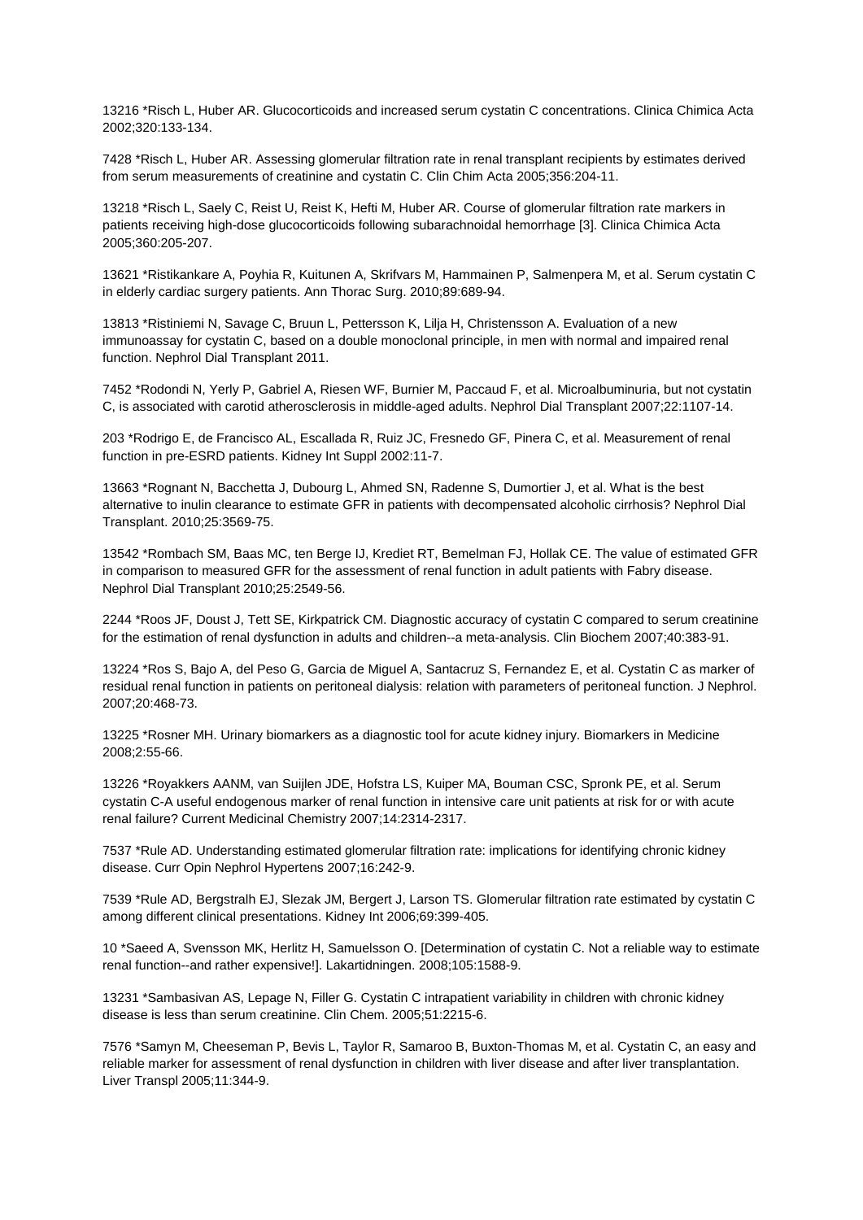13216 *Risch L, Huber AR. Glucocorticoids and increased serum cystatin C concentrations. Clinica Chimica Acta 2002;320:133-134.

7428 *Risch L, Huber AR. Assessing glomerular filtration rate in renal transplant recipients by estimates derived from serum measurements of creatinine and cystatin C. Clin Chim Acta 2005;356:204-11.

13218 *Risch L, Saely C, Reist U, Reist K, Hefti M, Huber AR. Course of glomerular filtration rate markers in patients receiving high-dose glucocorticoids following subarachnoidal hemorrhage [3]. Clinica Chimica Acta 2005;360:205-207.

13621 *Ristikankare A, Poyhia R, Kuitunen A, Skrifvars M, Hammainen P, Salmenpera M, et al. Serum cystatin C in elderly cardiac surgery patients. Ann Thorac Surg. 2010;89:689-94.

13813 *Ristiniemi N, Savage C, Bruun L, Pettersson K, Lilja H, Christensson A. Evaluation of a new immunoassay for cystatin C, based on a double monoclonal principle, in men with normal and impaired renal function. Nephrol Dial Transplant 2011.

7452 *Rodondi N, Yerly P, Gabriel A, Riesen WF, Burnier M, Paccaud F, et al. Microalbuminuria, but not cystatin C, is associated with carotid atherosclerosis in middle-aged adults. Nephrol Dial Transplant 2007;22:1107-14.

203 *Rodrigo E, de Francisco AL, Escallada R, Ruiz JC, Fresnedo GF, Pinera C, et al. Measurement of renal function in pre-ESRD patients. Kidney Int Suppl 2002:11-7.

13663 *Rognant N, Bacchetta J, Dubourg L, Ahmed SN, Radenne S, Dumortier J, et al. What is the best alternative to inulin clearance to estimate GFR in patients with decompensated alcoholic cirrhosis? Nephrol Dial Transplant. 2010;25:3569-75.

13542 *Rombach SM, Baas MC, ten Berge IJ, Krediet RT, Bemelman FJ, Hollak CE. The value of estimated GFR in comparison to measured GFR for the assessment of renal function in adult patients with Fabry disease. Nephrol Dial Transplant 2010;25:2549-56.

2244 *Roos JF, Doust J, Tett SE, Kirkpatrick CM. Diagnostic accuracy of cystatin C compared to serum creatinine for the estimation of renal dysfunction in adults and children--a meta-analysis. Clin Biochem 2007;40:383-91.

13224 *Ros S, Bajo A, del Peso G, Garcia de Miguel A, Santacruz S, Fernandez E, et al. Cystatin C as marker of residual renal function in patients on peritoneal dialysis: relation with parameters of peritoneal function. J Nephrol. 2007;20:468-73.

13225 *Rosner MH. Urinary biomarkers as a diagnostic tool for acute kidney injury. Biomarkers in Medicine 2008;2:55-66.

13226 *Royakkers AANM, van Suijlen JDE, Hofstra LS, Kuiper MA, Bouman CSC, Spronk PE, et al. Serum cystatin C-A useful endogenous marker of renal function in intensive care unit patients at risk for or with acute renal failure? Current Medicinal Chemistry 2007;14:2314-2317.

7537 *Rule AD. Understanding estimated glomerular filtration rate: implications for identifying chronic kidney disease. Curr Opin Nephrol Hypertens 2007;16:242-9.

7539 *Rule AD, Bergstralh EJ, Slezak JM, Bergert J, Larson TS. Glomerular filtration rate estimated by cystatin C among different clinical presentations. Kidney Int 2006;69:399-405.

10 *Saeed A, Svensson MK, Herlitz H, Samuelsson O. [Determination of cystatin C. Not a reliable way to estimate renal function--and rather expensive!]. Lakartidningen. 2008;105:1588-9.

13231 *Sambasivan AS, Lepage N, Filler G. Cystatin C intrapatient variability in children with chronic kidney disease is less than serum creatinine. Clin Chem. 2005;51:2215-6.

7576 *Samyn M, Cheeseman P, Bevis L, Taylor R, Samaroo B, Buxton-Thomas M, et al. Cystatin C, an easy and reliable marker for assessment of renal dysfunction in children with liver disease and after liver transplantation. Liver Transpl 2005;11:344-9.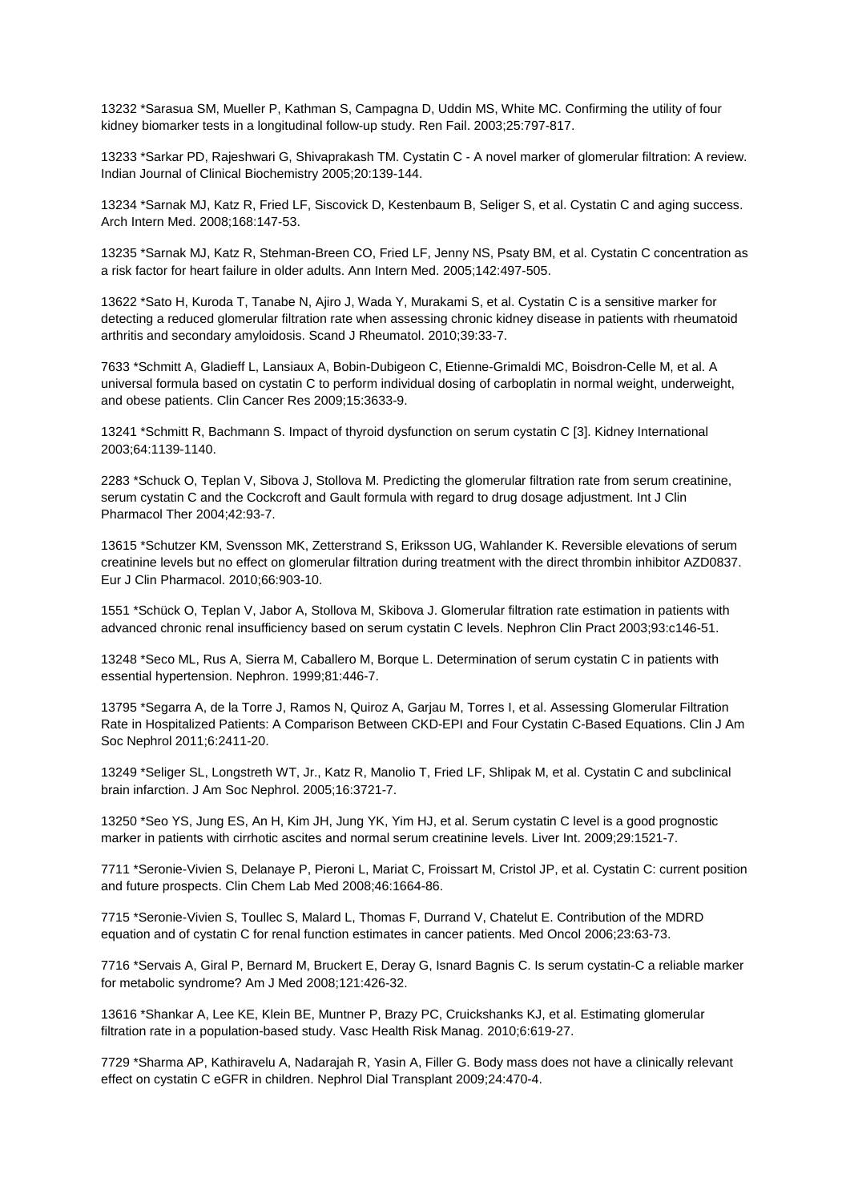13232 *Sarasua SM, Mueller P, Kathman S, Campagna D, Uddin MS, White MC. Confirming the utility of four kidney biomarker tests in a longitudinal follow-up study. Ren Fail. 2003;25:797-817.

13233 *Sarkar PD, Rajeshwari G, Shivaprakash TM. Cystatin C - A novel marker of glomerular filtration: A review. Indian Journal of Clinical Biochemistry 2005;20:139-144.

13234 *Sarnak MJ, Katz R, Fried LF, Siscovick D, Kestenbaum B, Seliger S, et al. Cystatin C and aging success. Arch Intern Med. 2008;168:147-53.

13235 *Sarnak MJ, Katz R, Stehman-Breen CO, Fried LF, Jenny NS, Psaty BM, et al. Cystatin C concentration as a risk factor for heart failure in older adults. Ann Intern Med. 2005;142:497-505.

13622 *Sato H, Kuroda T, Tanabe N, Ajiro J, Wada Y, Murakami S, et al. Cystatin C is a sensitive marker for detecting a reduced glomerular filtration rate when assessing chronic kidney disease in patients with rheumatoid arthritis and secondary amyloidosis. Scand J Rheumatol. 2010;39:33-7.

7633 *Schmitt A, Gladieff L, Lansiaux A, Bobin-Dubigeon C, Etienne-Grimaldi MC, Boisdron-Celle M, et al. A universal formula based on cystatin C to perform individual dosing of carboplatin in normal weight, underweight, and obese patients. Clin Cancer Res 2009;15:3633-9.

13241 *Schmitt R, Bachmann S. Impact of thyroid dysfunction on serum cystatin C [3]. Kidney International 2003;64:1139-1140.

2283 *Schuck O, Teplan V, Sibova J, Stollova M. Predicting the glomerular filtration rate from serum creatinine, serum cystatin C and the Cockcroft and Gault formula with regard to drug dosage adjustment. Int J Clin Pharmacol Ther 2004;42:93-7.

13615 *Schutzer KM, Svensson MK, Zetterstrand S, Eriksson UG, Wahlander K. Reversible elevations of serum creatinine levels but no effect on glomerular filtration during treatment with the direct thrombin inhibitor AZD0837. Eur J Clin Pharmacol. 2010;66:903-10.

1551 *Schück O, Teplan V, Jabor A, Stollova M, Skibova J. Glomerular filtration rate estimation in patients with advanced chronic renal insufficiency based on serum cystatin C levels. Nephron Clin Pract 2003;93:c146-51.

13248 *Seco ML, Rus A, Sierra M, Caballero M, Borque L. Determination of serum cystatin C in patients with essential hypertension. Nephron. 1999;81:446-7.

13795 *Segarra A, de la Torre J, Ramos N, Quiroz A, Garjau M, Torres I, et al. Assessing Glomerular Filtration Rate in Hospitalized Patients: A Comparison Between CKD-EPI and Four Cystatin C-Based Equations. Clin J Am Soc Nephrol 2011;6:2411-20.

13249 *Seliger SL, Longstreth WT, Jr., Katz R, Manolio T, Fried LF, Shlipak M, et al. Cystatin C and subclinical brain infarction. J Am Soc Nephrol. 2005;16:3721-7.

13250 *Seo YS, Jung ES, An H, Kim JH, Jung YK, Yim HJ, et al. Serum cystatin C level is a good prognostic marker in patients with cirrhotic ascites and normal serum creatinine levels. Liver Int. 2009;29:1521-7.

7711 *Seronie-Vivien S, Delanaye P, Pieroni L, Mariat C, Froissart M, Cristol JP, et al. Cystatin C: current position and future prospects. Clin Chem Lab Med 2008;46:1664-86.

7715 *Seronie-Vivien S, Toullec S, Malard L, Thomas F, Durrand V, Chatelut E. Contribution of the MDRD equation and of cystatin C for renal function estimates in cancer patients. Med Oncol 2006;23:63-73.

7716 *Servais A, Giral P, Bernard M, Bruckert E, Deray G, Isnard Bagnis C. Is serum cystatin-C a reliable marker for metabolic syndrome? Am J Med 2008;121:426-32.

13616 *Shankar A, Lee KE, Klein BE, Muntner P, Brazy PC, Cruickshanks KJ, et al. Estimating glomerular filtration rate in a population-based study. Vasc Health Risk Manag. 2010;6:619-27.

7729 *Sharma AP, Kathiravelu A, Nadarajah R, Yasin A, Filler G. Body mass does not have a clinically relevant effect on cystatin C eGFR in children. Nephrol Dial Transplant 2009;24:470-4.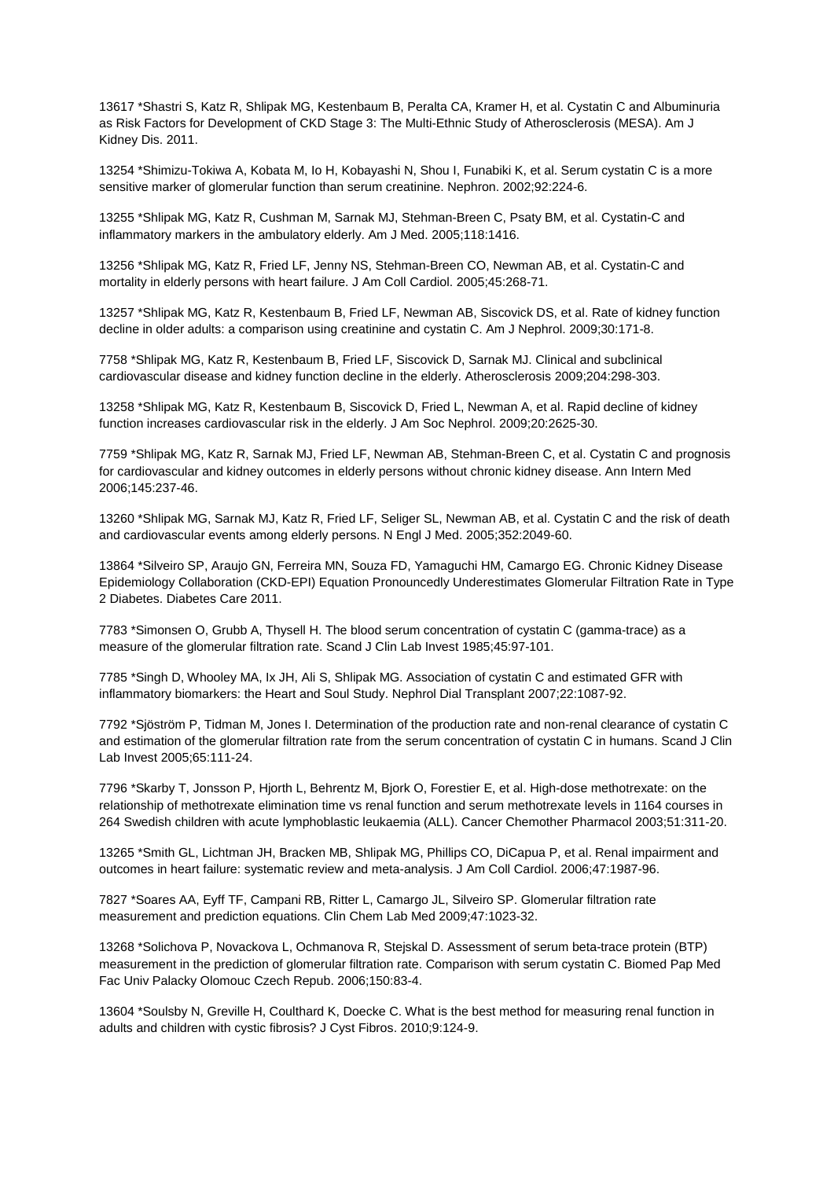13617 *Shastri S, Katz R, Shlipak MG, Kestenbaum B, Peralta CA, Kramer H, et al. Cystatin C and Albuminuria as Risk Factors for Development of CKD Stage 3: The Multi-Ethnic Study of Atherosclerosis (MESA). Am J Kidney Dis. 2011.

13254 *Shimizu-Tokiwa A, Kobata M, Io H, Kobayashi N, Shou I, Funabiki K, et al. Serum cystatin C is a more sensitive marker of glomerular function than serum creatinine. Nephron. 2002;92:224-6.

13255 *Shlipak MG, Katz R, Cushman M, Sarnak MJ, Stehman-Breen C, Psaty BM, et al. Cystatin-C and inflammatory markers in the ambulatory elderly. Am J Med. 2005;118:1416.

13256 *Shlipak MG, Katz R, Fried LF, Jenny NS, Stehman-Breen CO, Newman AB, et al. Cystatin-C and mortality in elderly persons with heart failure. J Am Coll Cardiol. 2005;45:268-71.

13257 *Shlipak MG, Katz R, Kestenbaum B, Fried LF, Newman AB, Siscovick DS, et al. Rate of kidney function decline in older adults: a comparison using creatinine and cystatin C. Am J Nephrol. 2009;30:171-8.

7758 *Shlipak MG, Katz R, Kestenbaum B, Fried LF, Siscovick D, Sarnak MJ. Clinical and subclinical cardiovascular disease and kidney function decline in the elderly. Atherosclerosis 2009;204:298-303.

13258 *Shlipak MG, Katz R, Kestenbaum B, Siscovick D, Fried L, Newman A, et al. Rapid decline of kidney function increases cardiovascular risk in the elderly. J Am Soc Nephrol. 2009;20:2625-30.

7759 *Shlipak MG, Katz R, Sarnak MJ, Fried LF, Newman AB, Stehman-Breen C, et al. Cystatin C and prognosis for cardiovascular and kidney outcomes in elderly persons without chronic kidney disease. Ann Intern Med 2006;145:237-46.

13260 *Shlipak MG, Sarnak MJ, Katz R, Fried LF, Seliger SL, Newman AB, et al. Cystatin C and the risk of death and cardiovascular events among elderly persons. N Engl J Med. 2005;352:2049-60.

13864 *Silveiro SP, Araujo GN, Ferreira MN, Souza FD, Yamaguchi HM, Camargo EG. Chronic Kidney Disease Epidemiology Collaboration (CKD-EPI) Equation Pronouncedly Underestimates Glomerular Filtration Rate in Type 2 Diabetes. Diabetes Care 2011.

7783 *Simonsen O, Grubb A, Thysell H. The blood serum concentration of cystatin C (gamma-trace) as a measure of the glomerular filtration rate. Scand J Clin Lab Invest 1985;45:97-101.

7785 *Singh D, Whooley MA, Ix JH, Ali S, Shlipak MG. Association of cystatin C and estimated GFR with inflammatory biomarkers: the Heart and Soul Study. Nephrol Dial Transplant 2007;22:1087-92.

7792 *Sjöström P, Tidman M, Jones I. Determination of the production rate and non-renal clearance of cystatin C and estimation of the glomerular filtration rate from the serum concentration of cystatin C in humans. Scand J Clin Lab Invest 2005;65:111-24.

7796 *Skarby T, Jonsson P, Hjorth L, Behrentz M, Bjork O, Forestier E, et al. High-dose methotrexate: on the relationship of methotrexate elimination time vs renal function and serum methotrexate levels in 1164 courses in 264 Swedish children with acute lymphoblastic leukaemia (ALL). Cancer Chemother Pharmacol 2003;51:311-20.

13265 *Smith GL, Lichtman JH, Bracken MB, Shlipak MG, Phillips CO, DiCapua P, et al. Renal impairment and outcomes in heart failure: systematic review and meta-analysis. J Am Coll Cardiol. 2006;47:1987-96.

7827 *Soares AA, Eyff TF, Campani RB, Ritter L, Camargo JL, Silveiro SP. Glomerular filtration rate measurement and prediction equations. Clin Chem Lab Med 2009;47:1023-32.

13268 *Solichova P, Novackova L, Ochmanova R, Stejskal D. Assessment of serum beta-trace protein (BTP) measurement in the prediction of glomerular filtration rate. Comparison with serum cystatin C. Biomed Pap Med Fac Univ Palacky Olomouc Czech Repub. 2006;150:83-4.

13604 *Soulsby N, Greville H, Coulthard K, Doecke C. What is the best method for measuring renal function in adults and children with cystic fibrosis? J Cyst Fibros. 2010;9:124-9.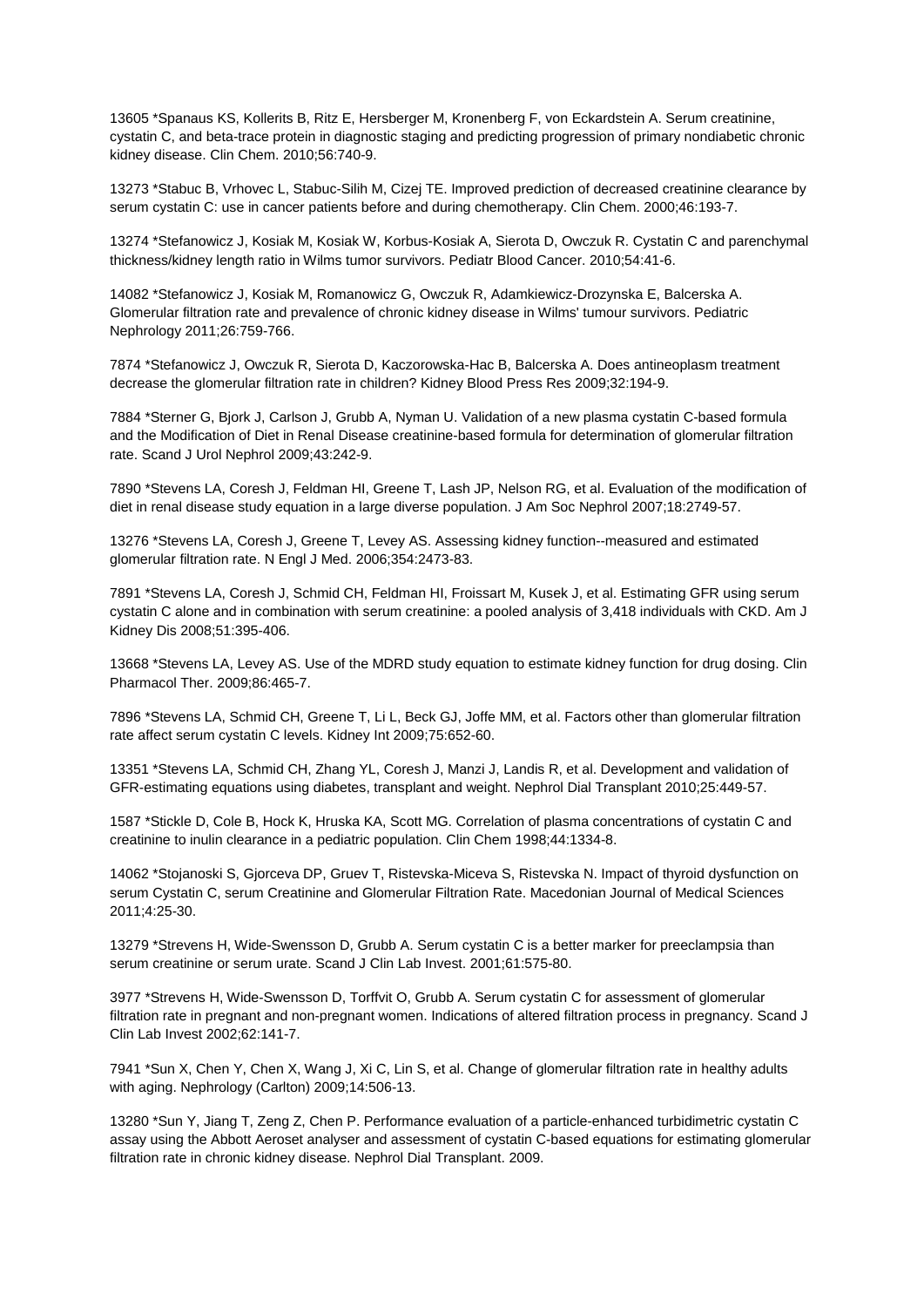13605 *Spanaus KS, Kollerits B, Ritz E, Hersberger M, Kronenberg F, von Eckardstein A. Serum creatinine, cystatin C, and beta-trace protein in diagnostic staging and predicting progression of primary nondiabetic chronic kidney disease. Clin Chem. 2010;56:740-9.

13273 *Stabuc B, Vrhovec L, Stabuc-Silih M, Cizej TE. Improved prediction of decreased creatinine clearance by serum cystatin C: use in cancer patients before and during chemotherapy. Clin Chem. 2000;46:193-7.

13274 *Stefanowicz J, Kosiak M, Kosiak W, Korbus-Kosiak A, Sierota D, Owczuk R. Cystatin C and parenchymal thickness/kidney length ratio in Wilms tumor survivors. Pediatr Blood Cancer. 2010;54:41-6.

14082 *Stefanowicz J, Kosiak M, Romanowicz G, Owczuk R, Adamkiewicz-Drozynska E, Balcerska A. Glomerular filtration rate and prevalence of chronic kidney disease in Wilms' tumour survivors. Pediatric Nephrology 2011;26:759-766.

7874 *Stefanowicz J, Owczuk R, Sierota D, Kaczorowska-Hac B, Balcerska A. Does antineoplasm treatment decrease the glomerular filtration rate in children? Kidney Blood Press Res 2009;32:194-9.

7884 *Sterner G, Bjork J, Carlson J, Grubb A, Nyman U. Validation of a new plasma cystatin C-based formula and the Modification of Diet in Renal Disease creatinine-based formula for determination of glomerular filtration rate. Scand J Urol Nephrol 2009;43:242-9.

7890 *Stevens LA, Coresh J, Feldman HI, Greene T, Lash JP, Nelson RG, et al. Evaluation of the modification of diet in renal disease study equation in a large diverse population. J Am Soc Nephrol 2007;18:2749-57.

13276 *Stevens LA, Coresh J, Greene T, Levey AS. Assessing kidney function--measured and estimated glomerular filtration rate. N Engl J Med. 2006;354:2473-83.

7891 *Stevens LA, Coresh J, Schmid CH, Feldman HI, Froissart M, Kusek J, et al. Estimating GFR using serum cystatin C alone and in combination with serum creatinine: a pooled analysis of 3,418 individuals with CKD. Am J Kidney Dis 2008;51:395-406.

13668 *Stevens LA, Levey AS. Use of the MDRD study equation to estimate kidney function for drug dosing. Clin Pharmacol Ther. 2009;86:465-7.

7896 *Stevens LA, Schmid CH, Greene T, Li L, Beck GJ, Joffe MM, et al. Factors other than glomerular filtration rate affect serum cystatin C levels. Kidney Int 2009;75:652-60.

13351 *Stevens LA, Schmid CH, Zhang YL, Coresh J, Manzi J, Landis R, et al. Development and validation of GFR-estimating equations using diabetes, transplant and weight. Nephrol Dial Transplant 2010;25:449-57.

1587 *Stickle D, Cole B, Hock K, Hruska KA, Scott MG. Correlation of plasma concentrations of cystatin C and creatinine to inulin clearance in a pediatric population. Clin Chem 1998;44:1334-8.

14062 *Stojanoski S, Gjorceva DP, Gruev T, Ristevska-Miceva S, Ristevska N. Impact of thyroid dysfunction on serum Cystatin C, serum Creatinine and Glomerular Filtration Rate. Macedonian Journal of Medical Sciences 2011;4:25-30.

13279 *Strevens H, Wide-Swensson D, Grubb A. Serum cystatin C is a better marker for preeclampsia than serum creatinine or serum urate. Scand J Clin Lab Invest. 2001;61:575-80.

3977 *Strevens H, Wide-Swensson D, Torffvit O, Grubb A. Serum cystatin C for assessment of glomerular filtration rate in pregnant and non-pregnant women. Indications of altered filtration process in pregnancy. Scand J Clin Lab Invest 2002;62:141-7.

7941 *Sun X, Chen Y, Chen X, Wang J, Xi C, Lin S, et al. Change of glomerular filtration rate in healthy adults with aging. Nephrology (Carlton) 2009;14:506-13.

13280 *Sun Y, Jiang T, Zeng Z, Chen P. Performance evaluation of a particle-enhanced turbidimetric cystatin C assay using the Abbott Aeroset analyser and assessment of cystatin C-based equations for estimating glomerular filtration rate in chronic kidney disease. Nephrol Dial Transplant. 2009.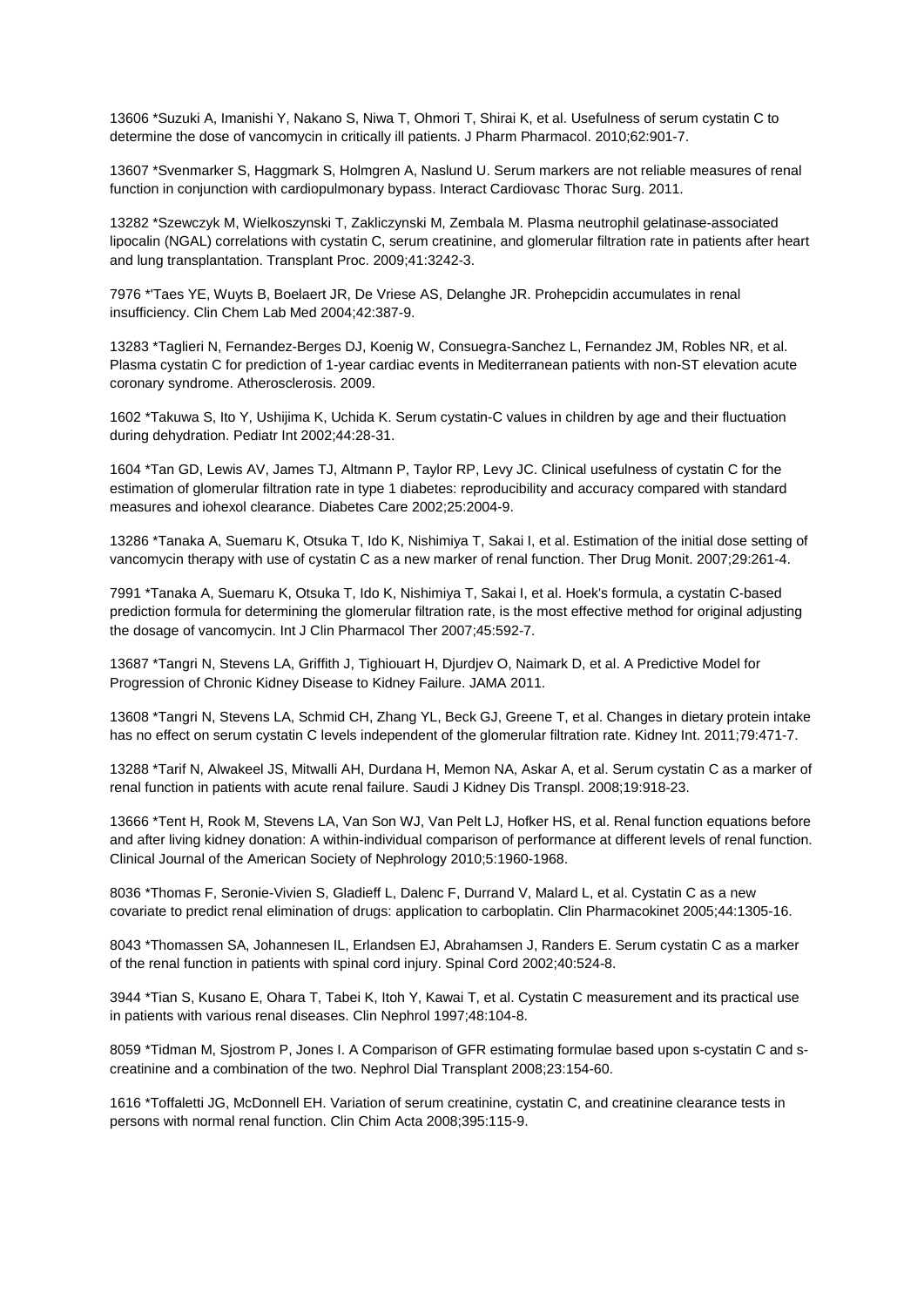13606 *Suzuki A, Imanishi Y, Nakano S, Niwa T, Ohmori T, Shirai K, et al. Usefulness of serum cystatin C to determine the dose of vancomycin in critically ill patients. J Pharm Pharmacol. 2010;62:901-7.

13607 *Svenmarker S, Haggmark S, Holmgren A, Naslund U. Serum markers are not reliable measures of renal function in conjunction with cardiopulmonary bypass. Interact Cardiovasc Thorac Surg. 2011.

13282 *Szewczyk M, Wielkoszynski T, Zakliczynski M, Zembala M. Plasma neutrophil gelatinase-associated lipocalin (NGAL) correlations with cystatin C, serum creatinine, and glomerular filtration rate in patients after heart and lung transplantation. Transplant Proc. 2009;41:3242-3.

7976 *'Taes YE, Wuyts B, Boelaert JR, De Vriese AS, Delanghe JR. Prohepcidin accumulates in renal insufficiency. Clin Chem Lab Med 2004;42:387-9.

13283 *Taglieri N, Fernandez-Berges DJ, Koenig W, Consuegra-Sanchez L, Fernandez JM, Robles NR, et al. Plasma cystatin C for prediction of 1-year cardiac events in Mediterranean patients with non-ST elevation acute coronary syndrome. Atherosclerosis. 2009.

1602 *Takuwa S, Ito Y, Ushijima K, Uchida K. Serum cystatin-C values in children by age and their fluctuation during dehydration. Pediatr Int 2002;44:28-31.

1604 *Tan GD, Lewis AV, James TJ, Altmann P, Taylor RP, Levy JC. Clinical usefulness of cystatin C for the estimation of glomerular filtration rate in type 1 diabetes: reproducibility and accuracy compared with standard measures and iohexol clearance. Diabetes Care 2002;25:2004-9.

13286 *Tanaka A, Suemaru K, Otsuka T, Ido K, Nishimiya T, Sakai I, et al. Estimation of the initial dose setting of vancomycin therapy with use of cystatin C as a new marker of renal function. Ther Drug Monit. 2007;29:261-4.

7991 *Tanaka A, Suemaru K, Otsuka T, Ido K, Nishimiya T, Sakai I, et al. Hoek's formula, a cystatin C-based prediction formula for determining the glomerular filtration rate, is the most effective method for original adjusting the dosage of vancomycin. Int J Clin Pharmacol Ther 2007;45:592-7.

13687 *Tangri N, Stevens LA, Griffith J, Tighiouart H, Djurdjev O, Naimark D, et al. A Predictive Model for Progression of Chronic Kidney Disease to Kidney Failure. JAMA 2011.

13608 *Tangri N, Stevens LA, Schmid CH, Zhang YL, Beck GJ, Greene T, et al. Changes in dietary protein intake has no effect on serum cystatin C levels independent of the glomerular filtration rate. Kidney Int. 2011;79:471-7.

13288 *Tarif N, Alwakeel JS, Mitwalli AH, Durdana H, Memon NA, Askar A, et al. Serum cystatin C as a marker of renal function in patients with acute renal failure. Saudi J Kidney Dis Transpl. 2008;19:918-23.

13666 *Tent H, Rook M, Stevens LA, Van Son WJ, Van Pelt LJ, Hofker HS, et al. Renal function equations before and after living kidney donation: A within-individual comparison of performance at different levels of renal function. Clinical Journal of the American Society of Nephrology 2010;5:1960-1968.

8036 *Thomas F, Seronie-Vivien S, Gladieff L, Dalenc F, Durrand V, Malard L, et al. Cystatin C as a new covariate to predict renal elimination of drugs: application to carboplatin. Clin Pharmacokinet 2005;44:1305-16.

8043 *Thomassen SA, Johannesen IL, Erlandsen EJ, Abrahamsen J, Randers E. Serum cystatin C as a marker of the renal function in patients with spinal cord injury. Spinal Cord 2002;40:524-8.

3944 *Tian S, Kusano E, Ohara T, Tabei K, Itoh Y, Kawai T, et al. Cystatin C measurement and its practical use in patients with various renal diseases. Clin Nephrol 1997;48:104-8.

8059 *Tidman M, Sjostrom P, Jones I. A Comparison of GFR estimating formulae based upon s-cystatin C and s-creatinine and a combination of the two. Nephrol Dial Transplant 2008;23:154-60.

1616 *Toffaletti JG, McDonnell EH. Variation of serum creatinine, cystatin C, and creatinine clearance tests in persons with normal renal function. Clin Chim Acta 2008;395:115-9.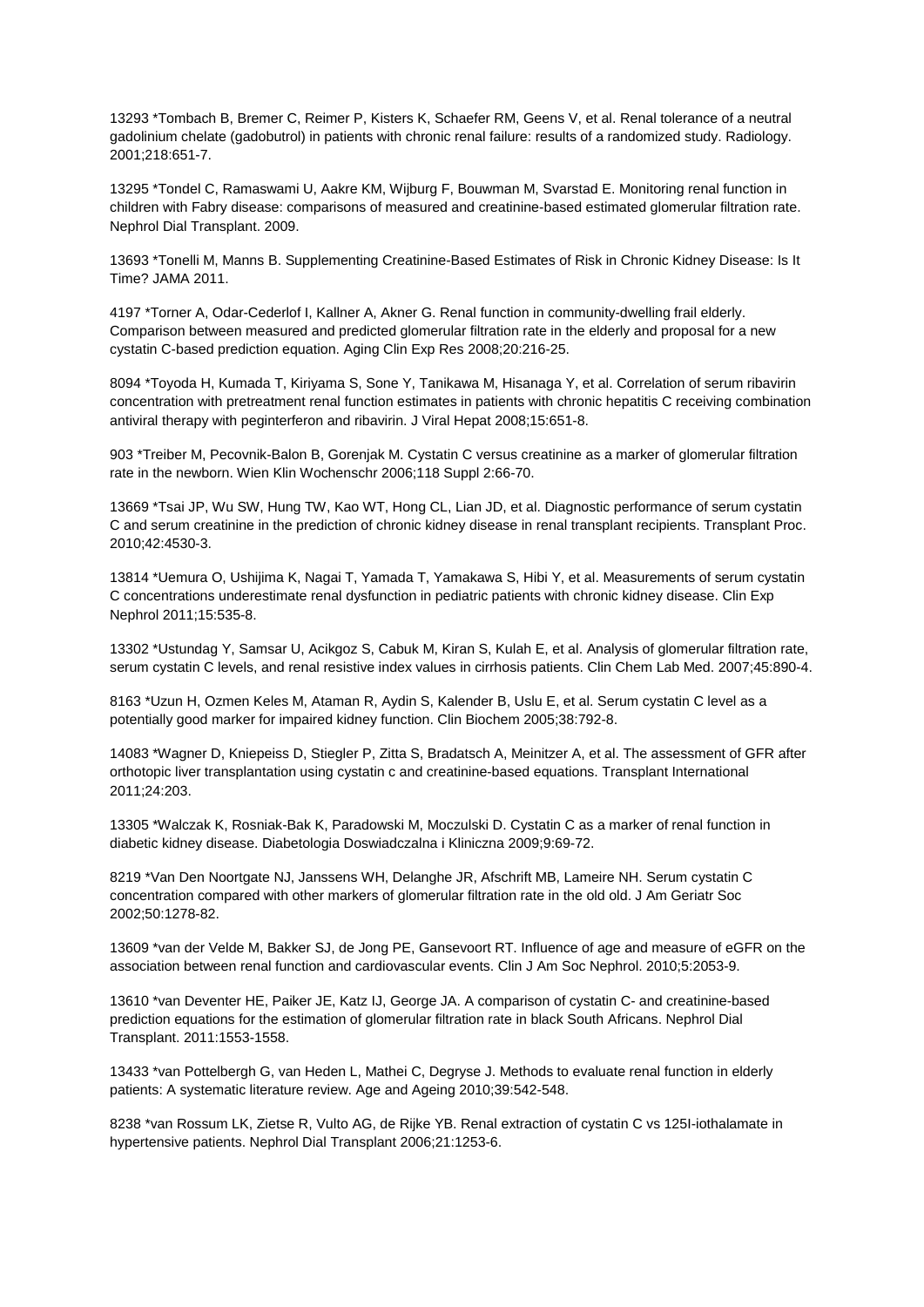13293 *Tombach B, Bremer C, Reimer P, Kisters K, Schaefer RM, Geens V, et al. Renal tolerance of a neutral gadolinium chelate (gadobutrol) in patients with chronic renal failure: results of a randomized study. Radiology. 2001;218:651-7.

13295 *Tondel C, Ramaswami U, Aakre KM, Wijburg F, Bouwman M, Svarstad E. Monitoring renal function in children with Fabry disease: comparisons of measured and creatinine-based estimated glomerular filtration rate. Nephrol Dial Transplant. 2009.

13693 *Tonelli M, Manns B. Supplementing Creatinine-Based Estimates of Risk in Chronic Kidney Disease: Is It Time? JAMA 2011.

4197 *Torner A, Odar-Cederlof I, Kallner A, Akner G. Renal function in community-dwelling frail elderly. Comparison between measured and predicted glomerular filtration rate in the elderly and proposal for a new cystatin C-based prediction equation. Aging Clin Exp Res 2008;20:216-25.

8094 *Toyoda H, Kumada T, Kiriyama S, Sone Y, Tanikawa M, Hisanaga Y, et al. Correlation of serum ribavirin concentration with pretreatment renal function estimates in patients with chronic hepatitis C receiving combination antiviral therapy with peginterferon and ribavirin. J Viral Hepat 2008;15:651-8.

903 *Treiber M, Pecovnik-Balon B, Gorenjak M. Cystatin C versus creatinine as a marker of glomerular filtration rate in the newborn. Wien Klin Wochenschr 2006;118 Suppl 2:66-70.

13669 *Tsai JP, Wu SW, Hung TW, Kao WT, Hong CL, Lian JD, et al. Diagnostic performance of serum cystatin C and serum creatinine in the prediction of chronic kidney disease in renal transplant recipients. Transplant Proc. 2010;42:4530-3.

13814 *Uemura O, Ushijima K, Nagai T, Yamada T, Yamakawa S, Hibi Y, et al. Measurements of serum cystatin C concentrations underestimate renal dysfunction in pediatric patients with chronic kidney disease. Clin Exp Nephrol 2011;15:535-8.

13302 *Ustundag Y, Samsar U, Acikgoz S, Cabuk M, Kiran S, Kulah E, et al. Analysis of glomerular filtration rate, serum cystatin C levels, and renal resistive index values in cirrhosis patients. Clin Chem Lab Med. 2007;45:890-4.

8163 *Uzun H, Ozmen Keles M, Ataman R, Aydin S, Kalender B, Uslu E, et al. Serum cystatin C level as a potentially good marker for impaired kidney function. Clin Biochem 2005;38:792-8.

14083 *Wagner D, Kniepeiss D, Stiegler P, Zitta S, Bradatsch A, Meinitzer A, et al. The assessment of GFR after orthotopic liver transplantation using cystatin c and creatinine-based equations. Transplant International 2011;24:203.

13305 *Walczak K, Rosniak-Bak K, Paradowski M, Moczulski D. Cystatin C as a marker of renal function in diabetic kidney disease. Diabetologia Doswiadczalna i Kliniczna 2009;9:69-72.

8219 *Van Den Noortgate NJ, Janssens WH, Delanghe JR, Afschrift MB, Lameire NH. Serum cystatin C concentration compared with other markers of glomerular filtration rate in the old old. J Am Geriatr Soc 2002;50:1278-82.

13609 *van der Velde M, Bakker SJ, de Jong PE, Gansevoort RT. Influence of age and measure of eGFR on the association between renal function and cardiovascular events. Clin J Am Soc Nephrol. 2010;5:2053-9.

13610 *van Deventer HE, Paiker JE, Katz IJ, George JA. A comparison of cystatin C- and creatinine-based prediction equations for the estimation of glomerular filtration rate in black South Africans. Nephrol Dial Transplant. 2011:1553-1558.

13433 *van Pottelbergh G, van Heden L, Mathei C, Degryse J. Methods to evaluate renal function in elderly patients: A systematic literature review. Age and Ageing 2010;39:542-548.

8238 *van Rossum LK, Zietse R, Vulto AG, de Rijke YB. Renal extraction of cystatin C vs 125I-iothalamate in hypertensive patients. Nephrol Dial Transplant 2006;21:1253-6.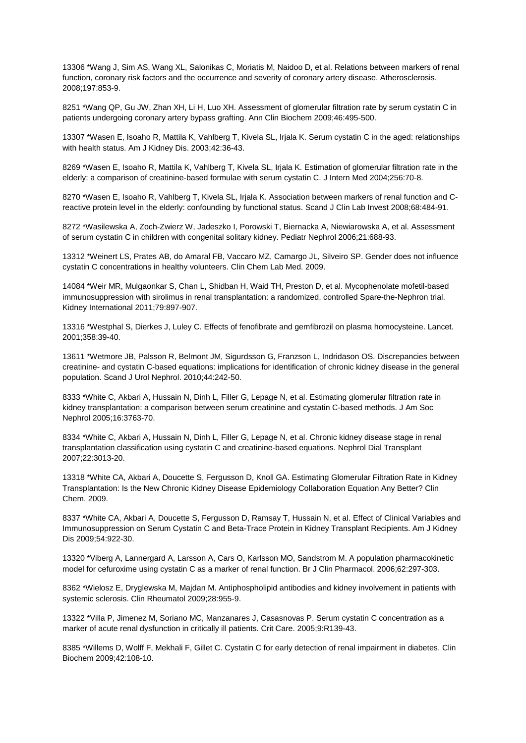13306 *Wang J, Sim AS, Wang XL, Salonikas C, Moriatis M, Naidoo D, et al. Relations between markers of renal function, coronary risk factors and the occurrence and severity of coronary artery disease. Atherosclerosis. 2008;197:853-9.

8251 *Wang QP, Gu JW, Zhan XH, Li H, Luo XH. Assessment of glomerular filtration rate by serum cystatin C in patients undergoing coronary artery bypass grafting. Ann Clin Biochem 2009;46:495-500.

13307 *Wasen E, Isoaho R, Mattila K, Vahlberg T, Kivela SL, Irjala K. Serum cystatin C in the aged: relationships with health status. Am J Kidney Dis. 2003;42:36-43.

8269 *Wasen E, Isoaho R, Mattila K, Vahlberg T, Kivela SL, Irjala K. Estimation of glomerular filtration rate in the elderly: a comparison of creatinine-based formulae with serum cystatin C. J Intern Med 2004;256:70-8.

8270 *Wasen E, Isoaho R, Vahlberg T, Kivela SL, Irjala K. Association between markers of renal function and C-reactive protein level in the elderly: confounding by functional status. Scand J Clin Lab Invest 2008;68:484-91.

8272 *Wasilewska A, Zoch-Zwierz W, Jadeszko I, Porowski T, Biernacka A, Niewiarowska A, et al. Assessment of serum cystatin C in children with congenital solitary kidney. Pediatr Nephrol 2006;21:688-93.

13312 *Weinert LS, Prates AB, do Amaral FB, Vaccaro MZ, Camargo JL, Silveiro SP. Gender does not influence cystatin C concentrations in healthy volunteers. Clin Chem Lab Med. 2009.

14084 *Weir MR, Mulgaonkar S, Chan L, Shidban H, Waid TH, Preston D, et al. Mycophenolate mofetil-based immunosuppression with sirolimus in renal transplantation: a randomized, controlled Spare-the-Nephron trial. Kidney International 2011;79:897-907.

13316 *Westphal S, Dierkes J, Luley C. Effects of fenofibrate and gemfibrozil on plasma homocysteine. Lancet. 2001;358:39-40.

13611 *Wetmore JB, Palsson R, Belmont JM, Sigurdsson G, Franzson L, Indridason OS. Discrepancies between creatinine- and cystatin C-based equations: implications for identification of chronic kidney disease in the general population. Scand J Urol Nephrol. 2010;44:242-50.

8333 *White C, Akbari A, Hussain N, Dinh L, Filler G, Lepage N, et al. Estimating glomerular filtration rate in kidney transplantation: a comparison between serum creatinine and cystatin C-based methods. J Am Soc Nephrol 2005;16:3763-70.

8334 *White C, Akbari A, Hussain N, Dinh L, Filler G, Lepage N, et al. Chronic kidney disease stage in renal transplantation classification using cystatin C and creatinine-based equations. Nephrol Dial Transplant 2007;22:3013-20.

13318 *White CA, Akbari A, Doucette S, Fergusson D, Knoll GA. Estimating Glomerular Filtration Rate in Kidney Transplantation: Is the New Chronic Kidney Disease Epidemiology Collaboration Equation Any Better? Clin Chem. 2009.

8337 *White CA, Akbari A, Doucette S, Fergusson D, Ramsay T, Hussain N, et al. Effect of Clinical Variables and Immunosuppression on Serum Cystatin C and Beta-Trace Protein in Kidney Transplant Recipients. Am J Kidney Dis 2009;54:922-30.

13320 *Viberg A, Lannergard A, Larsson A, Cars O, Karlsson MO, Sandstrom M. A population pharmacokinetic model for cefuroxime using cystatin C as a marker of renal function. Br J Clin Pharmacol. 2006;62:297-303.

8362 *Wielosz E, Dryglewska M, Majdan M. Antiphospholipid antibodies and kidney involvement in patients with systemic sclerosis. Clin Rheumatol 2009;28:955-9.

13322 *Villa P, Jimenez M, Soriano MC, Manzanares J, Casasnovas P. Serum cystatin C concentration as a marker of acute renal dysfunction in critically ill patients. Crit Care. 2005;9:R139-43.

8385 *Willems D, Wolff F, Mekhali F, Gillet C. Cystatin C for early detection of renal impairment in diabetes. Clin Biochem 2009;42:108-10.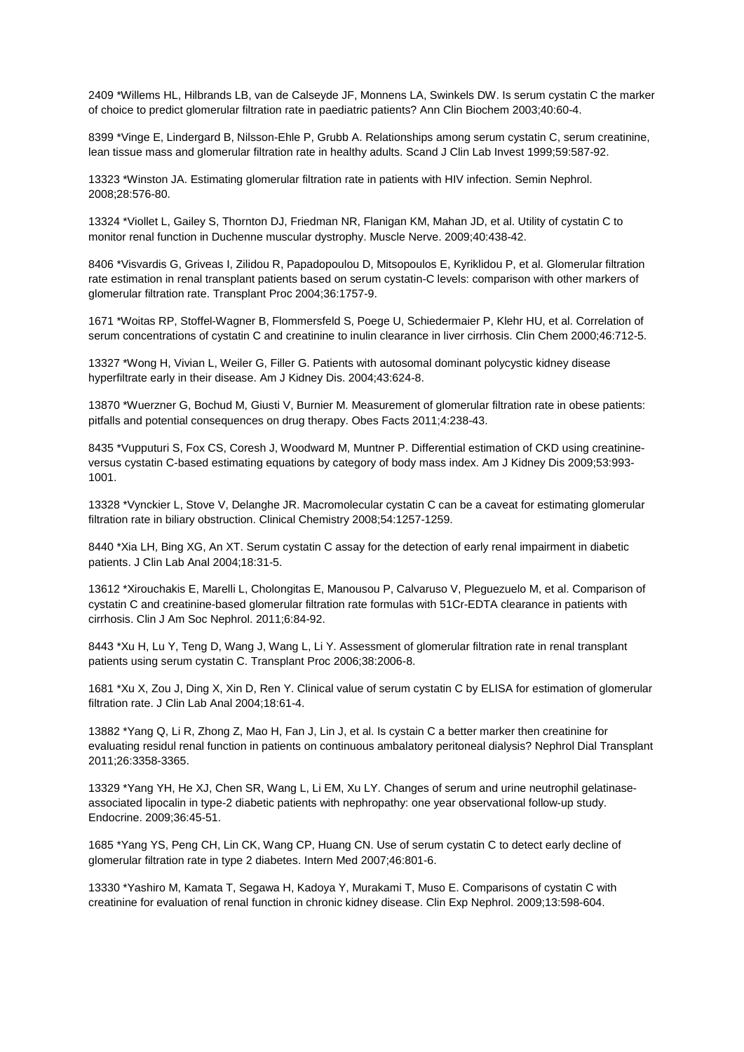2409 *Willems HL, Hilbrands LB, van de Calseyde JF, Monnens LA, Swinkels DW. Is serum cystatin C the marker of choice to predict glomerular filtration rate in paediatric patients? Ann Clin Biochem 2003;40:60-4.

8399 *Vinge E, Lindergard B, Nilsson-Ehle P, Grubb A. Relationships among serum cystatin C, serum creatinine, lean tissue mass and glomerular filtration rate in healthy adults. Scand J Clin Lab Invest 1999;59:587-92.

13323 *Winston JA. Estimating glomerular filtration rate in patients with HIV infection. Semin Nephrol. 2008;28:576-80.

13324 *Viollet L, Gailey S, Thornton DJ, Friedman NR, Flanigan KM, Mahan JD, et al. Utility of cystatin C to monitor renal function in Duchenne muscular dystrophy. Muscle Nerve. 2009;40:438-42.

8406 *Visvardis G, Griveas I, Zilidou R, Papadopoulou D, Mitsopoulos E, Kyriklidou P, et al. Glomerular filtration rate estimation in renal transplant patients based on serum cystatin-C levels: comparison with other markers of glomerular filtration rate. Transplant Proc 2004;36:1757-9.

1671 *Woitas RP, Stoffel-Wagner B, Flommersfeld S, Poege U, Schiedermaier P, Klehr HU, et al. Correlation of serum concentrations of cystatin C and creatinine to inulin clearance in liver cirrhosis. Clin Chem 2000;46:712-5.

13327 *Wong H, Vivian L, Weiler G, Filler G. Patients with autosomal dominant polycystic kidney disease hyperfiltrate early in their disease. Am J Kidney Dis. 2004;43:624-8.

13870 *Wuerzner G, Bochud M, Giusti V, Burnier M. Measurement of glomerular filtration rate in obese patients: pitfalls and potential consequences on drug therapy. Obes Facts 2011;4:238-43.

8435 *Vupputuri S, Fox CS, Coresh J, Woodward M, Muntner P. Differential estimation of CKD using creatinine-versus cystatin C-based estimating equations by category of body mass index. Am J Kidney Dis 2009;53:993-1001.

13328 *Vynckier L, Stove V, Delanghe JR. Macromolecular cystatin C can be a caveat for estimating glomerular filtration rate in biliary obstruction. Clinical Chemistry 2008;54:1257-1259.

8440 *Xia LH, Bing XG, An XT. Serum cystatin C assay for the detection of early renal impairment in diabetic patients. J Clin Lab Anal 2004;18:31-5.

13612 *Xirouchakis E, Marelli L, Cholongitas E, Manousou P, Calvaruso V, Pleguezuelo M, et al. Comparison of cystatin C and creatinine-based glomerular filtration rate formulas with 51Cr-EDTA clearance in patients with cirrhosis. Clin J Am Soc Nephrol. 2011;6:84-92.

8443 *Xu H, Lu Y, Teng D, Wang J, Wang L, Li Y. Assessment of glomerular filtration rate in renal transplant patients using serum cystatin C. Transplant Proc 2006;38:2006-8.

1681 *Xu X, Zou J, Ding X, Xin D, Ren Y. Clinical value of serum cystatin C by ELISA for estimation of glomerular filtration rate. J Clin Lab Anal 2004;18:61-4.

13882 *Yang Q, Li R, Zhong Z, Mao H, Fan J, Lin J, et al. Is cystain C a better marker then creatinine for evaluating residul renal function in patients on continuous ambalatory peritoneal dialysis? Nephrol Dial Transplant 2011;26:3358-3365.

13329 *Yang YH, He XJ, Chen SR, Wang L, Li EM, Xu LY. Changes of serum and urine neutrophil gelatinase-associated lipocalin in type-2 diabetic patients with nephropathy: one year observational follow-up study. Endocrine. 2009;36:45-51.

1685 *Yang YS, Peng CH, Lin CK, Wang CP, Huang CN. Use of serum cystatin C to detect early decline of glomerular filtration rate in type 2 diabetes. Intern Med 2007;46:801-6.

13330 *Yashiro M, Kamata T, Segawa H, Kadoya Y, Murakami T, Muso E. Comparisons of cystatin C with creatinine for evaluation of renal function in chronic kidney disease. Clin Exp Nephrol. 2009;13:598-604.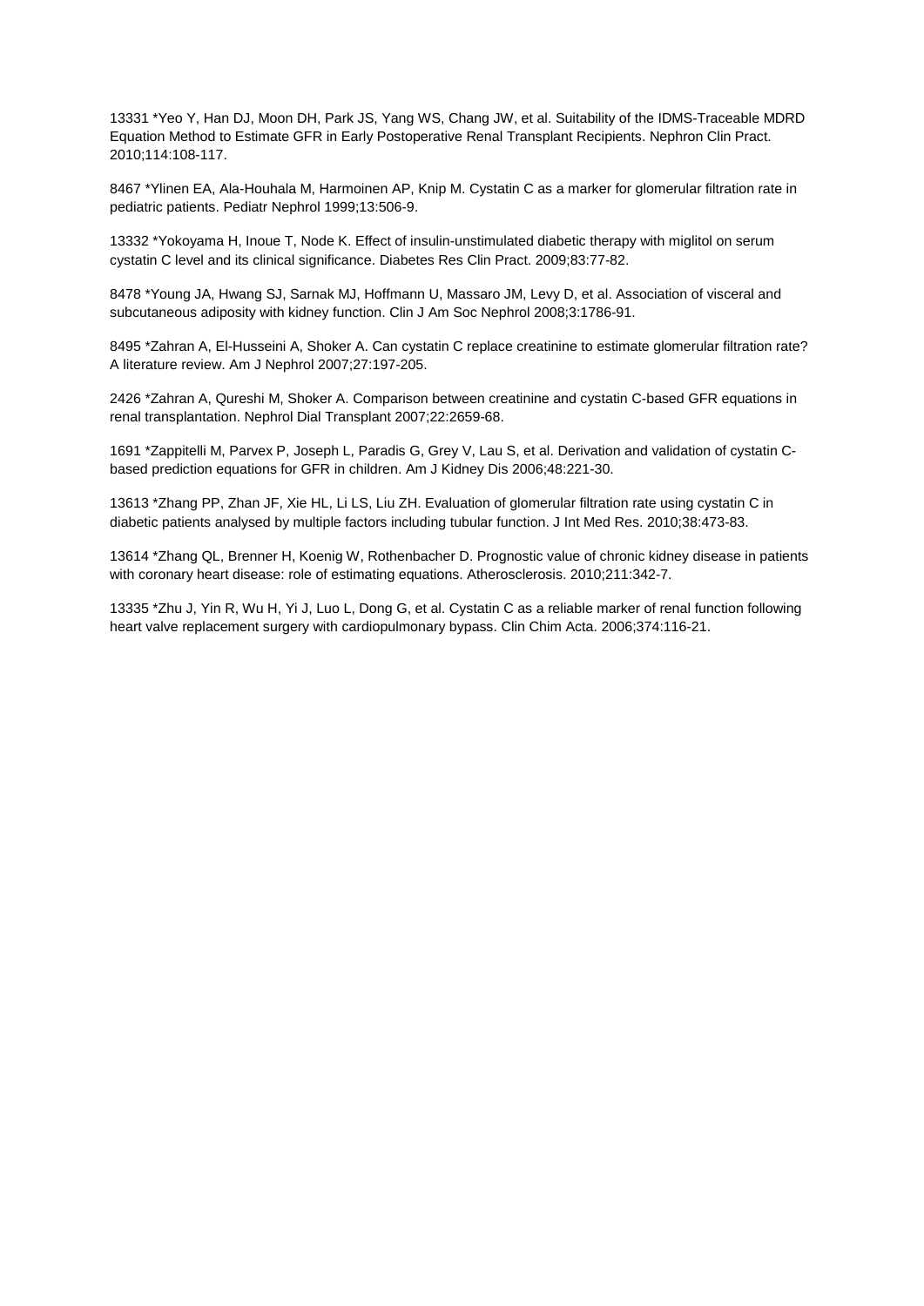13331 *Yeo Y, Han DJ, Moon DH, Park JS, Yang WS, Chang JW, et al. Suitability of the IDMS-Traceable MDRD Equation Method to Estimate GFR in Early Postoperative Renal Transplant Recipients. Nephron Clin Pract. 2010;114:108-117.

8467 *Ylinen EA, Ala-Houhala M, Harmoinen AP, Knip M. Cystatin C as a marker for glomerular filtration rate in pediatric patients. Pediatr Nephrol 1999;13:506-9.

13332 *Yokoyama H, Inoue T, Node K. Effect of insulin-unstimulated diabetic therapy with miglitol on serum cystatin C level and its clinical significance. Diabetes Res Clin Pract. 2009;83:77-82.

8478 *Young JA, Hwang SJ, Sarnak MJ, Hoffmann U, Massaro JM, Levy D, et al. Association of visceral and subcutaneous adiposity with kidney function. Clin J Am Soc Nephrol 2008;3:1786-91.

8495 *Zahran A, El-Husseini A, Shoker A. Can cystatin C replace creatinine to estimate glomerular filtration rate? A literature review. Am J Nephrol 2007;27:197-205.

2426 *Zahran A, Qureshi M, Shoker A. Comparison between creatinine and cystatin C-based GFR equations in renal transplantation. Nephrol Dial Transplant 2007;22:2659-68.

1691 *Zappitelli M, Parvex P, Joseph L, Paradis G, Grey V, Lau S, et al. Derivation and validation of cystatin C-based prediction equations for GFR in children. Am J Kidney Dis 2006;48:221-30.

13613 *Zhang PP, Zhan JF, Xie HL, Li LS, Liu ZH. Evaluation of glomerular filtration rate using cystatin C in diabetic patients analysed by multiple factors including tubular function. J Int Med Res. 2010;38:473-83.

13614 *Zhang QL, Brenner H, Koenig W, Rothenbacher D. Prognostic value of chronic kidney disease in patients with coronary heart disease: role of estimating equations. Atherosclerosis. 2010;211:342-7.

13335 *Zhu J, Yin R, Wu H, Yi J, Luo L, Dong G, et al. Cystatin C as a reliable marker of renal function following heart valve replacement surgery with cardiopulmonary bypass. Clin Chim Acta. 2006;374:116-21.